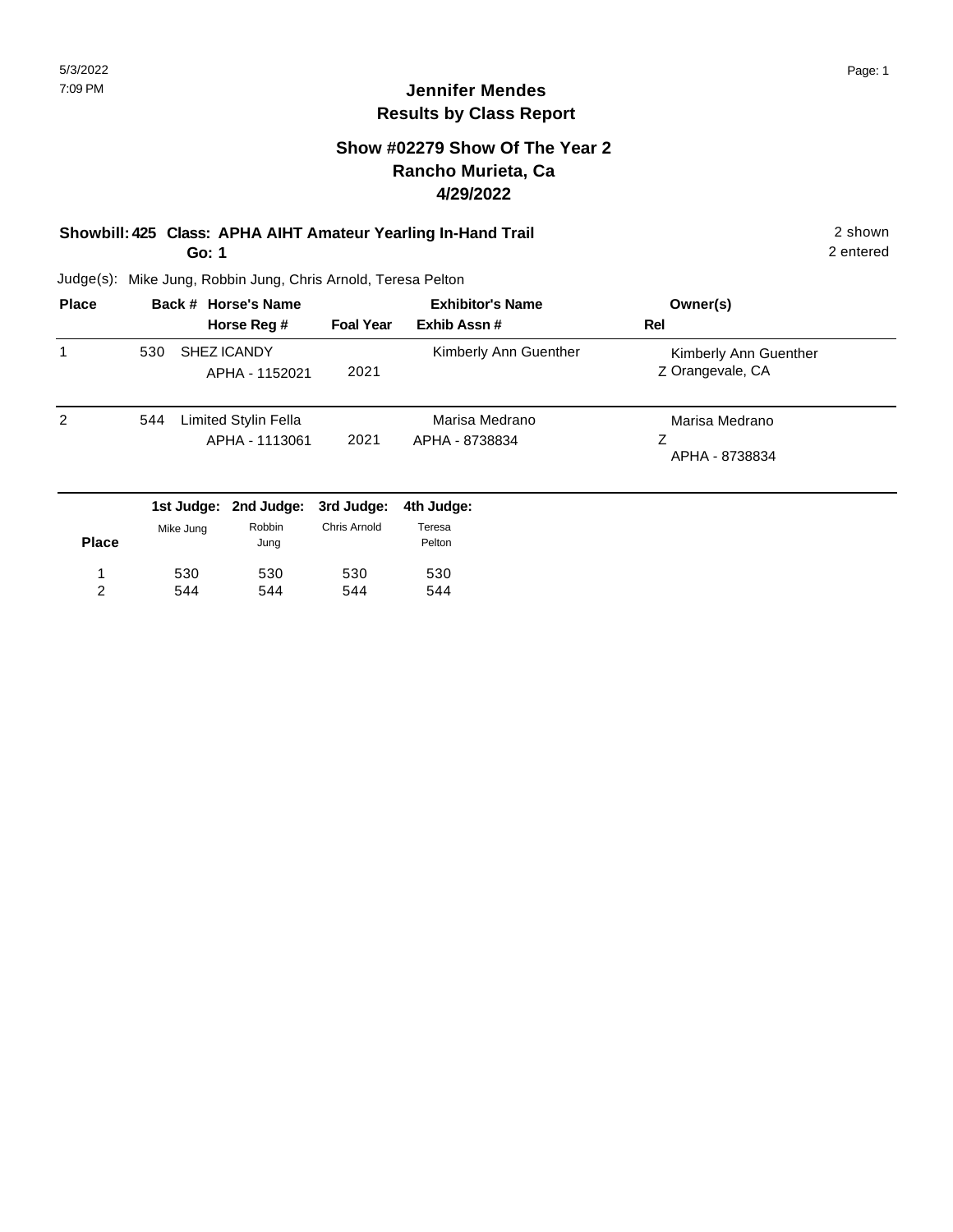# Jennifer Mendes
## Results by Class Report

### Show #02279 Show Of The Year 2
### Rancho Murieta, Ca
### 4/29/2022

**Showbill: 425 Class: APHA AIHT Amateur Yearling In-Hand Trail** — 2 shown, 2 entered

**Go: 1**

Judge(s): Mike Jung, Robbin Jung, Chris Arnold, Teresa Pelton

| Place | Back # | Horse's Name / Horse Reg # | Foal Year | Exhibitor's Name / Exhib Assn # | Owner(s) / Rel |
|---|---|---|---|---|---|
| 1 | 530 | SHEZ ICANDY<br>APHA - 1152021 | 2021 | Kimberly Ann Guenther | Kimberly Ann Guenther<br>Z Orangevale, CA |
| 2 | 544 | Limited Stylin Fella<br>APHA - 1113061 | 2021 | Marisa Medrano<br>APHA - 8738834 | Marisa Medrano<br>Z<br>APHA - 8738834 |

| Place | 1st Judge: Mike Jung | 2nd Judge: Robbin Jung | 3rd Judge: Chris Arnold | 4th Judge: Teresa Pelton |
|---|---|---|---|---|
| 1 | 530 | 530 | 530 | 530 |
| 2 | 544 | 544 | 544 | 544 |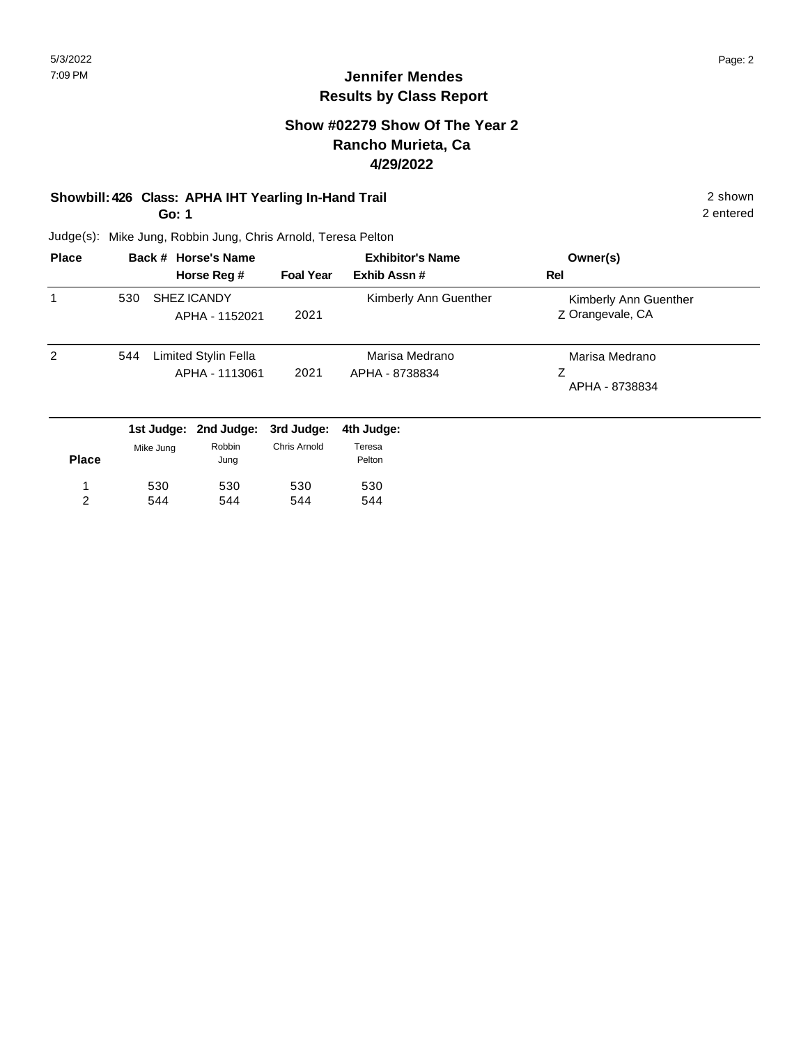# Jennifer Mendes
## Results by Class Report

### Show #02279 Show Of The Year 2
### Rancho Murieta, Ca
### 4/29/2022

**Showbill: 426 Class: APHA IHT Yearling In-Hand Trail** — 2 shown, 2 entered

**Go: 1**

Judge(s): Mike Jung, Robbin Jung, Chris Arnold, Teresa Pelton

| Place | Back # | Horse's Name / Horse Reg # | Foal Year | Exhibitor's Name / Exhib Assn # | Owner(s) / Rel |
|---|---|---|---|---|---|
| 1 | 530 | SHEZ ICANDY<br>APHA - 1152021 | 2021 | Kimberly Ann Guenther | Kimberly Ann Guenther<br>Z Orangevale, CA |
| 2 | 544 | Limited Stylin Fella<br>APHA - 1113061 | 2021 | Marisa Medrano<br>APHA - 8738834 | Marisa Medrano<br>Z<br>APHA - 8738834 |

| Place | 1st Judge: Mike Jung | 2nd Judge: Robbin Jung | 3rd Judge: Chris Arnold | 4th Judge: Teresa Pelton |
|---|---|---|---|---|
| 1 | 530 | 530 | 530 | 530 |
| 2 | 544 | 544 | 544 | 544 |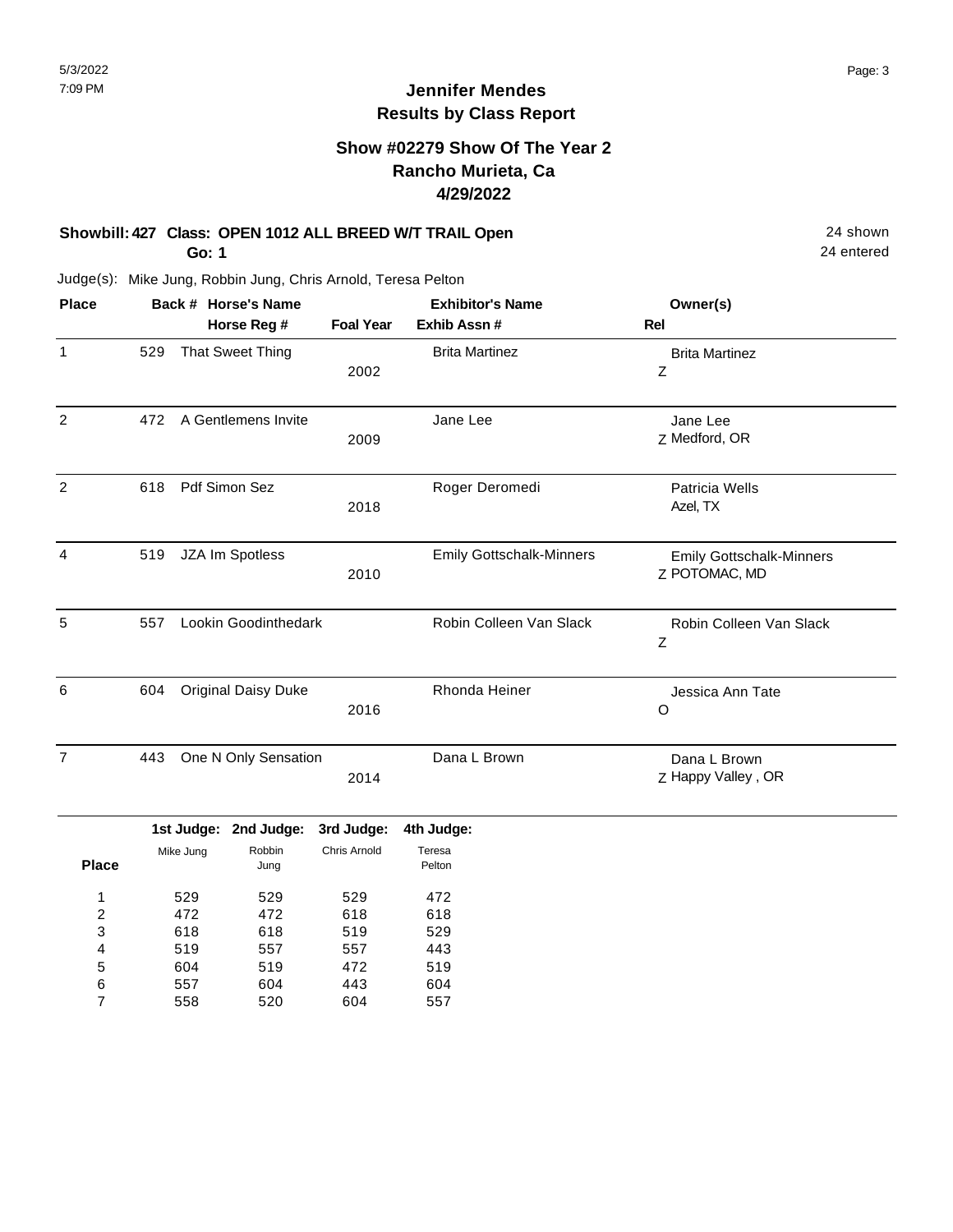# Jennifer Mendes
## Results by Class Report

### Show #02279 Show Of The Year 2
### Rancho Murieta, Ca
### 4/29/2022

**Showbill: 427 Class: OPEN 1012 ALL BREED W/T TRAIL Open** 24 shown
**Go: 1** 24 entered

Judge(s): Mike Jung, Robbin Jung, Chris Arnold, Teresa Pelton

| Place | Back # | Horse's Name / Horse Reg # | Foal Year | Exhibitor's Name / Exhib Assn # | Rel | Owner(s) |
|---|---|---|---|---|---|---|
| 1 | 529 | That Sweet Thing | 2002 | Brita Martinez | Z | Brita Martinez |
| 2 | 472 | A Gentlemens Invite | 2009 | Jane Lee | Z | Jane Lee, Medford, OR |
| 2 | 618 | Pdf Simon Sez | 2018 | Roger Deromedi | | Patricia Wells, Azel, TX |
| 4 | 519 | JZA Im Spotless | 2010 | Emily Gottschalk-Minners | Z | Emily Gottschalk-Minners, POTOMAC, MD |
| 5 | 557 | Lookin Goodinthedark | | Robin Colleen Van Slack | Z | Robin Colleen Van Slack |
| 6 | 604 | Original Daisy Duke | 2016 | Rhonda Heiner | O | Jessica Ann Tate |
| 7 | 443 | One N Only Sensation | 2014 | Dana L Brown | Z | Dana L Brown, Happy Valley , OR |

| Place | 1st Judge: Mike Jung | 2nd Judge: Robbin Jung | 3rd Judge: Chris Arnold | 4th Judge: Teresa Pelton |
|---|---|---|---|---|
| 1 | 529 | 529 | 529 | 472 |
| 2 | 472 | 472 | 618 | 618 |
| 3 | 618 | 618 | 519 | 529 |
| 4 | 519 | 557 | 557 | 443 |
| 5 | 604 | 519 | 472 | 519 |
| 6 | 557 | 604 | 443 | 604 |
| 7 | 558 | 520 | 604 | 557 |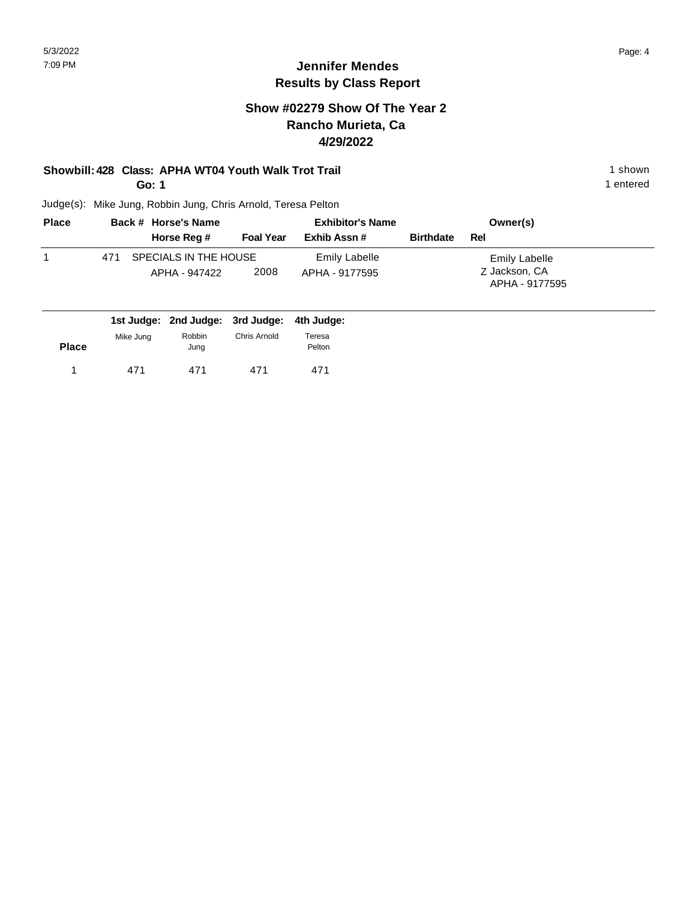# Jennifer Mendes
## Results by Class Report

### Show #02279 Show Of The Year 2
### Rancho Murieta, Ca
### 4/29/2022

**Showbill: 428 Class: APHA WT04 Youth Walk Trot Trail** — 1 shown

**Go: 1** — 1 entered

Judge(s): Mike Jung, Robbin Jung, Chris Arnold, Teresa Pelton

| Place | Back # | Horse's Name / Horse Reg # | Foal Year | Exhibitor's Name / Exhib Assn # | Birthdate | Owner(s) / Rel |
|---|---|---|---|---|---|---|
| 1 | 471 | SPECIALS IN THE HOUSE<br>APHA - 947422 | 2008 | Emily Labelle<br>APHA - 9177595 | | Emily Labelle<br>Z Jackson, CA<br>APHA - 9177595 |

| Place | 1st Judge: Mike Jung | 2nd Judge: Robbin Jung | 3rd Judge: Chris Arnold | 4th Judge: Teresa Pelton |
|---|---|---|---|---|
| 1 | 471 | 471 | 471 | 471 |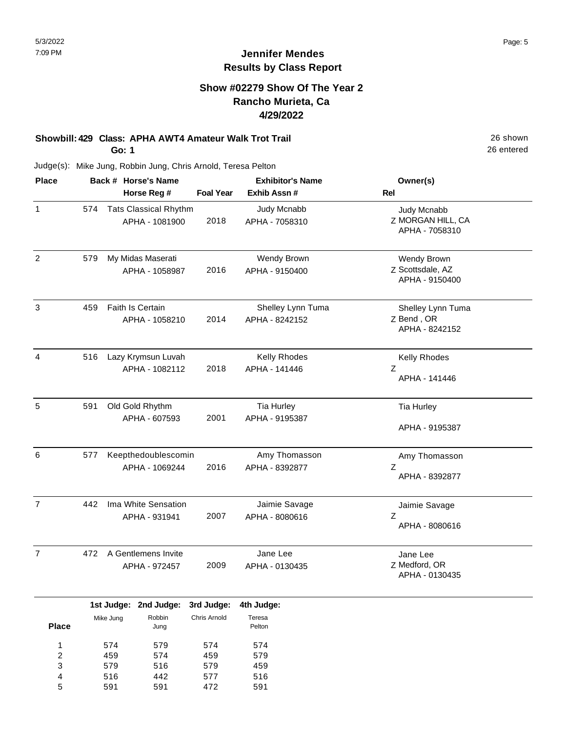# Jennifer Mendes
## Results by Class Report

### Show #02279 Show Of The Year 2
### Rancho Murieta, Ca
### 4/29/2022

**Showbill: 429 Class: APHA AWT4 Amateur Walk Trot Trail** 26 shown
**Go: 1** 26 entered

Judge(s): Mike Jung, Robbin Jung, Chris Arnold, Teresa Pelton

| Place | Back # | Horse's Name / Horse Reg # | Foal Year | Exhibitor's Name / Exhib Assn # | Owner(s) / Rel |
|---|---|---|---|---|---|
| 1 | 574 | Tats Classical Rhythm<br>APHA - 1081900 | 2018 | Judy Mcnabb<br>APHA - 7058310 | Judy Mcnabb<br>Z MORGAN HILL, CA<br>APHA - 7058310 |
| 2 | 579 | My Midas Maserati<br>APHA - 1058987 | 2016 | Wendy Brown<br>APHA - 9150400 | Wendy Brown<br>Z Scottsdale, AZ<br>APHA - 9150400 |
| 3 | 459 | Faith Is Certain<br>APHA - 1058210 | 2014 | Shelley Lynn Tuma<br>APHA - 8242152 | Shelley Lynn Tuma<br>Z Bend , OR<br>APHA - 8242152 |
| 4 | 516 | Lazy Krymsun Luvah<br>APHA - 1082112 | 2018 | Kelly Rhodes<br>APHA - 141446 | Kelly Rhodes<br>Z<br>APHA - 141446 |
| 5 | 591 | Old Gold Rhythm<br>APHA - 607593 | 2001 | Tia Hurley<br>APHA - 9195387 | Tia Hurley<br>APHA - 9195387 |
| 6 | 577 | Keepthedoublescomin<br>APHA - 1069244 | 2016 | Amy Thomasson<br>APHA - 8392877 | Amy Thomasson<br>Z<br>APHA - 8392877 |
| 7 | 442 | Ima White Sensation<br>APHA - 931941 | 2007 | Jaimie Savage<br>APHA - 8080616 | Jaimie Savage<br>Z<br>APHA - 8080616 |
| 7 | 472 | A Gentlemens Invite<br>APHA - 972457 | 2009 | Jane Lee<br>APHA - 0130435 | Jane Lee<br>Z Medford, OR<br>APHA - 0130435 |

| Place | 1st Judge: Mike Jung | 2nd Judge: Robbin Jung | 3rd Judge: Chris Arnold | 4th Judge: Teresa Pelton |
|---|---|---|---|---|
| 1 | 574 | 579 | 574 | 574 |
| 2 | 459 | 574 | 459 | 579 |
| 3 | 579 | 516 | 579 | 459 |
| 4 | 516 | 442 | 577 | 516 |
| 5 | 591 | 591 | 472 | 591 |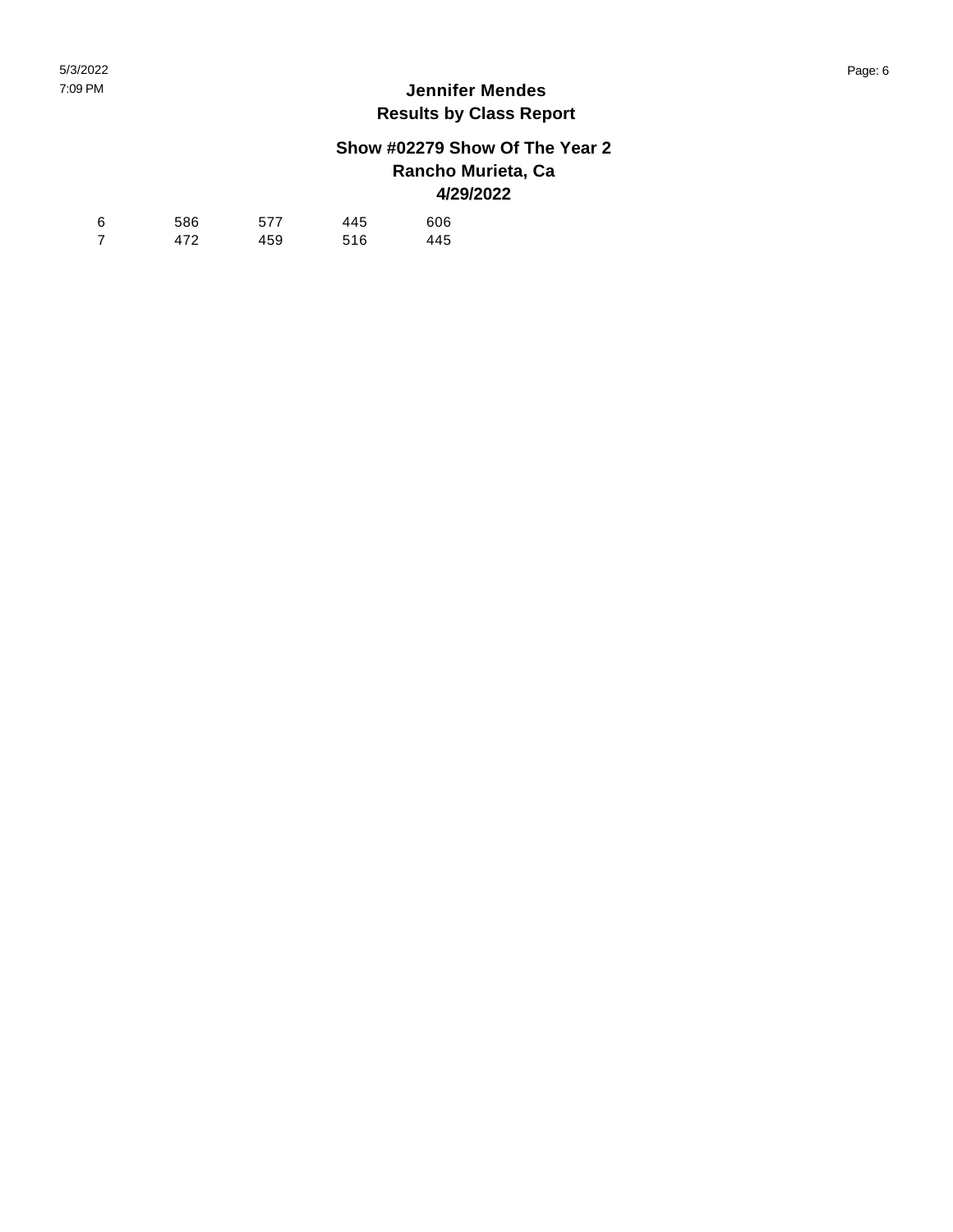| | | | | |
|---|---|---|---|---|
| 6 | 586 | 577 | 445 | 606 |
| 7 | 472 | 459 | 516 | 445 |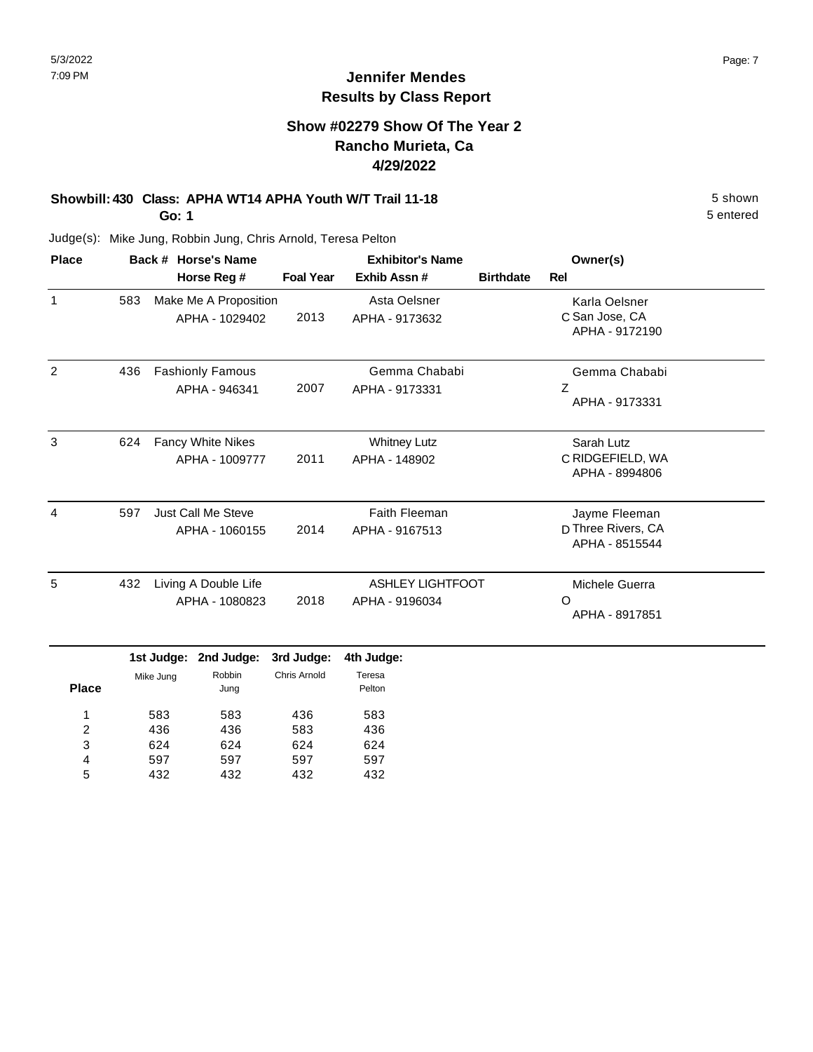# Jennifer Mendes
## Results by Class Report

### Show #02279 Show Of The Year 2
### Rancho Murieta, Ca
### 4/29/2022

**Showbill: 430 Class: APHA WT14 APHA Youth W/T Trail 11-18** — 5 shown, 5 entered

**Go: 1**

Judge(s): Mike Jung, Robbin Jung, Chris Arnold, Teresa Pelton

| Place | Back # | Horse's Name / Horse Reg # | Foal Year | Exhibitor's Name / Exhib Assn # | Birthdate | Rel | Owner(s) |
|---|---|---|---|---|---|---|---|
| 1 | 583 | Make Me A Proposition<br>APHA - 1029402 | 2013 | Asta Oelsner<br>APHA - 9173632 | | C | Karla Oelsner<br>San Jose, CA<br>APHA - 9172190 |
| 2 | 436 | Fashionly Famous<br>APHA - 946341 | 2007 | Gemma Chababi<br>APHA - 9173331 | | Z | Gemma Chababi<br>APHA - 9173331 |
| 3 | 624 | Fancy White Nikes<br>APHA - 1009777 | 2011 | Whitney Lutz<br>APHA - 148902 | | C | Sarah Lutz<br>RIDGEFIELD, WA<br>APHA - 8994806 |
| 4 | 597 | Just Call Me Steve<br>APHA - 1060155 | 2014 | Faith Fleeman<br>APHA - 9167513 | | D | Jayme Fleeman<br>Three Rivers, CA<br>APHA - 8515544 |
| 5 | 432 | Living A Double Life<br>APHA - 1080823 | 2018 | ASHLEY LIGHTFOOT<br>APHA - 9196034 | | O | Michele Guerra<br>APHA - 8917851 |

| Place | 1st Judge: Mike Jung | 2nd Judge: Robbin Jung | 3rd Judge: Chris Arnold | 4th Judge: Teresa Pelton |
|---|---|---|---|---|
| 1 | 583 | 583 | 436 | 583 |
| 2 | 436 | 436 | 583 | 436 |
| 3 | 624 | 624 | 624 | 624 |
| 4 | 597 | 597 | 597 | 597 |
| 5 | 432 | 432 | 432 | 432 |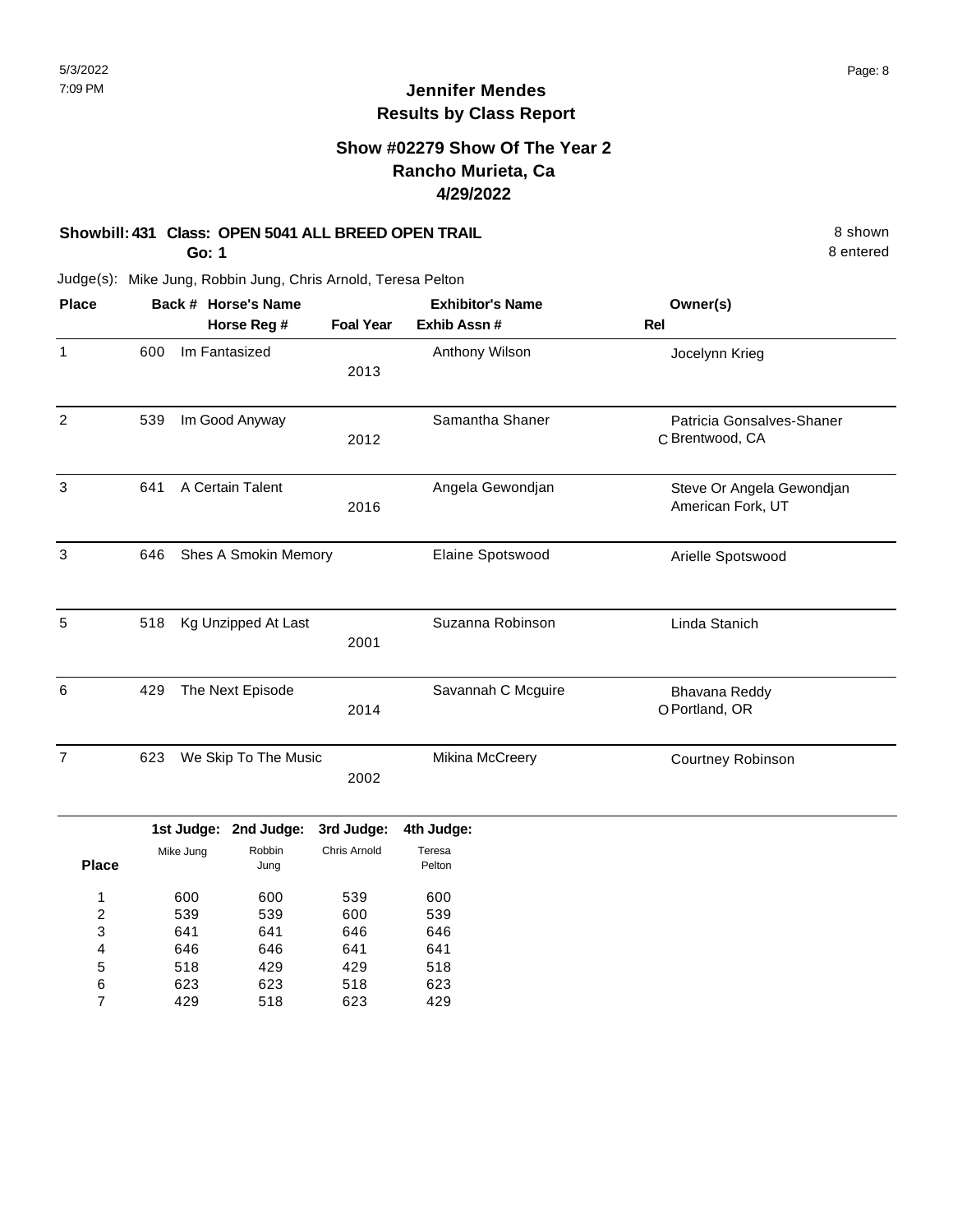# Jennifer Mendes
## Results by Class Report

### Show #02279 Show Of The Year 2
### Rancho Murieta, Ca
### 4/29/2022

**Showbill: 431 Class: OPEN 5041 ALL BREED OPEN TRAIL** — 8 shown, 8 entered

**Go: 1**

Judge(s): Mike Jung, Robbin Jung, Chris Arnold, Teresa Pelton

| Place | Back # | Horse's Name / Horse Reg # | Foal Year | Exhibitor's Name / Exhib Assn # | Rel | Owner(s) |
|---|---|---|---|---|---|---|
| 1 | 600 | Im Fantasized | 2013 | Anthony Wilson | | Jocelynn Krieg |
| 2 | 539 | Im Good Anyway | 2012 | Samantha Shaner | C | Patricia Gonsalves-Shaner, Brentwood, CA |
| 3 | 641 | A Certain Talent | 2016 | Angela Gewondjan | | Steve Or Angela Gewondjan, American Fork, UT |
| 3 | 646 | Shes A Smokin Memory | | Elaine Spotswood | | Arielle Spotswood |
| 5 | 518 | Kg Unzipped At Last | 2001 | Suzanna Robinson | | Linda Stanich |
| 6 | 429 | The Next Episode | 2014 | Savannah C Mcguire | O | Bhavana Reddy, Portland, OR |
| 7 | 623 | We Skip To The Music | 2002 | Mikina McCreery | | Courtney Robinson |

| Place | 1st Judge: Mike Jung | 2nd Judge: Robbin Jung | 3rd Judge: Chris Arnold | 4th Judge: Teresa Pelton |
|---|---|---|---|---|
| 1 | 600 | 600 | 539 | 600 |
| 2 | 539 | 539 | 600 | 539 |
| 3 | 641 | 641 | 646 | 646 |
| 4 | 646 | 646 | 641 | 641 |
| 5 | 518 | 429 | 429 | 518 |
| 6 | 623 | 623 | 518 | 623 |
| 7 | 429 | 518 | 623 | 429 |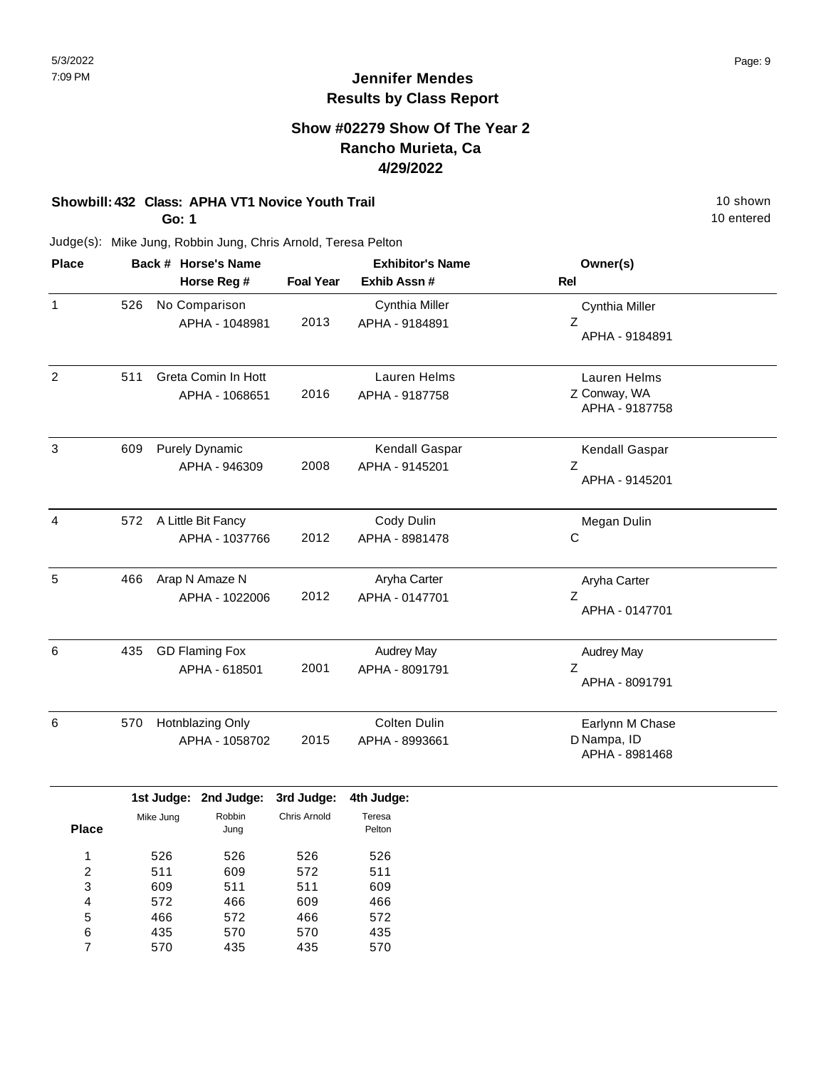**Jennifer Mendes**
**Results by Class Report**

**Show #02279 Show Of The Year 2**
**Rancho Murieta, Ca**
**4/29/2022**

**Showbill: 432 Class: APHA VT1 Novice Youth Trail** — 10 shown

**Go: 1** — 10 entered

Judge(s): Mike Jung, Robbin Jung, Chris Arnold, Teresa Pelton

| Place | Back # | Horse's Name / Horse Reg # | Foal Year | Exhibitor's Name / Exhib Assn # | Rel | Owner(s) |
|---|---|---|---|---|---|---|
| 1 | 526 | No Comparison<br>APHA - 1048981 | 2013 | Cynthia Miller<br>APHA - 9184891 | Z | Cynthia Miller<br>APHA - 9184891 |
| 2 | 511 | Greta Comin In Hott<br>APHA - 1068651 | 2016 | Lauren Helms<br>APHA - 9187758 | Z | Lauren Helms<br>Conway, WA<br>APHA - 9187758 |
| 3 | 609 | Purely Dynamic<br>APHA - 946309 | 2008 | Kendall Gaspar<br>APHA - 9145201 | Z | Kendall Gaspar<br>APHA - 9145201 |
| 4 | 572 | A Little Bit Fancy<br>APHA - 1037766 | 2012 | Cody Dulin<br>APHA - 8981478 | C | Megan Dulin |
| 5 | 466 | Arap N Amaze N<br>APHA - 1022006 | 2012 | Aryha Carter<br>APHA - 0147701 | Z | Aryha Carter<br>APHA - 0147701 |
| 6 | 435 | GD Flaming Fox<br>APHA - 618501 | 2001 | Audrey May<br>APHA - 8091791 | Z | Audrey May<br>APHA - 8091791 |
| 6 | 570 | Hotnblazing Only<br>APHA - 1058702 | 2015 | Colten Dulin<br>APHA - 8993661 | D | Earlynn M Chase<br>Nampa, ID<br>APHA - 8981468 |

| Place | 1st Judge: Mike Jung | 2nd Judge: Robbin Jung | 3rd Judge: Chris Arnold | 4th Judge: Teresa Pelton |
|---|---|---|---|---|
| 1 | 526 | 526 | 526 | 526 |
| 2 | 511 | 609 | 572 | 511 |
| 3 | 609 | 511 | 511 | 609 |
| 4 | 572 | 466 | 609 | 466 |
| 5 | 466 | 572 | 466 | 572 |
| 6 | 435 | 570 | 570 | 435 |
| 7 | 570 | 435 | 435 | 570 |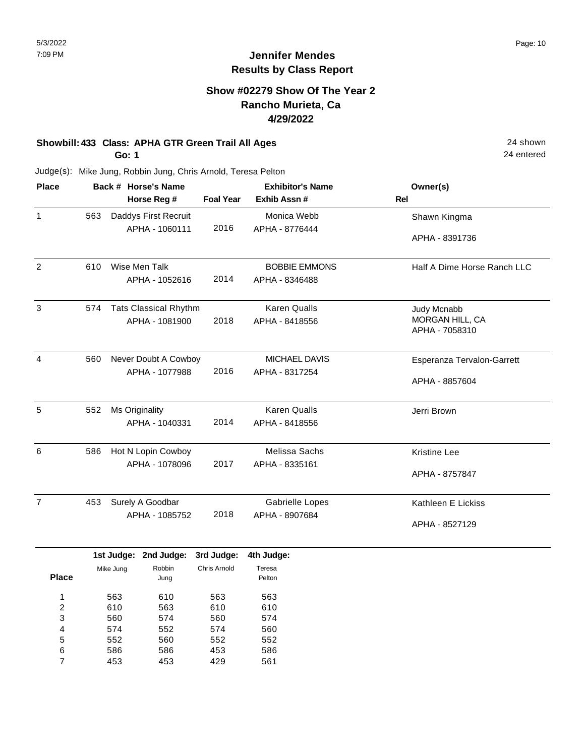# Jennifer Mendes
## Results by Class Report

### Show #02279 Show Of The Year 2
### Rancho Murieta, Ca
### 4/29/2022

**Showbill: 433 Class: APHA GTR Green Trail All Ages** — 24 shown
**Go: 1** — 24 entered

Judge(s): Mike Jung, Robbin Jung, Chris Arnold, Teresa Pelton

| Place | Back # | Horse's Name / Horse Reg # | Foal Year | Exhibitor's Name / Exhib Assn # | Owner(s) / Rel |
|---|---|---|---|---|---|
| 1 | 563 | Daddys First Recruit<br>APHA - 1060111 | 2016 | Monica Webb<br>APHA - 8776444 | Shawn Kingma<br>APHA - 8391736 |
| 2 | 610 | Wise Men Talk<br>APHA - 1052616 | 2014 | BOBBIE EMMONS<br>APHA - 8346488 | Half A Dime Horse Ranch LLC |
| 3 | 574 | Tats Classical Rhythm<br>APHA - 1081900 | 2018 | Karen Qualls<br>APHA - 8418556 | Judy Mcnabb<br>MORGAN HILL, CA<br>APHA - 7058310 |
| 4 | 560 | Never Doubt A Cowboy<br>APHA - 1077988 | 2016 | MICHAEL DAVIS<br>APHA - 8317254 | Esperanza Tervalon-Garrett<br>APHA - 8857604 |
| 5 | 552 | Ms Originality<br>APHA - 1040331 | 2014 | Karen Qualls<br>APHA - 8418556 | Jerri Brown |
| 6 | 586 | Hot N Lopin Cowboy<br>APHA - 1078096 | 2017 | Melissa Sachs<br>APHA - 8335161 | Kristine Lee<br>APHA - 8757847 |
| 7 | 453 | Surely A Goodbar<br>APHA - 1085752 | 2018 | Gabrielle Lopes<br>APHA - 8907684 | Kathleen E Lickiss<br>APHA - 8527129 |

| Place | 1st Judge: Mike Jung | 2nd Judge: Robbin Jung | 3rd Judge: Chris Arnold | 4th Judge: Teresa Pelton |
|---|---|---|---|---|
| 1 | 563 | 610 | 563 | 563 |
| 2 | 610 | 563 | 610 | 610 |
| 3 | 560 | 574 | 560 | 574 |
| 4 | 574 | 552 | 574 | 560 |
| 5 | 552 | 560 | 552 | 552 |
| 6 | 586 | 586 | 453 | 586 |
| 7 | 453 | 453 | 429 | 561 |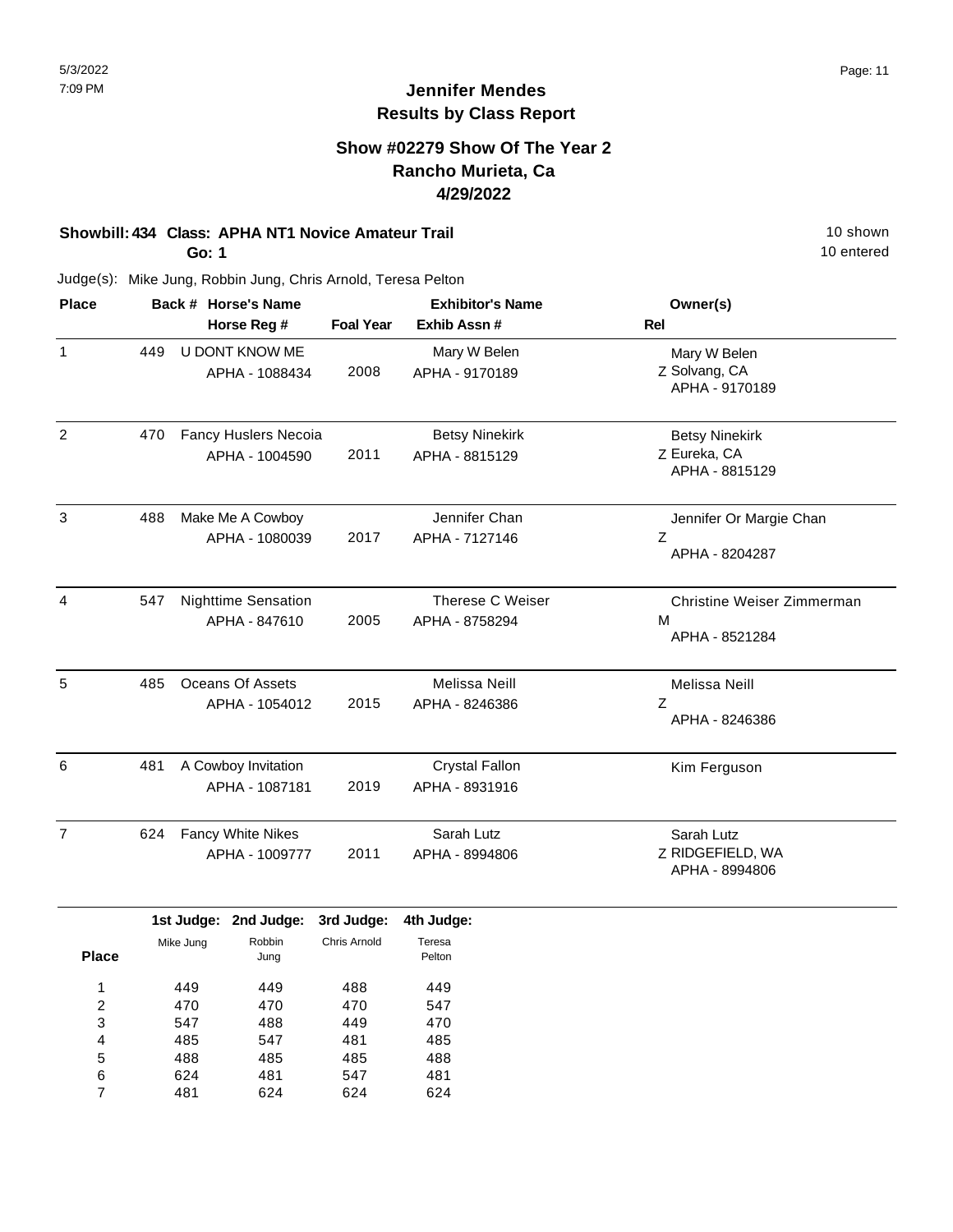# Jennifer Mendes
## Results by Class Report

### Show #02279 Show Of The Year 2
### Rancho Murieta, Ca
### 4/29/2022

**Showbill: 434 Class: APHA NT1 Novice Amateur Trail** — 10 shown, 10 entered

**Go: 1**

Judge(s): Mike Jung, Robbin Jung, Chris Arnold, Teresa Pelton

| Place | Back # | Horse's Name / Horse Reg # | Foal Year | Exhibitor's Name / Exhib Assn # | Owner(s) / Rel |
|---|---|---|---|---|---|
| 1 | 449 | U DONT KNOW ME<br>APHA - 1088434 | 2008 | Mary W Belen<br>APHA - 9170189 | Mary W Belen<br>Z Solvang, CA<br>APHA - 9170189 |
| 2 | 470 | Fancy Huslers Necoia<br>APHA - 1004590 | 2011 | Betsy Ninekirk<br>APHA - 8815129 | Betsy Ninekirk<br>Z Eureka, CA<br>APHA - 8815129 |
| 3 | 488 | Make Me A Cowboy<br>APHA - 1080039 | 2017 | Jennifer Chan<br>APHA - 7127146 | Jennifer Or Margie Chan<br>Z<br>APHA - 8204287 |
| 4 | 547 | Nighttime Sensation<br>APHA - 847610 | 2005 | Therese C Weiser<br>APHA - 8758294 | Christine Weiser Zimmerman<br>M<br>APHA - 8521284 |
| 5 | 485 | Oceans Of Assets<br>APHA - 1054012 | 2015 | Melissa Neill<br>APHA - 8246386 | Melissa Neill<br>Z<br>APHA - 8246386 |
| 6 | 481 | A Cowboy Invitation<br>APHA - 1087181 | 2019 | Crystal Fallon<br>APHA - 8931916 | Kim Ferguson |
| 7 | 624 | Fancy White Nikes<br>APHA - 1009777 | 2011 | Sarah Lutz<br>APHA - 8994806 | Sarah Lutz<br>Z RIDGEFIELD, WA<br>APHA - 8994806 |

| Place | 1st Judge: Mike Jung | 2nd Judge: Robbin Jung | 3rd Judge: Chris Arnold | 4th Judge: Teresa Pelton |
|---|---|---|---|---|
| 1 | 449 | 449 | 488 | 449 |
| 2 | 470 | 470 | 470 | 547 |
| 3 | 547 | 488 | 449 | 470 |
| 4 | 485 | 547 | 481 | 485 |
| 5 | 488 | 485 | 485 | 488 |
| 6 | 624 | 481 | 547 | 481 |
| 7 | 481 | 624 | 624 | 624 |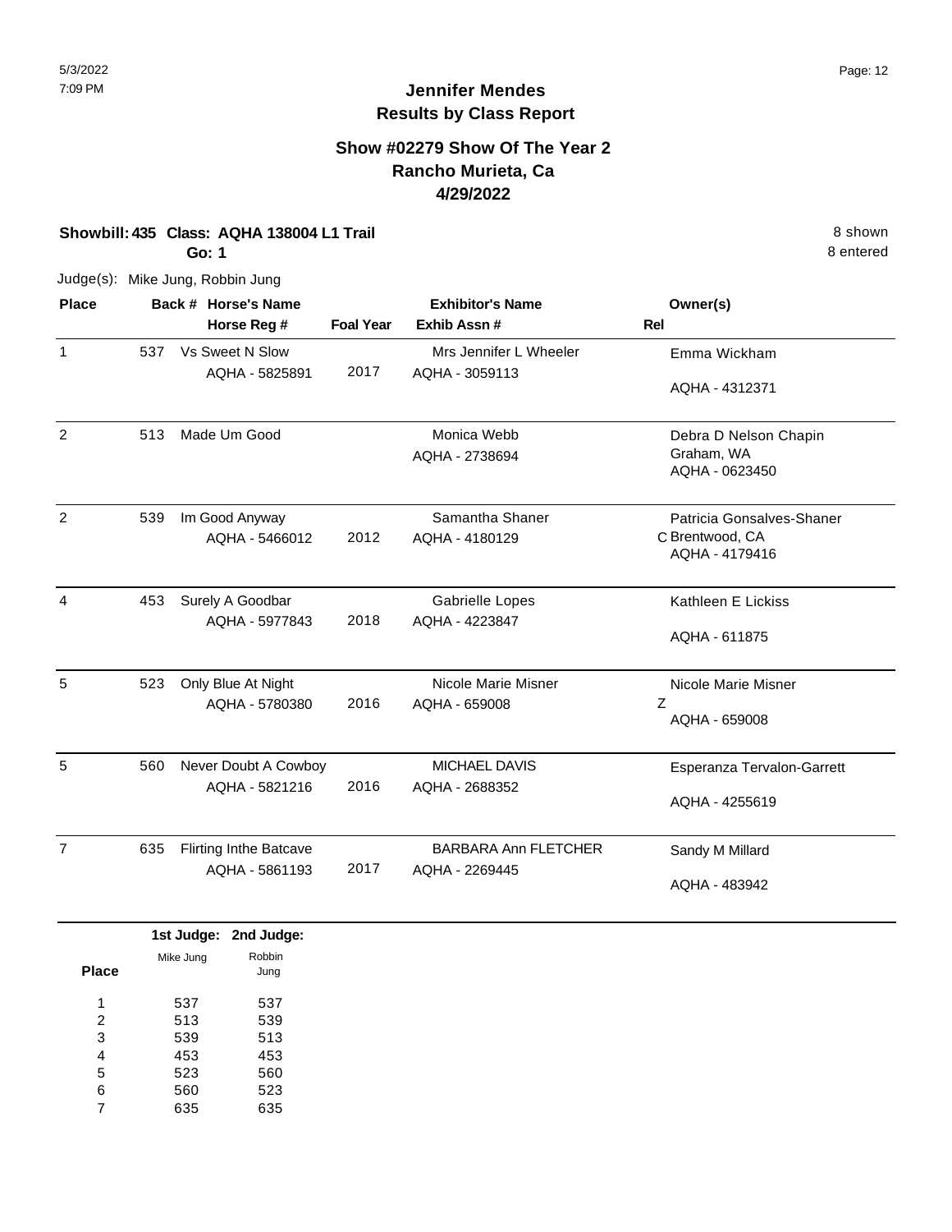# Jennifer Mendes
## Results by Class Report

### Show #02279 Show Of The Year 2
### Rancho Murieta, Ca
### 4/29/2022

**Showbill: 435 Class: AQHA 138004 L1 Trail** — 8 shown

**Go: 1** — 8 entered

Judge(s): Mike Jung, Robbin Jung

| Place | Back # | Horse's Name / Horse Reg # | Foal Year | Exhibitor's Name / Exhib Assn # | Rel | Owner(s) |
|---|---|---|---|---|---|---|
| 1 | 537 | Vs Sweet N Slow<br>AQHA - 5825891 | 2017 | Mrs Jennifer L Wheeler<br>AQHA - 3059113 | | Emma Wickham<br>AQHA - 4312371 |
| 2 | 513 | Made Um Good | | Monica Webb<br>AQHA - 2738694 | | Debra D Nelson Chapin<br>Graham, WA<br>AQHA - 0623450 |
| 2 | 539 | Im Good Anyway<br>AQHA - 5466012 | 2012 | Samantha Shaner<br>AQHA - 4180129 | C | Patricia Gonsalves-Shaner<br>Brentwood, CA<br>AQHA - 4179416 |
| 4 | 453 | Surely A Goodbar<br>AQHA - 5977843 | 2018 | Gabrielle Lopes<br>AQHA - 4223847 | | Kathleen E Lickiss<br>AQHA - 611875 |
| 5 | 523 | Only Blue At Night<br>AQHA - 5780380 | 2016 | Nicole Marie Misner<br>AQHA - 659008 | Z | Nicole Marie Misner<br>AQHA - 659008 |
| 5 | 560 | Never Doubt A Cowboy<br>AQHA - 5821216 | 2016 | MICHAEL DAVIS<br>AQHA - 2688352 | | Esperanza Tervalon-Garrett<br>AQHA - 4255619 |
| 7 | 635 | Flirting Inthe Batcave<br>AQHA - 5861193 | 2017 | BARBARA Ann FLETCHER<br>AQHA - 2269445 | | Sandy M Millard<br>AQHA - 483942 |

| Place | 1st Judge: Mike Jung | 2nd Judge: Robbin Jung |
|---|---|---|
| 1 | 537 | 537 |
| 2 | 513 | 539 |
| 3 | 539 | 513 |
| 4 | 453 | 453 |
| 5 | 523 | 560 |
| 6 | 560 | 523 |
| 7 | 635 | 635 |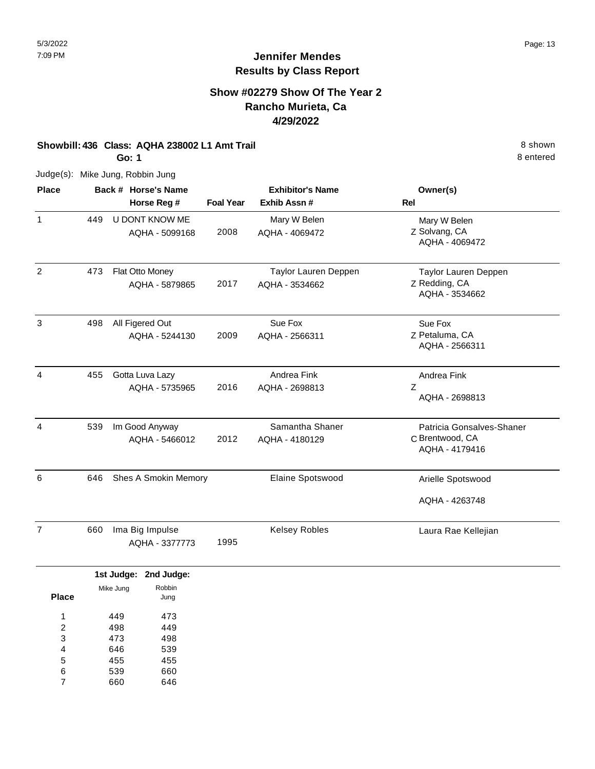# Jennifer Mendes
## Results by Class Report

### Show #02279 Show Of The Year 2
### Rancho Murieta, Ca
### 4/29/2022

**Showbill: 436 Class: AQHA 238002 L1 Amt Trail** — 8 shown

**Go: 1** — 8 entered

Judge(s): Mike Jung, Robbin Jung

| Place | Back # | Horse's Name / Horse Reg # | Foal Year | Exhibitor's Name / Exhib Assn # | Rel | Owner(s) |
|---|---|---|---|---|---|---|
| 1 | 449 | U DONT KNOW ME<br>AQHA - 5099168 | 2008 | Mary W Belen<br>AQHA - 4069472 | Z | Mary W Belen<br>Solvang, CA<br>AQHA - 4069472 |
| 2 | 473 | Flat Otto Money<br>AQHA - 5879865 | 2017 | Taylor Lauren Deppen<br>AQHA - 3534662 | Z | Taylor Lauren Deppen<br>Redding, CA<br>AQHA - 3534662 |
| 3 | 498 | All Figered Out<br>AQHA - 5244130 | 2009 | Sue Fox<br>AQHA - 2566311 | Z | Sue Fox<br>Petaluma, CA<br>AQHA - 2566311 |
| 4 | 455 | Gotta Luva Lazy<br>AQHA - 5735965 | 2016 | Andrea Fink<br>AQHA - 2698813 | Z | Andrea Fink<br>AQHA - 2698813 |
| 4 | 539 | Im Good Anyway<br>AQHA - 5466012 | 2012 | Samantha Shaner<br>AQHA - 4180129 | C | Patricia Gonsalves-Shaner<br>Brentwood, CA<br>AQHA - 4179416 |
| 6 | 646 | Shes A Smokin Memory | | Elaine Spotswood | | Arielle Spotswood<br>AQHA - 4263748 |
| 7 | 660 | Ima Big Impulse<br>AQHA - 3377773 | 1995 | Kelsey Robles | | Laura Rae Kellejian |

| Place | 1st Judge: Mike Jung | 2nd Judge: Robbin Jung |
|---|---|---|
| 1 | 449 | 473 |
| 2 | 498 | 449 |
| 3 | 473 | 498 |
| 4 | 646 | 539 |
| 5 | 455 | 455 |
| 6 | 539 | 660 |
| 7 | 660 | 646 |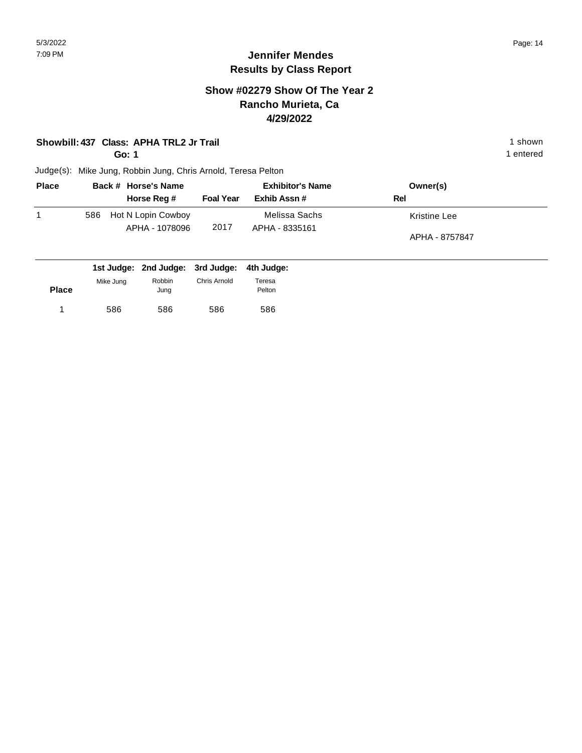# Jennifer Mendes
## Results by Class Report

### Show #02279 Show Of The Year 2
### Rancho Murieta, Ca
### 4/29/2022

**Showbill: 437 Class: APHA TRL2 Jr Trail** — 1 shown

**Go: 1** — 1 entered

Judge(s): Mike Jung, Robbin Jung, Chris Arnold, Teresa Pelton

| Place | Back # | Horse's Name / Horse Reg # | Foal Year | Exhibitor's Name / Exhib Assn # | Owner(s) / Rel |
|---|---|---|---|---|---|
| 1 | 586 | Hot N Lopin Cowboy<br>APHA - 1078096 | 2017 | Melissa Sachs<br>APHA - 8335161 | Kristine Lee<br>APHA - 8757847 |

| Place | 1st Judge: Mike Jung | 2nd Judge: Robbin Jung | 3rd Judge: Chris Arnold | 4th Judge: Teresa Pelton |
|---|---|---|---|---|
| 1 | 586 | 586 | 586 | 586 |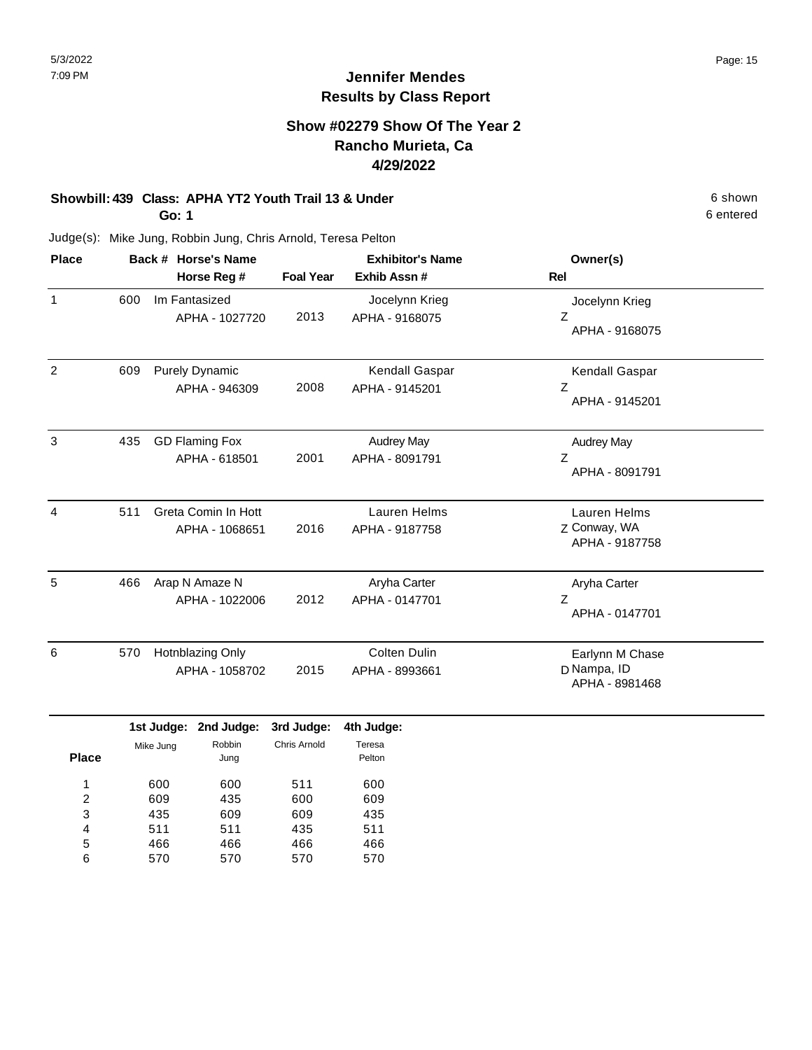# Jennifer Mendes
## Results by Class Report

### Show #02279 Show Of The Year 2
### Rancho Murieta, Ca
### 4/29/2022

**Showbill: 439 Class: APHA YT2 Youth Trail 13 & Under** — 6 shown, 6 entered

**Go: 1**

Judge(s): Mike Jung, Robbin Jung, Chris Arnold, Teresa Pelton

| Place | Back # | Horse's Name / Horse Reg # | Foal Year | Exhibitor's Name / Exhib Assn # | Rel | Owner(s) |
|---|---|---|---|---|---|---|
| 1 | 600 | Im Fantasized<br>APHA - 1027720 | 2013 | Jocelynn Krieg<br>APHA - 9168075 | Z | Jocelynn Krieg<br>APHA - 9168075 |
| 2 | 609 | Purely Dynamic<br>APHA - 946309 | 2008 | Kendall Gaspar<br>APHA - 9145201 | Z | Kendall Gaspar<br>APHA - 9145201 |
| 3 | 435 | GD Flaming Fox<br>APHA - 618501 | 2001 | Audrey May<br>APHA - 8091791 | Z | Audrey May<br>APHA - 8091791 |
| 4 | 511 | Greta Comin In Hott<br>APHA - 1068651 | 2016 | Lauren Helms<br>APHA - 9187758 | Z | Lauren Helms<br>Conway, WA<br>APHA - 9187758 |
| 5 | 466 | Arap N Amaze N<br>APHA - 1022006 | 2012 | Aryha Carter<br>APHA - 0147701 | Z | Aryha Carter<br>APHA - 0147701 |
| 6 | 570 | Hotnblazing Only<br>APHA - 1058702 | 2015 | Colten Dulin<br>APHA - 8993661 | D | Earlynn M Chase<br>Nampa, ID<br>APHA - 8981468 |

| Place | 1st Judge: Mike Jung | 2nd Judge: Robbin Jung | 3rd Judge: Chris Arnold | 4th Judge: Teresa Pelton |
|---|---|---|---|---|
| 1 | 600 | 600 | 511 | 600 |
| 2 | 609 | 435 | 600 | 609 |
| 3 | 435 | 609 | 609 | 435 |
| 4 | 511 | 511 | 435 | 511 |
| 5 | 466 | 466 | 466 | 466 |
| 6 | 570 | 570 | 570 | 570 |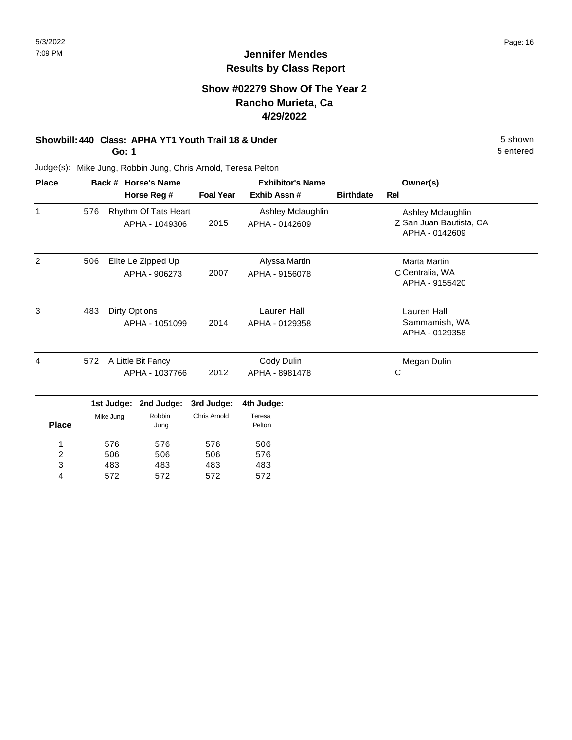# Jennifer Mendes
## Results by Class Report

### Show #02279 Show Of The Year 2
### Rancho Murieta, Ca
### 4/29/2022

**Showbill: 440 Class: APHA YT1 Youth Trail 18 & Under** — 5 shown, 5 entered

**Go: 1**

Judge(s): Mike Jung, Robbin Jung, Chris Arnold, Teresa Pelton

| Place | Back # | Horse's Name / Horse Reg # | Foal Year | Exhibitor's Name / Exhib Assn # | Birthdate | Rel | Owner(s) |
|---|---|---|---|---|---|---|---|
| 1 | 576 | Rhythm Of Tats Heart<br>APHA - 1049306 | 2015 | Ashley Mclaughlin<br>APHA - 0142609 | | Z | Ashley Mclaughlin<br>San Juan Bautista, CA<br>APHA - 0142609 |
| 2 | 506 | Elite Le Zipped Up<br>APHA - 906273 | 2007 | Alyssa Martin<br>APHA - 9156078 | | C | Marta Martin<br>Centralia, WA<br>APHA - 9155420 |
| 3 | 483 | Dirty Options<br>APHA - 1051099 | 2014 | Lauren Hall<br>APHA - 0129358 | | | Lauren Hall<br>Sammamish, WA<br>APHA - 0129358 |
| 4 | 572 | A Little Bit Fancy<br>APHA - 1037766 | 2012 | Cody Dulin<br>APHA - 8981478 | | C | Megan Dulin |

| Place | 1st Judge: Mike Jung | 2nd Judge: Robbin Jung | 3rd Judge: Chris Arnold | 4th Judge: Teresa Pelton |
|---|---|---|---|---|
| 1 | 576 | 576 | 576 | 506 |
| 2 | 506 | 506 | 506 | 576 |
| 3 | 483 | 483 | 483 | 483 |
| 4 | 572 | 572 | 572 | 572 |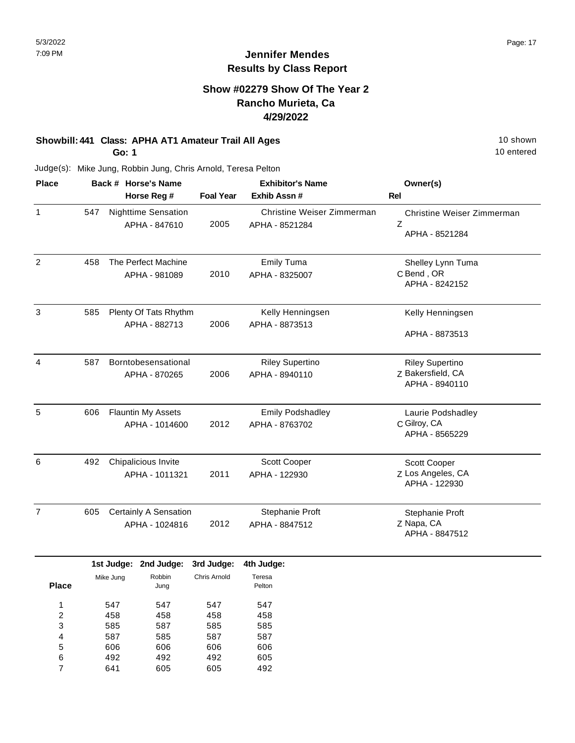# Jennifer Mendes
## Results by Class Report

### Show #02279 Show Of The Year 2
### Rancho Murieta, Ca
### 4/29/2022

**Showbill: 441 Class: APHA AT1 Amateur Trail All Ages** 10 shown
**Go: 1** 10 entered

Judge(s): Mike Jung, Robbin Jung, Chris Arnold, Teresa Pelton

| Place | Back # | Horse's Name / Horse Reg # | Foal Year | Exhibitor's Name / Exhib Assn # | Rel | Owner(s) |
|---|---|---|---|---|---|---|
| 1 | 547 | Nighttime Sensation<br>APHA - 847610 | 2005 | Christine Weiser Zimmerman<br>APHA - 8521284 | Z | Christine Weiser Zimmerman<br>APHA - 8521284 |
| 2 | 458 | The Perfect Machine<br>APHA - 981089 | 2010 | Emily Tuma<br>APHA - 8325007 | C | Shelley Lynn Tuma<br>Bend , OR<br>APHA - 8242152 |
| 3 | 585 | Plenty Of Tats Rhythm<br>APHA - 882713 | 2006 | Kelly Henningsen<br>APHA - 8873513 | | Kelly Henningsen<br>APHA - 8873513 |
| 4 | 587 | Borntobesensational<br>APHA - 870265 | 2006 | Riley Supertino<br>APHA - 8940110 | Z | Riley Supertino<br>Bakersfield, CA<br>APHA - 8940110 |
| 5 | 606 | Flauntin My Assets<br>APHA - 1014600 | 2012 | Emily Podshadley<br>APHA - 8763702 | C | Laurie Podshadley<br>Gilroy, CA<br>APHA - 8565229 |
| 6 | 492 | Chipalicious Invite<br>APHA - 1011321 | 2011 | Scott Cooper<br>APHA - 122930 | Z | Scott Cooper<br>Los Angeles, CA<br>APHA - 122930 |
| 7 | 605 | Certainly A Sensation<br>APHA - 1024816 | 2012 | Stephanie Proft<br>APHA - 8847512 | Z | Stephanie Proft<br>Napa, CA<br>APHA - 8847512 |

| Place | 1st Judge: Mike Jung | 2nd Judge: Robbin Jung | 3rd Judge: Chris Arnold | 4th Judge: Teresa Pelton |
|---|---|---|---|---|
| 1 | 547 | 547 | 547 | 547 |
| 2 | 458 | 458 | 458 | 458 |
| 3 | 585 | 587 | 585 | 585 |
| 4 | 587 | 585 | 587 | 587 |
| 5 | 606 | 606 | 606 | 606 |
| 6 | 492 | 492 | 492 | 605 |
| 7 | 641 | 605 | 605 | 492 |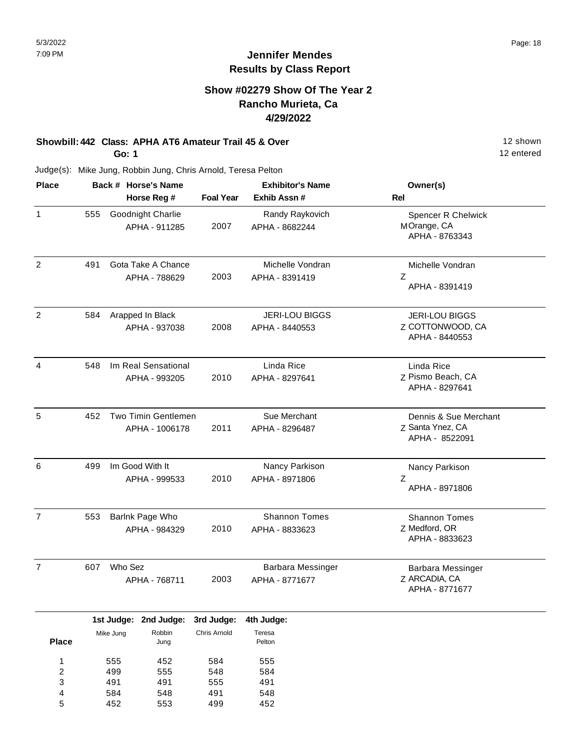# Jennifer Mendes
## Results by Class Report

### Show #02279 Show Of The Year 2
### Rancho Murieta, Ca
### 4/29/2022

**Showbill: 442 Class: APHA AT6 Amateur Trail 45 & Over** 12 shown
**Go: 1** 12 entered

Judge(s): Mike Jung, Robbin Jung, Chris Arnold, Teresa Pelton

| Place | Back # | Horse's Name / Horse Reg # | Foal Year | Exhibitor's Name / Exhib Assn # | Rel | Owner(s) |
|---|---|---|---|---|---|---|
| 1 | 555 | Goodnight Charlie<br>APHA - 911285 | 2007 | Randy Raykovich<br>APHA - 8682244 | M | Spencer R Chelwick<br>Orange, CA<br>APHA - 8763343 |
| 2 | 491 | Gota Take A Chance<br>APHA - 788629 | 2003 | Michelle Vondran<br>APHA - 8391419 | Z | Michelle Vondran<br>APHA - 8391419 |
| 2 | 584 | Arapped In Black<br>APHA - 937038 | 2008 | JERI-LOU BIGGS<br>APHA - 8440553 | Z | JERI-LOU BIGGS<br>COTTONWOOD, CA<br>APHA - 8440553 |
| 4 | 548 | Im Real Sensational<br>APHA - 993205 | 2010 | Linda Rice<br>APHA - 8297641 | Z | Linda Rice<br>Pismo Beach, CA<br>APHA - 8297641 |
| 5 | 452 | Two Timin Gentlemen<br>APHA - 1006178 | 2011 | Sue Merchant<br>APHA - 8296487 | Z | Dennis & Sue Merchant<br>Santa Ynez, CA<br>APHA - 8522091 |
| 6 | 499 | Im Good With It<br>APHA - 999533 | 2010 | Nancy Parkison<br>APHA - 8971806 | Z | Nancy Parkison<br>APHA - 8971806 |
| 7 | 553 | Barlnk Page Who<br>APHA - 984329 | 2010 | Shannon Tomes<br>APHA - 8833623 | Z | Shannon Tomes<br>Medford, OR<br>APHA - 8833623 |
| 7 | 607 | Who Sez<br>APHA - 768711 | 2003 | Barbara Messinger<br>APHA - 8771677 | Z | Barbara Messinger<br>ARCADIA, CA<br>APHA - 8771677 |

| Place | 1st Judge: Mike Jung | 2nd Judge: Robbin Jung | 3rd Judge: Chris Arnold | 4th Judge: Teresa Pelton |
|---|---|---|---|---|
| 1 | 555 | 452 | 584 | 555 |
| 2 | 499 | 555 | 548 | 584 |
| 3 | 491 | 491 | 555 | 491 |
| 4 | 584 | 548 | 491 | 548 |
| 5 | 452 | 553 | 499 | 452 |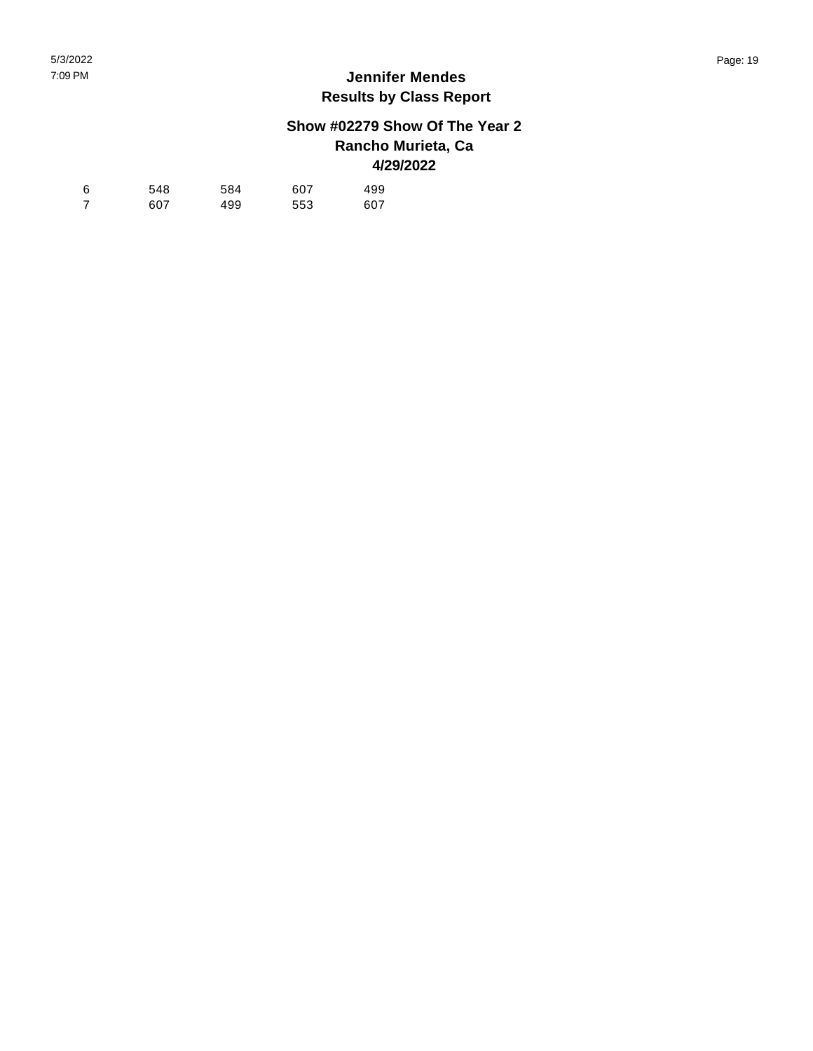# Jennifer Mendes
## Results by Class Report

### Show #02279 Show Of The Year 2
### Rancho Murieta, Ca
### 4/29/2022

| | | | | |
|---|---|---|---|---|
| 6 | 548 | 584 | 607 | 499 |
| 7 | 607 | 499 | 553 | 607 |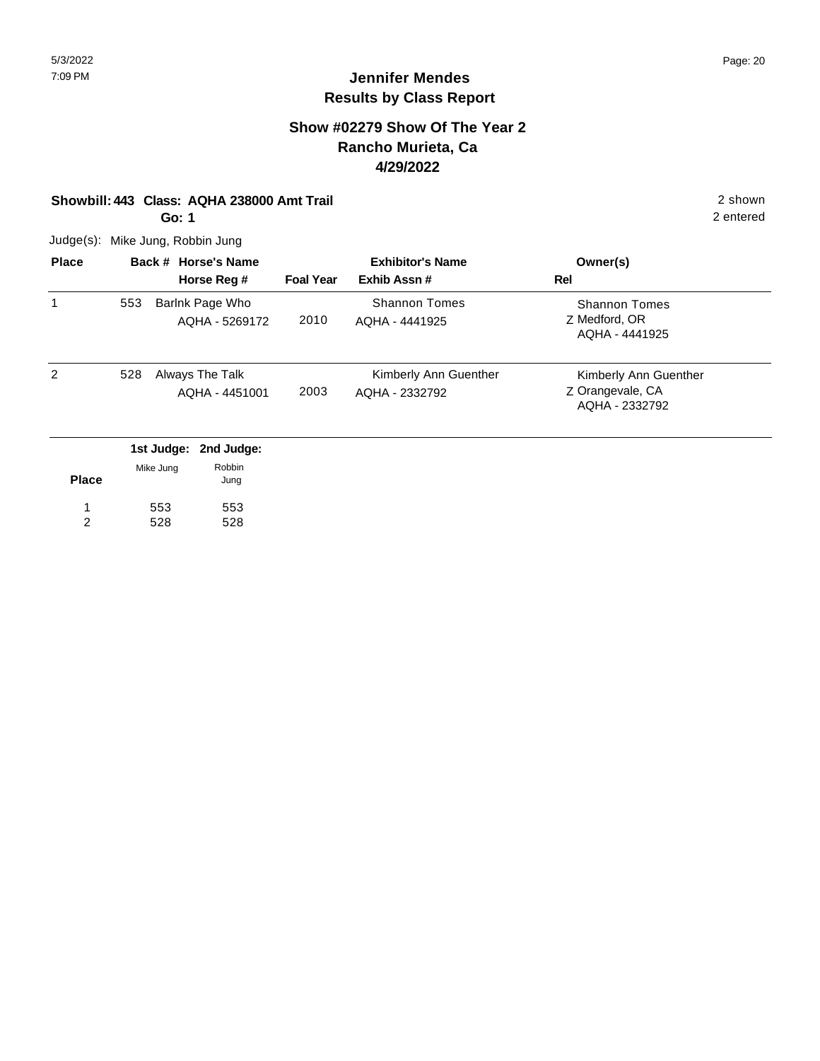# Jennifer Mendes
## Results by Class Report

### Show #02279 Show Of The Year 2
### Rancho Murieta, Ca
### 4/29/2022

**Showbill: 443 Class: AQHA 238000 Amt Trail** — 2 shown

**Go: 1** — 2 entered

Judge(s): Mike Jung, Robbin Jung

| Place | Back # | Horse's Name / Horse Reg # | Foal Year | Exhibitor's Name / Exhib Assn # | Rel | Owner(s) |
|---|---|---|---|---|---|---|
| 1 | 553 | Barlnk Page Who<br>AQHA - 5269172 | 2010 | Shannon Tomes<br>AQHA - 4441925 | Z | Shannon Tomes<br>Medford, OR<br>AQHA - 4441925 |
| 2 | 528 | Always The Talk<br>AQHA - 4451001 | 2003 | Kimberly Ann Guenther<br>AQHA - 2332792 | Z | Kimberly Ann Guenther<br>Orangevale, CA<br>AQHA - 2332792 |

| Place | 1st Judge: Mike Jung | 2nd Judge: Robbin Jung |
|---|---|---|
| 1 | 553 | 553 |
| 2 | 528 | 528 |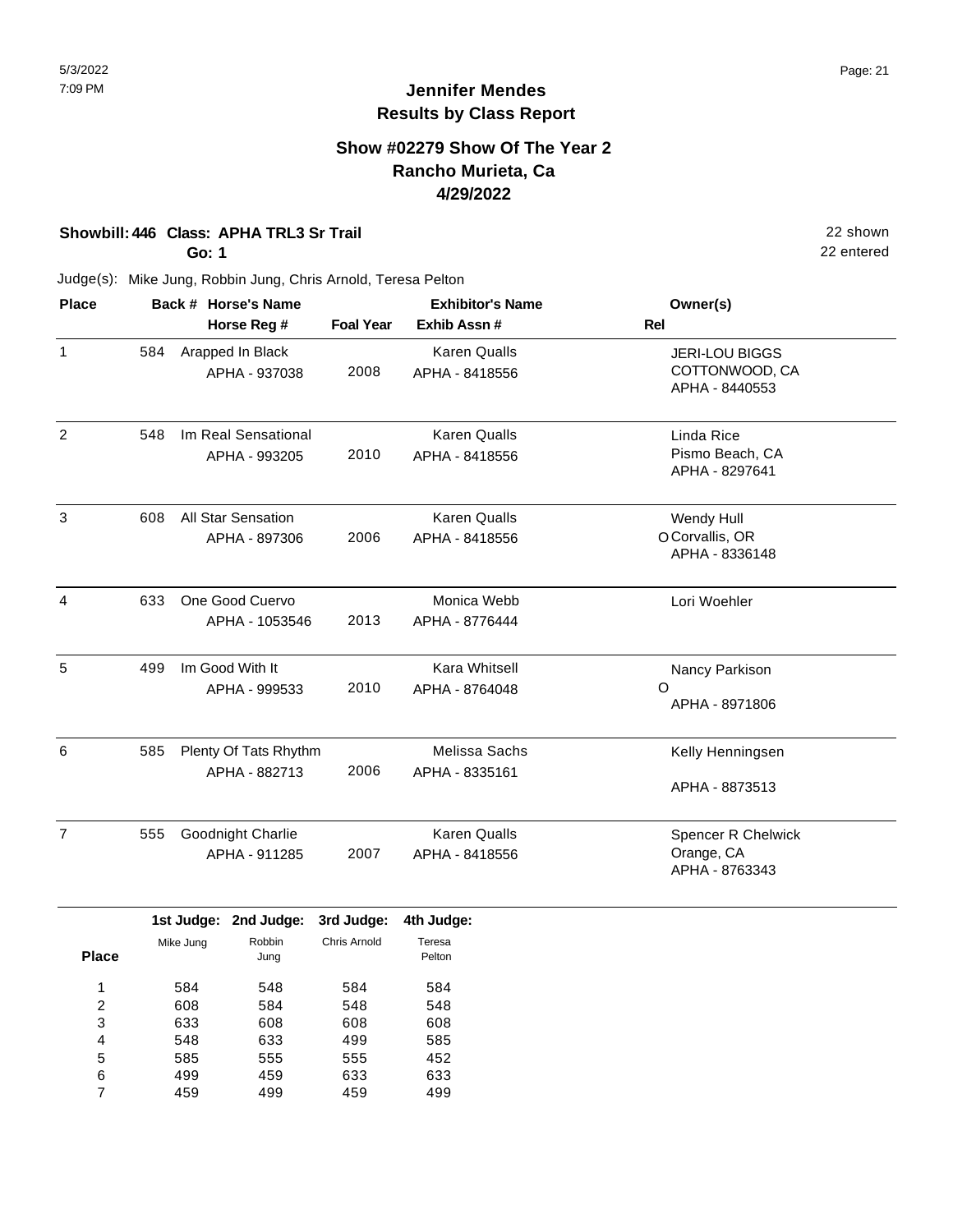# Jennifer Mendes
## Results by Class Report

### Show #02279 Show Of The Year 2
### Rancho Murieta, Ca
### 4/29/2022

**Showbill: 446 Class: APHA TRL3 Sr Trail** — 22 shown
**Go: 1** — 22 entered

Judge(s): Mike Jung, Robbin Jung, Chris Arnold, Teresa Pelton

| Place | Back # | Horse's Name / Horse Reg # | Foal Year | Exhibitor's Name / Exhib Assn # | Rel | Owner(s) |
|---|---|---|---|---|---|---|
| 1 | 584 | Arapped In Black<br>APHA - 937038 | 2008 | Karen Qualls<br>APHA - 8418556 | | JERI-LOU BIGGS<br>COTTONWOOD, CA<br>APHA - 8440553 |
| 2 | 548 | Im Real Sensational<br>APHA - 993205 | 2010 | Karen Qualls<br>APHA - 8418556 | | Linda Rice<br>Pismo Beach, CA<br>APHA - 8297641 |
| 3 | 608 | All Star Sensation<br>APHA - 897306 | 2006 | Karen Qualls<br>APHA - 8418556 | O | Wendy Hull<br>Corvallis, OR<br>APHA - 8336148 |
| 4 | 633 | One Good Cuervo<br>APHA - 1053546 | 2013 | Monica Webb<br>APHA - 8776444 | | Lori Woehler |
| 5 | 499 | Im Good With It<br>APHA - 999533 | 2010 | Kara Whitsell<br>APHA - 8764048 | O | Nancy Parkison<br>APHA - 8971806 |
| 6 | 585 | Plenty Of Tats Rhythm<br>APHA - 882713 | 2006 | Melissa Sachs<br>APHA - 8335161 | | Kelly Henningsen<br>APHA - 8873513 |
| 7 | 555 | Goodnight Charlie<br>APHA - 911285 | 2007 | Karen Qualls<br>APHA - 8418556 | | Spencer R Chelwick<br>Orange, CA<br>APHA - 8763343 |

| Place | 1st Judge: Mike Jung | 2nd Judge: Robbin Jung | 3rd Judge: Chris Arnold | 4th Judge: Teresa Pelton |
|---|---|---|---|---|
| 1 | 584 | 548 | 584 | 584 |
| 2 | 608 | 584 | 548 | 548 |
| 3 | 633 | 608 | 608 | 608 |
| 4 | 548 | 633 | 499 | 585 |
| 5 | 585 | 555 | 555 | 452 |
| 6 | 499 | 459 | 633 | 633 |
| 7 | 459 | 499 | 459 | 499 |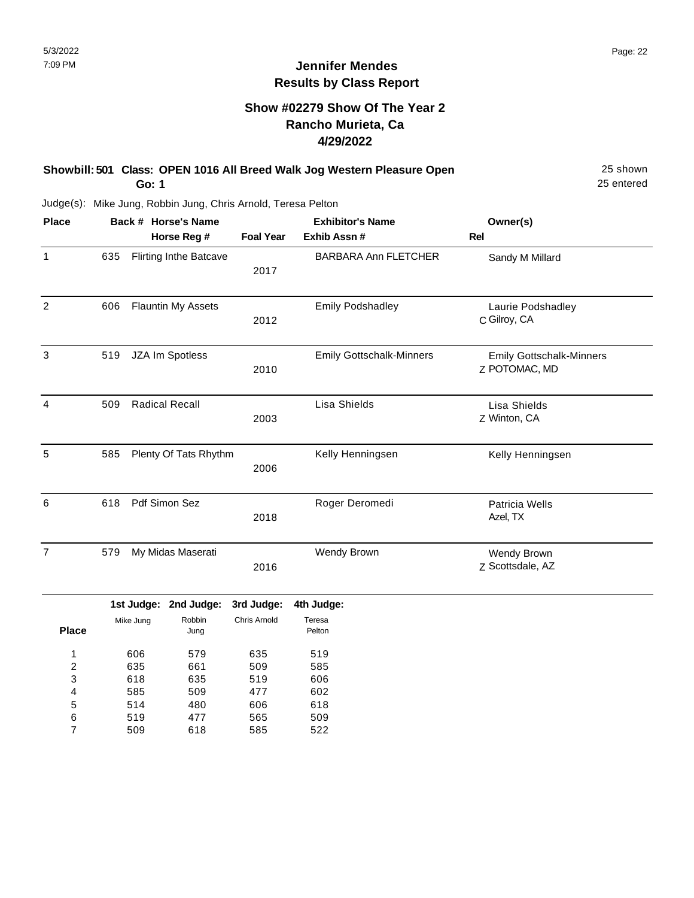# Jennifer Mendes
## Results by Class Report

### Show #02279 Show Of The Year 2
### Rancho Murieta, Ca
### 4/29/2022

**Showbill: 501 Class: OPEN 1016 All Breed Walk Jog Western Pleasure Open** 25 shown
**Go: 1** 25 entered

Judge(s): Mike Jung, Robbin Jung, Chris Arnold, Teresa Pelton

| Place | Back # | Horse's Name / Horse Reg # | Foal Year | Exhibitor's Name / Exhib Assn # | Rel | Owner(s) |
|---|---|---|---|---|---|---|
| 1 | 635 | Flirting Inthe Batcave | 2017 | BARBARA Ann FLETCHER | | Sandy M Millard |
| 2 | 606 | Flauntin My Assets | 2012 | Emily Podshadley | C | Laurie Podshadley, Gilroy, CA |
| 3 | 519 | JZA Im Spotless | 2010 | Emily Gottschalk-Minners | Z | Emily Gottschalk-Minners, POTOMAC, MD |
| 4 | 509 | Radical Recall | 2003 | Lisa Shields | Z | Lisa Shields, Winton, CA |
| 5 | 585 | Plenty Of Tats Rhythm | 2006 | Kelly Henningsen | | Kelly Henningsen |
| 6 | 618 | Pdf Simon Sez | 2018 | Roger Deromedi | | Patricia Wells, Azel, TX |
| 7 | 579 | My Midas Maserati | 2016 | Wendy Brown | Z | Wendy Brown, Scottsdale, AZ |

| Place | 1st Judge: Mike Jung | 2nd Judge: Robbin Jung | 3rd Judge: Chris Arnold | 4th Judge: Teresa Pelton |
|---|---|---|---|---|
| 1 | 606 | 579 | 635 | 519 |
| 2 | 635 | 661 | 509 | 585 |
| 3 | 618 | 635 | 519 | 606 |
| 4 | 585 | 509 | 477 | 602 |
| 5 | 514 | 480 | 606 | 618 |
| 6 | 519 | 477 | 565 | 509 |
| 7 | 509 | 618 | 585 | 522 |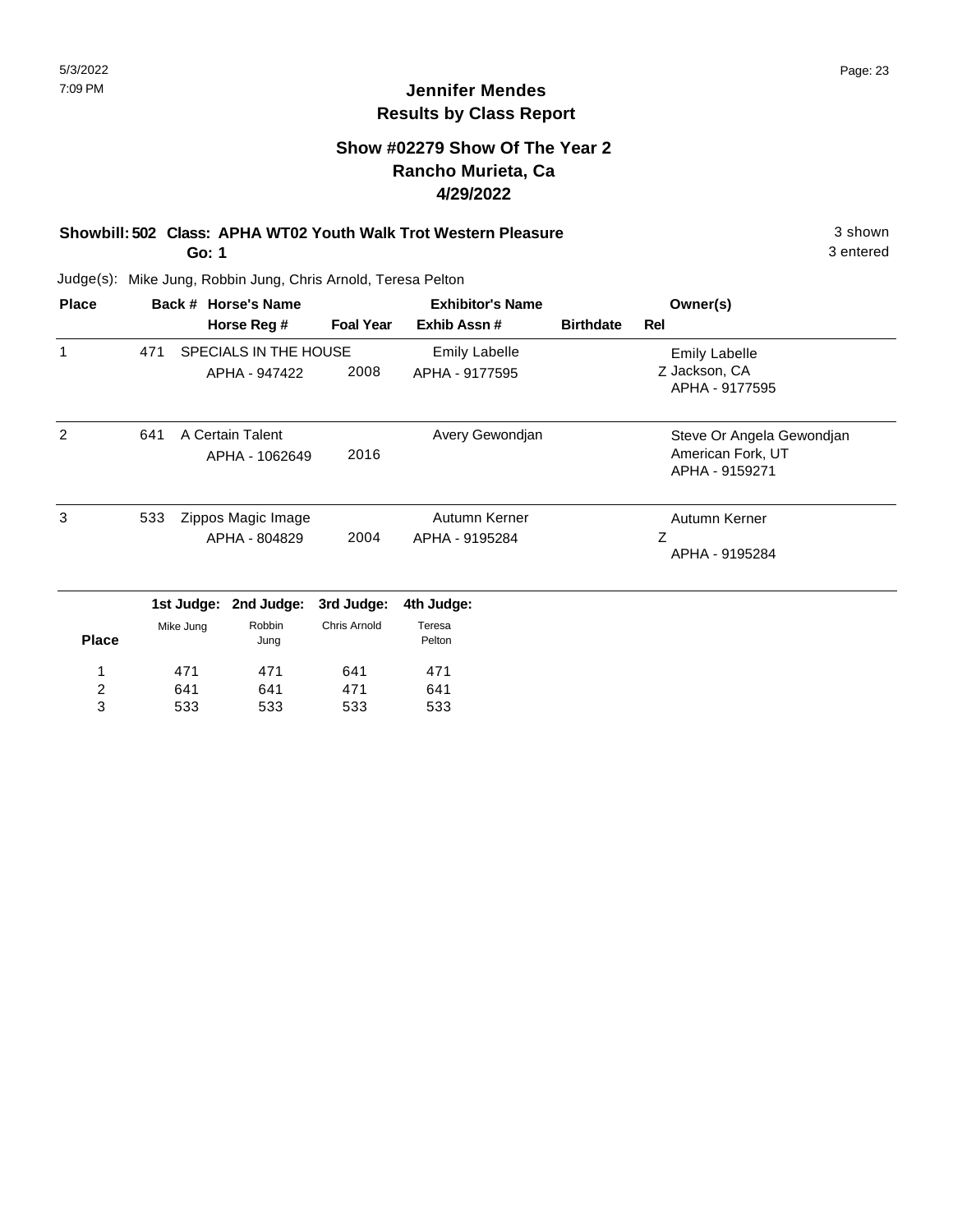# Jennifer Mendes
## Results by Class Report

### Show #02279 Show Of The Year 2
### Rancho Murieta, Ca
### 4/29/2022

**Showbill: 502 Class: APHA WT02 Youth Walk Trot Western Pleasure** — 3 shown, 3 entered

**Go: 1**

Judge(s): Mike Jung, Robbin Jung, Chris Arnold, Teresa Pelton

| Place | Back # | Horse's Name / Horse Reg # | Foal Year | Exhibitor's Name / Exhib Assn # | Birthdate | Rel | Owner(s) |
|---|---|---|---|---|---|---|---|
| 1 | 471 | SPECIALS IN THE HOUSE<br>APHA - 947422 | 2008 | Emily Labelle<br>APHA - 9177595 | | Z | Emily Labelle<br>Jackson, CA<br>APHA - 9177595 |
| 2 | 641 | A Certain Talent<br>APHA - 1062649 | 2016 | Avery Gewondjan | | | Steve Or Angela Gewondjan<br>American Fork, UT<br>APHA - 9159271 |
| 3 | 533 | Zippos Magic Image<br>APHA - 804829 | 2004 | Autumn Kerner<br>APHA - 9195284 | | Z | Autumn Kerner<br>APHA - 9195284 |

| Place | 1st Judge: Mike Jung | 2nd Judge: Robbin Jung | 3rd Judge: Chris Arnold | 4th Judge: Teresa Pelton |
|---|---|---|---|---|
| 1 | 471 | 471 | 641 | 471 |
| 2 | 641 | 641 | 471 | 641 |
| 3 | 533 | 533 | 533 | 533 |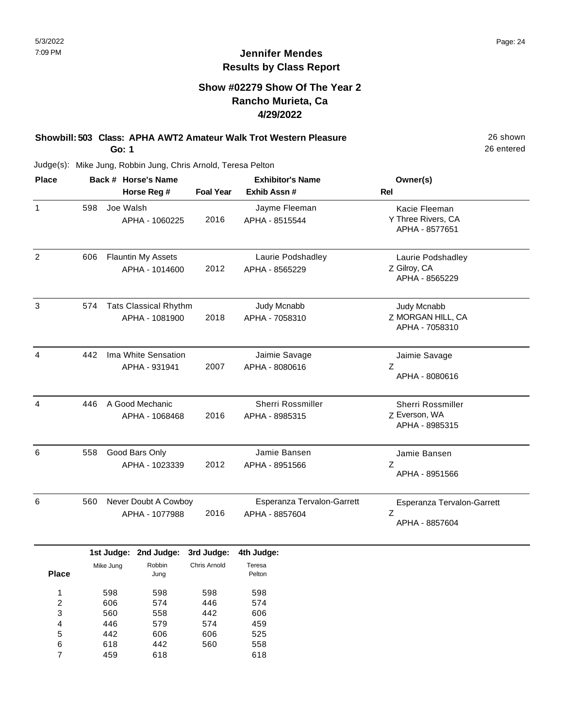# Jennifer Mendes
## Results by Class Report

### Show #02279 Show Of The Year 2
### Rancho Murieta, Ca
### 4/29/2022

**Showbill: 503 Class: APHA AWT2 Amateur Walk Trot Western Pleasure** 26 shown
**Go: 1** 26 entered

Judge(s): Mike Jung, Robbin Jung, Chris Arnold, Teresa Pelton

| Place | Back # | Horse's Name / Horse Reg # | Foal Year | Exhibitor's Name / Exhib Assn # | Rel | Owner(s) |
|---|---|---|---|---|---|---|
| 1 | 598 | Joe Walsh<br>APHA - 1060225 | 2016 | Jayme Fleeman<br>APHA - 8515544 | Y | Kacie Fleeman<br>Three Rivers, CA<br>APHA - 8577651 |
| 2 | 606 | Flauntin My Assets<br>APHA - 1014600 | 2012 | Laurie Podshadley<br>APHA - 8565229 | Z | Laurie Podshadley<br>Gilroy, CA<br>APHA - 8565229 |
| 3 | 574 | Tats Classical Rhythm<br>APHA - 1081900 | 2018 | Judy Mcnabb<br>APHA - 7058310 | Z | Judy Mcnabb<br>MORGAN HILL, CA<br>APHA - 7058310 |
| 4 | 442 | Ima White Sensation<br>APHA - 931941 | 2007 | Jaimie Savage<br>APHA - 8080616 | Z | Jaimie Savage<br>APHA - 8080616 |
| 4 | 446 | A Good Mechanic<br>APHA - 1068468 | 2016 | Sherri Rossmiller<br>APHA - 8985315 | Z | Sherri Rossmiller<br>Everson, WA<br>APHA - 8985315 |
| 6 | 558 | Good Bars Only<br>APHA - 1023339 | 2012 | Jamie Bansen<br>APHA - 8951566 | Z | Jamie Bansen<br>APHA - 8951566 |
| 6 | 560 | Never Doubt A Cowboy<br>APHA - 1077988 | 2016 | Esperanza Tervalon-Garrett<br>APHA - 8857604 | Z | Esperanza Tervalon-Garrett<br>APHA - 8857604 |

| Place | 1st Judge: Mike Jung | 2nd Judge: Robbin Jung | 3rd Judge: Chris Arnold | 4th Judge: Teresa Pelton |
|---|---|---|---|---|
| 1 | 598 | 598 | 598 | 598 |
| 2 | 606 | 574 | 446 | 574 |
| 3 | 560 | 558 | 442 | 606 |
| 4 | 446 | 579 | 574 | 459 |
| 5 | 442 | 606 | 606 | 525 |
| 6 | 618 | 442 | 560 | 558 |
| 7 | 459 | 618 | | 618 |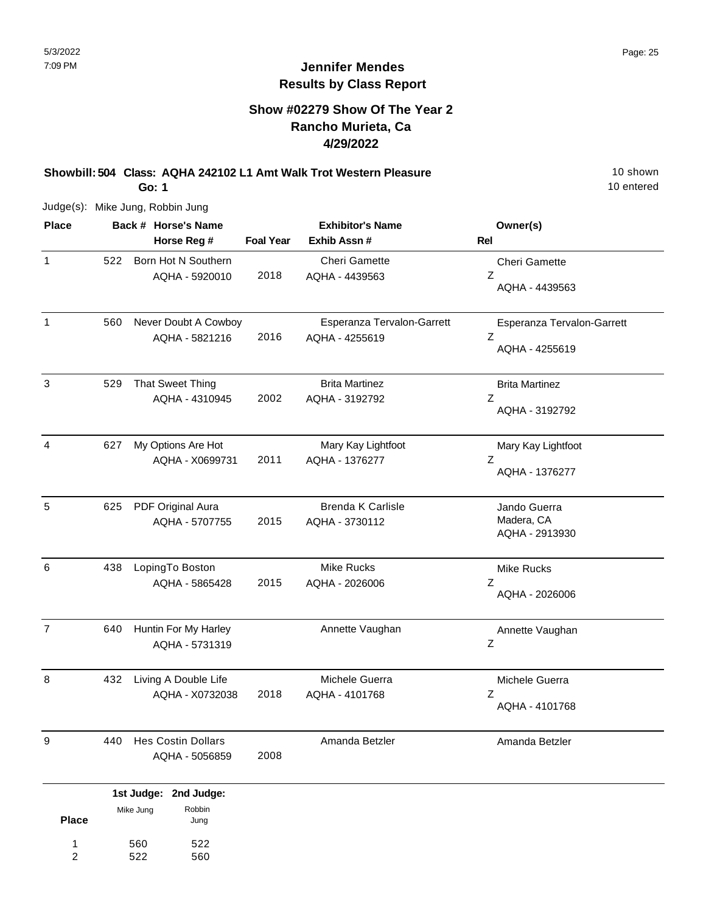# Jennifer Mendes
## Results by Class Report

### Show #02279 Show Of The Year 2
### Rancho Murieta, Ca
### 4/29/2022

**Showbill: 504 Class: AQHA 242102 L1 Amt Walk Trot Western Pleasure** 10 shown
**Go: 1** 10 entered

Judge(s): Mike Jung, Robbin Jung

| Place | Back # | Horse's Name / Horse Reg # | Foal Year | Exhibitor's Name / Exhib Assn # | Owner(s) / Rel |
|---|---|---|---|---|---|
| 1 | 522 | Born Hot N Southern<br>AQHA - 5920010 | 2018 | Cheri Gamette<br>AQHA - 4439563 | Cheri Gamette<br>Z<br>AQHA - 4439563 |
| 1 | 560 | Never Doubt A Cowboy<br>AQHA - 5821216 | 2016 | Esperanza Tervalon-Garrett<br>AQHA - 4255619 | Esperanza Tervalon-Garrett<br>Z<br>AQHA - 4255619 |
| 3 | 529 | That Sweet Thing<br>AQHA - 4310945 | 2002 | Brita Martinez<br>AQHA - 3192792 | Brita Martinez<br>Z<br>AQHA - 3192792 |
| 4 | 627 | My Options Are Hot<br>AQHA - X0699731 | 2011 | Mary Kay Lightfoot<br>AQHA - 1376277 | Mary Kay Lightfoot<br>Z<br>AQHA - 1376277 |
| 5 | 625 | PDF Original Aura<br>AQHA - 5707755 | 2015 | Brenda K Carlisle<br>AQHA - 3730112 | Jando Guerra<br>Madera, CA<br>AQHA - 2913930 |
| 6 | 438 | LopingTo Boston<br>AQHA - 5865428 | 2015 | Mike Rucks<br>AQHA - 2026006 | Mike Rucks<br>Z<br>AQHA - 2026006 |
| 7 | 640 | Huntin For My Harley<br>AQHA - 5731319 | | Annette Vaughan | Annette Vaughan<br>Z |
| 8 | 432 | Living A Double Life<br>AQHA - X0732038 | 2018 | Michele Guerra<br>AQHA - 4101768 | Michele Guerra<br>Z<br>AQHA - 4101768 |
| 9 | 440 | Hes Costin Dollars<br>AQHA - 5056859 | 2008 | Amanda Betzler | Amanda Betzler |

| Place | 1st Judge: Mike Jung | 2nd Judge: Robbin Jung |
|---|---|---|
| 1 | 560 | 522 |
| 2 | 522 | 560 |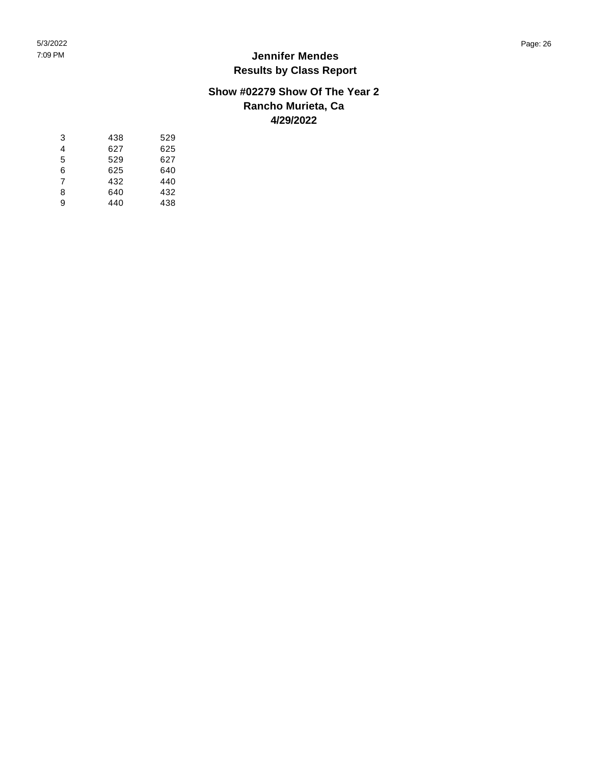# Jennifer Mendes
## Results by Class Report

### Show #02279 Show Of The Year 2
### Rancho Murieta, Ca
### 4/29/2022

| | | |
|---|---|---|
| 3 | 438 | 529 |
| 4 | 627 | 625 |
| 5 | 529 | 627 |
| 6 | 625 | 640 |
| 7 | 432 | 440 |
| 8 | 640 | 432 |
| 9 | 440 | 438 |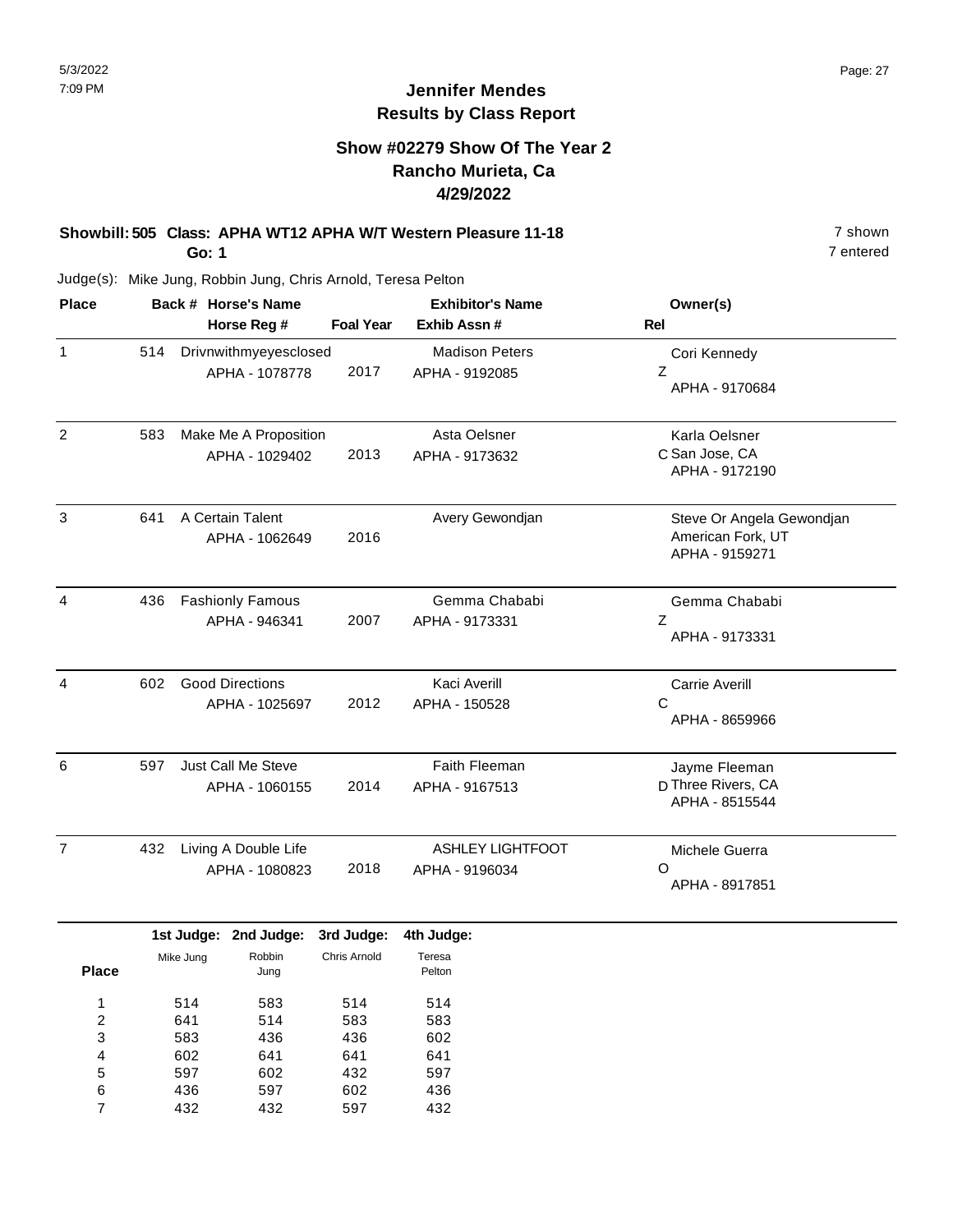# Jennifer Mendes
## Results by Class Report

### Show #02279 Show Of The Year 2
### Rancho Murieta, Ca
### 4/29/2022

**Showbill: 505 Class: APHA WT12 APHA W/T Western Pleasure 11-18** — 7 shown, 7 entered

**Go: 1**

Judge(s): Mike Jung, Robbin Jung, Chris Arnold, Teresa Pelton

| Place | Back # | Horse's Name / Horse Reg # | Foal Year | Exhibitor's Name / Exhib Assn # | Rel | Owner(s) |
|---|---|---|---|---|---|---|
| 1 | 514 | Drivnwithmyeyesclosed<br>APHA - 1078778 | 2017 | Madison Peters<br>APHA - 9192085 | Z | Cori Kennedy<br>APHA - 9170684 |
| 2 | 583 | Make Me A Proposition<br>APHA - 1029402 | 2013 | Asta Oelsner<br>APHA - 9173632 | C | Karla Oelsner<br>San Jose, CA<br>APHA - 9172190 |
| 3 | 641 | A Certain Talent<br>APHA - 1062649 | 2016 | Avery Gewondjan | | Steve Or Angela Gewondjan<br>American Fork, UT<br>APHA - 9159271 |
| 4 | 436 | Fashionly Famous<br>APHA - 946341 | 2007 | Gemma Chababi<br>APHA - 9173331 | Z | Gemma Chababi<br>APHA - 9173331 |
| 4 | 602 | Good Directions<br>APHA - 1025697 | 2012 | Kaci Averill<br>APHA - 150528 | C | Carrie Averill<br>APHA - 8659966 |
| 6 | 597 | Just Call Me Steve<br>APHA - 1060155 | 2014 | Faith Fleeman<br>APHA - 9167513 | D | Jayme Fleeman<br>Three Rivers, CA<br>APHA - 8515544 |
| 7 | 432 | Living A Double Life<br>APHA - 1080823 | 2018 | ASHLEY LIGHTFOOT<br>APHA - 9196034 | O | Michele Guerra<br>APHA - 8917851 |

| Place | 1st Judge: Mike Jung | 2nd Judge: Robbin Jung | 3rd Judge: Chris Arnold | 4th Judge: Teresa Pelton |
|---|---|---|---|---|
| 1 | 514 | 583 | 514 | 514 |
| 2 | 641 | 514 | 583 | 583 |
| 3 | 583 | 436 | 436 | 602 |
| 4 | 602 | 641 | 641 | 641 |
| 5 | 597 | 602 | 432 | 597 |
| 6 | 436 | 597 | 602 | 436 |
| 7 | 432 | 432 | 597 | 432 |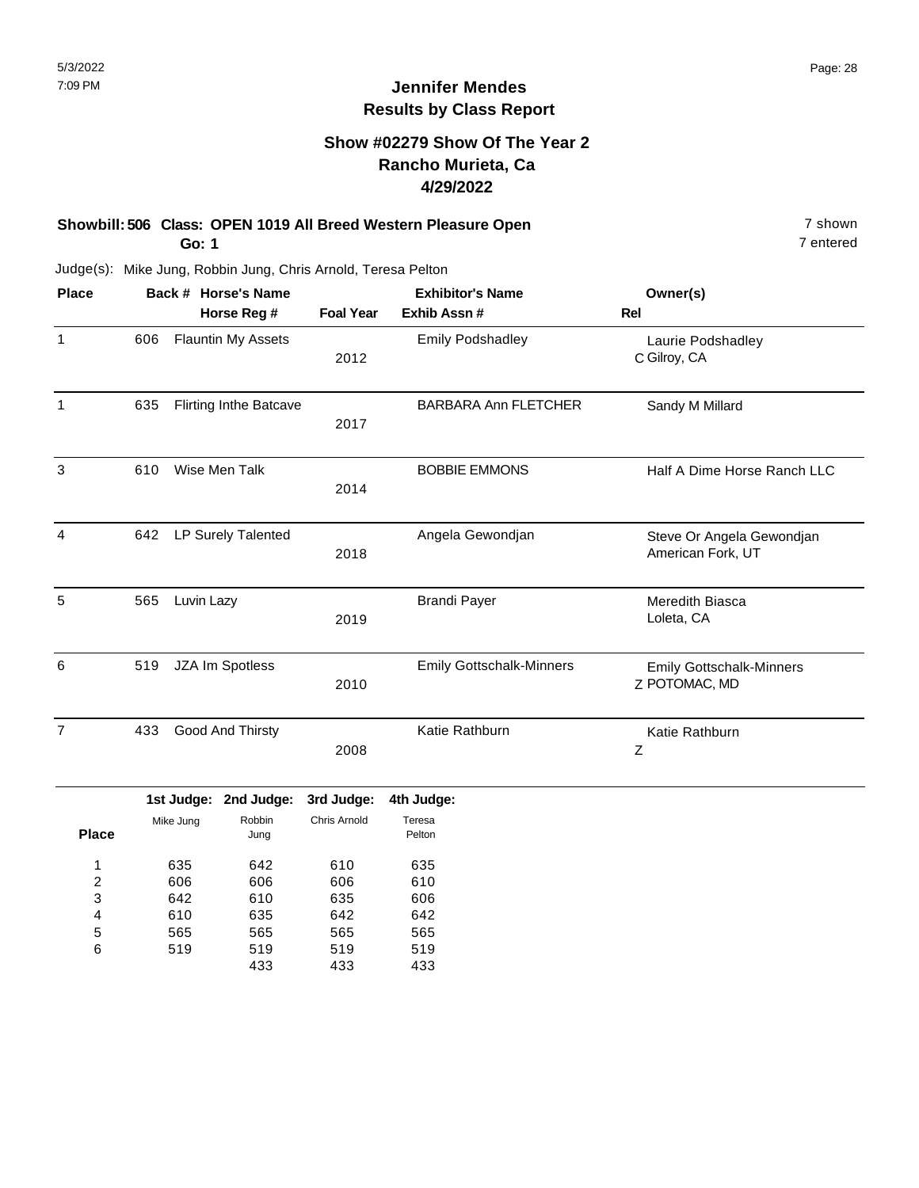# Jennifer Mendes
## Results by Class Report

### Show #02279 Show Of The Year 2
### Rancho Murieta, Ca
### 4/29/2022

**Showbill: 506 Class: OPEN 1019 All Breed Western Pleasure Open** — 7 shown

**Go: 1** — 7 entered

Judge(s): Mike Jung, Robbin Jung, Chris Arnold, Teresa Pelton

| Place | Back # | Horse's Name / Horse Reg # | Foal Year | Exhibitor's Name / Exhib Assn # | Rel | Owner(s) |
|---|---|---|---|---|---|---|
| 1 | 606 | Flauntin My Assets | 2012 | Emily Podshadley | C | Laurie Podshadley, Gilroy, CA |
| 1 | 635 | Flirting Inthe Batcave | 2017 | BARBARA Ann FLETCHER | | Sandy M Millard |
| 3 | 610 | Wise Men Talk | 2014 | BOBBIE EMMONS | | Half A Dime Horse Ranch LLC |
| 4 | 642 | LP Surely Talented | 2018 | Angela Gewondjan | | Steve Or Angela Gewondjan, American Fork, UT |
| 5 | 565 | Luvin Lazy | 2019 | Brandi Payer | | Meredith Biasca, Loleta, CA |
| 6 | 519 | JZA Im Spotless | 2010 | Emily Gottschalk-Minners | Z | Emily Gottschalk-Minners, POTOMAC, MD |
| 7 | 433 | Good And Thirsty | 2008 | Katie Rathburn | Z | Katie Rathburn |

| Place | 1st Judge: Mike Jung | 2nd Judge: Robbin Jung | 3rd Judge: Chris Arnold | 4th Judge: Teresa Pelton |
|---|---|---|---|---|
| 1 | 635 | 642 | 610 | 635 |
| 2 | 606 | 606 | 606 | 610 |
| 3 | 642 | 610 | 635 | 606 |
| 4 | 610 | 635 | 642 | 642 |
| 5 | 565 | 565 | 565 | 565 |
| 6 | 519 | 519 | 519 | 519 |
| | | 433 | 433 | 433 |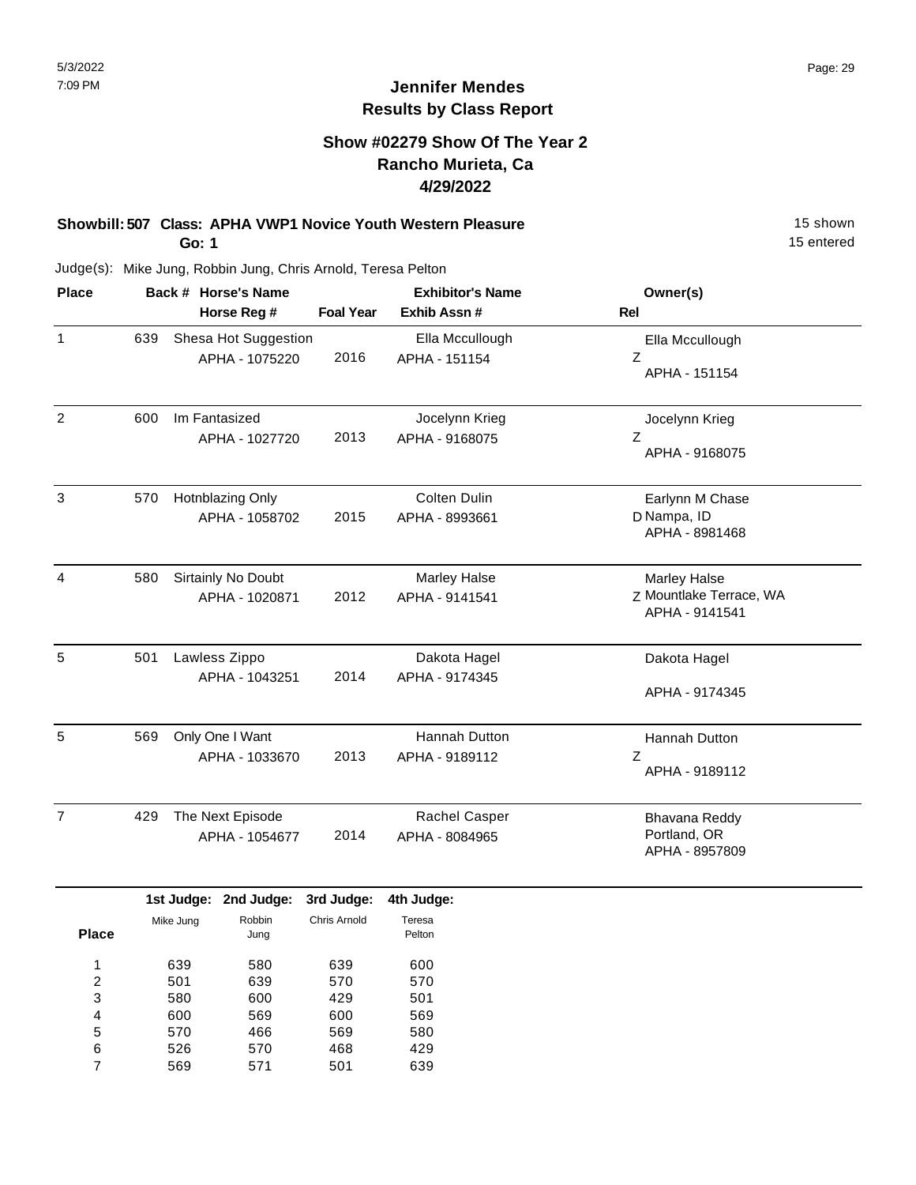# Jennifer Mendes
## Results by Class Report

### Show #02279 Show Of The Year 2
### Rancho Murieta, Ca
### 4/29/2022

**Showbill: 507 Class: APHA VWP1 Novice Youth Western Pleasure** — 15 shown

**Go: 1** — 15 entered

Judge(s): Mike Jung, Robbin Jung, Chris Arnold, Teresa Pelton

| Place | Back # | Horse's Name / Horse Reg # | Foal Year | Exhibitor's Name / Exhib Assn # | Rel | Owner(s) |
|---|---|---|---|---|---|---|
| 1 | 639 | Shesa Hot Suggestion<br>APHA - 1075220 | 2016 | Ella Mccullough<br>APHA - 151154 | Z | Ella Mccullough<br>APHA - 151154 |
| 2 | 600 | Im Fantasized<br>APHA - 1027720 | 2013 | Jocelynn Krieg<br>APHA - 9168075 | Z | Jocelynn Krieg<br>APHA - 9168075 |
| 3 | 570 | Hotnblazing Only<br>APHA - 1058702 | 2015 | Colten Dulin<br>APHA - 8993661 | D | Earlynn M Chase<br>Nampa, ID<br>APHA - 8981468 |
| 4 | 580 | Sirtainly No Doubt<br>APHA - 1020871 | 2012 | Marley Halse<br>APHA - 9141541 | Z | Marley Halse<br>Mountlake Terrace, WA<br>APHA - 9141541 |
| 5 | 501 | Lawless Zippo<br>APHA - 1043251 | 2014 | Dakota Hagel<br>APHA - 9174345 | | Dakota Hagel<br>APHA - 9174345 |
| 5 | 569 | Only One I Want<br>APHA - 1033670 | 2013 | Hannah Dutton<br>APHA - 9189112 | Z | Hannah Dutton<br>APHA - 9189112 |
| 7 | 429 | The Next Episode<br>APHA - 1054677 | 2014 | Rachel Casper<br>APHA - 8084965 | | Bhavana Reddy<br>Portland, OR<br>APHA - 8957809 |

| Place | 1st Judge: Mike Jung | 2nd Judge: Robbin Jung | 3rd Judge: Chris Arnold | 4th Judge: Teresa Pelton |
|---|---|---|---|---|
| 1 | 639 | 580 | 639 | 600 |
| 2 | 501 | 639 | 570 | 570 |
| 3 | 580 | 600 | 429 | 501 |
| 4 | 600 | 569 | 600 | 569 |
| 5 | 570 | 466 | 569 | 580 |
| 6 | 526 | 570 | 468 | 429 |
| 7 | 569 | 571 | 501 | 639 |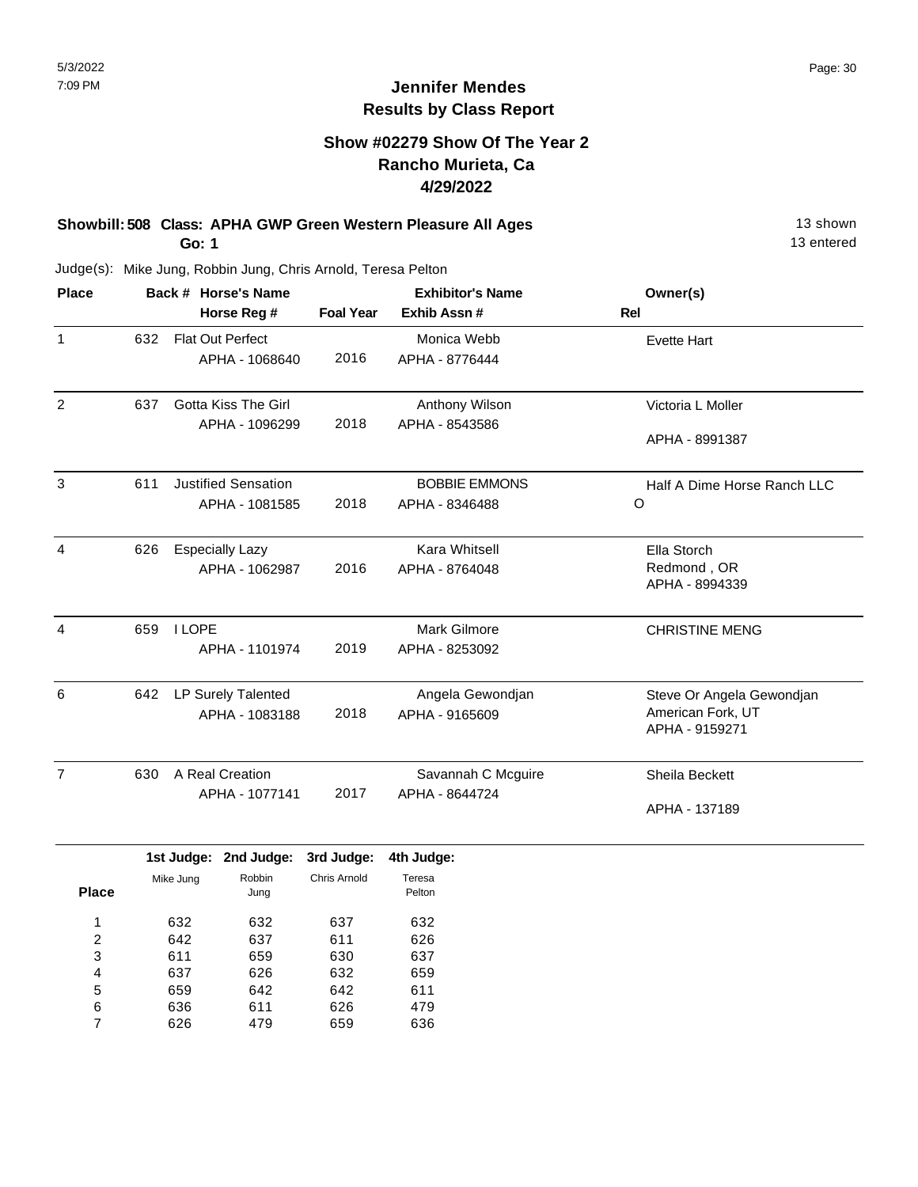# Jennifer Mendes
## Results by Class Report

### Show #02279 Show Of The Year 2
### Rancho Murieta, Ca
### 4/29/2022

**Showbill: 508 Class: APHA GWP Green Western Pleasure All Ages** — 13 shown, 13 entered

**Go: 1**

Judge(s): Mike Jung, Robbin Jung, Chris Arnold, Teresa Pelton

| Place | Back # | Horse's Name / Horse Reg # | Foal Year | Exhibitor's Name / Exhib Assn # | Owner(s) / Rel |
|---|---|---|---|---|---|
| 1 | 632 | Flat Out Perfect<br>APHA - 1068640 | 2016 | Monica Webb<br>APHA - 8776444 | Evette Hart |
| 2 | 637 | Gotta Kiss The Girl<br>APHA - 1096299 | 2018 | Anthony Wilson<br>APHA - 8543586 | Victoria L Moller<br>APHA - 8991387 |
| 3 | 611 | Justified Sensation<br>APHA - 1081585 | 2018 | BOBBIE EMMONS<br>APHA - 8346488 | Half A Dime Horse Ranch LLC<br>O |
| 4 | 626 | Especially Lazy<br>APHA - 1062987 | 2016 | Kara Whitsell<br>APHA - 8764048 | Ella Storch<br>Redmond , OR<br>APHA - 8994339 |
| 4 | 659 | I LOPE<br>APHA - 1101974 | 2019 | Mark Gilmore<br>APHA - 8253092 | CHRISTINE MENG |
| 6 | 642 | LP Surely Talented<br>APHA - 1083188 | 2018 | Angela Gewondjan<br>APHA - 9165609 | Steve Or Angela Gewondjan<br>American Fork, UT<br>APHA - 9159271 |
| 7 | 630 | A Real Creation<br>APHA - 1077141 | 2017 | Savannah C Mcguire<br>APHA - 8644724 | Sheila Beckett<br>APHA - 137189 |

| Place | 1st Judge: Mike Jung | 2nd Judge: Robbin Jung | 3rd Judge: Chris Arnold | 4th Judge: Teresa Pelton |
|---|---|---|---|---|
| 1 | 632 | 632 | 637 | 632 |
| 2 | 642 | 637 | 611 | 626 |
| 3 | 611 | 659 | 630 | 637 |
| 4 | 637 | 626 | 632 | 659 |
| 5 | 659 | 642 | 642 | 611 |
| 6 | 636 | 611 | 626 | 479 |
| 7 | 626 | 479 | 659 | 636 |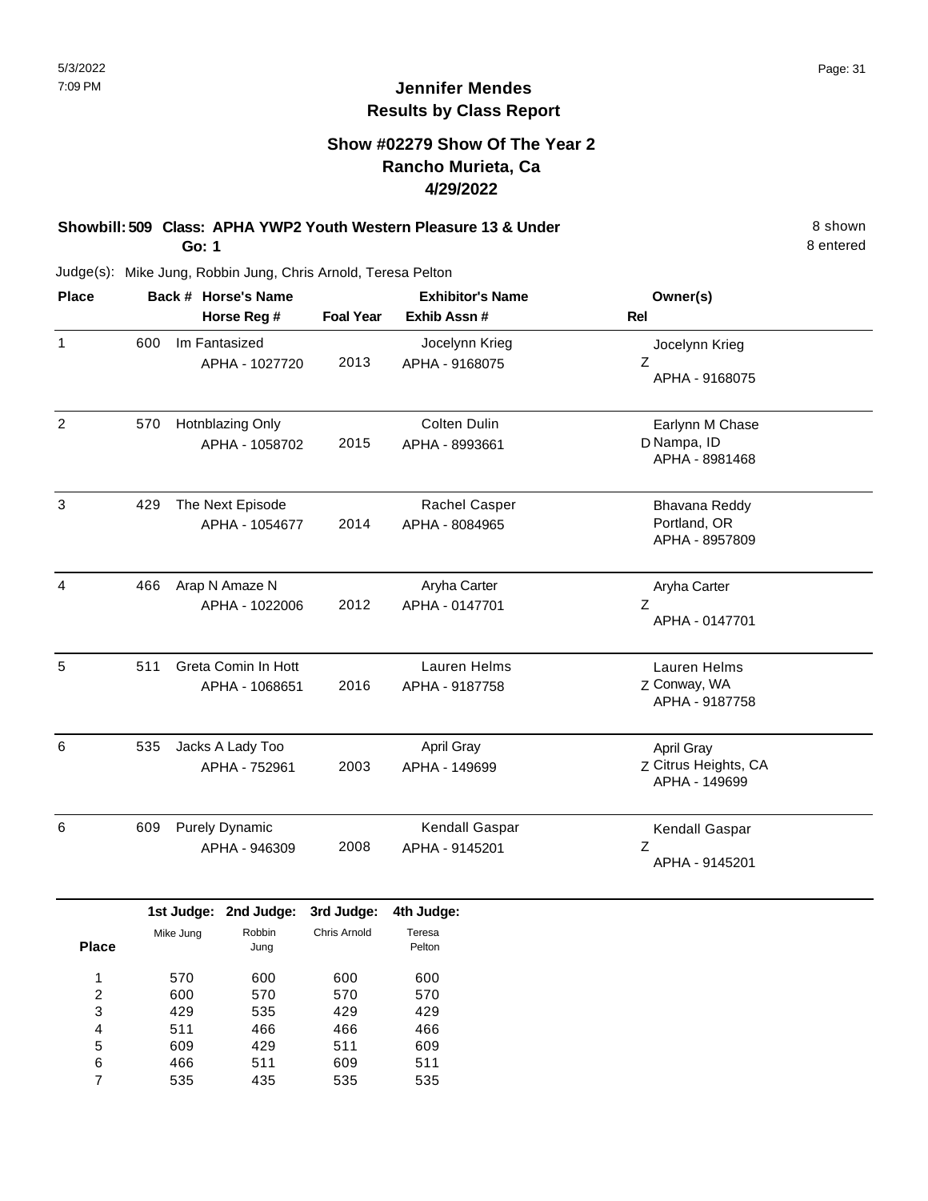# Jennifer Mendes
## Results by Class Report

### Show #02279 Show Of The Year 2
### Rancho Murieta, Ca
### 4/29/2022

**Showbill: 509 Class: APHA YWP2 Youth Western Pleasure 13 & Under** — 8 shown
**Go: 1** — 8 entered

Judge(s): Mike Jung, Robbin Jung, Chris Arnold, Teresa Pelton

| Place | Back # | Horse's Name / Horse Reg # | Foal Year | Exhibitor's Name / Exhib Assn # | Rel | Owner(s) |
|---|---|---|---|---|---|---|
| 1 | 600 | Im Fantasized<br>APHA - 1027720 | 2013 | Jocelynn Krieg<br>APHA - 9168075 | Z | Jocelynn Krieg<br>APHA - 9168075 |
| 2 | 570 | Hotnblazing Only<br>APHA - 1058702 | 2015 | Colten Dulin<br>APHA - 8993661 | D | Earlynn M Chase<br>Nampa, ID<br>APHA - 8981468 |
| 3 | 429 | The Next Episode<br>APHA - 1054677 | 2014 | Rachel Casper<br>APHA - 8084965 | | Bhavana Reddy<br>Portland, OR<br>APHA - 8957809 |
| 4 | 466 | Arap N Amaze N<br>APHA - 1022006 | 2012 | Aryha Carter<br>APHA - 0147701 | Z | Aryha Carter<br>APHA - 0147701 |
| 5 | 511 | Greta Comin In Hott<br>APHA - 1068651 | 2016 | Lauren Helms<br>APHA - 9187758 | Z | Lauren Helms<br>Conway, WA<br>APHA - 9187758 |
| 6 | 535 | Jacks A Lady Too<br>APHA - 752961 | 2003 | April Gray<br>APHA - 149699 | Z | April Gray<br>Citrus Heights, CA<br>APHA - 149699 |
| 6 | 609 | Purely Dynamic<br>APHA - 946309 | 2008 | Kendall Gaspar<br>APHA - 9145201 | Z | Kendall Gaspar<br>APHA - 9145201 |

| Place | 1st Judge: Mike Jung | 2nd Judge: Robbin Jung | 3rd Judge: Chris Arnold | 4th Judge: Teresa Pelton |
|---|---|---|---|---|
| 1 | 570 | 600 | 600 | 600 |
| 2 | 600 | 570 | 570 | 570 |
| 3 | 429 | 535 | 429 | 429 |
| 4 | 511 | 466 | 466 | 466 |
| 5 | 609 | 429 | 511 | 609 |
| 6 | 466 | 511 | 609 | 511 |
| 7 | 535 | 435 | 535 | 535 |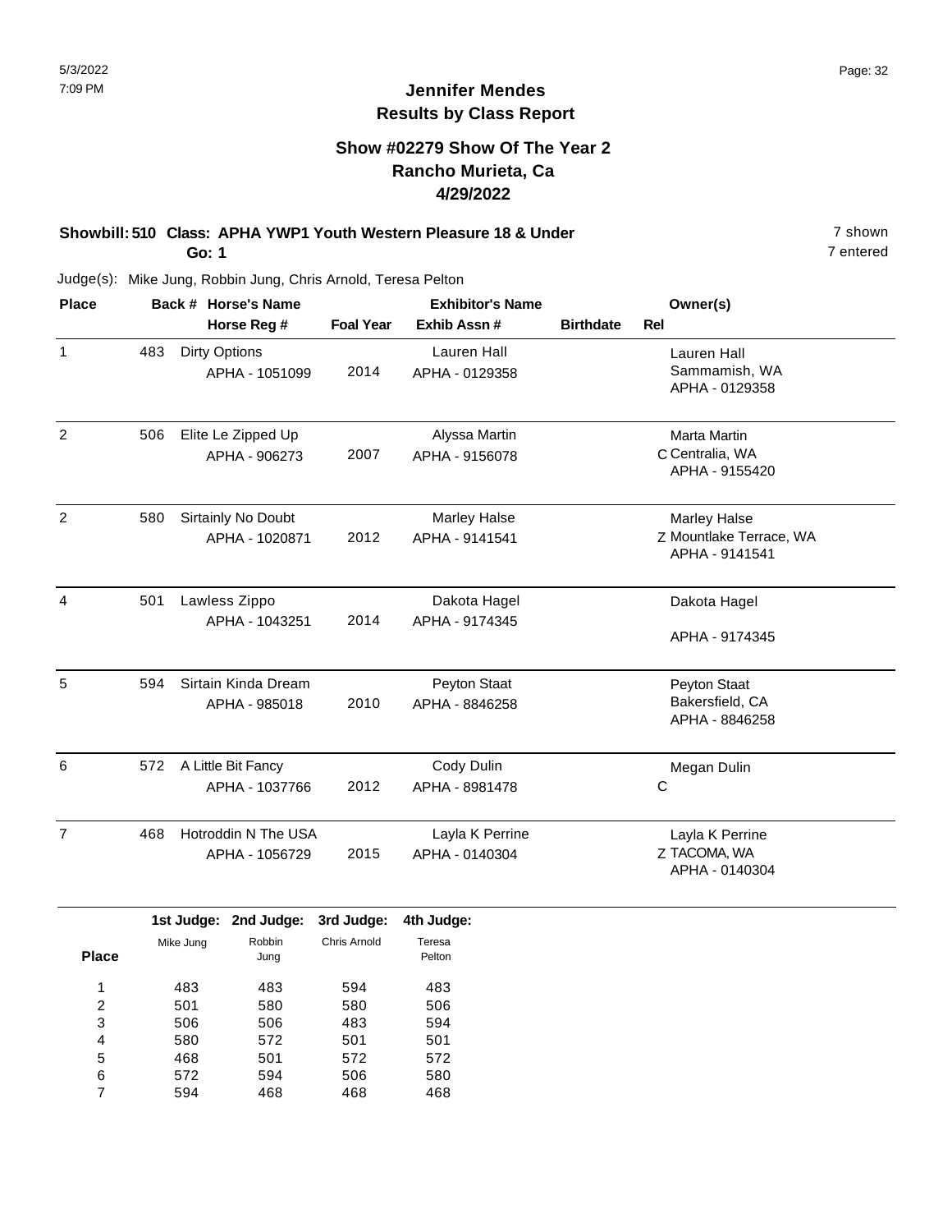# Jennifer Mendes
## Results by Class Report

### Show #02279 Show Of The Year 2
### Rancho Murieta, Ca
### 4/29/2022

**Showbill: 510 Class: APHA YWP1 Youth Western Pleasure 18 & Under** — 7 shown
**Go: 1** — 7 entered

Judge(s): Mike Jung, Robbin Jung, Chris Arnold, Teresa Pelton

| Place | Back # | Horse's Name / Horse Reg # | Foal Year | Exhibitor's Name / Exhib Assn # | Birthdate | Rel | Owner(s) |
|---|---|---|---|---|---|---|---|
| 1 | 483 | Dirty Options<br>APHA - 1051099 | 2014 | Lauren Hall<br>APHA - 0129358 | | | Lauren Hall<br>Sammamish, WA<br>APHA - 0129358 |
| 2 | 506 | Elite Le Zipped Up<br>APHA - 906273 | 2007 | Alyssa Martin<br>APHA - 9156078 | | C | Marta Martin<br>Centralia, WA<br>APHA - 9155420 |
| 2 | 580 | Sirtainly No Doubt<br>APHA - 1020871 | 2012 | Marley Halse<br>APHA - 9141541 | | Z | Marley Halse<br>Mountlake Terrace, WA<br>APHA - 9141541 |
| 4 | 501 | Lawless Zippo<br>APHA - 1043251 | 2014 | Dakota Hagel<br>APHA - 9174345 | | | Dakota Hagel<br>APHA - 9174345 |
| 5 | 594 | Sirtain Kinda Dream<br>APHA - 985018 | 2010 | Peyton Staat<br>APHA - 8846258 | | | Peyton Staat<br>Bakersfield, CA<br>APHA - 8846258 |
| 6 | 572 | A Little Bit Fancy<br>APHA - 1037766 | 2012 | Cody Dulin<br>APHA - 8981478 | | C | Megan Dulin |
| 7 | 468 | Hotroddin N The USA<br>APHA - 1056729 | 2015 | Layla K Perrine<br>APHA - 0140304 | | Z | Layla K Perrine<br>TACOMA, WA<br>APHA - 0140304 |

| Place | 1st Judge: Mike Jung | 2nd Judge: Robbin Jung | 3rd Judge: Chris Arnold | 4th Judge: Teresa Pelton |
|---|---|---|---|---|
| 1 | 483 | 483 | 594 | 483 |
| 2 | 501 | 580 | 580 | 506 |
| 3 | 506 | 506 | 483 | 594 |
| 4 | 580 | 572 | 501 | 501 |
| 5 | 468 | 501 | 572 | 572 |
| 6 | 572 | 594 | 506 | 580 |
| 7 | 594 | 468 | 468 | 468 |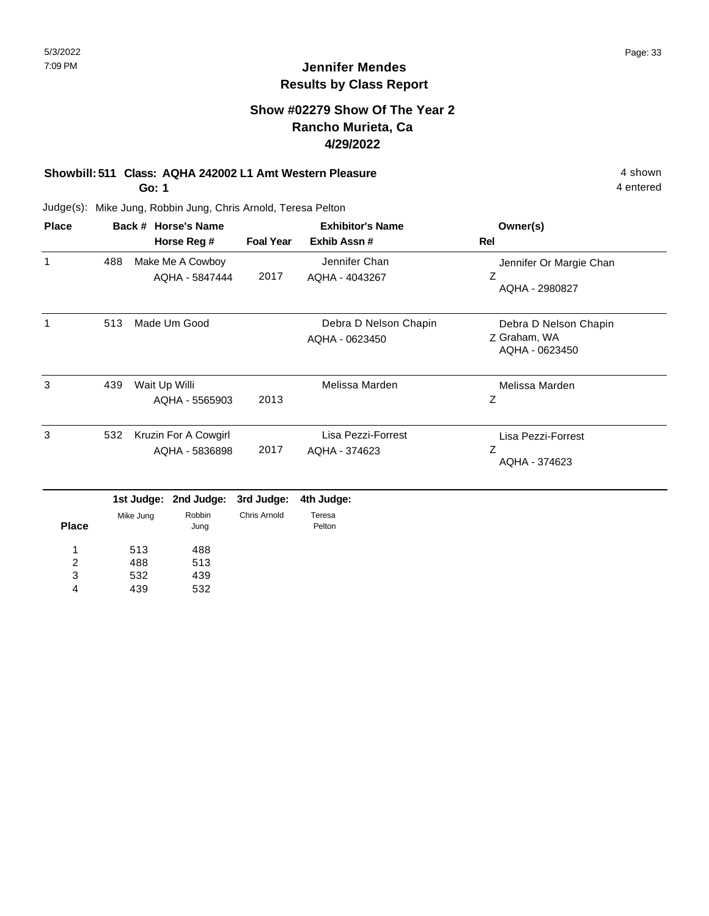# Jennifer Mendes
## Results by Class Report

### Show #02279 Show Of The Year 2
### Rancho Murieta, Ca
### 4/29/2022

**Showbill: 511 Class: AQHA 242002 L1 Amt Western Pleasure** — 4 shown

**Go: 1** — 4 entered

Judge(s): Mike Jung, Robbin Jung, Chris Arnold, Teresa Pelton

| Place | Back # | Horse's Name / Horse Reg # | Foal Year | Exhibitor's Name / Exhib Assn # | Owner(s) / Rel |
|---|---|---|---|---|---|
| 1 | 488 | Make Me A Cowboy<br>AQHA - 5847444 | 2017 | Jennifer Chan<br>AQHA - 4043267 | Jennifer Or Margie Chan<br>Z<br>AQHA - 2980827 |
| 1 | 513 | Made Um Good | | Debra D Nelson Chapin<br>AQHA - 0623450 | Debra D Nelson Chapin<br>Z Graham, WA<br>AQHA - 0623450 |
| 3 | 439 | Wait Up Willi<br>AQHA - 5565903 | 2013 | Melissa Marden | Melissa Marden<br>Z |
| 3 | 532 | Kruzin For A Cowgirl<br>AQHA - 5836898 | 2017 | Lisa Pezzi-Forrest<br>AQHA - 374623 | Lisa Pezzi-Forrest<br>Z<br>AQHA - 374623 |

| Place | 1st Judge: Mike Jung | 2nd Judge: Robbin Jung | 3rd Judge: Chris Arnold | 4th Judge: Teresa Pelton |
|---|---|---|---|---|
| 1 | 513 | 488 | | |
| 2 | 488 | 513 | | |
| 3 | 532 | 439 | | |
| 4 | 439 | 532 | | |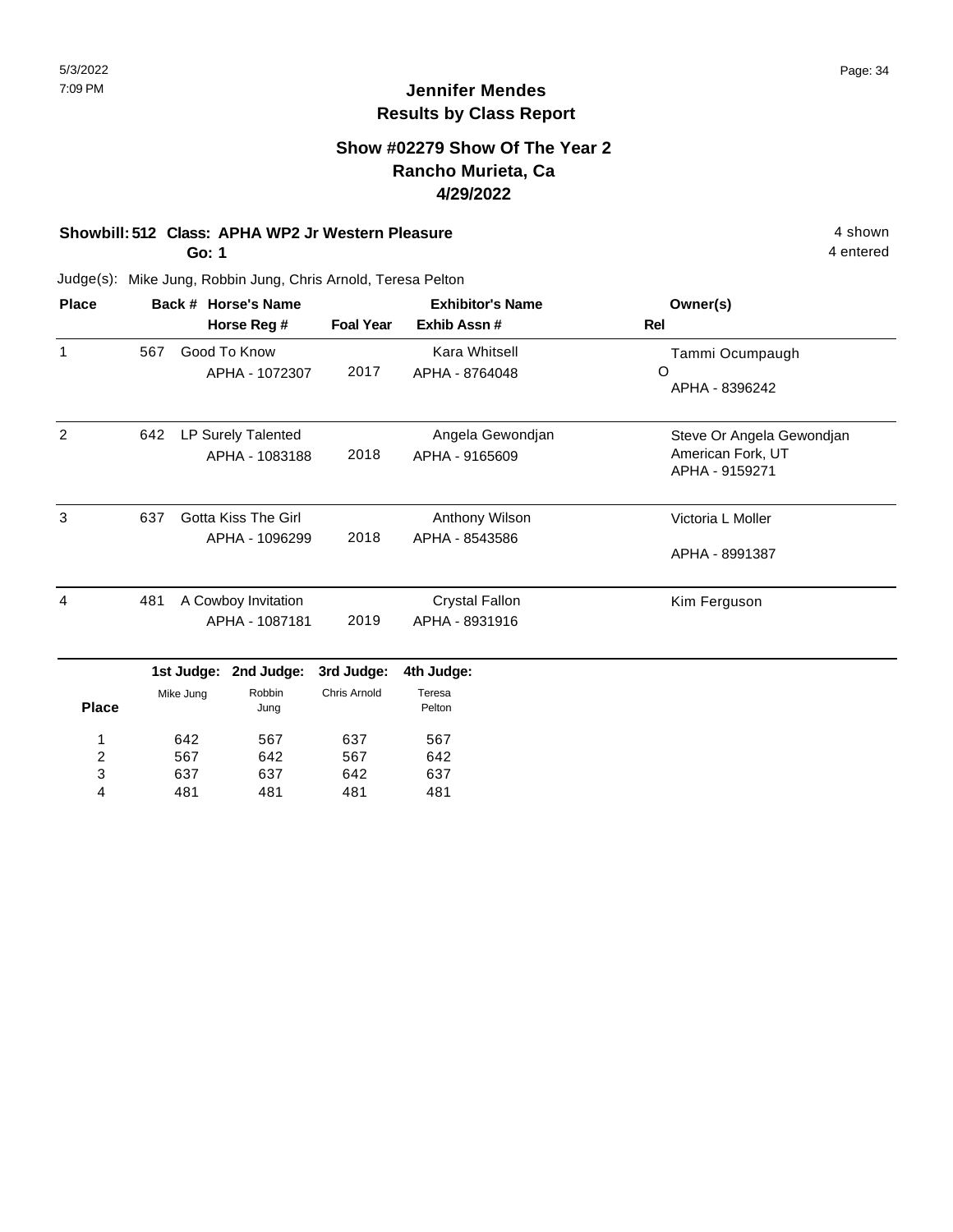# Jennifer Mendes
## Results by Class Report

### Show #02279 Show Of The Year 2
### Rancho Murieta, Ca
### 4/29/2022

**Showbill: 512 Class: APHA WP2 Jr Western Pleasure** — 4 shown

**Go: 1** — 4 entered

Judge(s): Mike Jung, Robbin Jung, Chris Arnold, Teresa Pelton

| Place | Back # | Horse's Name / Horse Reg # | Foal Year | Exhibitor's Name / Exhib Assn # | Owner(s) / Rel |
|---|---|---|---|---|---|
| 1 | 567 | Good To Know<br>APHA - 1072307 | 2017 | Kara Whitsell<br>APHA - 8764048 | Tammi Ocumpaugh<br>O<br>APHA - 8396242 |
| 2 | 642 | LP Surely Talented<br>APHA - 1083188 | 2018 | Angela Gewondjan<br>APHA - 9165609 | Steve Or Angela Gewondjan<br>American Fork, UT<br>APHA - 9159271 |
| 3 | 637 | Gotta Kiss The Girl<br>APHA - 1096299 | 2018 | Anthony Wilson<br>APHA - 8543586 | Victoria L Moller<br>APHA - 8991387 |
| 4 | 481 | A Cowboy Invitation<br>APHA - 1087181 | 2019 | Crystal Fallon<br>APHA - 8931916 | Kim Ferguson |

| Place | 1st Judge: Mike Jung | 2nd Judge: Robbin Jung | 3rd Judge: Chris Arnold | 4th Judge: Teresa Pelton |
|---|---|---|---|---|
| 1 | 642 | 567 | 637 | 567 |
| 2 | 567 | 642 | 567 | 642 |
| 3 | 637 | 637 | 642 | 637 |
| 4 | 481 | 481 | 481 | 481 |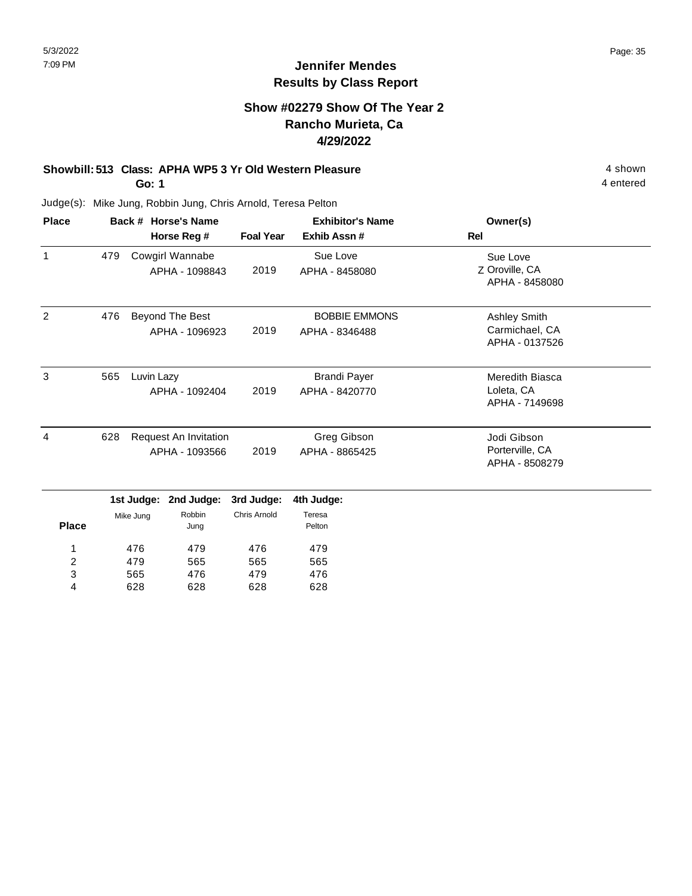# Jennifer Mendes
## Results by Class Report

### Show #02279 Show Of The Year 2
### Rancho Murieta, Ca
### 4/29/2022

**Showbill: 513 Class: APHA WP5 3 Yr Old Western Pleasure** — 4 shown, 4 entered

**Go: 1**

Judge(s): Mike Jung, Robbin Jung, Chris Arnold, Teresa Pelton

| Place | Back # | Horse's Name / Horse Reg # | Foal Year | Exhibitor's Name / Exhib Assn # | Rel | Owner(s) |
|---|---|---|---|---|---|---|
| 1 | 479 | Cowgirl Wannabe<br>APHA - 1098843 | 2019 | Sue Love<br>APHA - 8458080 | Z | Sue Love<br>Oroville, CA<br>APHA - 8458080 |
| 2 | 476 | Beyond The Best<br>APHA - 1096923 | 2019 | BOBBIE EMMONS<br>APHA - 8346488 | | Ashley Smith<br>Carmichael, CA<br>APHA - 0137526 |
| 3 | 565 | Luvin Lazy<br>APHA - 1092404 | 2019 | Brandi Payer<br>APHA - 8420770 | | Meredith Biasca<br>Loleta, CA<br>APHA - 7149698 |
| 4 | 628 | Request An Invitation<br>APHA - 1093566 | 2019 | Greg Gibson<br>APHA - 8865425 | | Jodi Gibson<br>Porterville, CA<br>APHA - 8508279 |

| Place | 1st Judge: Mike Jung | 2nd Judge: Robbin Jung | 3rd Judge: Chris Arnold | 4th Judge: Teresa Pelton |
|---|---|---|---|---|
| 1 | 476 | 479 | 476 | 479 |
| 2 | 479 | 565 | 565 | 565 |
| 3 | 565 | 476 | 479 | 476 |
| 4 | 628 | 628 | 628 | 628 |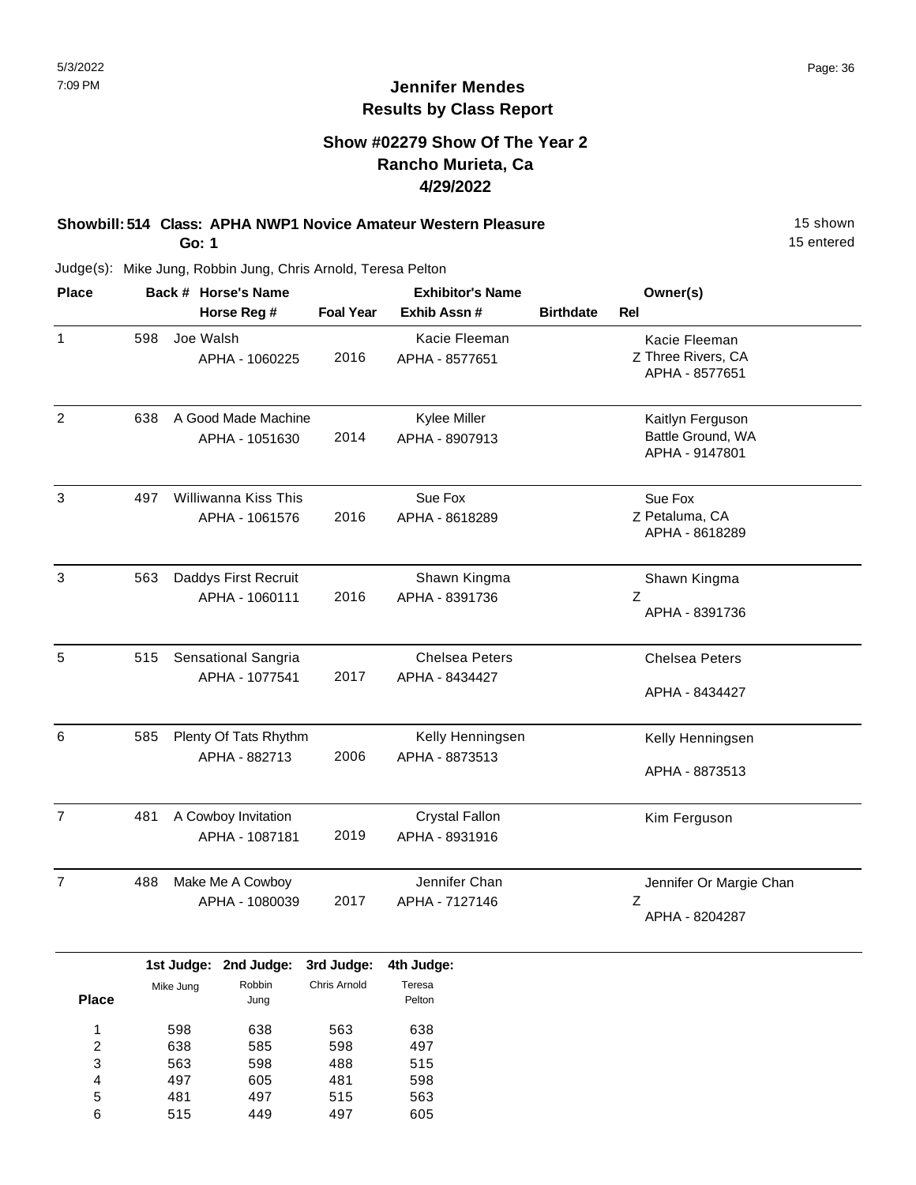# Jennifer Mendes
## Results by Class Report

### Show #02279 Show Of The Year 2
### Rancho Murieta, Ca
### 4/29/2022

**Showbill: 514 Class: APHA NWP1 Novice Amateur Western Pleasure** — 15 shown, 15 entered

**Go: 1**

Judge(s): Mike Jung, Robbin Jung, Chris Arnold, Teresa Pelton

| Place | Back # | Horse's Name / Horse Reg # | Foal Year | Exhibitor's Name / Exhib Assn # | Birthdate | Rel | Owner(s) |
|---|---|---|---|---|---|---|---|
| 1 | 598 | Joe Walsh<br>APHA - 1060225 | 2016 | Kacie Fleeman<br>APHA - 8577651 | | Z | Kacie Fleeman<br>Three Rivers, CA<br>APHA - 8577651 |
| 2 | 638 | A Good Made Machine<br>APHA - 1051630 | 2014 | Kylee Miller<br>APHA - 8907913 | | | Kaitlyn Ferguson<br>Battle Ground, WA<br>APHA - 9147801 |
| 3 | 497 | Williwanna Kiss This<br>APHA - 1061576 | 2016 | Sue Fox<br>APHA - 8618289 | | Z | Sue Fox<br>Petaluma, CA<br>APHA - 8618289 |
| 3 | 563 | Daddys First Recruit<br>APHA - 1060111 | 2016 | Shawn Kingma<br>APHA - 8391736 | | Z | Shawn Kingma<br>APHA - 8391736 |
| 5 | 515 | Sensational Sangria<br>APHA - 1077541 | 2017 | Chelsea Peters<br>APHA - 8434427 | | | Chelsea Peters<br>APHA - 8434427 |
| 6 | 585 | Plenty Of Tats Rhythm<br>APHA - 882713 | 2006 | Kelly Henningsen<br>APHA - 8873513 | | | Kelly Henningsen<br>APHA - 8873513 |
| 7 | 481 | A Cowboy Invitation<br>APHA - 1087181 | 2019 | Crystal Fallon<br>APHA - 8931916 | | | Kim Ferguson |
| 7 | 488 | Make Me A Cowboy<br>APHA - 1080039 | 2017 | Jennifer Chan<br>APHA - 7127146 | | Z | Jennifer Or Margie Chan<br>APHA - 8204287 |

| Place | 1st Judge: Mike Jung | 2nd Judge: Robbin Jung | 3rd Judge: Chris Arnold | 4th Judge: Teresa Pelton |
|---|---|---|---|---|
| 1 | 598 | 638 | 563 | 638 |
| 2 | 638 | 585 | 598 | 497 |
| 3 | 563 | 598 | 488 | 515 |
| 4 | 497 | 605 | 481 | 598 |
| 5 | 481 | 497 | 515 | 563 |
| 6 | 515 | 449 | 497 | 605 |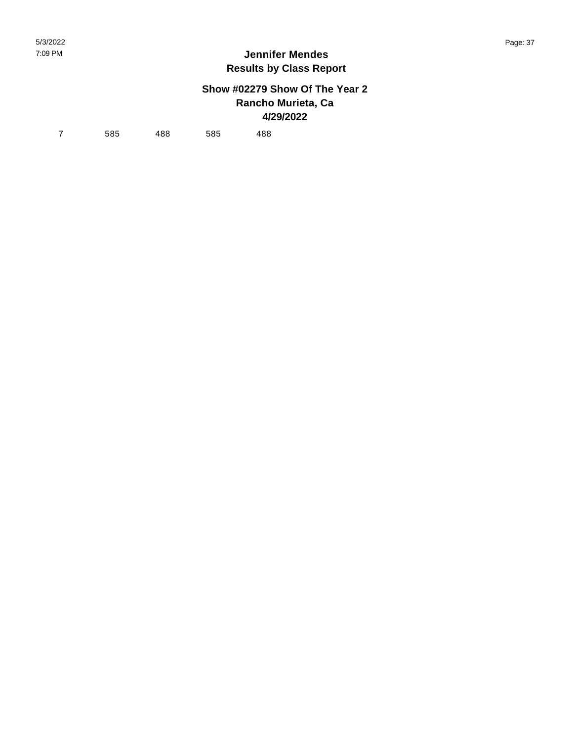| 7 | 585 | 488 | 585 | 488 |
|---|---|---|---|---|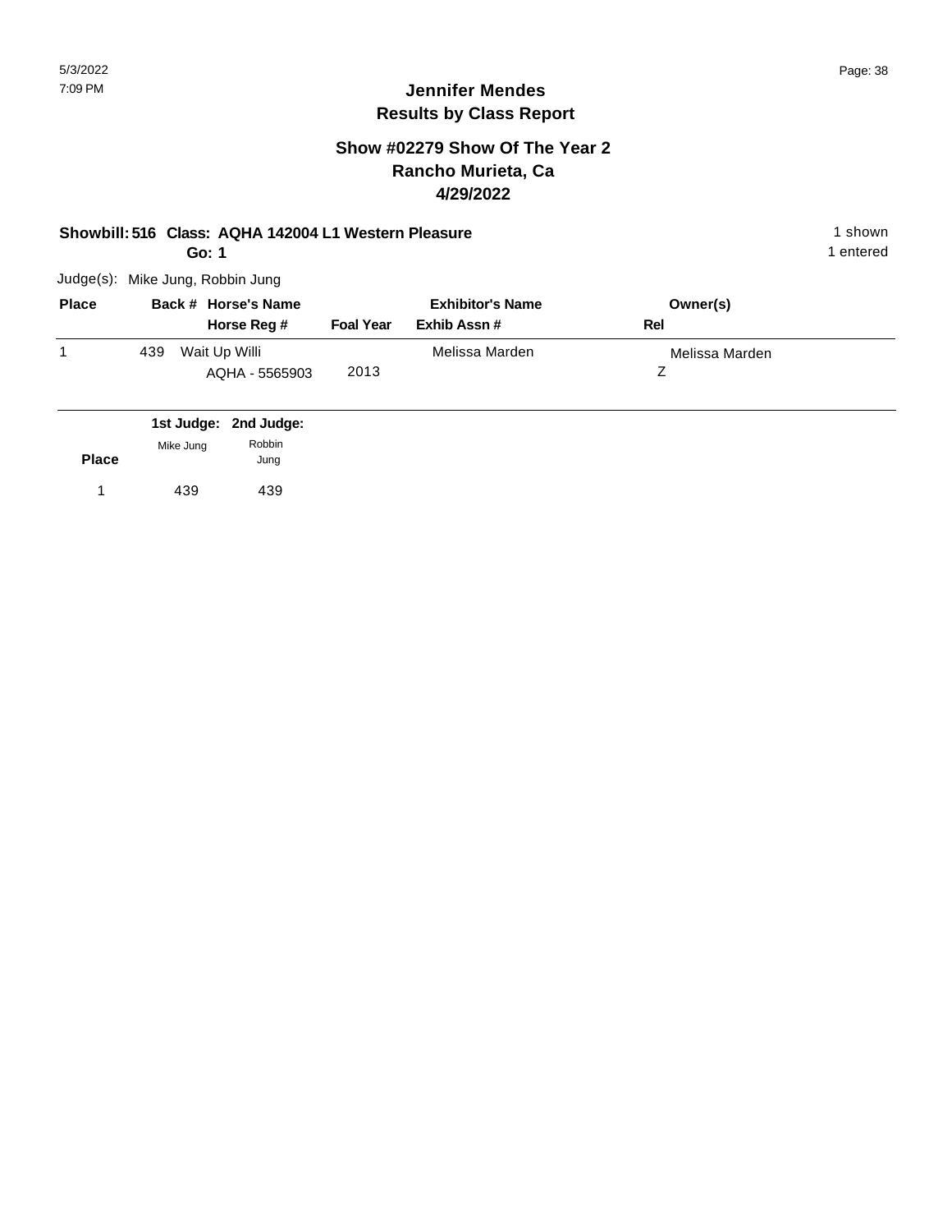# Jennifer Mendes
## Results by Class Report

### Show #02279 Show Of The Year 2
### Rancho Murieta, Ca
### 4/29/2022

**Showbill: 516 Class: AQHA 142004 L1 Western Pleasure** — 1 shown

**Go: 1** — 1 entered

Judge(s): Mike Jung, Robbin Jung

| Place | Back # | Horse's Name / Horse Reg # | Foal Year | Exhibitor's Name / Exhib Assn # | Owner(s) / Rel |
|---|---|---|---|---|---|
| 1 | 439 | Wait Up Willi<br>AQHA - 5565903 | 2013 | Melissa Marden | Melissa Marden<br>Z |

| Place | 1st Judge: Mike Jung | 2nd Judge: Robbin Jung |
|---|---|---|
| 1 | 439 | 439 |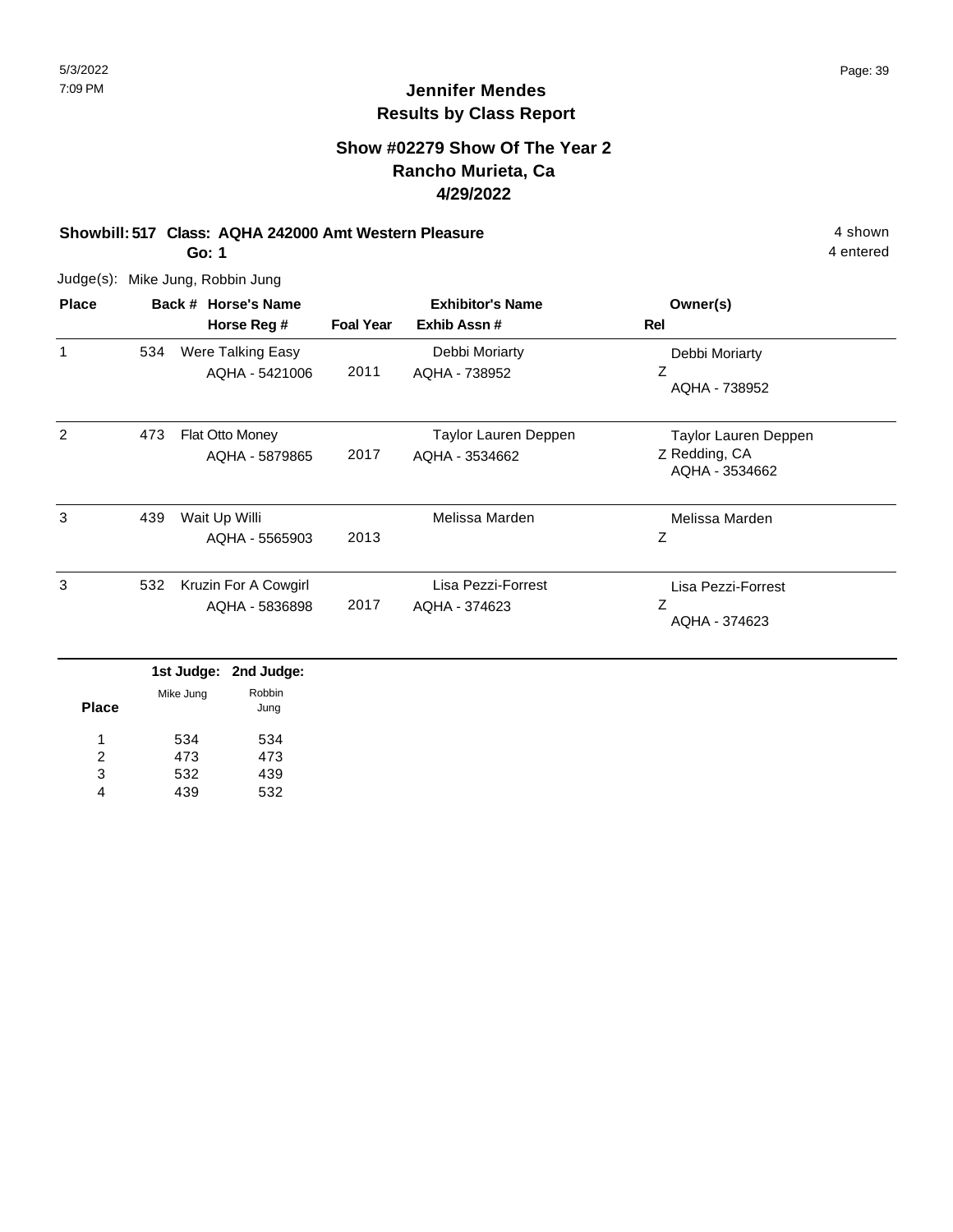**Jennifer Mendes**
**Results by Class Report**

**Show #02279 Show Of The Year 2**
**Rancho Murieta, Ca**
**4/29/2022**

**Showbill: 517 Class: AQHA 242000 Amt Western Pleasure** — 4 shown, 4 entered

**Go: 1**

Judge(s): Mike Jung, Robbin Jung

| Place | Back # | Horse's Name / Horse Reg # | Foal Year | Exhibitor's Name / Exhib Assn # | Owner(s) | Rel |
|---|---|---|---|---|---|---|
| 1 | 534 | Were Talking Easy<br>AQHA - 5421006 | 2011 | Debbi Moriarty<br>AQHA - 738952 | Debbi Moriarty<br>AQHA - 738952 | Z |
| 2 | 473 | Flat Otto Money<br>AQHA - 5879865 | 2017 | Taylor Lauren Deppen<br>AQHA - 3534662 | Taylor Lauren Deppen<br>Redding, CA<br>AQHA - 3534662 | Z |
| 3 | 439 | Wait Up Willi<br>AQHA - 5565903 | 2013 | Melissa Marden | Melissa Marden | Z |
| 3 | 532 | Kruzin For A Cowgirl<br>AQHA - 5836898 | 2017 | Lisa Pezzi-Forrest<br>AQHA - 374623 | Lisa Pezzi-Forrest<br>AQHA - 374623 | Z |

| Place | 1st Judge: Mike Jung | 2nd Judge: Robbin Jung |
|---|---|---|
| 1 | 534 | 534 |
| 2 | 473 | 473 |
| 3 | 532 | 439 |
| 4 | 439 | 532 |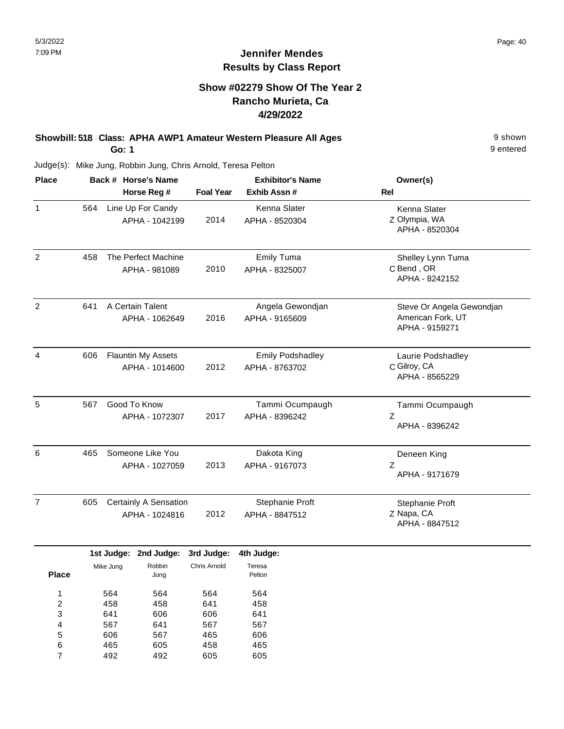# Jennifer Mendes
## Results by Class Report

### Show #02279 Show Of The Year 2
### Rancho Murieta, Ca
### 4/29/2022

**Showbill: 518 Class: APHA AWP1 Amateur Western Pleasure All Ages** 9 shown
**Go: 1** 9 entered

Judge(s): Mike Jung, Robbin Jung, Chris Arnold, Teresa Pelton

| Place | Back # | Horse's Name / Horse Reg # | Foal Year | Exhibitor's Name / Exhib Assn # | Rel | Owner(s) |
|---|---|---|---|---|---|---|
| 1 | 564 | Line Up For Candy<br>APHA - 1042199 | 2014 | Kenna Slater<br>APHA - 8520304 | Z | Kenna Slater<br>Olympia, WA<br>APHA - 8520304 |
| 2 | 458 | The Perfect Machine<br>APHA - 981089 | 2010 | Emily Tuma<br>APHA - 8325007 | C | Shelley Lynn Tuma<br>Bend , OR<br>APHA - 8242152 |
| 2 | 641 | A Certain Talent<br>APHA - 1062649 | 2016 | Angela Gewondjan<br>APHA - 9165609 | | Steve Or Angela Gewondjan<br>American Fork, UT<br>APHA - 9159271 |
| 4 | 606 | Flauntin My Assets<br>APHA - 1014600 | 2012 | Emily Podshadley<br>APHA - 8763702 | C | Laurie Podshadley<br>Gilroy, CA<br>APHA - 8565229 |
| 5 | 567 | Good To Know<br>APHA - 1072307 | 2017 | Tammi Ocumpaugh<br>APHA - 8396242 | Z | Tammi Ocumpaugh<br>APHA - 8396242 |
| 6 | 465 | Someone Like You<br>APHA - 1027059 | 2013 | Dakota King<br>APHA - 9167073 | Z | Deneen King<br>APHA - 9171679 |
| 7 | 605 | Certainly A Sensation<br>APHA - 1024816 | 2012 | Stephanie Proft<br>APHA - 8847512 | Z | Stephanie Proft<br>Napa, CA<br>APHA - 8847512 |

| Place | 1st Judge: Mike Jung | 2nd Judge: Robbin Jung | 3rd Judge: Chris Arnold | 4th Judge: Teresa Pelton |
|---|---|---|---|---|
| 1 | 564 | 564 | 564 | 564 |
| 2 | 458 | 458 | 641 | 458 |
| 3 | 641 | 606 | 606 | 641 |
| 4 | 567 | 641 | 567 | 567 |
| 5 | 606 | 567 | 465 | 606 |
| 6 | 465 | 605 | 458 | 465 |
| 7 | 492 | 492 | 605 | 605 |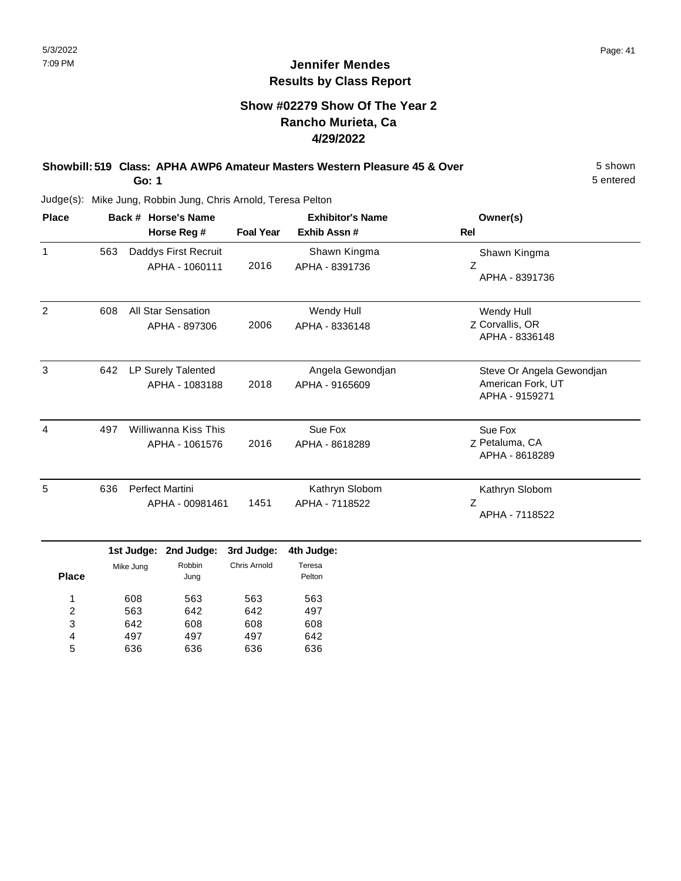# Jennifer Mendes
## Results by Class Report

### Show #02279 Show Of The Year 2
### Rancho Murieta, Ca
### 4/29/2022

**Showbill: 519 Class: APHA AWP6 Amateur Masters Western Pleasure 45 & Over** — 5 shown

**Go: 1** — 5 entered

Judge(s): Mike Jung, Robbin Jung, Chris Arnold, Teresa Pelton

| Place | Back # | Horse's Name / Horse Reg # | Foal Year | Exhibitor's Name / Exhib Assn # | Rel | Owner(s) |
|---|---|---|---|---|---|---|
| 1 | 563 | Daddys First Recruit<br>APHA - 1060111 | 2016 | Shawn Kingma<br>APHA - 8391736 | Z | Shawn Kingma<br>APHA - 8391736 |
| 2 | 608 | All Star Sensation<br>APHA - 897306 | 2006 | Wendy Hull<br>APHA - 8336148 | Z | Wendy Hull<br>Corvallis, OR<br>APHA - 8336148 |
| 3 | 642 | LP Surely Talented<br>APHA - 1083188 | 2018 | Angela Gewondjan<br>APHA - 9165609 | | Steve Or Angela Gewondjan<br>American Fork, UT<br>APHA - 9159271 |
| 4 | 497 | Williwanna Kiss This<br>APHA - 1061576 | 2016 | Sue Fox<br>APHA - 8618289 | Z | Sue Fox<br>Petaluma, CA<br>APHA - 8618289 |
| 5 | 636 | Perfect Martini<br>APHA - 00981461 | 1451 | Kathryn Slobom<br>APHA - 7118522 | Z | Kathryn Slobom<br>APHA - 7118522 |

| Place | 1st Judge: Mike Jung | 2nd Judge: Robbin Jung | 3rd Judge: Chris Arnold | 4th Judge: Teresa Pelton |
|---|---|---|---|---|
| 1 | 608 | 563 | 563 | 563 |
| 2 | 563 | 642 | 642 | 497 |
| 3 | 642 | 608 | 608 | 608 |
| 4 | 497 | 497 | 497 | 642 |
| 5 | 636 | 636 | 636 | 636 |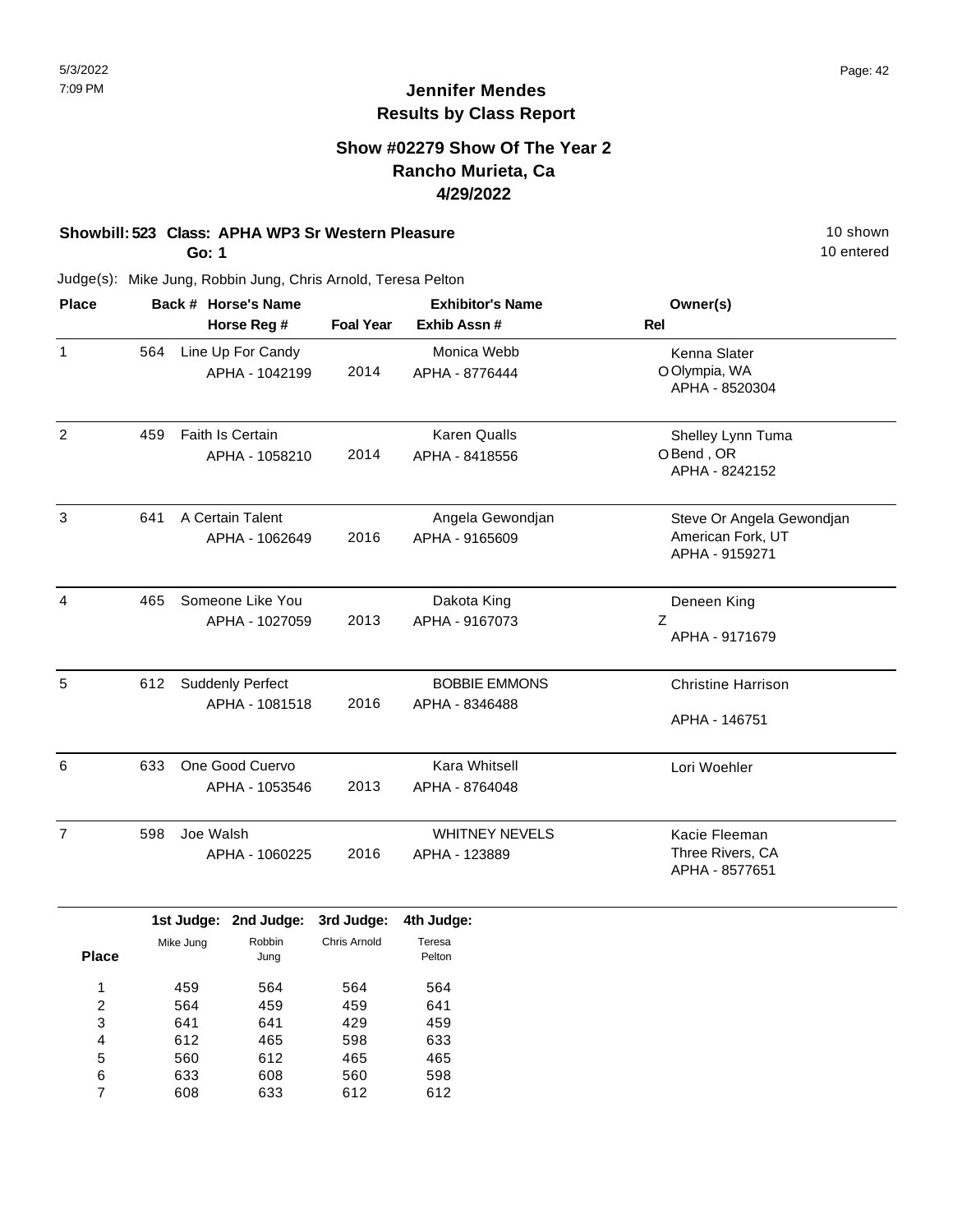# Jennifer Mendes
## Results by Class Report

### Show #02279 Show Of The Year 2
### Rancho Murieta, Ca
### 4/29/2022

**Showbill: 523 Class: APHA WP3 Sr Western Pleasure** — 10 shown

**Go: 1** — 10 entered

Judge(s): Mike Jung, Robbin Jung, Chris Arnold, Teresa Pelton

| Place | Back # | Horse's Name / Horse Reg # | Foal Year | Exhibitor's Name / Exhib Assn # | Rel | Owner(s) |
|---|---|---|---|---|---|---|
| 1 | 564 | Line Up For Candy<br>APHA - 1042199 | 2014 | Monica Webb<br>APHA - 8776444 | O | Kenna Slater<br>Olympia, WA<br>APHA - 8520304 |
| 2 | 459 | Faith Is Certain<br>APHA - 1058210 | 2014 | Karen Qualls<br>APHA - 8418556 | O | Shelley Lynn Tuma<br>Bend , OR<br>APHA - 8242152 |
| 3 | 641 | A Certain Talent<br>APHA - 1062649 | 2016 | Angela Gewondjan<br>APHA - 9165609 | | Steve Or Angela Gewondjan<br>American Fork, UT<br>APHA - 9159271 |
| 4 | 465 | Someone Like You<br>APHA - 1027059 | 2013 | Dakota King<br>APHA - 9167073 | Z | Deneen King<br>APHA - 9171679 |
| 5 | 612 | Suddenly Perfect<br>APHA - 1081518 | 2016 | BOBBIE EMMONS<br>APHA - 8346488 | | Christine Harrison<br>APHA - 146751 |
| 6 | 633 | One Good Cuervo<br>APHA - 1053546 | 2013 | Kara Whitsell<br>APHA - 8764048 | | Lori Woehler |
| 7 | 598 | Joe Walsh<br>APHA - 1060225 | 2016 | WHITNEY NEVELS<br>APHA - 123889 | | Kacie Fleeman<br>Three Rivers, CA<br>APHA - 8577651 |

| Place | 1st Judge: Mike Jung | 2nd Judge: Robbin Jung | 3rd Judge: Chris Arnold | 4th Judge: Teresa Pelton |
|---|---|---|---|---|
| 1 | 459 | 564 | 564 | 564 |
| 2 | 564 | 459 | 459 | 641 |
| 3 | 641 | 641 | 429 | 459 |
| 4 | 612 | 465 | 598 | 633 |
| 5 | 560 | 612 | 465 | 465 |
| 6 | 633 | 608 | 560 | 598 |
| 7 | 608 | 633 | 612 | 612 |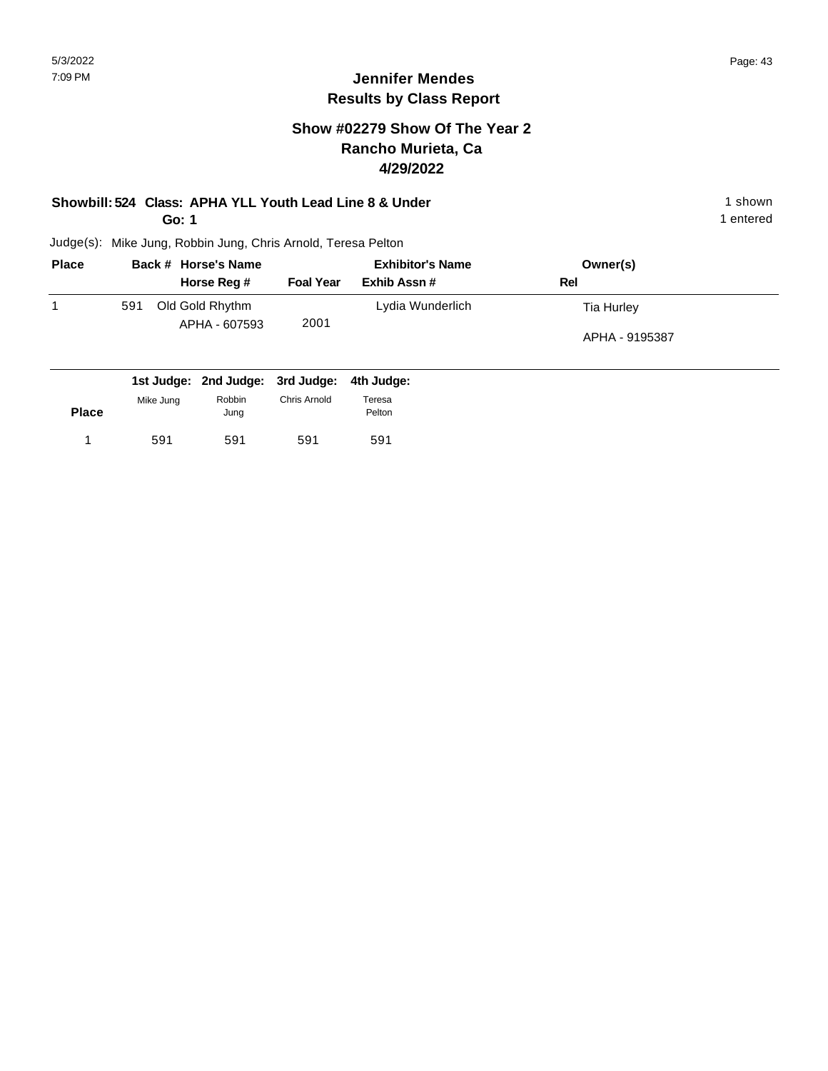# Jennifer Mendes
## Results by Class Report

### Show #02279 Show Of The Year 2
### Rancho Murieta, Ca
### 4/29/2022

**Showbill: 524 Class: APHA YLL Youth Lead Line 8 & Under** 1 shown
**Go: 1** 1 entered

Judge(s): Mike Jung, Robbin Jung, Chris Arnold, Teresa Pelton

| Place | Back # | Horse's Name / Horse Reg # | Foal Year | Exhibitor's Name / Exhib Assn # | Owner(s) / Rel |
|---|---|---|---|---|---|
| 1 | 591 | Old Gold Rhythm<br>APHA - 607593 | 2001 | Lydia Wunderlich | Tia Hurley<br>APHA - 9195387 |

| Place | 1st Judge: Mike Jung | 2nd Judge: Robbin Jung | 3rd Judge: Chris Arnold | 4th Judge: Teresa Pelton |
|---|---|---|---|---|
| 1 | 591 | 591 | 591 | 591 |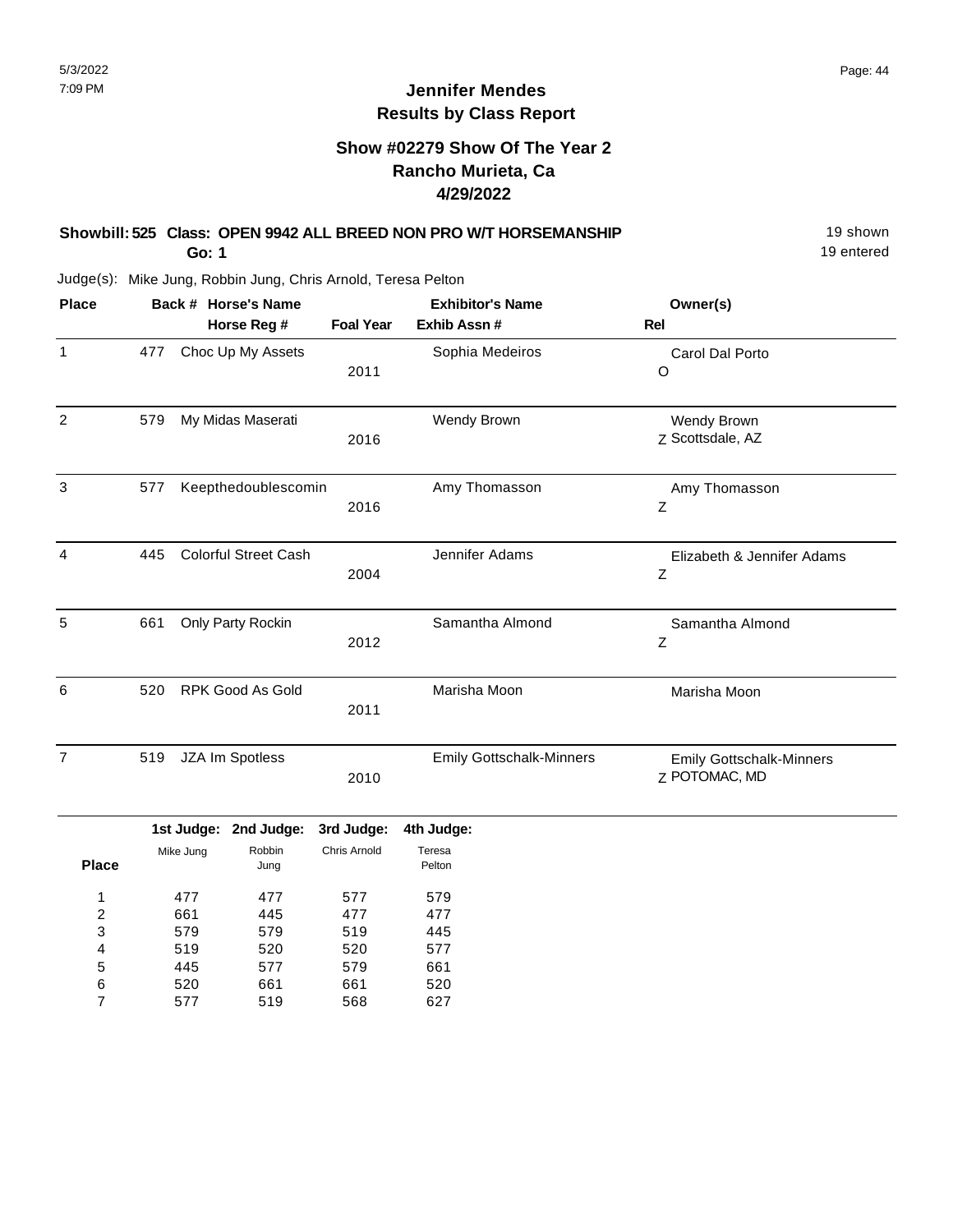# Jennifer Mendes
## Results by Class Report

### Show #02279 Show Of The Year 2
### Rancho Murieta, Ca
### 4/29/2022

**Showbill: 525 Class: OPEN 9942 ALL BREED NON PRO W/T HORSEMANSHIP** 19 shown
**Go: 1** 19 entered

Judge(s): Mike Jung, Robbin Jung, Chris Arnold, Teresa Pelton

| Place | Back # | Horse's Name / Horse Reg # | Foal Year | Exhibitor's Name / Exhib Assn # | Owner(s) | Rel |
|---|---|---|---|---|---|---|
| 1 | 477 | Choc Up My Assets | 2011 | Sophia Medeiros | Carol Dal Porto | O |
| 2 | 579 | My Midas Maserati | 2016 | Wendy Brown | Wendy Brown, Scottsdale, AZ | Z |
| 3 | 577 | Keepthedoublescomin | 2016 | Amy Thomasson | Amy Thomasson | Z |
| 4 | 445 | Colorful Street Cash | 2004 | Jennifer Adams | Elizabeth & Jennifer Adams | Z |
| 5 | 661 | Only Party Rockin | 2012 | Samantha Almond | Samantha Almond | Z |
| 6 | 520 | RPK Good As Gold | 2011 | Marisha Moon | Marisha Moon | |
| 7 | 519 | JZA Im Spotless | 2010 | Emily Gottschalk-Minners | Emily Gottschalk-Minners, POTOMAC, MD | Z |

| Place | 1st Judge: Mike Jung | 2nd Judge: Robbin Jung | 3rd Judge: Chris Arnold | 4th Judge: Teresa Pelton |
|---|---|---|---|---|
| 1 | 477 | 477 | 577 | 579 |
| 2 | 661 | 445 | 477 | 477 |
| 3 | 579 | 579 | 519 | 445 |
| 4 | 519 | 520 | 520 | 577 |
| 5 | 445 | 577 | 579 | 661 |
| 6 | 520 | 661 | 661 | 520 |
| 7 | 577 | 519 | 568 | 627 |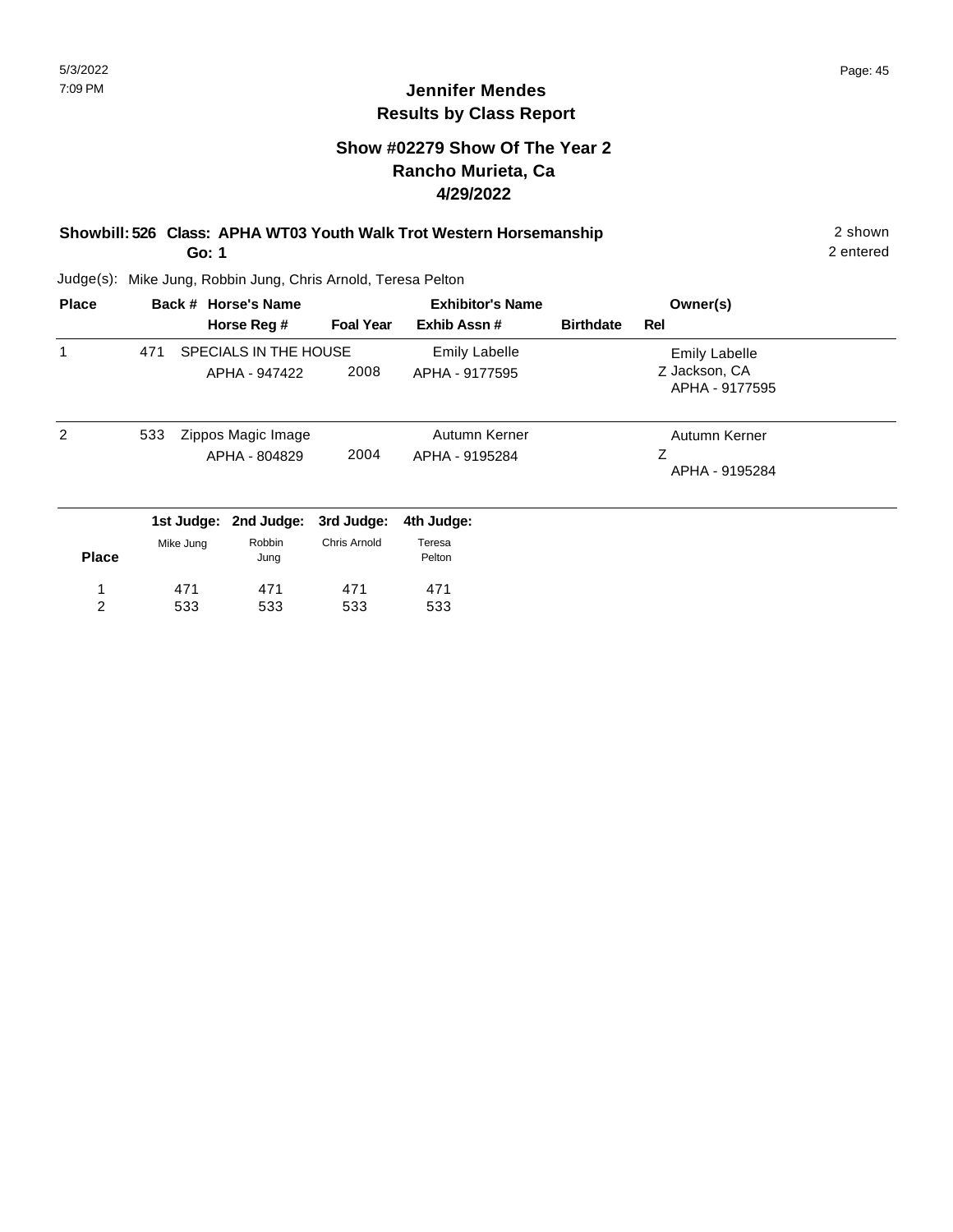# Jennifer Mendes
## Results by Class Report

### Show #02279 Show Of The Year 2
### Rancho Murieta, Ca
### 4/29/2022

**Showbill: 526 Class: APHA WT03 Youth Walk Trot Western Horsemanship** 2 shown

**Go: 1** 2 entered

Judge(s): Mike Jung, Robbin Jung, Chris Arnold, Teresa Pelton

| Place | Back # | Horse's Name / Horse Reg # | Foal Year | Exhibitor's Name / Exhib Assn # | Birthdate | Owner(s) / Rel |
|---|---|---|---|---|---|---|
| 1 | 471 | SPECIALS IN THE HOUSE<br>APHA - 947422 | 2008 | Emily Labelle<br>APHA - 9177595 | | Emily Labelle<br>Z Jackson, CA<br>APHA - 9177595 |
| 2 | 533 | Zippos Magic Image<br>APHA - 804829 | 2004 | Autumn Kerner<br>APHA - 9195284 | | Autumn Kerner<br>Z<br>APHA - 9195284 |

| Place | 1st Judge: Mike Jung | 2nd Judge: Robbin Jung | 3rd Judge: Chris Arnold | 4th Judge: Teresa Pelton |
|---|---|---|---|---|
| 1 | 471 | 471 | 471 | 471 |
| 2 | 533 | 533 | 533 | 533 |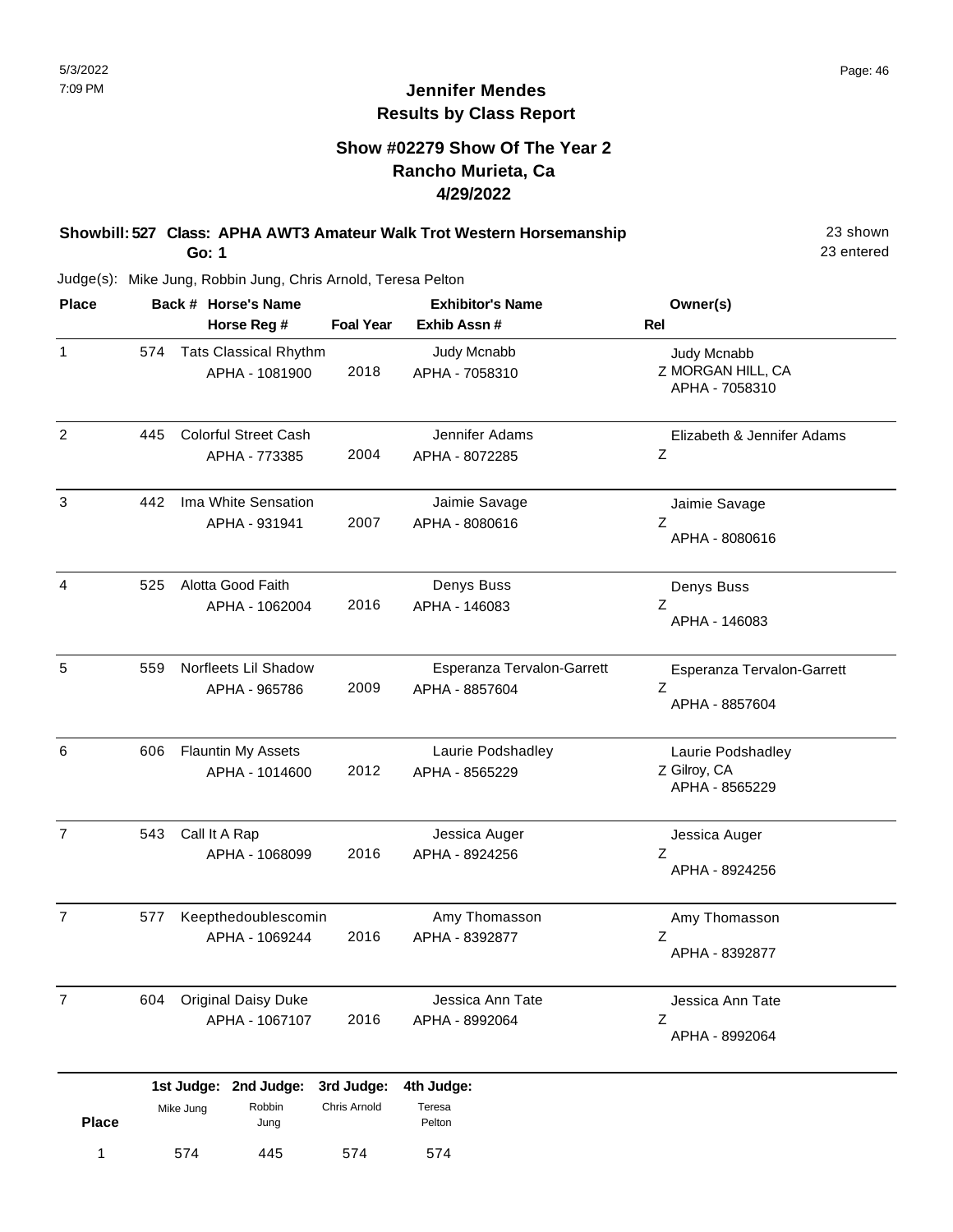# Jennifer Mendes
## Results by Class Report

### Show #02279 Show Of The Year 2
### Rancho Murieta, Ca
### 4/29/2022

**Showbill: 527 Class: APHA AWT3 Amateur Walk Trot Western Horsemanship** — 23 shown, 23 entered

**Go: 1**

Judge(s): Mike Jung, Robbin Jung, Chris Arnold, Teresa Pelton

| Place | Back # | Horse's Name / Horse Reg # | Foal Year | Exhibitor's Name / Exhib Assn # | Rel | Owner(s) |
|---|---|---|---|---|---|---|
| 1 | 574 | Tats Classical Rhythm<br>APHA - 1081900 | 2018 | Judy Mcnabb<br>APHA - 7058310 | Z | Judy Mcnabb<br>MORGAN HILL, CA<br>APHA - 7058310 |
| 2 | 445 | Colorful Street Cash<br>APHA - 773385 | 2004 | Jennifer Adams<br>APHA - 8072285 | Z | Elizabeth & Jennifer Adams |
| 3 | 442 | Ima White Sensation<br>APHA - 931941 | 2007 | Jaimie Savage<br>APHA - 8080616 | Z | Jaimie Savage<br>APHA - 8080616 |
| 4 | 525 | Alotta Good Faith<br>APHA - 1062004 | 2016 | Denys Buss<br>APHA - 146083 | Z | Denys Buss<br>APHA - 146083 |
| 5 | 559 | Norfleets Lil Shadow<br>APHA - 965786 | 2009 | Esperanza Tervalon-Garrett<br>APHA - 8857604 | Z | Esperanza Tervalon-Garrett<br>APHA - 8857604 |
| 6 | 606 | Flauntin My Assets<br>APHA - 1014600 | 2012 | Laurie Podshadley<br>APHA - 8565229 | Z | Laurie Podshadley<br>Gilroy, CA<br>APHA - 8565229 |
| 7 | 543 | Call It A Rap<br>APHA - 1068099 | 2016 | Jessica Auger<br>APHA - 8924256 | Z | Jessica Auger<br>APHA - 8924256 |
| 7 | 577 | Keepthedoublescomin<br>APHA - 1069244 | 2016 | Amy Thomasson<br>APHA - 8392877 | Z | Amy Thomasson<br>APHA - 8392877 |
| 7 | 604 | Original Daisy Duke<br>APHA - 1067107 | 2016 | Jessica Ann Tate<br>APHA - 8992064 | Z | Jessica Ann Tate<br>APHA - 8992064 |

| Place | 1st Judge: Mike Jung | 2nd Judge: Robbin Jung | 3rd Judge: Chris Arnold | 4th Judge: Teresa Pelton |
|---|---|---|---|---|
| 1 | 574 | 445 | 574 | 574 |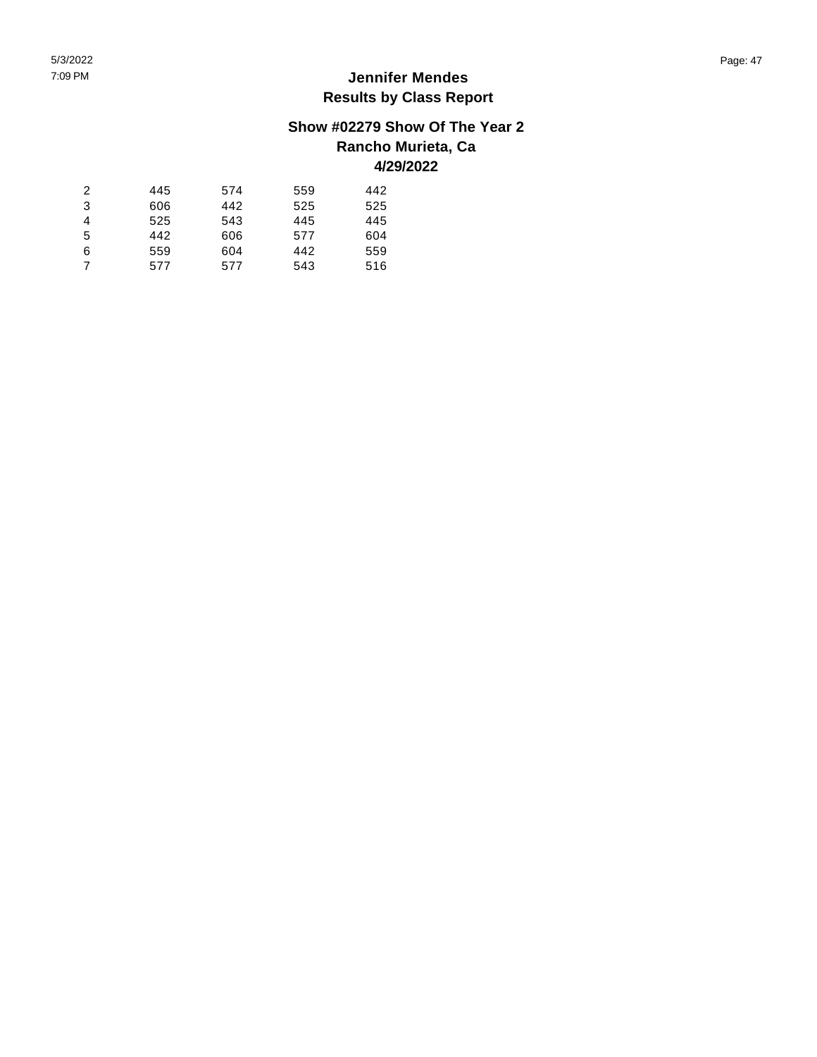# Jennifer Mendes

## Results by Class Report

### Show #02279 Show Of The Year 2

### Rancho Murieta, Ca

### 4/29/2022

| | | | | |
|---|---|---|---|---|
| 2 | 445 | 574 | 559 | 442 |
| 3 | 606 | 442 | 525 | 525 |
| 4 | 525 | 543 | 445 | 445 |
| 5 | 442 | 606 | 577 | 604 |
| 6 | 559 | 604 | 442 | 559 |
| 7 | 577 | 577 | 543 | 516 |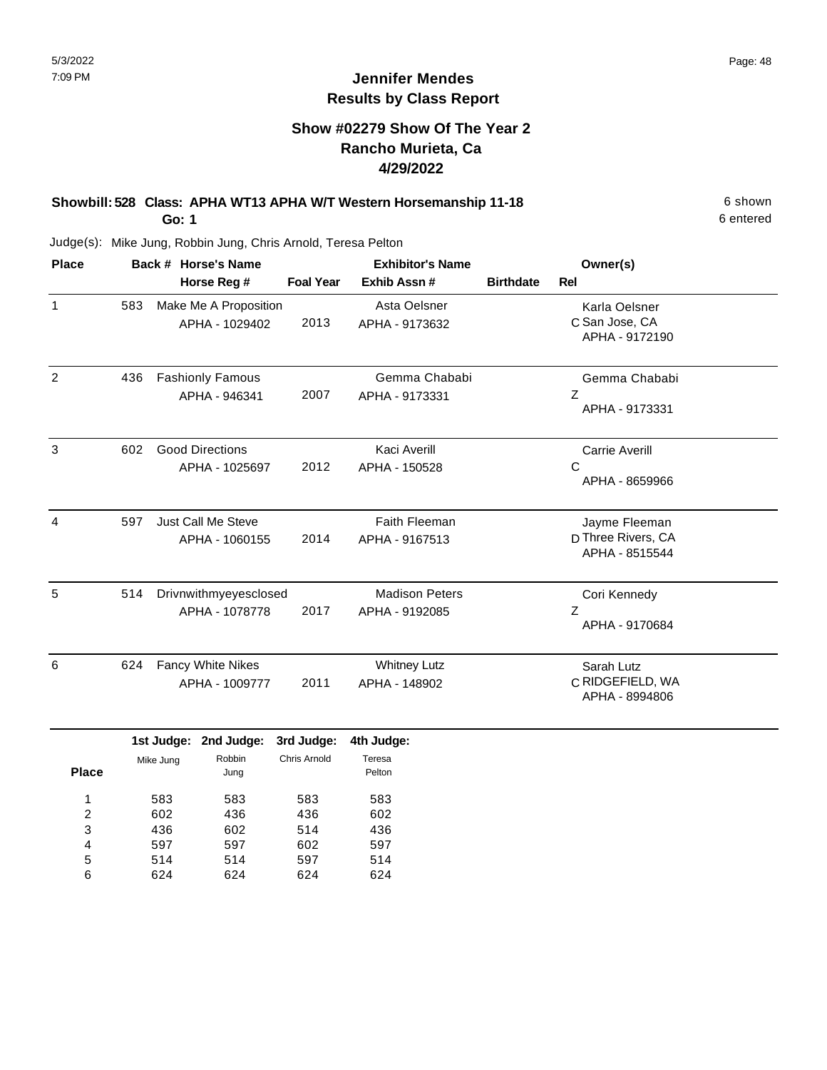# Jennifer Mendes
## Results by Class Report

### Show #02279 Show Of The Year 2
### Rancho Murieta, Ca
### 4/29/2022

**Showbill: 528 Class: APHA WT13 APHA W/T Western Horsemanship 11-18** — 6 shown, 6 entered

**Go: 1**

Judge(s): Mike Jung, Robbin Jung, Chris Arnold, Teresa Pelton

| Place | Back # | Horse's Name / Horse Reg # | Foal Year | Exhibitor's Name / Exhib Assn # | Birthdate | Rel | Owner(s) |
|---|---|---|---|---|---|---|---|
| 1 | 583 | Make Me A Proposition<br>APHA - 1029402 | 2013 | Asta Oelsner<br>APHA - 9173632 | | C | Karla Oelsner<br>San Jose, CA<br>APHA - 9172190 |
| 2 | 436 | Fashionly Famous<br>APHA - 946341 | 2007 | Gemma Chababi<br>APHA - 9173331 | | Z | Gemma Chababi<br>APHA - 9173331 |
| 3 | 602 | Good Directions<br>APHA - 1025697 | 2012 | Kaci Averill<br>APHA - 150528 | | C | Carrie Averill<br>APHA - 8659966 |
| 4 | 597 | Just Call Me Steve<br>APHA - 1060155 | 2014 | Faith Fleeman<br>APHA - 9167513 | | D | Jayme Fleeman<br>Three Rivers, CA<br>APHA - 8515544 |
| 5 | 514 | Drivnwithmyeyesclosed<br>APHA - 1078778 | 2017 | Madison Peters<br>APHA - 9192085 | | Z | Cori Kennedy<br>APHA - 9170684 |
| 6 | 624 | Fancy White Nikes<br>APHA - 1009777 | 2011 | Whitney Lutz<br>APHA - 148902 | | C | Sarah Lutz<br>RIDGEFIELD, WA<br>APHA - 8994806 |

| Place | 1st Judge: Mike Jung | 2nd Judge: Robbin Jung | 3rd Judge: Chris Arnold | 4th Judge: Teresa Pelton |
|---|---|---|---|---|
| 1 | 583 | 583 | 583 | 583 |
| 2 | 602 | 436 | 436 | 602 |
| 3 | 436 | 602 | 514 | 436 |
| 4 | 597 | 597 | 602 | 597 |
| 5 | 514 | 514 | 597 | 514 |
| 6 | 624 | 624 | 624 | 624 |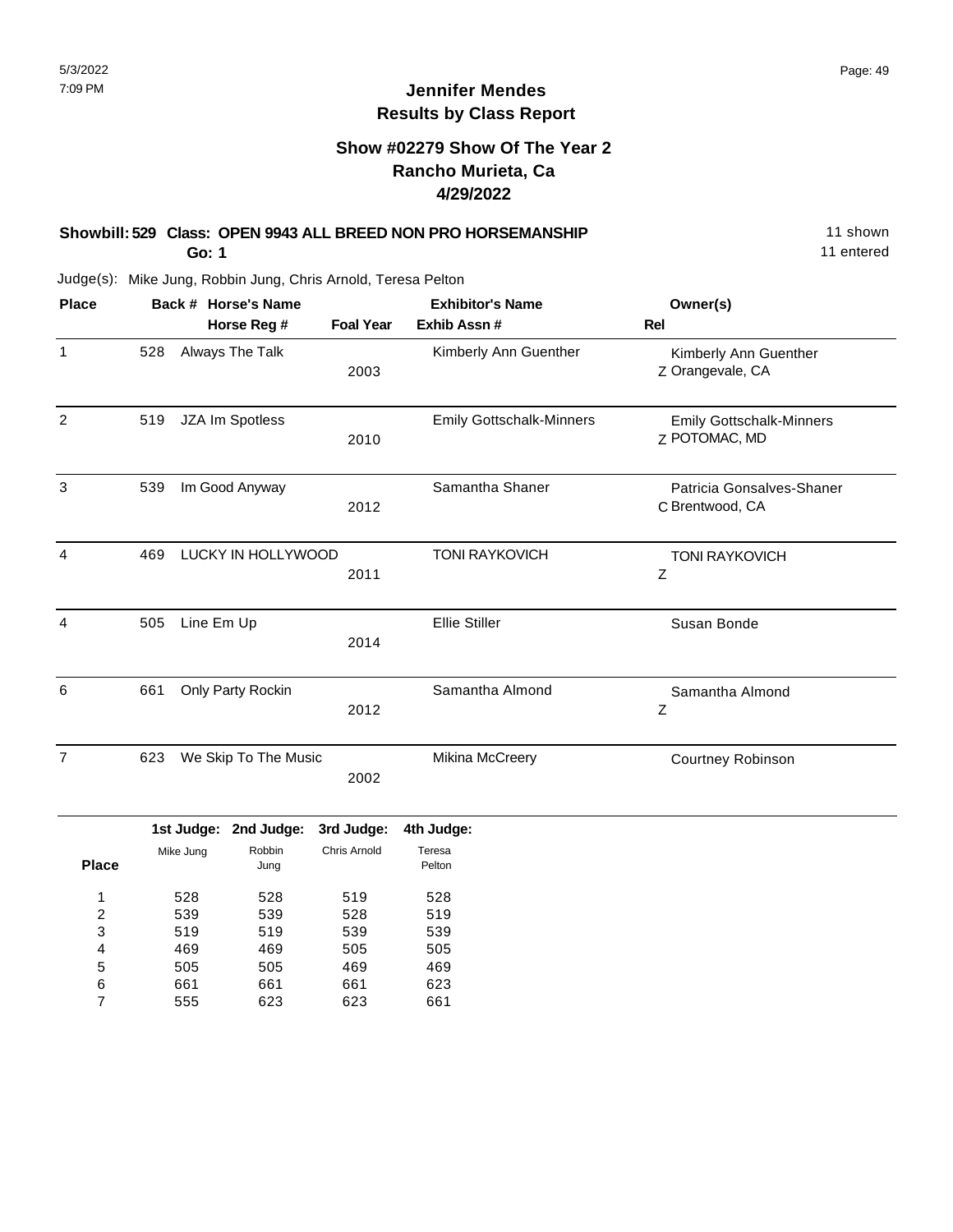# Jennifer Mendes
## Results by Class Report

### Show #02279 Show Of The Year 2
### Rancho Murieta, Ca
### 4/29/2022

**Showbill: 529 Class: OPEN 9943 ALL BREED NON PRO HORSEMANSHIP** 11 shown
**Go: 1** 11 entered

Judge(s): Mike Jung, Robbin Jung, Chris Arnold, Teresa Pelton

| Place | Back # | Horse's Name / Horse Reg # | Foal Year | Exhibitor's Name / Exhib Assn # | Rel | Owner(s) |
|---|---|---|---|---|---|---|
| 1 | 528 | Always The Talk | 2003 | Kimberly Ann Guenther | Z | Kimberly Ann Guenther, Orangevale, CA |
| 2 | 519 | JZA Im Spotless | 2010 | Emily Gottschalk-Minners | Z | Emily Gottschalk-Minners, POTOMAC, MD |
| 3 | 539 | Im Good Anyway | 2012 | Samantha Shaner | C | Patricia Gonsalves-Shaner, Brentwood, CA |
| 4 | 469 | LUCKY IN HOLLYWOOD | 2011 | TONI RAYKOVICH | Z | TONI RAYKOVICH |
| 4 | 505 | Line Em Up | 2014 | Ellie Stiller | | Susan Bonde |
| 6 | 661 | Only Party Rockin | 2012 | Samantha Almond | Z | Samantha Almond |
| 7 | 623 | We Skip To The Music | 2002 | Mikina McCreery | | Courtney Robinson |

| Place | 1st Judge: Mike Jung | 2nd Judge: Robbin Jung | 3rd Judge: Chris Arnold | 4th Judge: Teresa Pelton |
|---|---|---|---|---|
| 1 | 528 | 528 | 519 | 528 |
| 2 | 539 | 539 | 528 | 519 |
| 3 | 519 | 519 | 539 | 539 |
| 4 | 469 | 469 | 505 | 505 |
| 5 | 505 | 505 | 469 | 469 |
| 6 | 661 | 661 | 661 | 623 |
| 7 | 555 | 623 | 623 | 661 |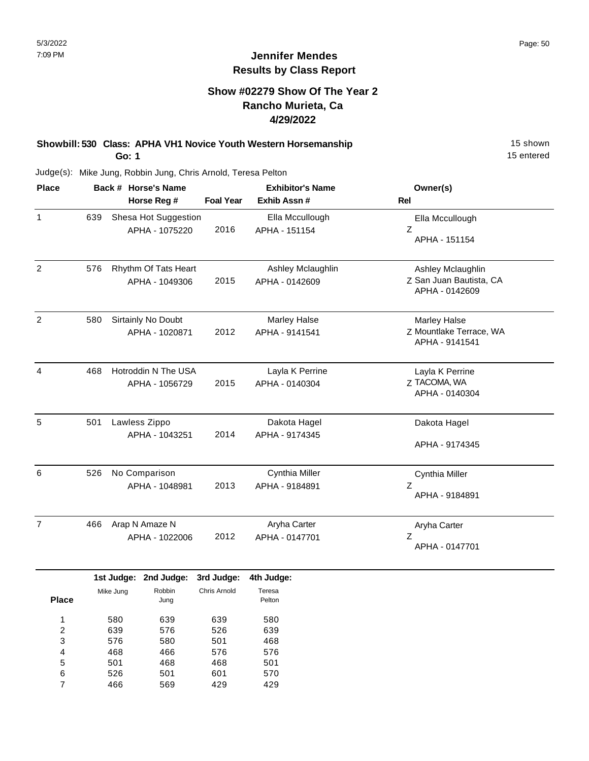# Jennifer Mendes
## Results by Class Report

### Show #02279 Show Of The Year 2
### Rancho Murieta, Ca
### 4/29/2022

**Showbill: 530 Class: APHA VH1 Novice Youth Western Horsemanship** — 15 shown, 15 entered

**Go: 1**

Judge(s): Mike Jung, Robbin Jung, Chris Arnold, Teresa Pelton

| Place | Back # | Horse's Name / Horse Reg # | Foal Year | Exhibitor's Name / Exhib Assn # | Rel | Owner(s) |
|---|---|---|---|---|---|---|
| 1 | 639 | Shesa Hot Suggestion<br>APHA - 1075220 | 2016 | Ella Mccullough<br>APHA - 151154 | Z | Ella Mccullough<br>APHA - 151154 |
| 2 | 576 | Rhythm Of Tats Heart<br>APHA - 1049306 | 2015 | Ashley Mclaughlin<br>APHA - 0142609 | Z | Ashley Mclaughlin<br>San Juan Bautista, CA<br>APHA - 0142609 |
| 2 | 580 | Sirtainly No Doubt<br>APHA - 1020871 | 2012 | Marley Halse<br>APHA - 9141541 | Z | Marley Halse<br>Mountlake Terrace, WA<br>APHA - 9141541 |
| 4 | 468 | Hotroddin N The USA<br>APHA - 1056729 | 2015 | Layla K Perrine<br>APHA - 0140304 | Z | Layla K Perrine<br>TACOMA, WA<br>APHA - 0140304 |
| 5 | 501 | Lawless Zippo<br>APHA - 1043251 | 2014 | Dakota Hagel<br>APHA - 9174345 | | Dakota Hagel<br>APHA - 9174345 |
| 6 | 526 | No Comparison<br>APHA - 1048981 | 2013 | Cynthia Miller<br>APHA - 9184891 | Z | Cynthia Miller<br>APHA - 9184891 |
| 7 | 466 | Arap N Amaze N<br>APHA - 1022006 | 2012 | Aryha Carter<br>APHA - 0147701 | Z | Aryha Carter<br>APHA - 0147701 |

| Place | 1st Judge: Mike Jung | 2nd Judge: Robbin Jung | 3rd Judge: Chris Arnold | 4th Judge: Teresa Pelton |
|---|---|---|---|---|
| 1 | 580 | 639 | 639 | 580 |
| 2 | 639 | 576 | 526 | 639 |
| 3 | 576 | 580 | 501 | 468 |
| 4 | 468 | 466 | 576 | 576 |
| 5 | 501 | 468 | 468 | 501 |
| 6 | 526 | 501 | 601 | 570 |
| 7 | 466 | 569 | 429 | 429 |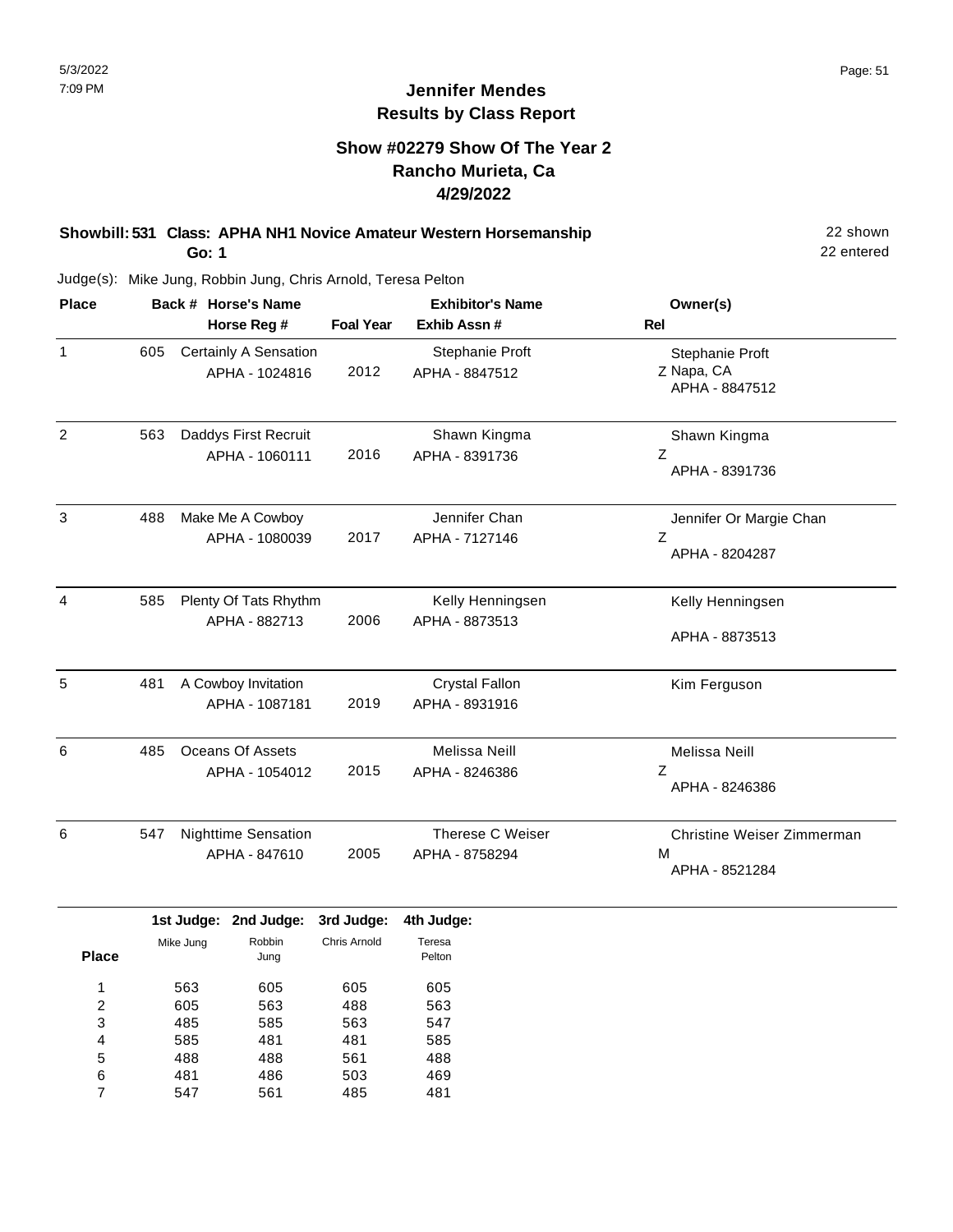# Jennifer Mendes
## Results by Class Report

### Show #02279 Show Of The Year 2
### Rancho Murieta, Ca
### 4/29/2022

**Showbill: 531 Class: APHA NH1 Novice Amateur Western Horsemanship** — 22 shown, 22 entered

**Go: 1**

Judge(s): Mike Jung, Robbin Jung, Chris Arnold, Teresa Pelton

| Place | Back # | Horse's Name / Horse Reg # | Foal Year | Exhibitor's Name / Exhib Assn # | Rel | Owner(s) |
|---|---|---|---|---|---|---|
| 1 | 605 | Certainly A Sensation / APHA - 1024816 | 2012 | Stephanie Proft / APHA - 8847512 | Z | Stephanie Proft, Napa, CA, APHA - 8847512 |
| 2 | 563 | Daddys First Recruit / APHA - 1060111 | 2016 | Shawn Kingma / APHA - 8391736 | Z | Shawn Kingma, APHA - 8391736 |
| 3 | 488 | Make Me A Cowboy / APHA - 1080039 | 2017 | Jennifer Chan / APHA - 7127146 | Z | Jennifer Or Margie Chan, APHA - 8204287 |
| 4 | 585 | Plenty Of Tats Rhythm / APHA - 882713 | 2006 | Kelly Henningsen / APHA - 8873513 | | Kelly Henningsen, APHA - 8873513 |
| 5 | 481 | A Cowboy Invitation / APHA - 1087181 | 2019 | Crystal Fallon / APHA - 8931916 | | Kim Ferguson |
| 6 | 485 | Oceans Of Assets / APHA - 1054012 | 2015 | Melissa Neill / APHA - 8246386 | Z | Melissa Neill, APHA - 8246386 |
| 6 | 547 | Nighttime Sensation / APHA - 847610 | 2005 | Therese C Weiser / APHA - 8758294 | M | Christine Weiser Zimmerman, APHA - 8521284 |

| Place | 1st Judge: Mike Jung | 2nd Judge: Robbin Jung | 3rd Judge: Chris Arnold | 4th Judge: Teresa Pelton |
|---|---|---|---|---|
| 1 | 563 | 605 | 605 | 605 |
| 2 | 605 | 563 | 488 | 563 |
| 3 | 485 | 585 | 563 | 547 |
| 4 | 585 | 481 | 481 | 585 |
| 5 | 488 | 488 | 561 | 488 |
| 6 | 481 | 486 | 503 | 469 |
| 7 | 547 | 561 | 485 | 481 |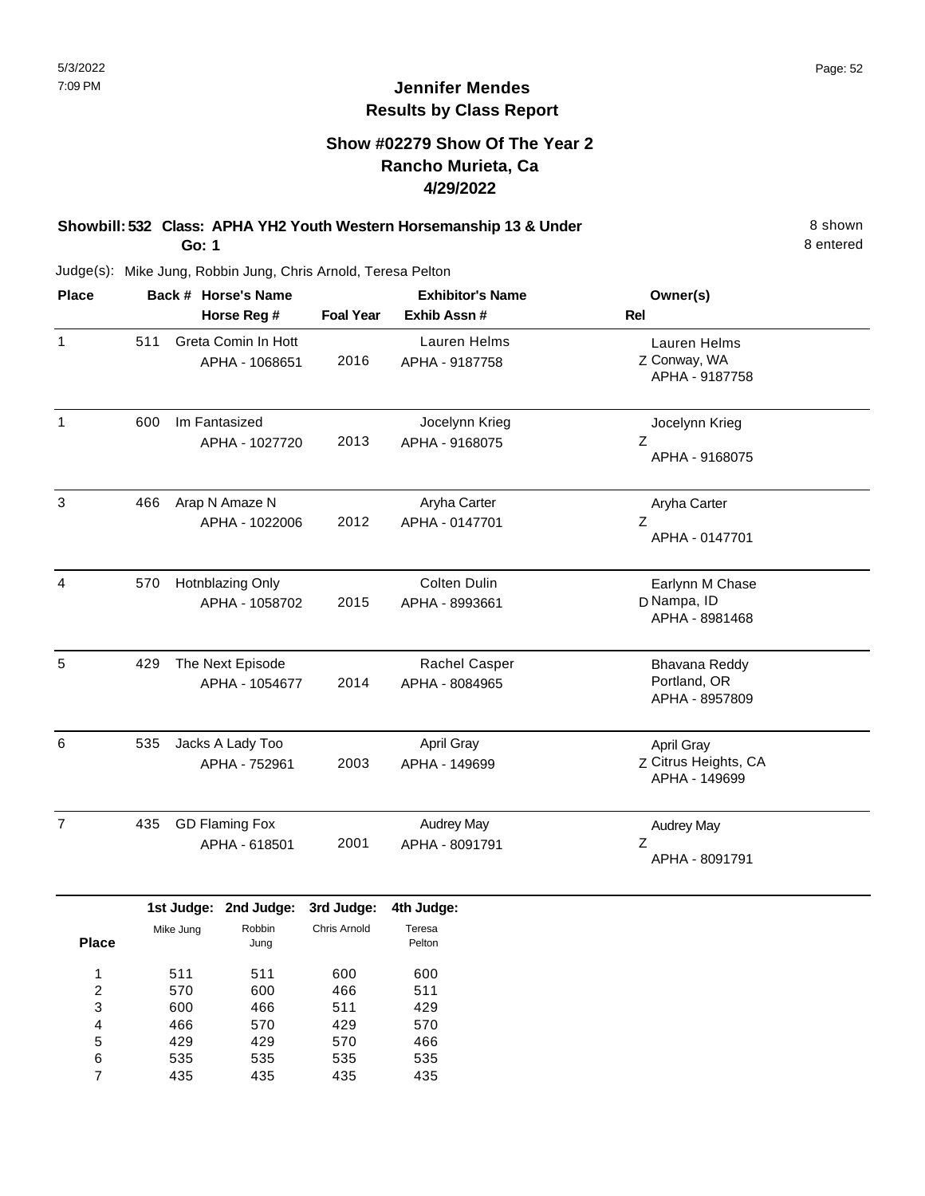# Jennifer Mendes
## Results by Class Report

### Show #02279 Show Of The Year 2
### Rancho Murieta, Ca
### 4/29/2022

**Showbill: 532 Class: APHA YH2 Youth Western Horsemanship 13 & Under** — 8 shown

**Go: 1** — 8 entered

Judge(s): Mike Jung, Robbin Jung, Chris Arnold, Teresa Pelton

| Place | Back # | Horse's Name / Horse Reg # | Foal Year | Exhibitor's Name / Exhib Assn # | Rel | Owner(s) |
|---|---|---|---|---|---|---|
| 1 | 511 | Greta Comin In Hott<br>APHA - 1068651 | 2016 | Lauren Helms<br>APHA - 9187758 | Z | Lauren Helms<br>Conway, WA<br>APHA - 9187758 |
| 1 | 600 | Im Fantasized<br>APHA - 1027720 | 2013 | Jocelynn Krieg<br>APHA - 9168075 | Z | Jocelynn Krieg<br>APHA - 9168075 |
| 3 | 466 | Arap N Amaze N<br>APHA - 1022006 | 2012 | Aryha Carter<br>APHA - 0147701 | Z | Aryha Carter<br>APHA - 0147701 |
| 4 | 570 | Hotnblazing Only<br>APHA - 1058702 | 2015 | Colten Dulin<br>APHA - 8993661 | D | Earlynn M Chase<br>Nampa, ID<br>APHA - 8981468 |
| 5 | 429 | The Next Episode<br>APHA - 1054677 | 2014 | Rachel Casper<br>APHA - 8084965 | | Bhavana Reddy<br>Portland, OR<br>APHA - 8957809 |
| 6 | 535 | Jacks A Lady Too<br>APHA - 752961 | 2003 | April Gray<br>APHA - 149699 | Z | April Gray<br>Citrus Heights, CA<br>APHA - 149699 |
| 7 | 435 | GD Flaming Fox<br>APHA - 618501 | 2001 | Audrey May<br>APHA - 8091791 | Z | Audrey May<br>APHA - 8091791 |

| Place | 1st Judge: Mike Jung | 2nd Judge: Robbin Jung | 3rd Judge: Chris Arnold | 4th Judge: Teresa Pelton |
|---|---|---|---|---|
| 1 | 511 | 511 | 600 | 600 |
| 2 | 570 | 600 | 466 | 511 |
| 3 | 600 | 466 | 511 | 429 |
| 4 | 466 | 570 | 429 | 570 |
| 5 | 429 | 429 | 570 | 466 |
| 6 | 535 | 535 | 535 | 535 |
| 7 | 435 | 435 | 435 | 435 |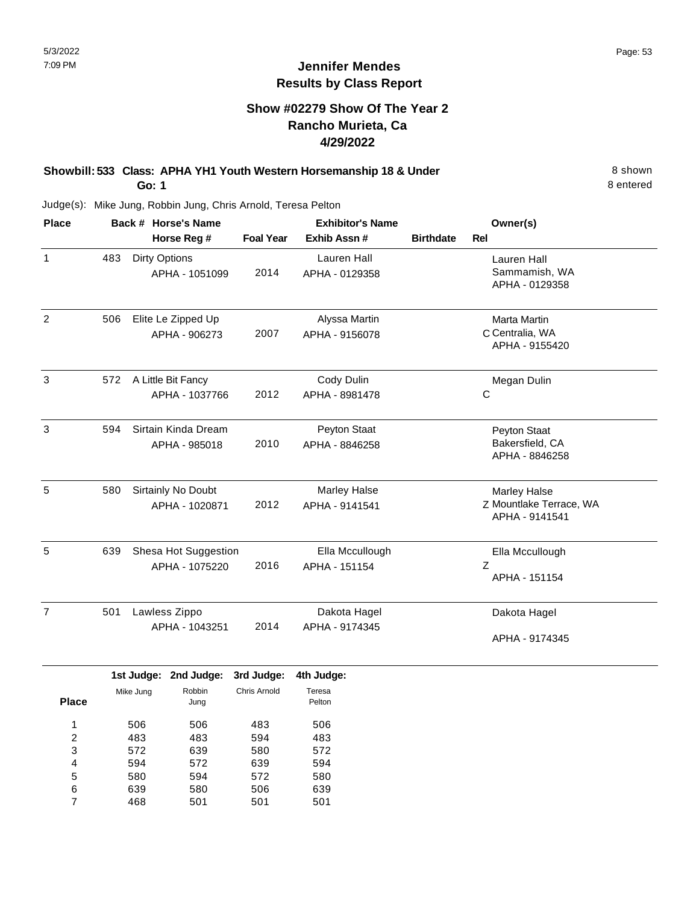# Jennifer Mendes
## Results by Class Report

### Show #02279 Show Of The Year 2
### Rancho Murieta, Ca
### 4/29/2022

**Showbill: 533 Class: APHA YH1 Youth Western Horsemanship 18 & Under** — 8 shown
**Go: 1** — 8 entered

Judge(s): Mike Jung, Robbin Jung, Chris Arnold, Teresa Pelton

| Place | Back # | Horse's Name / Horse Reg # | Foal Year | Exhibitor's Name / Exhib Assn # | Birthdate | Rel | Owner(s) |
|---|---|---|---|---|---|---|---|
| 1 | 483 | Dirty Options<br>APHA - 1051099 | 2014 | Lauren Hall<br>APHA - 0129358 | | | Lauren Hall<br>Sammamish, WA<br>APHA - 0129358 |
| 2 | 506 | Elite Le Zipped Up<br>APHA - 906273 | 2007 | Alyssa Martin<br>APHA - 9156078 | | C | Marta Martin<br>Centralia, WA<br>APHA - 9155420 |
| 3 | 572 | A Little Bit Fancy<br>APHA - 1037766 | 2012 | Cody Dulin<br>APHA - 8981478 | | C | Megan Dulin |
| 3 | 594 | Sirtain Kinda Dream<br>APHA - 985018 | 2010 | Peyton Staat<br>APHA - 8846258 | | | Peyton Staat<br>Bakersfield, CA<br>APHA - 8846258 |
| 5 | 580 | Sirtainly No Doubt<br>APHA - 1020871 | 2012 | Marley Halse<br>APHA - 9141541 | | Z | Marley Halse<br>Mountlake Terrace, WA<br>APHA - 9141541 |
| 5 | 639 | Shesa Hot Suggestion<br>APHA - 1075220 | 2016 | Ella Mccullough<br>APHA - 151154 | | Z | Ella Mccullough<br>APHA - 151154 |
| 7 | 501 | Lawless Zippo<br>APHA - 1043251 | 2014 | Dakota Hagel<br>APHA - 9174345 | | | Dakota Hagel<br>APHA - 9174345 |

| Place | 1st Judge: Mike Jung | 2nd Judge: Robbin Jung | 3rd Judge: Chris Arnold | 4th Judge: Teresa Pelton |
|---|---|---|---|---|
| 1 | 506 | 506 | 483 | 506 |
| 2 | 483 | 483 | 594 | 483 |
| 3 | 572 | 639 | 580 | 572 |
| 4 | 594 | 572 | 639 | 594 |
| 5 | 580 | 594 | 572 | 580 |
| 6 | 639 | 580 | 506 | 639 |
| 7 | 468 | 501 | 501 | 501 |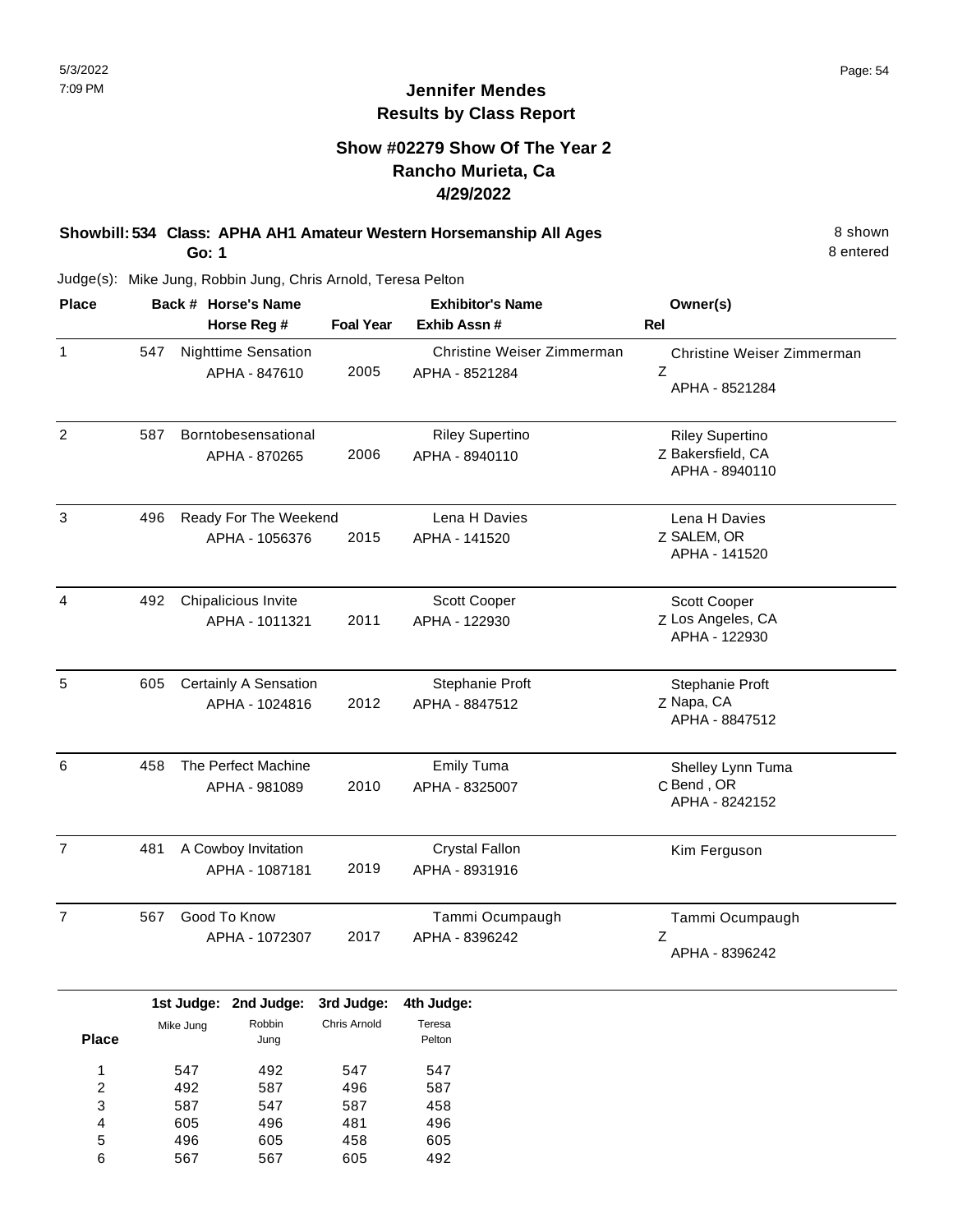# Jennifer Mendes
## Results by Class Report

### Show #02279 Show Of The Year 2
### Rancho Murieta, Ca
### 4/29/2022

**Showbill: 534 Class: APHA AH1 Amateur Western Horsemanship All Ages** — 8 shown

**Go: 1** — 8 entered

Judge(s): Mike Jung, Robbin Jung, Chris Arnold, Teresa Pelton

| Place | Back # | Horse's Name / Horse Reg # | Foal Year | Exhibitor's Name / Exhib Assn # | Rel | Owner(s) |
|---|---|---|---|---|---|---|
| 1 | 547 | Nighttime Sensation<br>APHA - 847610 | 2005 | Christine Weiser Zimmerman<br>APHA - 8521284 | Z | Christine Weiser Zimmerman<br>APHA - 8521284 |
| 2 | 587 | Borntobesensational<br>APHA - 870265 | 2006 | Riley Supertino<br>APHA - 8940110 | Z | Riley Supertino<br>Bakersfield, CA<br>APHA - 8940110 |
| 3 | 496 | Ready For The Weekend<br>APHA - 1056376 | 2015 | Lena H Davies<br>APHA - 141520 | Z | Lena H Davies<br>SALEM, OR<br>APHA - 141520 |
| 4 | 492 | Chipalicious Invite<br>APHA - 1011321 | 2011 | Scott Cooper<br>APHA - 122930 | Z | Scott Cooper<br>Los Angeles, CA<br>APHA - 122930 |
| 5 | 605 | Certainly A Sensation<br>APHA - 1024816 | 2012 | Stephanie Proft<br>APHA - 8847512 | Z | Stephanie Proft<br>Napa, CA<br>APHA - 8847512 |
| 6 | 458 | The Perfect Machine<br>APHA - 981089 | 2010 | Emily Tuma<br>APHA - 8325007 | C | Shelley Lynn Tuma<br>Bend , OR<br>APHA - 8242152 |
| 7 | 481 | A Cowboy Invitation<br>APHA - 1087181 | 2019 | Crystal Fallon<br>APHA - 8931916 | | Kim Ferguson |
| 7 | 567 | Good To Know<br>APHA - 1072307 | 2017 | Tammi Ocumpaugh<br>APHA - 8396242 | Z | Tammi Ocumpaugh<br>APHA - 8396242 |

| Place | 1st Judge: Mike Jung | 2nd Judge: Robbin Jung | 3rd Judge: Chris Arnold | 4th Judge: Teresa Pelton |
|---|---|---|---|---|
| 1 | 547 | 492 | 547 | 547 |
| 2 | 492 | 587 | 496 | 587 |
| 3 | 587 | 547 | 587 | 458 |
| 4 | 605 | 496 | 481 | 496 |
| 5 | 496 | 605 | 458 | 605 |
| 6 | 567 | 567 | 605 | 492 |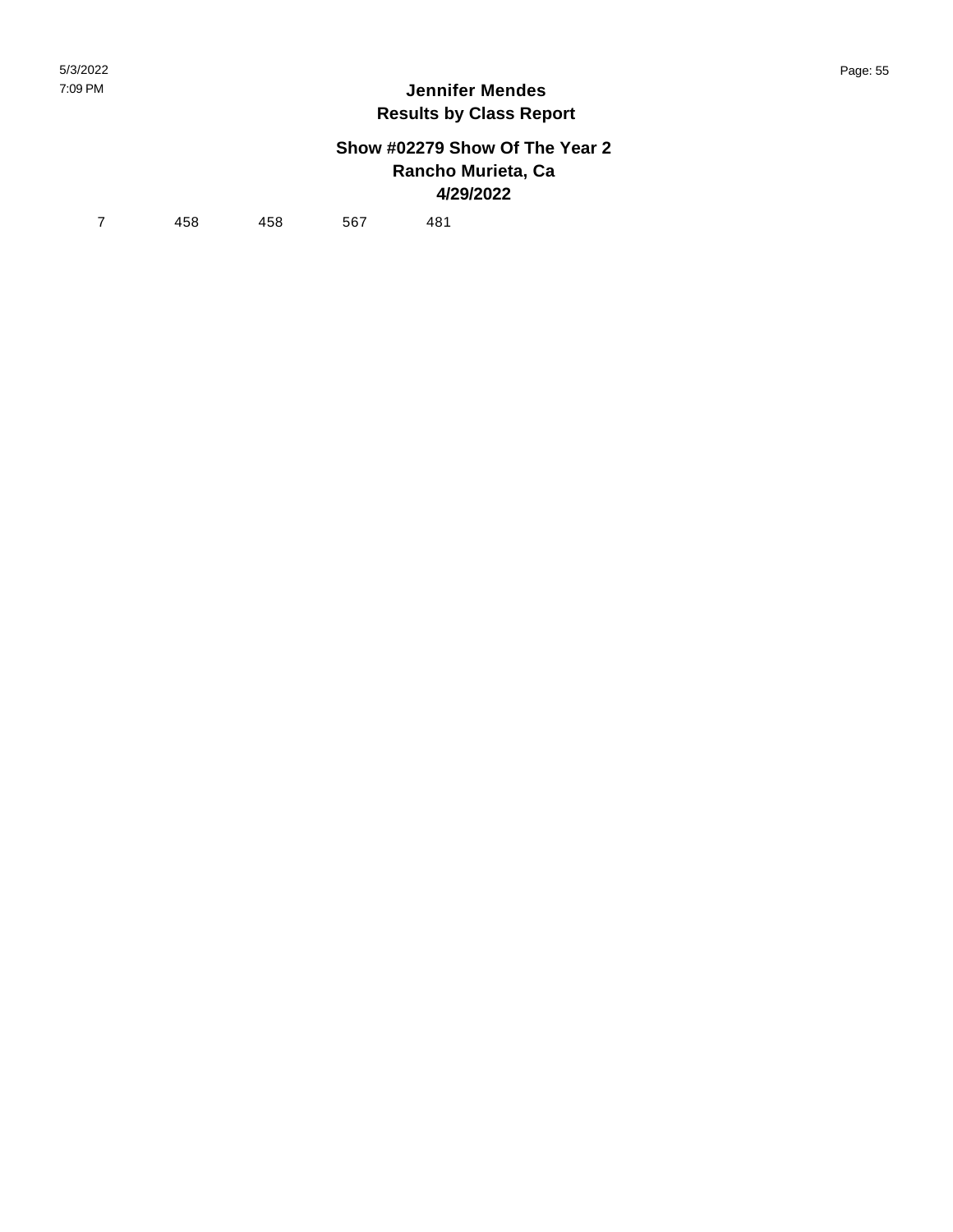# Jennifer Mendes

## Results by Class Report

### Show #02279 Show Of The Year 2

### Rancho Murieta, Ca

### 4/29/2022

| | | | | |
|---|---|---|---|---|
| 7 | 458 | 458 | 567 | 481 |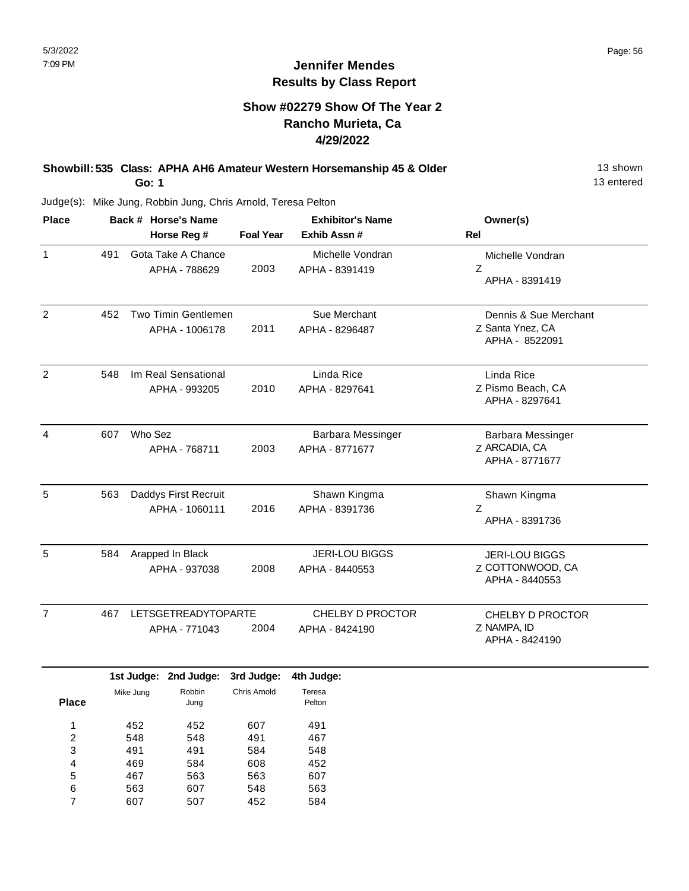# Jennifer Mendes
## Results by Class Report

### Show #02279 Show Of The Year 2
### Rancho Murieta, Ca
### 4/29/2022

**Showbill: 535 Class: APHA AH6 Amateur Western Horsemanship 45 & Older** — 13 shown

**Go: 1** — 13 entered

Judge(s): Mike Jung, Robbin Jung, Chris Arnold, Teresa Pelton

| Place | Back # | Horse's Name / Horse Reg # | Foal Year | Exhibitor's Name / Exhib Assn # | Rel | Owner(s) |
|---|---|---|---|---|---|---|
| 1 | 491 | Gota Take A Chance<br>APHA - 788629 | 2003 | Michelle Vondran<br>APHA - 8391419 | Z | Michelle Vondran<br>APHA - 8391419 |
| 2 | 452 | Two Timin Gentlemen<br>APHA - 1006178 | 2011 | Sue Merchant<br>APHA - 8296487 | Z | Dennis & Sue Merchant<br>Santa Ynez, CA<br>APHA - 8522091 |
| 2 | 548 | Im Real Sensational<br>APHA - 993205 | 2010 | Linda Rice<br>APHA - 8297641 | Z | Linda Rice<br>Pismo Beach, CA<br>APHA - 8297641 |
| 4 | 607 | Who Sez<br>APHA - 768711 | 2003 | Barbara Messinger<br>APHA - 8771677 | Z | Barbara Messinger<br>ARCADIA, CA<br>APHA - 8771677 |
| 5 | 563 | Daddys First Recruit<br>APHA - 1060111 | 2016 | Shawn Kingma<br>APHA - 8391736 | Z | Shawn Kingma<br>APHA - 8391736 |
| 5 | 584 | Arapped In Black<br>APHA - 937038 | 2008 | JERI-LOU BIGGS<br>APHA - 8440553 | Z | JERI-LOU BIGGS<br>COTTONWOOD, CA<br>APHA - 8440553 |
| 7 | 467 | LETSGETREADYTOPARTE<br>APHA - 771043 | 2004 | CHELBY D PROCTOR<br>APHA - 8424190 | Z | CHELBY D PROCTOR<br>NAMPA, ID<br>APHA - 8424190 |

| Place | 1st Judge: Mike Jung | 2nd Judge: Robbin Jung | 3rd Judge: Chris Arnold | 4th Judge: Teresa Pelton |
|---|---|---|---|---|
| 1 | 452 | 452 | 607 | 491 |
| 2 | 548 | 548 | 491 | 467 |
| 3 | 491 | 491 | 584 | 548 |
| 4 | 469 | 584 | 608 | 452 |
| 5 | 467 | 563 | 563 | 607 |
| 6 | 563 | 607 | 548 | 563 |
| 7 | 607 | 507 | 452 | 584 |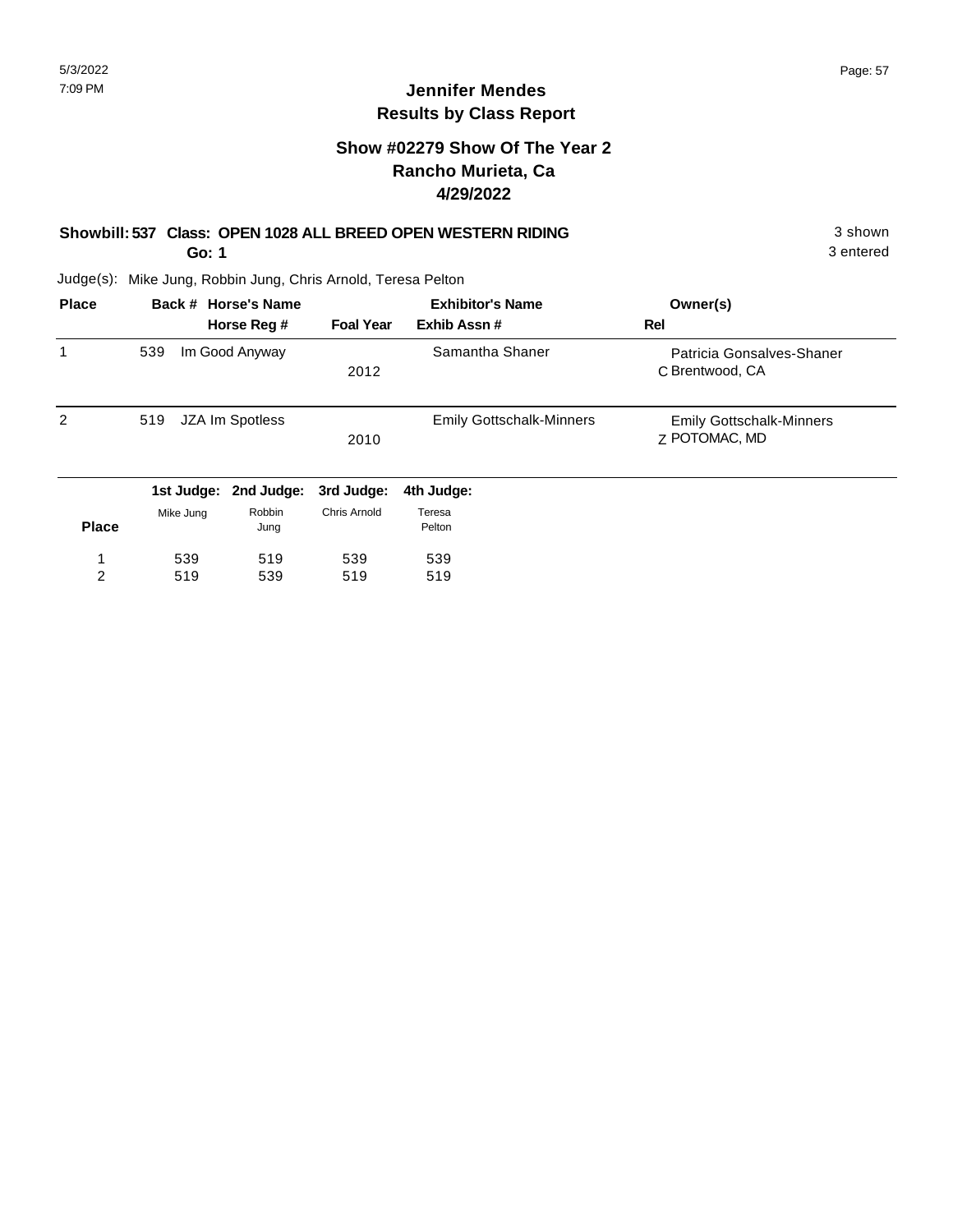## Jennifer Mendes
## Results by Class Report

### Show #02279 Show Of The Year 2
### Rancho Murieta, Ca
### 4/29/2022

**Showbill: 537 Class: OPEN 1028 ALL BREED OPEN WESTERN RIDING** — 3 shown

**Go: 1** — 3 entered

Judge(s): Mike Jung, Robbin Jung, Chris Arnold, Teresa Pelton

| Place | Back # | Horse's Name / Horse Reg # | Foal Year | Exhibitor's Name / Exhib Assn # | Rel | Owner(s) |
|---|---|---|---|---|---|---|
| 1 | 539 | Im Good Anyway | 2012 | Samantha Shaner | C | Patricia Gonsalves-Shaner, Brentwood, CA |
| 2 | 519 | JZA Im Spotless | 2010 | Emily Gottschalk-Minners | Z | Emily Gottschalk-Minners, POTOMAC, MD |

| Place | 1st Judge: Mike Jung | 2nd Judge: Robbin Jung | 3rd Judge: Chris Arnold | 4th Judge: Teresa Pelton |
|---|---|---|---|---|
| 1 | 539 | 519 | 539 | 539 |
| 2 | 519 | 539 | 519 | 519 |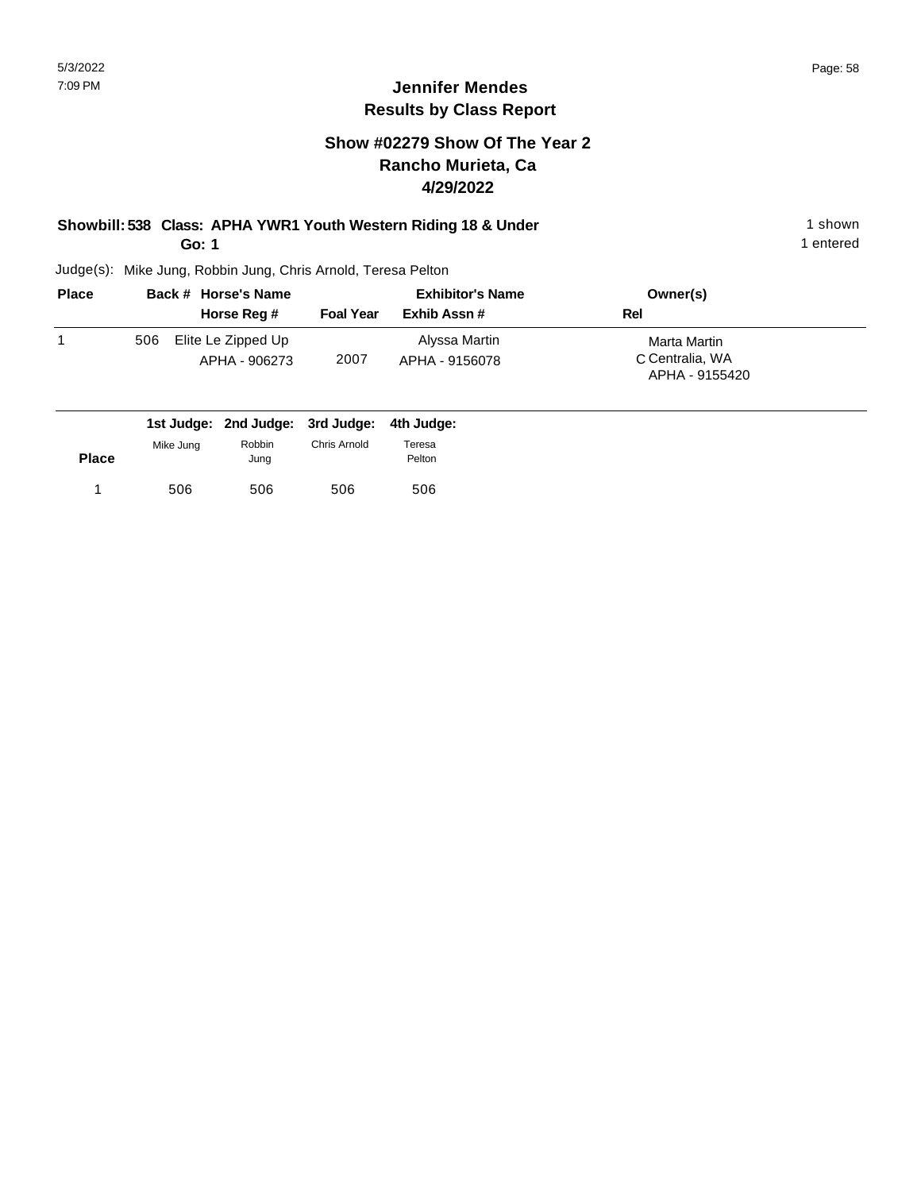## Jennifer Mendes
## Results by Class Report

### Show #02279 Show Of The Year 2
### Rancho Murieta, Ca
### 4/29/2022

**Showbill: 538 Class: APHA YWR1 Youth Western Riding 18 & Under** — 1 shown

**Go: 1** — 1 entered

Judge(s): Mike Jung, Robbin Jung, Chris Arnold, Teresa Pelton

| Place | Back # | Horse's Name / Horse Reg # | Foal Year | Exhibitor's Name / Exhib Assn # | Owner(s) / Rel |
|---|---|---|---|---|---|
| 1 | 506 | Elite Le Zipped Up<br>APHA - 906273 | 2007 | Alyssa Martin<br>APHA - 9156078 | Marta Martin<br>C Centralia, WA<br>APHA - 9155420 |

| Place | 1st Judge: Mike Jung | 2nd Judge: Robbin Jung | 3rd Judge: Chris Arnold | 4th Judge: Teresa Pelton |
|---|---|---|---|---|
| 1 | 506 | 506 | 506 | 506 |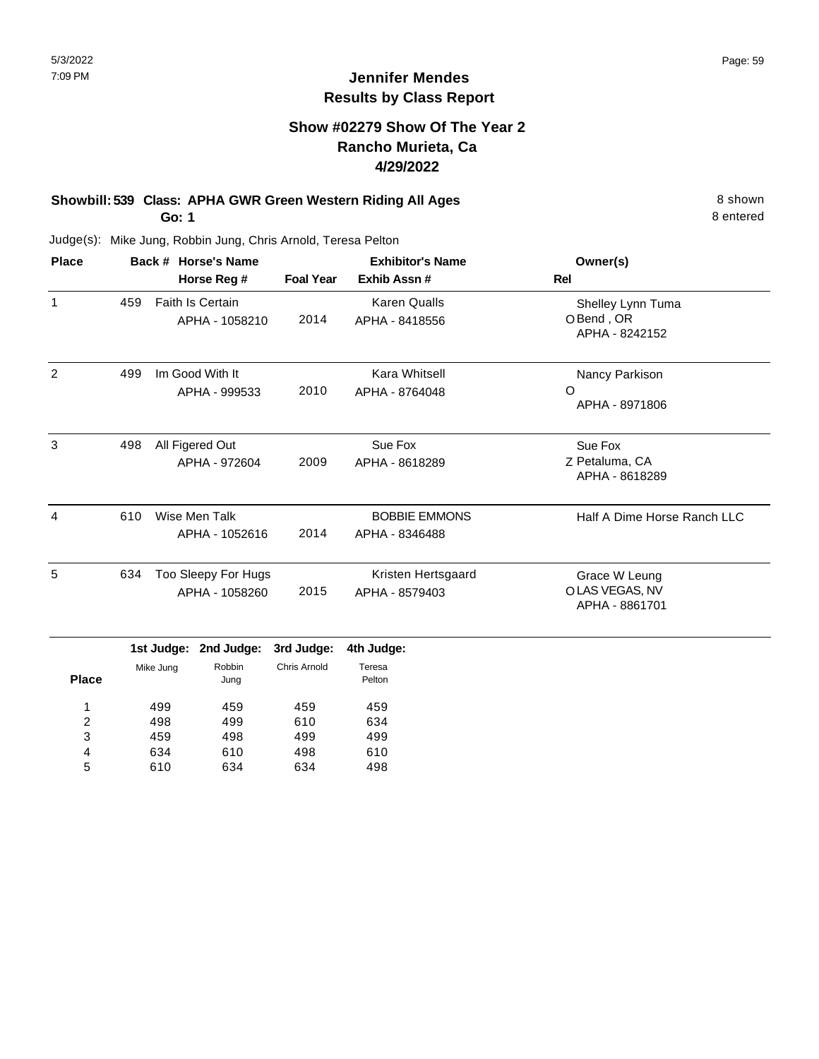# Jennifer Mendes
## Results by Class Report

### Show #02279 Show Of The Year 2
### Rancho Murieta, Ca
### 4/29/2022

**Showbill: 539 Class: APHA GWR Green Western Riding All Ages** — 8 shown

**Go: 1** — 8 entered

Judge(s): Mike Jung, Robbin Jung, Chris Arnold, Teresa Pelton

| Place | Back # | Horse's Name / Horse Reg # | Foal Year | Exhibitor's Name / Exhib Assn # | Rel | Owner(s) |
|---|---|---|---|---|---|---|
| 1 | 459 | Faith Is Certain<br>APHA - 1058210 | 2014 | Karen Qualls<br>APHA - 8418556 | O | Shelley Lynn Tuma<br>Bend , OR<br>APHA - 8242152 |
| 2 | 499 | Im Good With It<br>APHA - 999533 | 2010 | Kara Whitsell<br>APHA - 8764048 | O | Nancy Parkison<br>APHA - 8971806 |
| 3 | 498 | All Figered Out<br>APHA - 972604 | 2009 | Sue Fox<br>APHA - 8618289 | Z | Sue Fox<br>Petaluma, CA<br>APHA - 8618289 |
| 4 | 610 | Wise Men Talk<br>APHA - 1052616 | 2014 | BOBBIE EMMONS<br>APHA - 8346488 | | Half A Dime Horse Ranch LLC |
| 5 | 634 | Too Sleepy For Hugs<br>APHA - 1058260 | 2015 | Kristen Hertsgaard<br>APHA - 8579403 | O | Grace W Leung<br>LAS VEGAS, NV<br>APHA - 8861701 |

| Place | 1st Judge: Mike Jung | 2nd Judge: Robbin Jung | 3rd Judge: Chris Arnold | 4th Judge: Teresa Pelton |
|---|---|---|---|---|
| 1 | 499 | 459 | 459 | 459 |
| 2 | 498 | 499 | 610 | 634 |
| 3 | 459 | 498 | 499 | 499 |
| 4 | 634 | 610 | 498 | 610 |
| 5 | 610 | 634 | 634 | 498 |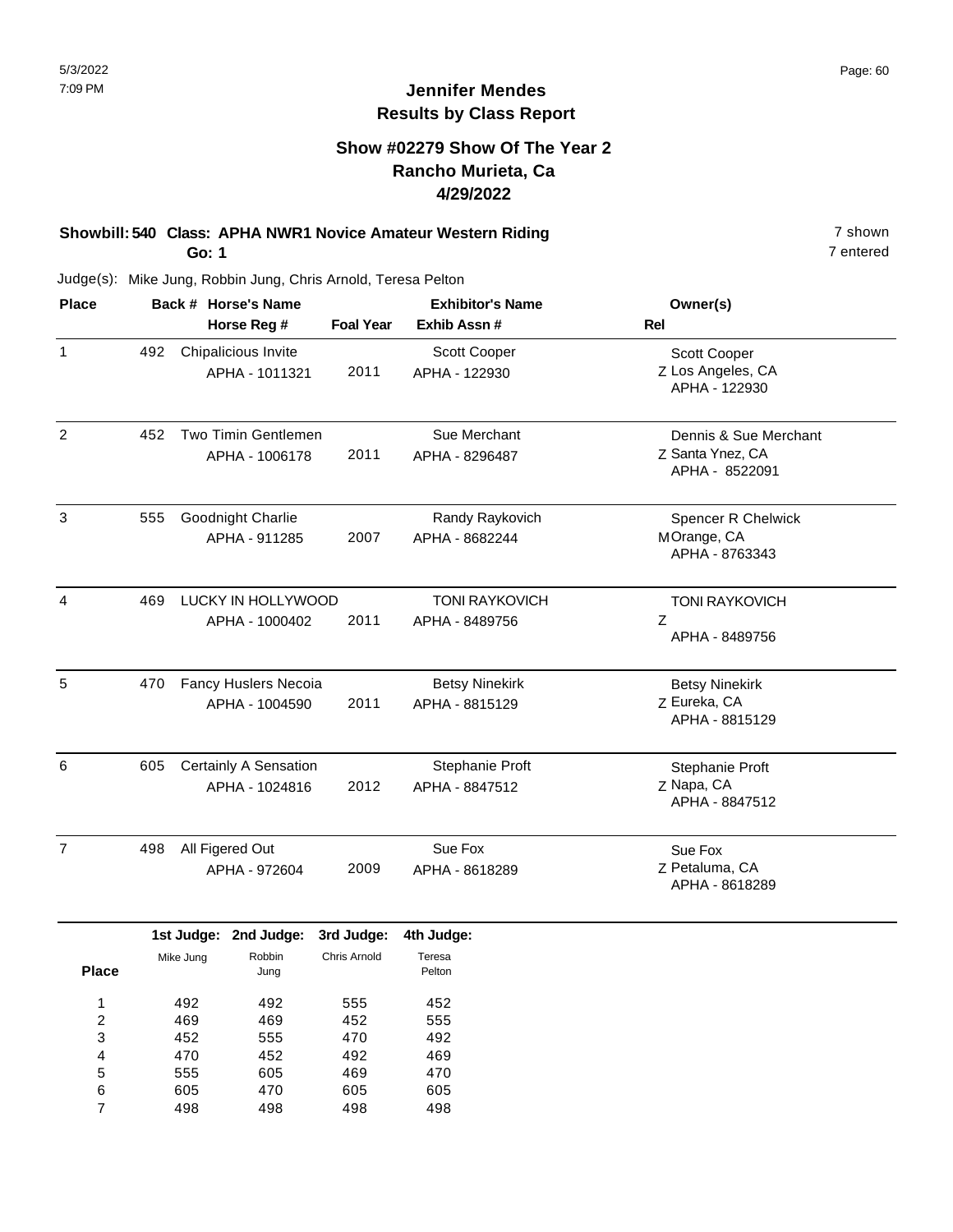5/3/2022
7:09 PM

# Jennifer Mendes
## Results by Class Report

### Show #02279 Show Of The Year 2
### Rancho Murieta, Ca
### 4/29/2022

**Showbill: 540 Class: APHA NWR1 Novice Amateur Western Riding** 7 shown
**Go: 1** 7 entered

Judge(s): Mike Jung, Robbin Jung, Chris Arnold, Teresa Pelton

| Place | Back # | Horse's Name / Horse Reg # | Foal Year | Exhibitor's Name / Exhib Assn # | Owner(s) / Rel |
|---|---|---|---|---|---|
| 1 | 492 | Chipalicious Invite<br>APHA - 1011321 | 2011 | Scott Cooper<br>APHA - 122930 | Scott Cooper<br>Z Los Angeles, CA<br>APHA - 122930 |
| 2 | 452 | Two Timin Gentlemen<br>APHA - 1006178 | 2011 | Sue Merchant<br>APHA - 8296487 | Dennis & Sue Merchant<br>Z Santa Ynez, CA<br>APHA - 8522091 |
| 3 | 555 | Goodnight Charlie<br>APHA - 911285 | 2007 | Randy Raykovich<br>APHA - 8682244 | Spencer R Chelwick<br>M Orange, CA<br>APHA - 8763343 |
| 4 | 469 | LUCKY IN HOLLYWOOD<br>APHA - 1000402 | 2011 | TONI RAYKOVICH<br>APHA - 8489756 | TONI RAYKOVICH<br>Z<br>APHA - 8489756 |
| 5 | 470 | Fancy Huslers Necoia<br>APHA - 1004590 | 2011 | Betsy Ninekirk<br>APHA - 8815129 | Betsy Ninekirk<br>Z Eureka, CA<br>APHA - 8815129 |
| 6 | 605 | Certainly A Sensation<br>APHA - 1024816 | 2012 | Stephanie Proft<br>APHA - 8847512 | Stephanie Proft<br>Z Napa, CA<br>APHA - 8847512 |
| 7 | 498 | All Figered Out<br>APHA - 972604 | 2009 | Sue Fox<br>APHA - 8618289 | Sue Fox<br>Z Petaluma, CA<br>APHA - 8618289 |

| Place | 1st Judge: Mike Jung | 2nd Judge: Robbin Jung | 3rd Judge: Chris Arnold | 4th Judge: Teresa Pelton |
|---|---|---|---|---|
| 1 | 492 | 492 | 555 | 452 |
| 2 | 469 | 469 | 452 | 555 |
| 3 | 452 | 555 | 470 | 492 |
| 4 | 470 | 452 | 492 | 469 |
| 5 | 555 | 605 | 469 | 470 |
| 6 | 605 | 470 | 605 | 605 |
| 7 | 498 | 498 | 498 | 498 |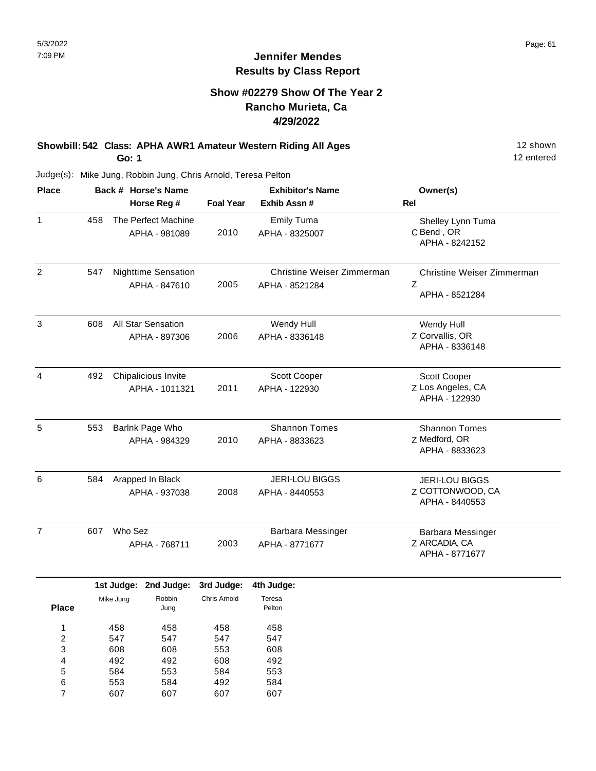# Jennifer Mendes
## Results by Class Report

### Show #02279 Show Of The Year 2
### Rancho Murieta, Ca
### 4/29/2022

**Showbill: 542 Class: APHA AWR1 Amateur Western Riding All Ages** — 12 shown, 12 entered

**Go: 1**

Judge(s): Mike Jung, Robbin Jung, Chris Arnold, Teresa Pelton

| Place | Back # | Horse's Name / Horse Reg # | Foal Year | Exhibitor's Name / Exhib Assn # | Rel | Owner(s) |
|---|---|---|---|---|---|---|
| 1 | 458 | The Perfect Machine<br>APHA - 981089 | 2010 | Emily Tuma<br>APHA - 8325007 | C | Shelley Lynn Tuma<br>Bend , OR<br>APHA - 8242152 |
| 2 | 547 | Nighttime Sensation<br>APHA - 847610 | 2005 | Christine Weiser Zimmerman<br>APHA - 8521284 | Z | Christine Weiser Zimmerman<br>APHA - 8521284 |
| 3 | 608 | All Star Sensation<br>APHA - 897306 | 2006 | Wendy Hull<br>APHA - 8336148 | Z | Wendy Hull<br>Corvallis, OR<br>APHA - 8336148 |
| 4 | 492 | Chipalicious Invite<br>APHA - 1011321 | 2011 | Scott Cooper<br>APHA - 122930 | Z | Scott Cooper<br>Los Angeles, CA<br>APHA - 122930 |
| 5 | 553 | Barlnk Page Who<br>APHA - 984329 | 2010 | Shannon Tomes<br>APHA - 8833623 | Z | Shannon Tomes<br>Medford, OR<br>APHA - 8833623 |
| 6 | 584 | Arapped In Black<br>APHA - 937038 | 2008 | JERI-LOU BIGGS<br>APHA - 8440553 | Z | JERI-LOU BIGGS<br>COTTONWOOD, CA<br>APHA - 8440553 |
| 7 | 607 | Who Sez<br>APHA - 768711 | 2003 | Barbara Messinger<br>APHA - 8771677 | Z | Barbara Messinger<br>ARCADIA, CA<br>APHA - 8771677 |

| Place | 1st Judge: Mike Jung | 2nd Judge: Robbin Jung | 3rd Judge: Chris Arnold | 4th Judge: Teresa Pelton |
|---|---|---|---|---|
| 1 | 458 | 458 | 458 | 458 |
| 2 | 547 | 547 | 547 | 547 |
| 3 | 608 | 608 | 553 | 608 |
| 4 | 492 | 492 | 608 | 492 |
| 5 | 584 | 553 | 584 | 553 |
| 6 | 553 | 584 | 492 | 584 |
| 7 | 607 | 607 | 607 | 607 |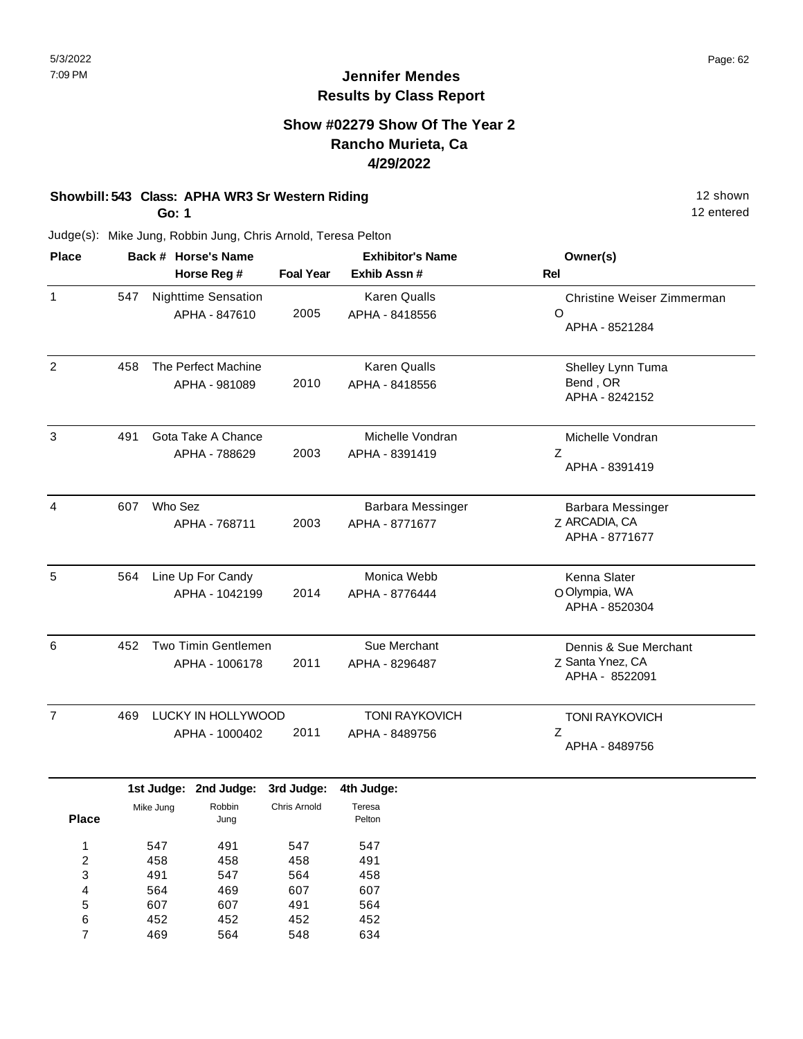# Jennifer Mendes
## Results by Class Report

### Show #02279 Show Of The Year 2
### Rancho Murieta, Ca
### 4/29/2022

**Showbill: 543 Class: APHA WR3 Sr Western Riding** — 12 shown

**Go: 1** — 12 entered

Judge(s): Mike Jung, Robbin Jung, Chris Arnold, Teresa Pelton

| Place | Back # | Horse's Name / Horse Reg # | Foal Year | Exhibitor's Name / Exhib Assn # | Rel | Owner(s) |
|---|---|---|---|---|---|---|
| 1 | 547 | Nighttime Sensation<br>APHA - 847610 | 2005 | Karen Qualls<br>APHA - 8418556 | O | Christine Weiser Zimmerman<br>APHA - 8521284 |
| 2 | 458 | The Perfect Machine<br>APHA - 981089 | 2010 | Karen Qualls<br>APHA - 8418556 | | Shelley Lynn Tuma<br>Bend , OR<br>APHA - 8242152 |
| 3 | 491 | Gota Take A Chance<br>APHA - 788629 | 2003 | Michelle Vondran<br>APHA - 8391419 | Z | Michelle Vondran<br>APHA - 8391419 |
| 4 | 607 | Who Sez<br>APHA - 768711 | 2003 | Barbara Messinger<br>APHA - 8771677 | Z | Barbara Messinger<br>ARCADIA, CA<br>APHA - 8771677 |
| 5 | 564 | Line Up For Candy<br>APHA - 1042199 | 2014 | Monica Webb<br>APHA - 8776444 | O | Kenna Slater<br>Olympia, WA<br>APHA - 8520304 |
| 6 | 452 | Two Timin Gentlemen<br>APHA - 1006178 | 2011 | Sue Merchant<br>APHA - 8296487 | Z | Dennis & Sue Merchant<br>Santa Ynez, CA<br>APHA - 8522091 |
| 7 | 469 | LUCKY IN HOLLYWOOD<br>APHA - 1000402 | 2011 | TONI RAYKOVICH<br>APHA - 8489756 | Z | TONI RAYKOVICH<br>APHA - 8489756 |

| Place | 1st Judge: Mike Jung | 2nd Judge: Robbin Jung | 3rd Judge: Chris Arnold | 4th Judge: Teresa Pelton |
|---|---|---|---|---|
| 1 | 547 | 491 | 547 | 547 |
| 2 | 458 | 458 | 458 | 491 |
| 3 | 491 | 547 | 564 | 458 |
| 4 | 564 | 469 | 607 | 607 |
| 5 | 607 | 607 | 491 | 564 |
| 6 | 452 | 452 | 452 | 452 |
| 7 | 469 | 564 | 548 | 634 |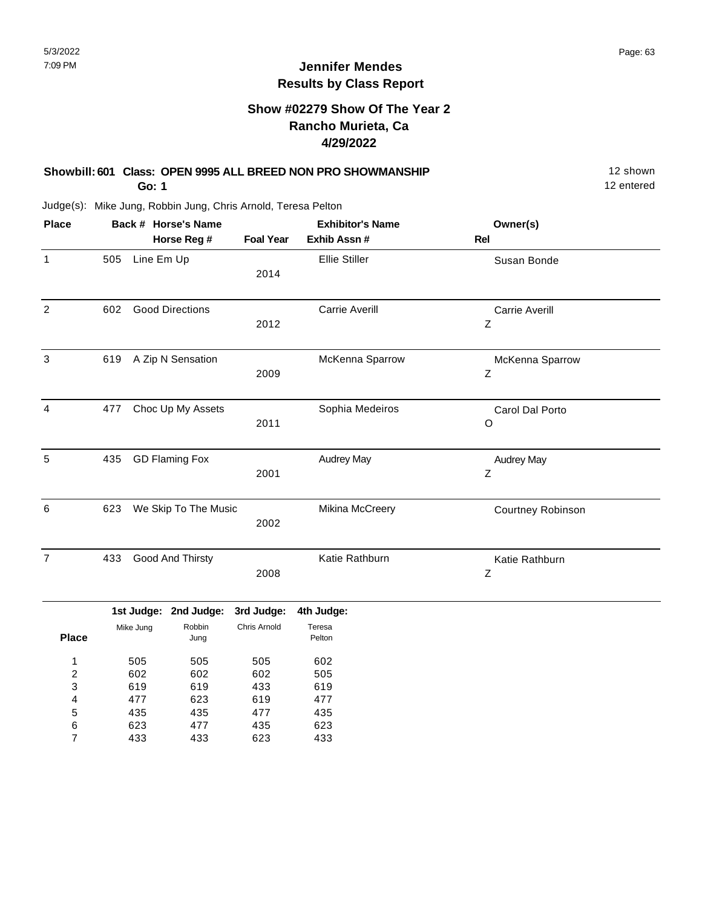# Jennifer Mendes
## Results by Class Report

### Show #02279 Show Of The Year 2
### Rancho Murieta, Ca
### 4/29/2022

**Showbill: 601 Class: OPEN 9995 ALL BREED NON PRO SHOWMANSHIP** — 12 shown
**Go: 1** — 12 entered

Judge(s): Mike Jung, Robbin Jung, Chris Arnold, Teresa Pelton

| Place | Back # | Horse's Name / Horse Reg # | Foal Year | Exhibitor's Name / Exhib Assn # | Owner(s) / Rel |
|---|---|---|---|---|---|
| 1 | 505 | Line Em Up | 2014 | Ellie Stiller | Susan Bonde |
| 2 | 602 | Good Directions | 2012 | Carrie Averill | Carrie Averill<br>Z |
| 3 | 619 | A Zip N Sensation | 2009 | McKenna Sparrow | McKenna Sparrow<br>Z |
| 4 | 477 | Choc Up My Assets | 2011 | Sophia Medeiros | Carol Dal Porto<br>O |
| 5 | 435 | GD Flaming Fox | 2001 | Audrey May | Audrey May<br>Z |
| 6 | 623 | We Skip To The Music | 2002 | Mikina McCreery | Courtney Robinson |
| 7 | 433 | Good And Thirsty | 2008 | Katie Rathburn | Katie Rathburn<br>Z |

| Place | 1st Judge: Mike Jung | 2nd Judge: Robbin Jung | 3rd Judge: Chris Arnold | 4th Judge: Teresa Pelton |
|---|---|---|---|---|
| 1 | 505 | 505 | 505 | 602 |
| 2 | 602 | 602 | 602 | 505 |
| 3 | 619 | 619 | 433 | 619 |
| 4 | 477 | 623 | 619 | 477 |
| 5 | 435 | 435 | 477 | 435 |
| 6 | 623 | 477 | 435 | 623 |
| 7 | 433 | 433 | 623 | 433 |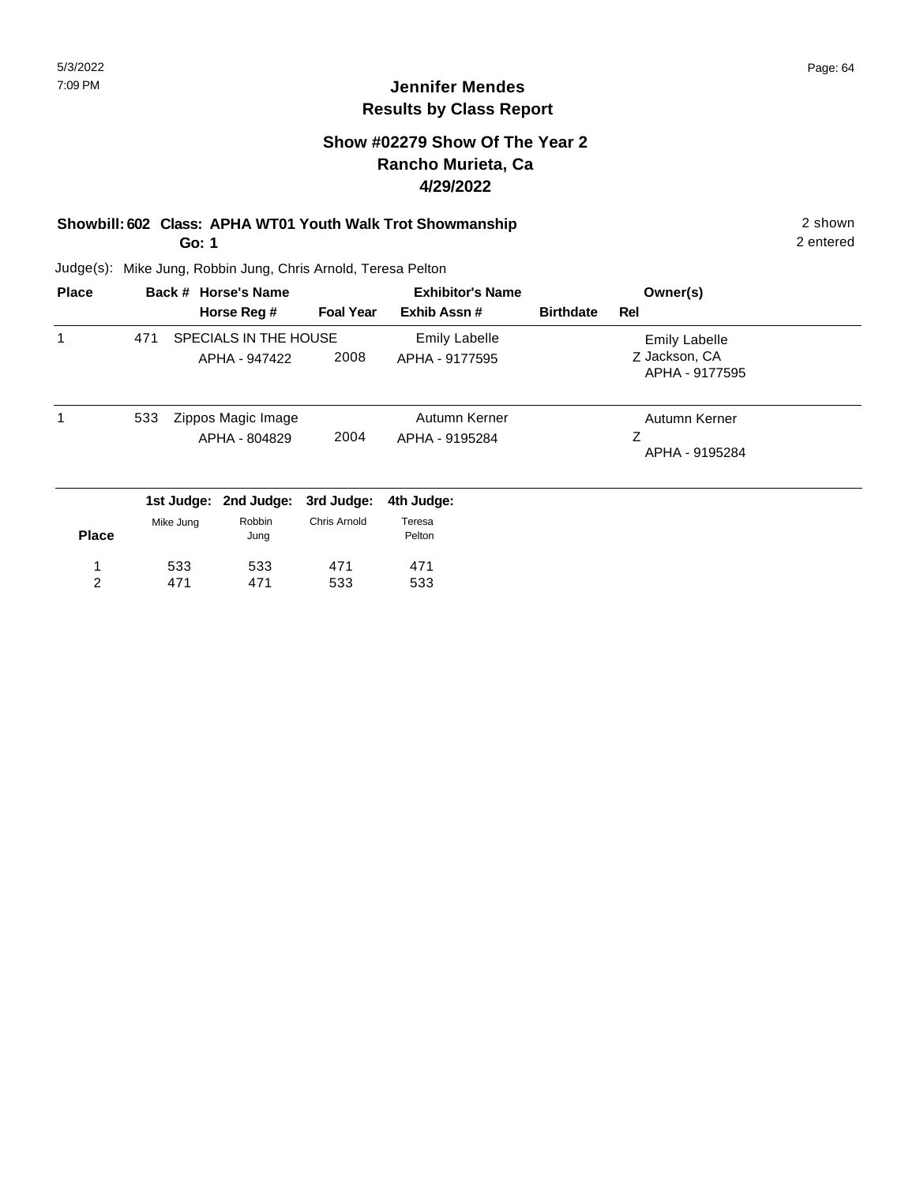## Jennifer Mendes
## Results by Class Report

### Show #02279 Show Of The Year 2
### Rancho Murieta, Ca
### 4/29/2022

**Showbill: 602 Class: APHA WT01 Youth Walk Trot Showmanship** 2 shown
**Go: 1** 2 entered

Judge(s): Mike Jung, Robbin Jung, Chris Arnold, Teresa Pelton

| Place | Back # | Horse's Name / Horse Reg # | Foal Year | Exhibitor's Name / Exhib Assn # | Birthdate | Owner(s) / Rel |
|---|---|---|---|---|---|---|
| 1 | 471 | SPECIALS IN THE HOUSE<br>APHA - 947422 | 2008 | Emily Labelle<br>APHA - 9177595 | | Emily Labelle<br>Z Jackson, CA<br>APHA - 9177595 |
| 1 | 533 | Zippos Magic Image<br>APHA - 804829 | 2004 | Autumn Kerner<br>APHA - 9195284 | | Autumn Kerner<br>Z<br>APHA - 9195284 |

| Place | 1st Judge: Mike Jung | 2nd Judge: Robbin Jung | 3rd Judge: Chris Arnold | 4th Judge: Teresa Pelton |
|---|---|---|---|---|
| 1 | 533 | 533 | 471 | 471 |
| 2 | 471 | 471 | 533 | 533 |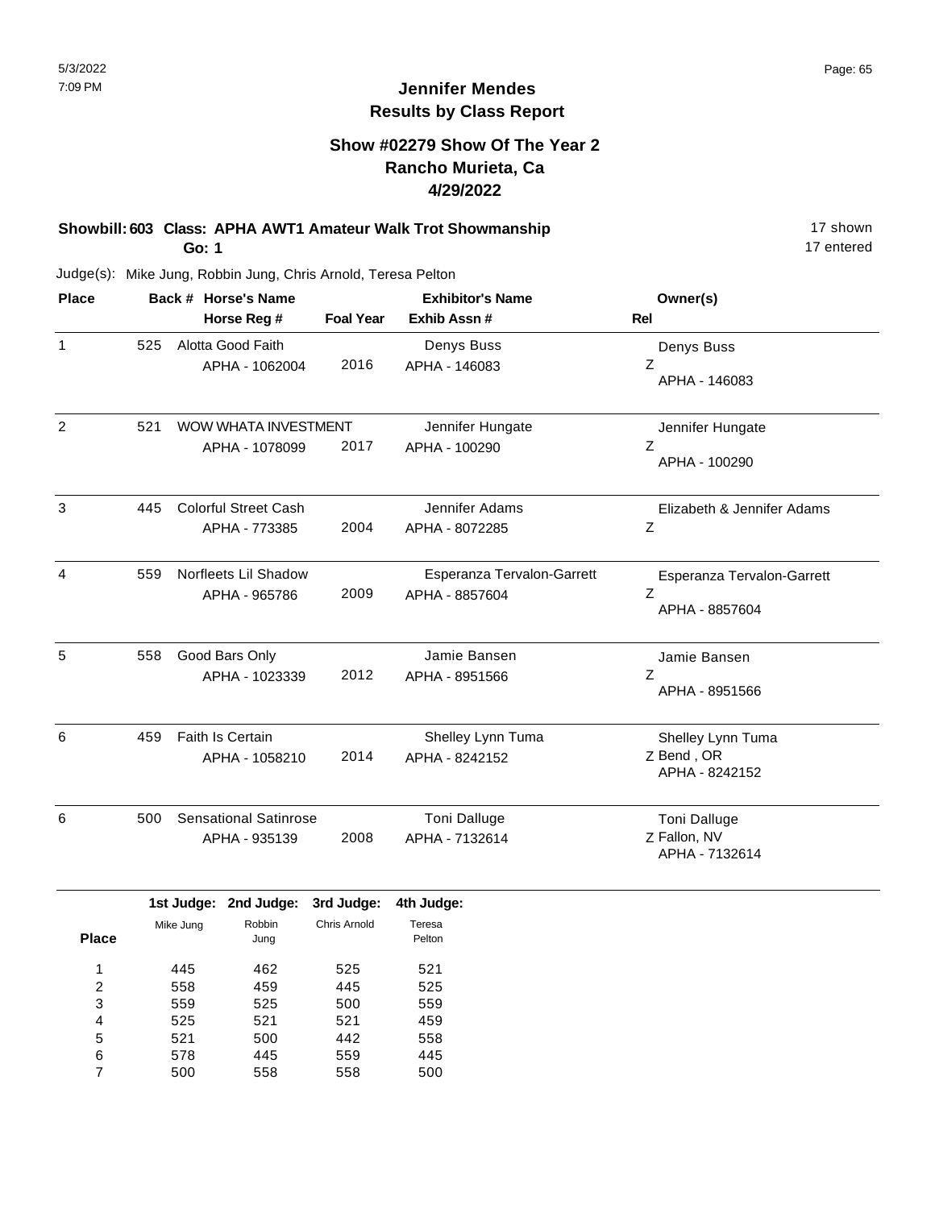# Jennifer Mendes
## Results by Class Report

### Show #02279 Show Of The Year 2
### Rancho Murieta, Ca
### 4/29/2022

**Showbill: 603 Class: APHA AWT1 Amateur Walk Trot Showmanship** — 17 shown, 17 entered
**Go: 1**

Judge(s): Mike Jung, Robbin Jung, Chris Arnold, Teresa Pelton

| Place | Back # | Horse's Name / Horse Reg # | Foal Year | Exhibitor's Name / Exhib Assn # | Rel | Owner(s) |
|---|---|---|---|---|---|---|
| 1 | 525 | Alotta Good Faith / APHA - 1062004 | 2016 | Denys Buss / APHA - 146083 | Z | Denys Buss / APHA - 146083 |
| 2 | 521 | WOW WHATA INVESTMENT / APHA - 1078099 | 2017 | Jennifer Hungate / APHA - 100290 | Z | Jennifer Hungate / APHA - 100290 |
| 3 | 445 | Colorful Street Cash / APHA - 773385 | 2004 | Jennifer Adams / APHA - 8072285 | Z | Elizabeth & Jennifer Adams |
| 4 | 559 | Norfleets Lil Shadow / APHA - 965786 | 2009 | Esperanza Tervalon-Garrett / APHA - 8857604 | Z | Esperanza Tervalon-Garrett / APHA - 8857604 |
| 5 | 558 | Good Bars Only / APHA - 1023339 | 2012 | Jamie Bansen / APHA - 8951566 | Z | Jamie Bansen / APHA - 8951566 |
| 6 | 459 | Faith Is Certain / APHA - 1058210 | 2014 | Shelley Lynn Tuma / APHA - 8242152 | Z | Shelley Lynn Tuma / Bend , OR / APHA - 8242152 |
| 6 | 500 | Sensational Satinrose / APHA - 935139 | 2008 | Toni Dalluge / APHA - 7132614 | Z | Toni Dalluge / Fallon, NV / APHA - 7132614 |

| Place | 1st Judge: Mike Jung | 2nd Judge: Robbin Jung | 3rd Judge: Chris Arnold | 4th Judge: Teresa Pelton |
|---|---|---|---|---|
| 1 | 445 | 462 | 525 | 521 |
| 2 | 558 | 459 | 445 | 525 |
| 3 | 559 | 525 | 500 | 559 |
| 4 | 525 | 521 | 521 | 459 |
| 5 | 521 | 500 | 442 | 558 |
| 6 | 578 | 445 | 559 | 445 |
| 7 | 500 | 558 | 558 | 500 |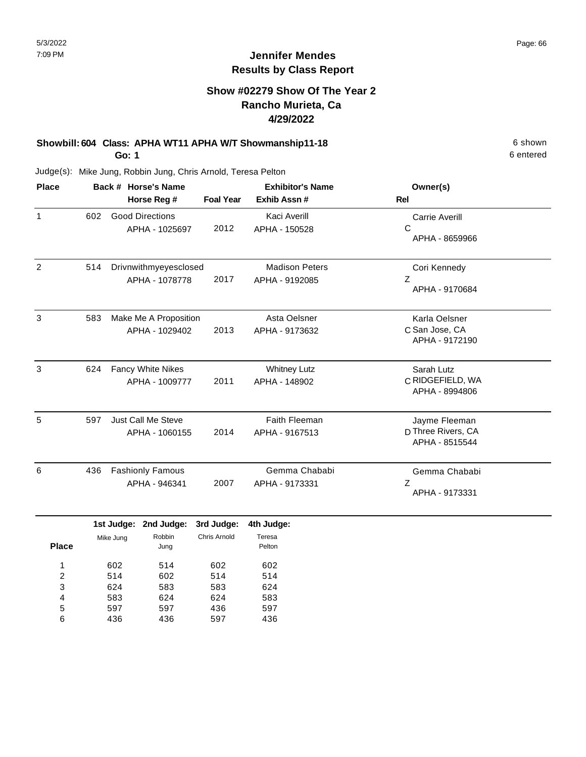# Jennifer Mendes
## Results by Class Report

### Show #02279 Show Of The Year 2
### Rancho Murieta, Ca
### 4/29/2022

**Showbill: 604 Class: APHA WT11 APHA W/T Showmanship11-18** — 6 shown, 6 entered

**Go: 1**

Judge(s): Mike Jung, Robbin Jung, Chris Arnold, Teresa Pelton

| Place | Back # | Horse's Name / Horse Reg # | Foal Year | Exhibitor's Name / Exhib Assn # | Owner(s) / Rel |
|---|---|---|---|---|---|
| 1 | 602 | Good Directions<br>APHA - 1025697 | 2012 | Kaci Averill<br>APHA - 150528 | Carrie Averill<br>C<br>APHA - 8659966 |
| 2 | 514 | Drivnwithmyeyesclosed<br>APHA - 1078778 | 2017 | Madison Peters<br>APHA - 9192085 | Cori Kennedy<br>Z<br>APHA - 9170684 |
| 3 | 583 | Make Me A Proposition<br>APHA - 1029402 | 2013 | Asta Oelsner<br>APHA - 9173632 | Karla Oelsner<br>C San Jose, CA<br>APHA - 9172190 |
| 3 | 624 | Fancy White Nikes<br>APHA - 1009777 | 2011 | Whitney Lutz<br>APHA - 148902 | Sarah Lutz<br>C RIDGEFIELD, WA<br>APHA - 8994806 |
| 5 | 597 | Just Call Me Steve<br>APHA - 1060155 | 2014 | Faith Fleeman<br>APHA - 9167513 | Jayme Fleeman<br>D Three Rivers, CA<br>APHA - 8515544 |
| 6 | 436 | Fashionly Famous<br>APHA - 946341 | 2007 | Gemma Chababi<br>APHA - 9173331 | Gemma Chababi<br>Z<br>APHA - 9173331 |

| Place | 1st Judge: Mike Jung | 2nd Judge: Robbin Jung | 3rd Judge: Chris Arnold | 4th Judge: Teresa Pelton |
|---|---|---|---|---|
| 1 | 602 | 514 | 602 | 602 |
| 2 | 514 | 602 | 514 | 514 |
| 3 | 624 | 583 | 583 | 624 |
| 4 | 583 | 624 | 624 | 583 |
| 5 | 597 | 597 | 436 | 597 |
| 6 | 436 | 436 | 597 | 436 |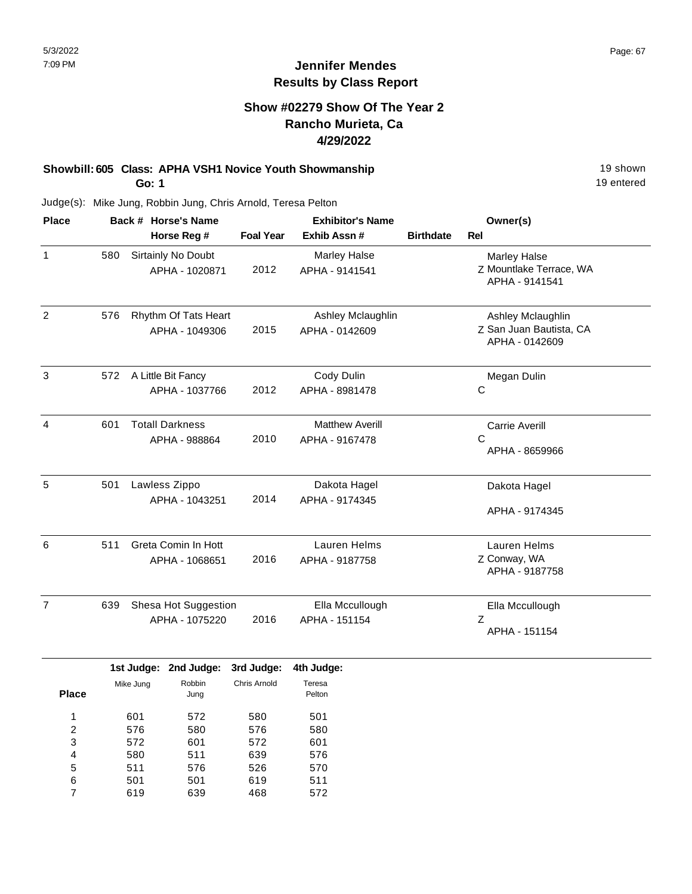# Jennifer Mendes
## Results by Class Report

### Show #02279 Show Of The Year 2
### Rancho Murieta, Ca
### 4/29/2022

**Showbill: 605 Class: APHA VSH1 Novice Youth Showmanship** — 19 shown, 19 entered
**Go: 1**

Judge(s): Mike Jung, Robbin Jung, Chris Arnold, Teresa Pelton

| Place | Back # | Horse's Name / Horse Reg # | Foal Year | Exhibitor's Name / Exhib Assn # | Birthdate | Rel | Owner(s) |
|---|---|---|---|---|---|---|---|
| 1 | 580 | Sirtainly No Doubt<br>APHA - 1020871 | 2012 | Marley Halse<br>APHA - 9141541 | | Z | Marley Halse<br>Mountlake Terrace, WA<br>APHA - 9141541 |
| 2 | 576 | Rhythm Of Tats Heart<br>APHA - 1049306 | 2015 | Ashley Mclaughlin<br>APHA - 0142609 | | Z | Ashley Mclaughlin<br>San Juan Bautista, CA<br>APHA - 0142609 |
| 3 | 572 | A Little Bit Fancy<br>APHA - 1037766 | 2012 | Cody Dulin<br>APHA - 8981478 | | C | Megan Dulin |
| 4 | 601 | Totall Darkness<br>APHA - 988864 | 2010 | Matthew Averill<br>APHA - 9167478 | | C | Carrie Averill<br>APHA - 8659966 |
| 5 | 501 | Lawless Zippo<br>APHA - 1043251 | 2014 | Dakota Hagel<br>APHA - 9174345 | | | Dakota Hagel<br>APHA - 9174345 |
| 6 | 511 | Greta Comin In Hott<br>APHA - 1068651 | 2016 | Lauren Helms<br>APHA - 9187758 | | Z | Lauren Helms<br>Conway, WA<br>APHA - 9187758 |
| 7 | 639 | Shesa Hot Suggestion<br>APHA - 1075220 | 2016 | Ella Mccullough<br>APHA - 151154 | | Z | Ella Mccullough<br>APHA - 151154 |

| Place | 1st Judge: Mike Jung | 2nd Judge: Robbin Jung | 3rd Judge: Chris Arnold | 4th Judge: Teresa Pelton |
|---|---|---|---|---|
| 1 | 601 | 572 | 580 | 501 |
| 2 | 576 | 580 | 576 | 580 |
| 3 | 572 | 601 | 572 | 601 |
| 4 | 580 | 511 | 639 | 576 |
| 5 | 511 | 576 | 526 | 570 |
| 6 | 501 | 501 | 619 | 511 |
| 7 | 619 | 639 | 468 | 572 |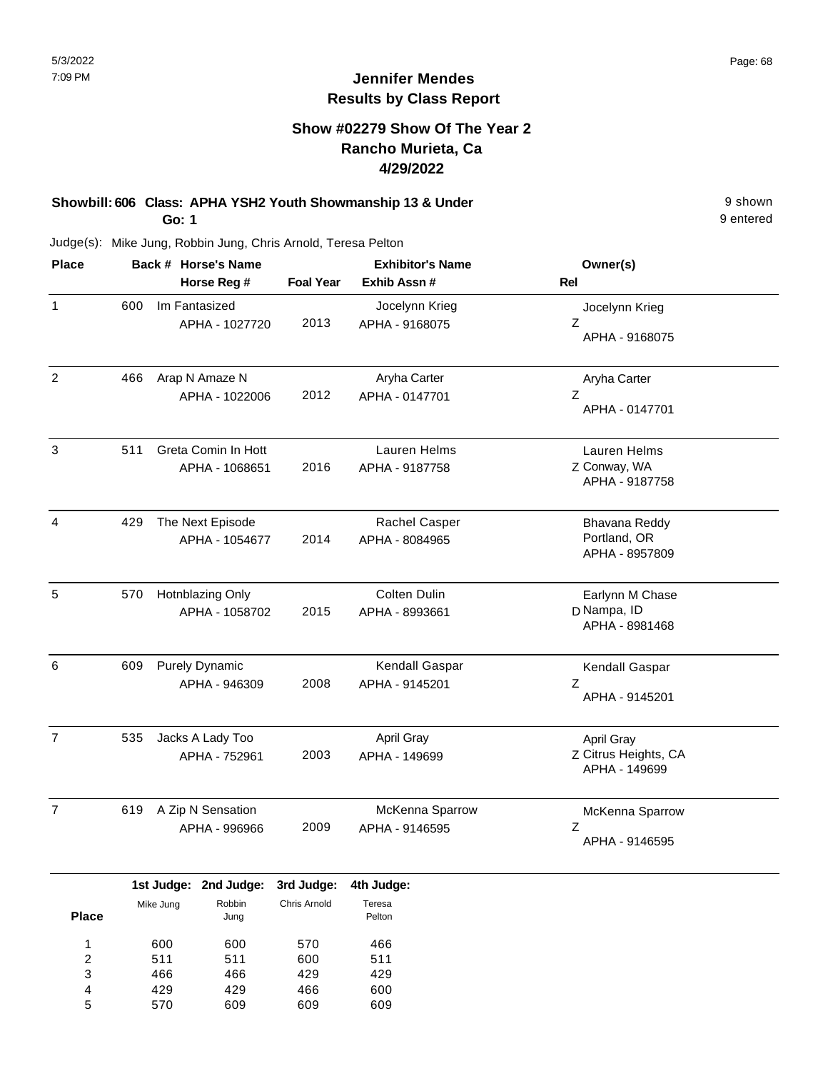# Jennifer Mendes
## Results by Class Report

### Show #02279 Show Of The Year 2
### Rancho Murieta, Ca
### 4/29/2022

**Showbill: 606 Class: APHA YSH2 Youth Showmanship 13 & Under** — 9 shown
**Go: 1** — 9 entered

Judge(s): Mike Jung, Robbin Jung, Chris Arnold, Teresa Pelton

| Place | Back # | Horse's Name / Horse Reg # | Foal Year | Exhibitor's Name / Exhib Assn # | Rel | Owner(s) |
|---|---|---|---|---|---|---|
| 1 | 600 | Im Fantasized<br>APHA - 1027720 | 2013 | Jocelynn Krieg<br>APHA - 9168075 | Z | Jocelynn Krieg<br>APHA - 9168075 |
| 2 | 466 | Arap N Amaze N<br>APHA - 1022006 | 2012 | Aryha Carter<br>APHA - 0147701 | Z | Aryha Carter<br>APHA - 0147701 |
| 3 | 511 | Greta Comin In Hott<br>APHA - 1068651 | 2016 | Lauren Helms<br>APHA - 9187758 | Z | Lauren Helms<br>Conway, WA<br>APHA - 9187758 |
| 4 | 429 | The Next Episode<br>APHA - 1054677 | 2014 | Rachel Casper<br>APHA - 8084965 | | Bhavana Reddy<br>Portland, OR<br>APHA - 8957809 |
| 5 | 570 | Hotnblazing Only<br>APHA - 1058702 | 2015 | Colten Dulin<br>APHA - 8993661 | D | Earlynn M Chase<br>Nampa, ID<br>APHA - 8981468 |
| 6 | 609 | Purely Dynamic<br>APHA - 946309 | 2008 | Kendall Gaspar<br>APHA - 9145201 | Z | Kendall Gaspar<br>APHA - 9145201 |
| 7 | 535 | Jacks A Lady Too<br>APHA - 752961 | 2003 | April Gray<br>APHA - 149699 | Z | April Gray<br>Citrus Heights, CA<br>APHA - 149699 |
| 7 | 619 | A Zip N Sensation<br>APHA - 996966 | 2009 | McKenna Sparrow<br>APHA - 9146595 | Z | McKenna Sparrow<br>APHA - 9146595 |

| Place | 1st Judge: Mike Jung | 2nd Judge: Robbin Jung | 3rd Judge: Chris Arnold | 4th Judge: Teresa Pelton |
|---|---|---|---|---|
| 1 | 600 | 600 | 570 | 466 |
| 2 | 511 | 511 | 600 | 511 |
| 3 | 466 | 466 | 429 | 429 |
| 4 | 429 | 429 | 466 | 600 |
| 5 | 570 | 609 | 609 | 609 |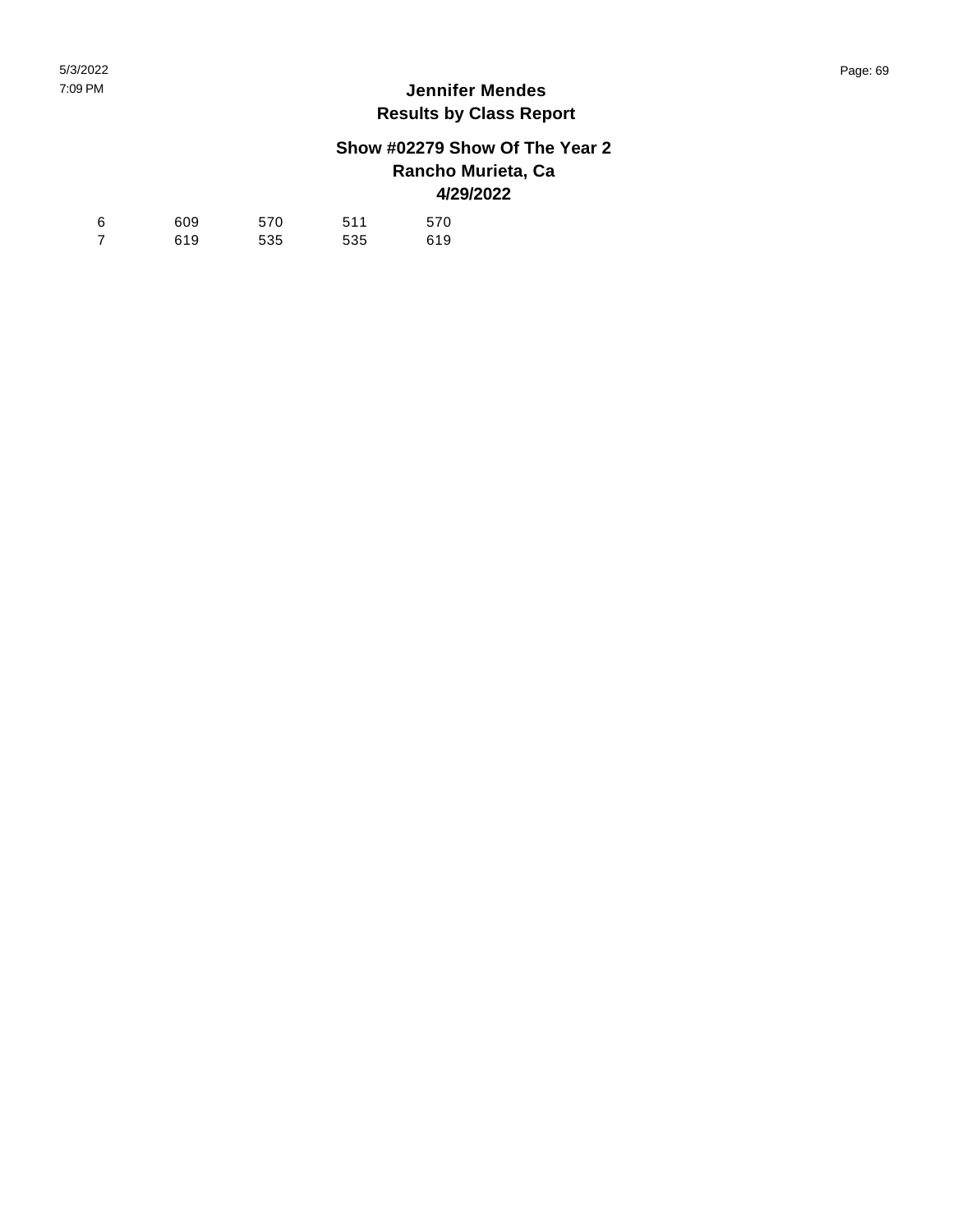## Jennifer Mendes
## Results by Class Report

### Show #02279 Show Of The Year 2
### Rancho Murieta, Ca
### 4/29/2022

| | | | | |
|---|---|---|---|---|
| 6 | 609 | 570 | 511 | 570 |
| 7 | 619 | 535 | 535 | 619 |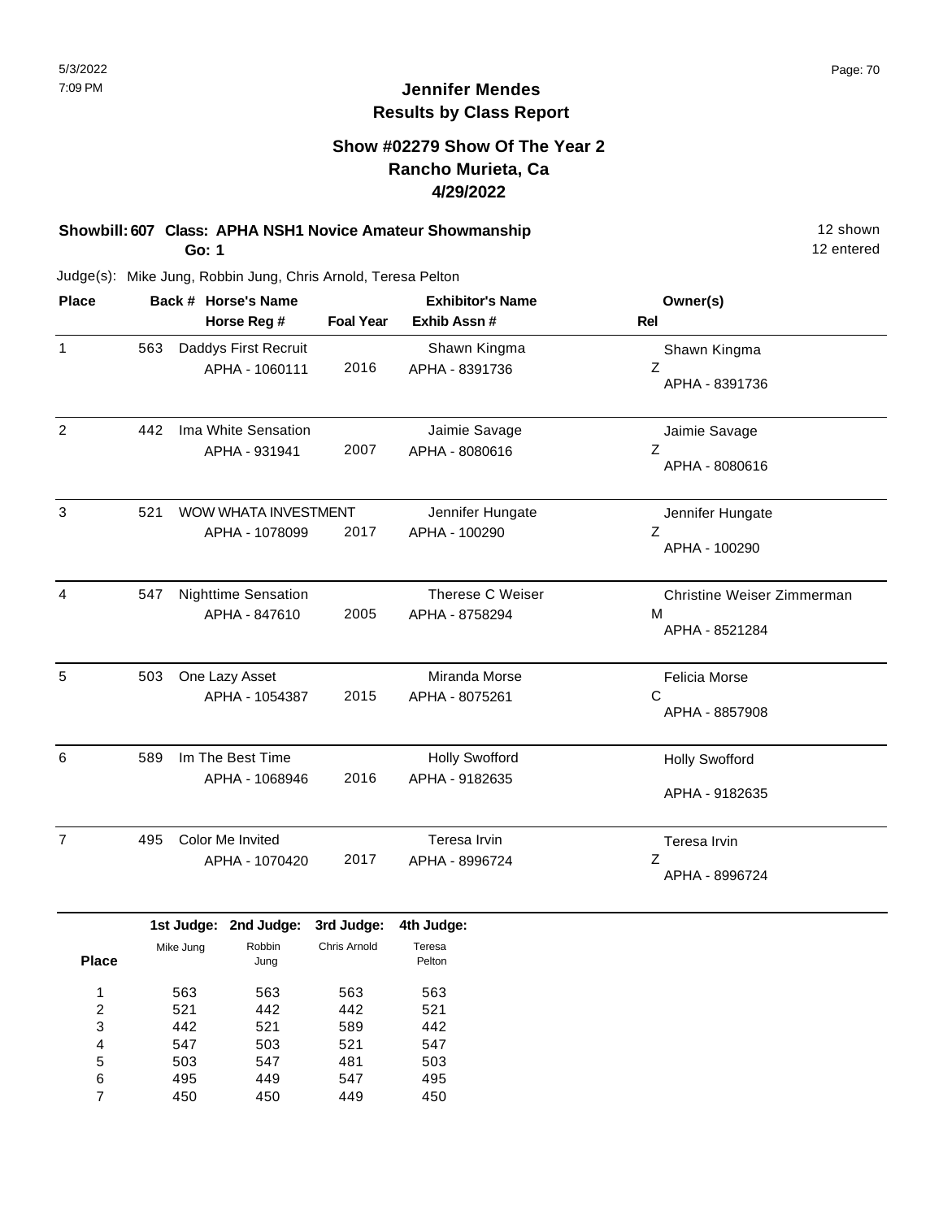# Jennifer Mendes
## Results by Class Report

### Show #02279 Show Of The Year 2
### Rancho Murieta, Ca
### 4/29/2022

**Showbill: 607 Class: APHA NSH1 Novice Amateur Showmanship** — 12 shown
**Go: 1** — 12 entered

Judge(s): Mike Jung, Robbin Jung, Chris Arnold, Teresa Pelton

| Place | Back # | Horse's Name / Horse Reg # | Foal Year | Exhibitor's Name / Exhib Assn # | Owner(s) / Rel |
|---|---|---|---|---|---|
| 1 | 563 | Daddys First Recruit<br>APHA - 1060111 | 2016 | Shawn Kingma<br>APHA - 8391736 | Shawn Kingma<br>Z<br>APHA - 8391736 |
| 2 | 442 | Ima White Sensation<br>APHA - 931941 | 2007 | Jaimie Savage<br>APHA - 8080616 | Jaimie Savage<br>Z<br>APHA - 8080616 |
| 3 | 521 | WOW WHATA INVESTMENT<br>APHA - 1078099 | 2017 | Jennifer Hungate<br>APHA - 100290 | Jennifer Hungate<br>Z<br>APHA - 100290 |
| 4 | 547 | Nighttime Sensation<br>APHA - 847610 | 2005 | Therese C Weiser<br>APHA - 8758294 | Christine Weiser Zimmerman<br>M<br>APHA - 8521284 |
| 5 | 503 | One Lazy Asset<br>APHA - 1054387 | 2015 | Miranda Morse<br>APHA - 8075261 | Felicia Morse<br>C<br>APHA - 8857908 |
| 6 | 589 | Im The Best Time<br>APHA - 1068946 | 2016 | Holly Swofford<br>APHA - 9182635 | Holly Swofford<br>APHA - 9182635 |
| 7 | 495 | Color Me Invited<br>APHA - 1070420 | 2017 | Teresa Irvin<br>APHA - 8996724 | Teresa Irvin<br>Z<br>APHA - 8996724 |

| Place | 1st Judge: Mike Jung | 2nd Judge: Robbin Jung | 3rd Judge: Chris Arnold | 4th Judge: Teresa Pelton |
|---|---|---|---|---|
| 1 | 563 | 563 | 563 | 563 |
| 2 | 521 | 442 | 442 | 521 |
| 3 | 442 | 521 | 589 | 442 |
| 4 | 547 | 503 | 521 | 547 |
| 5 | 503 | 547 | 481 | 503 |
| 6 | 495 | 449 | 547 | 495 |
| 7 | 450 | 450 | 449 | 450 |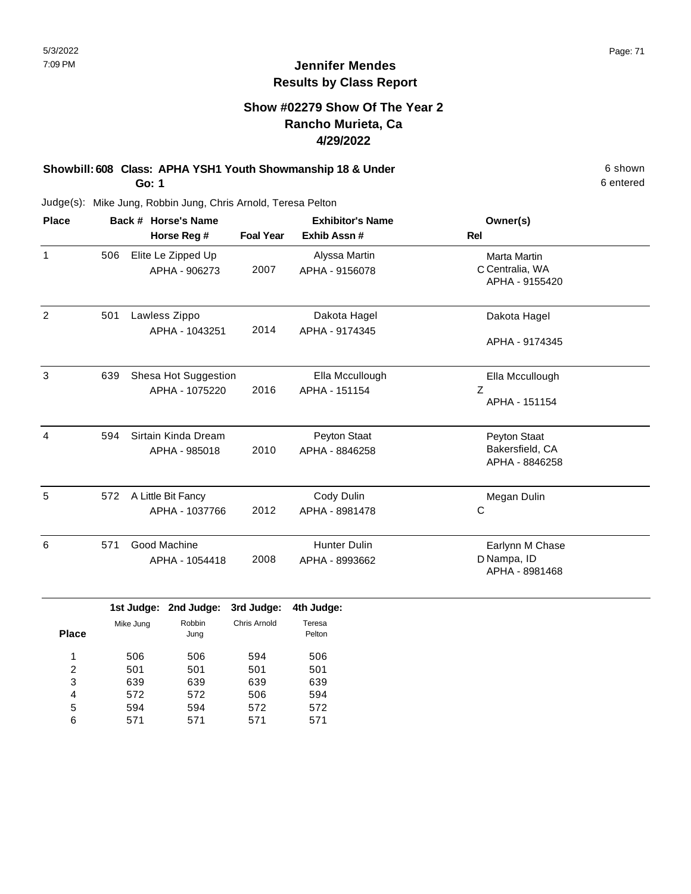# Jennifer Mendes
## Results by Class Report

### Show #02279 Show Of The Year 2
### Rancho Murieta, Ca
### 4/29/2022

**Showbill: 608 Class: APHA YSH1 Youth Showmanship 18 & Under** — 6 shown

**Go: 1** — 6 entered

Judge(s): Mike Jung, Robbin Jung, Chris Arnold, Teresa Pelton

| Place | Back # | Horse's Name / Horse Reg # | Foal Year | Exhibitor's Name / Exhib Assn # | Rel | Owner(s) |
|---|---|---|---|---|---|---|
| 1 | 506 | Elite Le Zipped Up<br>APHA - 906273 | 2007 | Alyssa Martin<br>APHA - 9156078 | C | Marta Martin<br>Centralia, WA<br>APHA - 9155420 |
| 2 | 501 | Lawless Zippo<br>APHA - 1043251 | 2014 | Dakota Hagel<br>APHA - 9174345 | | Dakota Hagel<br>APHA - 9174345 |
| 3 | 639 | Shesa Hot Suggestion<br>APHA - 1075220 | 2016 | Ella Mccullough<br>APHA - 151154 | Z | Ella Mccullough<br>APHA - 151154 |
| 4 | 594 | Sirtain Kinda Dream<br>APHA - 985018 | 2010 | Peyton Staat<br>APHA - 8846258 | | Peyton Staat<br>Bakersfield, CA<br>APHA - 8846258 |
| 5 | 572 | A Little Bit Fancy<br>APHA - 1037766 | 2012 | Cody Dulin<br>APHA - 8981478 | C | Megan Dulin |
| 6 | 571 | Good Machine<br>APHA - 1054418 | 2008 | Hunter Dulin<br>APHA - 8993662 | D | Earlynn M Chase<br>Nampa, ID<br>APHA - 8981468 |

| Place | 1st Judge: Mike Jung | 2nd Judge: Robbin Jung | 3rd Judge: Chris Arnold | 4th Judge: Teresa Pelton |
|---|---|---|---|---|
| 1 | 506 | 506 | 594 | 506 |
| 2 | 501 | 501 | 501 | 501 |
| 3 | 639 | 639 | 639 | 639 |
| 4 | 572 | 572 | 506 | 594 |
| 5 | 594 | 594 | 572 | 572 |
| 6 | 571 | 571 | 571 | 571 |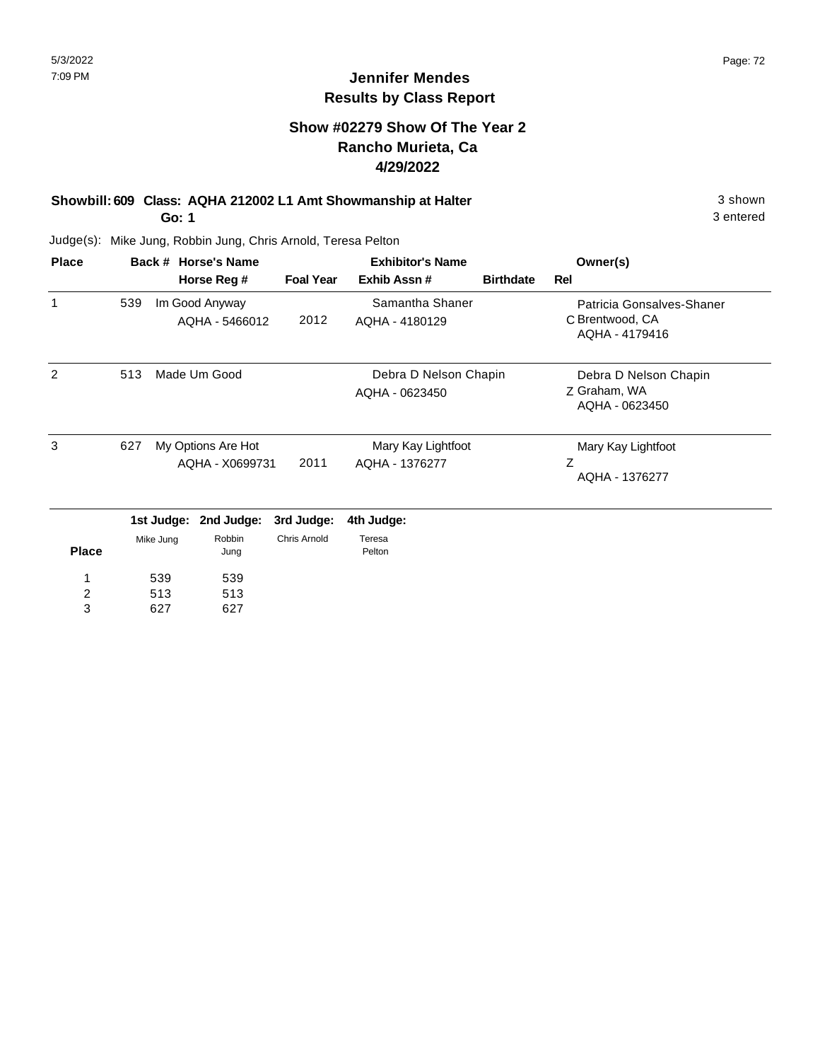# Jennifer Mendes
## Results by Class Report

### Show #02279 Show Of The Year 2
### Rancho Murieta, Ca
### 4/29/2022

**Showbill: 609 Class: AQHA 212002 L1 Amt Showmanship at Halter** — 3 shown, 3 entered

**Go: 1**

Judge(s): Mike Jung, Robbin Jung, Chris Arnold, Teresa Pelton

| Place | Back # | Horse's Name / Horse Reg # | Foal Year | Exhibitor's Name / Exhib Assn # | Birthdate | Rel | Owner(s) |
|---|---|---|---|---|---|---|---|
| 1 | 539 | Im Good Anyway<br>AQHA - 5466012 | 2012 | Samantha Shaner<br>AQHA - 4180129 | | C | Patricia Gonsalves-Shaner<br>Brentwood, CA<br>AQHA - 4179416 |
| 2 | 513 | Made Um Good | | Debra D Nelson Chapin<br>AQHA - 0623450 | | Z | Debra D Nelson Chapin<br>Graham, WA<br>AQHA - 0623450 |
| 3 | 627 | My Options Are Hot<br>AQHA - X0699731 | 2011 | Mary Kay Lightfoot<br>AQHA - 1376277 | | Z | Mary Kay Lightfoot<br>AQHA - 1376277 |

| Place | 1st Judge: Mike Jung | 2nd Judge: Robbin Jung | 3rd Judge: Chris Arnold | 4th Judge: Teresa Pelton |
|---|---|---|---|---|
| 1 | 539 | 539 | | |
| 2 | 513 | 513 | | |
| 3 | 627 | 627 | | |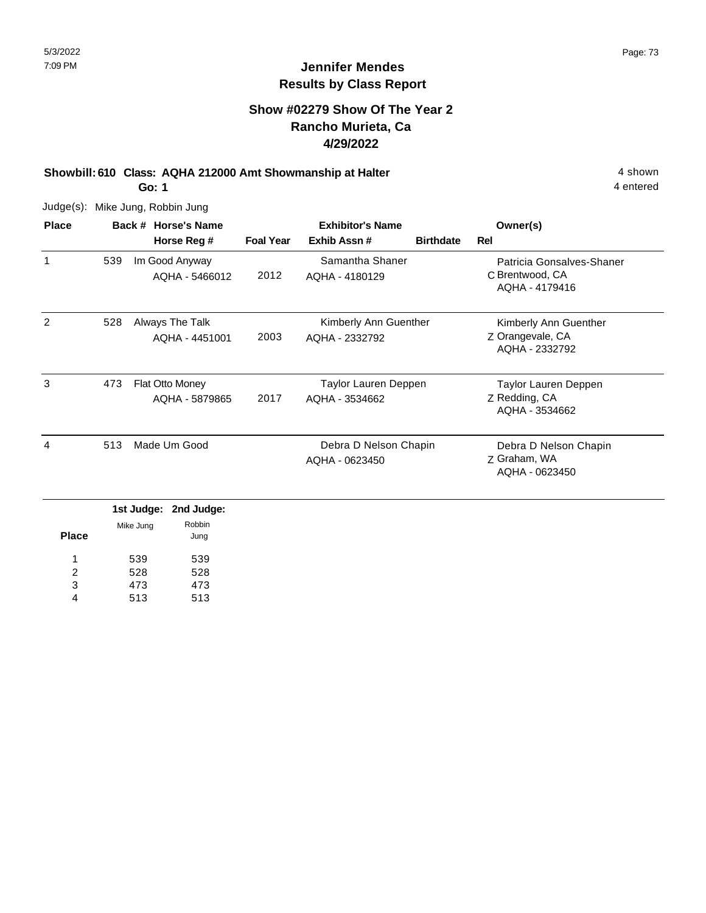# Jennifer Mendes
## Results by Class Report

### Show #02279 Show Of The Year 2
### Rancho Murieta, Ca
### 4/29/2022

**Showbill: 610 Class: AQHA 212000 Amt Showmanship at Halter** 4 shown

**Go: 1** 4 entered

Judge(s): Mike Jung, Robbin Jung

| Place | Back # | Horse's Name / Horse Reg # | Foal Year | Exhibitor's Name / Exhib Assn # | Birthdate | Rel | Owner(s) |
|---|---|---|---|---|---|---|---|
| 1 | 539 | Im Good Anyway<br>AQHA - 5466012 | 2012 | Samantha Shaner<br>AQHA - 4180129 | | C | Patricia Gonsalves-Shaner<br>Brentwood, CA<br>AQHA - 4179416 |
| 2 | 528 | Always The Talk<br>AQHA - 4451001 | 2003 | Kimberly Ann Guenther<br>AQHA - 2332792 | | Z | Kimberly Ann Guenther<br>Orangevale, CA<br>AQHA - 2332792 |
| 3 | 473 | Flat Otto Money<br>AQHA - 5879865 | 2017 | Taylor Lauren Deppen<br>AQHA - 3534662 | | Z | Taylor Lauren Deppen<br>Redding, CA<br>AQHA - 3534662 |
| 4 | 513 | Made Um Good | | Debra D Nelson Chapin<br>AQHA - 0623450 | | Z | Debra D Nelson Chapin<br>Graham, WA<br>AQHA - 0623450 |

| Place | 1st Judge: Mike Jung | 2nd Judge: Robbin Jung |
|---|---|---|
| 1 | 539 | 539 |
| 2 | 528 | 528 |
| 3 | 473 | 473 |
| 4 | 513 | 513 |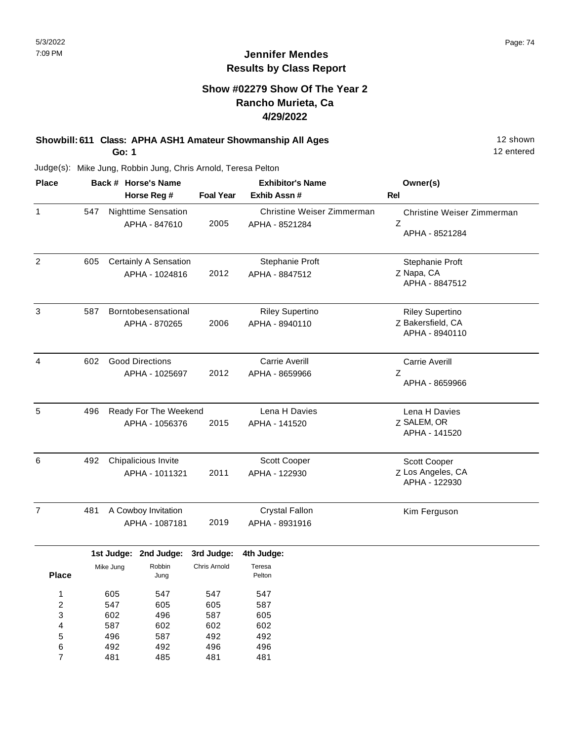# Jennifer Mendes
## Results by Class Report

### Show #02279 Show Of The Year 2
### Rancho Murieta, Ca
### 4/29/2022

**Showbill: 611 Class: APHA ASH1 Amateur Showmanship All Ages** — 12 shown

**Go: 1** — 12 entered

Judge(s): Mike Jung, Robbin Jung, Chris Arnold, Teresa Pelton

| Place | Back # | Horse's Name / Horse Reg # | Foal Year | Exhibitor's Name / Exhib Assn # | Rel | Owner(s) |
|---|---|---|---|---|---|---|
| 1 | 547 | Nighttime Sensation<br>APHA - 847610 | 2005 | Christine Weiser Zimmerman<br>APHA - 8521284 | Z | Christine Weiser Zimmerman<br>APHA - 8521284 |
| 2 | 605 | Certainly A Sensation<br>APHA - 1024816 | 2012 | Stephanie Proft<br>APHA - 8847512 | Z | Stephanie Proft<br>Napa, CA<br>APHA - 8847512 |
| 3 | 587 | Borntobesensational<br>APHA - 870265 | 2006 | Riley Supertino<br>APHA - 8940110 | Z | Riley Supertino<br>Bakersfield, CA<br>APHA - 8940110 |
| 4 | 602 | Good Directions<br>APHA - 1025697 | 2012 | Carrie Averill<br>APHA - 8659966 | Z | Carrie Averill<br>APHA - 8659966 |
| 5 | 496 | Ready For The Weekend<br>APHA - 1056376 | 2015 | Lena H Davies<br>APHA - 141520 | Z | Lena H Davies<br>SALEM, OR<br>APHA - 141520 |
| 6 | 492 | Chipalicious Invite<br>APHA - 1011321 | 2011 | Scott Cooper<br>APHA - 122930 | Z | Scott Cooper<br>Los Angeles, CA<br>APHA - 122930 |
| 7 | 481 | A Cowboy Invitation<br>APHA - 1087181 | 2019 | Crystal Fallon<br>APHA - 8931916 | | Kim Ferguson |

| Place | 1st Judge: Mike Jung | 2nd Judge: Robbin Jung | 3rd Judge: Chris Arnold | 4th Judge: Teresa Pelton |
|---|---|---|---|---|
| 1 | 605 | 547 | 547 | 547 |
| 2 | 547 | 605 | 605 | 587 |
| 3 | 602 | 496 | 587 | 605 |
| 4 | 587 | 602 | 602 | 602 |
| 5 | 496 | 587 | 492 | 492 |
| 6 | 492 | 492 | 496 | 496 |
| 7 | 481 | 485 | 481 | 481 |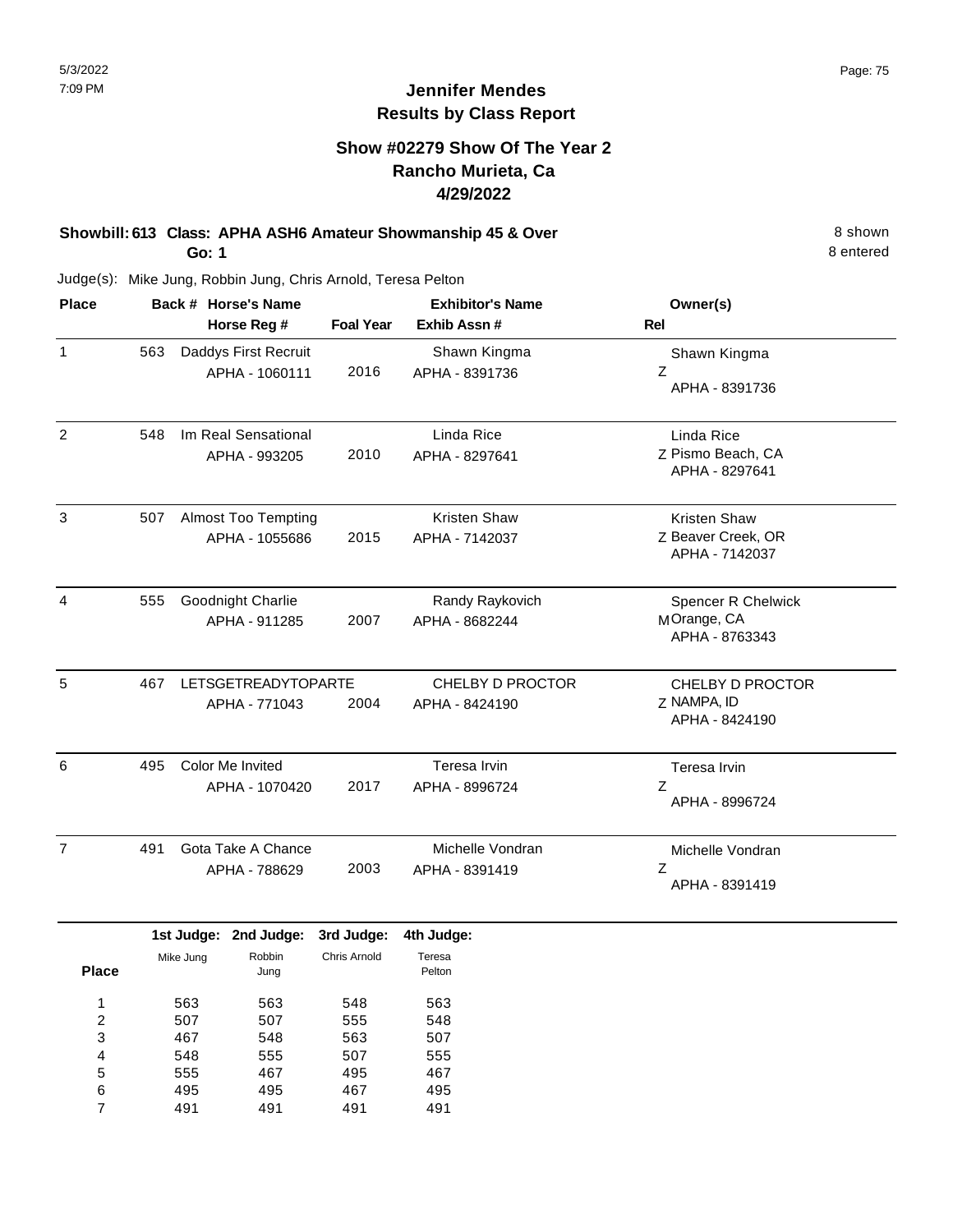# Jennifer Mendes
## Results by Class Report

### Show #02279 Show Of The Year 2
### Rancho Murieta, Ca
### 4/29/2022

**Showbill: 613 Class: APHA ASH6 Amateur Showmanship 45 & Over** — 8 shown, 8 entered
**Go: 1**

Judge(s): Mike Jung, Robbin Jung, Chris Arnold, Teresa Pelton

| Place | Back # | Horse's Name / Horse Reg # | Foal Year | Exhibitor's Name / Exhib Assn # | Rel | Owner(s) |
|---|---|---|---|---|---|---|
| 1 | 563 | Daddys First Recruit<br>APHA - 1060111 | 2016 | Shawn Kingma<br>APHA - 8391736 | Z | Shawn Kingma<br>APHA - 8391736 |
| 2 | 548 | Im Real Sensational<br>APHA - 993205 | 2010 | Linda Rice<br>APHA - 8297641 | Z | Linda Rice<br>Pismo Beach, CA<br>APHA - 8297641 |
| 3 | 507 | Almost Too Tempting<br>APHA - 1055686 | 2015 | Kristen Shaw<br>APHA - 7142037 | Z | Kristen Shaw<br>Beaver Creek, OR<br>APHA - 7142037 |
| 4 | 555 | Goodnight Charlie<br>APHA - 911285 | 2007 | Randy Raykovich<br>APHA - 8682244 | M | Spencer R Chelwick<br>Orange, CA<br>APHA - 8763343 |
| 5 | 467 | LETSGETREADYTOPARTE<br>APHA - 771043 | 2004 | CHELBY D PROCTOR<br>APHA - 8424190 | Z | CHELBY D PROCTOR<br>NAMPA, ID<br>APHA - 8424190 |
| 6 | 495 | Color Me Invited<br>APHA - 1070420 | 2017 | Teresa Irvin<br>APHA - 8996724 | Z | Teresa Irvin<br>APHA - 8996724 |
| 7 | 491 | Gota Take A Chance<br>APHA - 788629 | 2003 | Michelle Vondran<br>APHA - 8391419 | Z | Michelle Vondran<br>APHA - 8391419 |

| Place | 1st Judge: Mike Jung | 2nd Judge: Robbin Jung | 3rd Judge: Chris Arnold | 4th Judge: Teresa Pelton |
|---|---|---|---|---|
| 1 | 563 | 563 | 548 | 563 |
| 2 | 507 | 507 | 555 | 548 |
| 3 | 467 | 548 | 563 | 507 |
| 4 | 548 | 555 | 507 | 555 |
| 5 | 555 | 467 | 495 | 467 |
| 6 | 495 | 495 | 467 | 495 |
| 7 | 491 | 491 | 491 | 491 |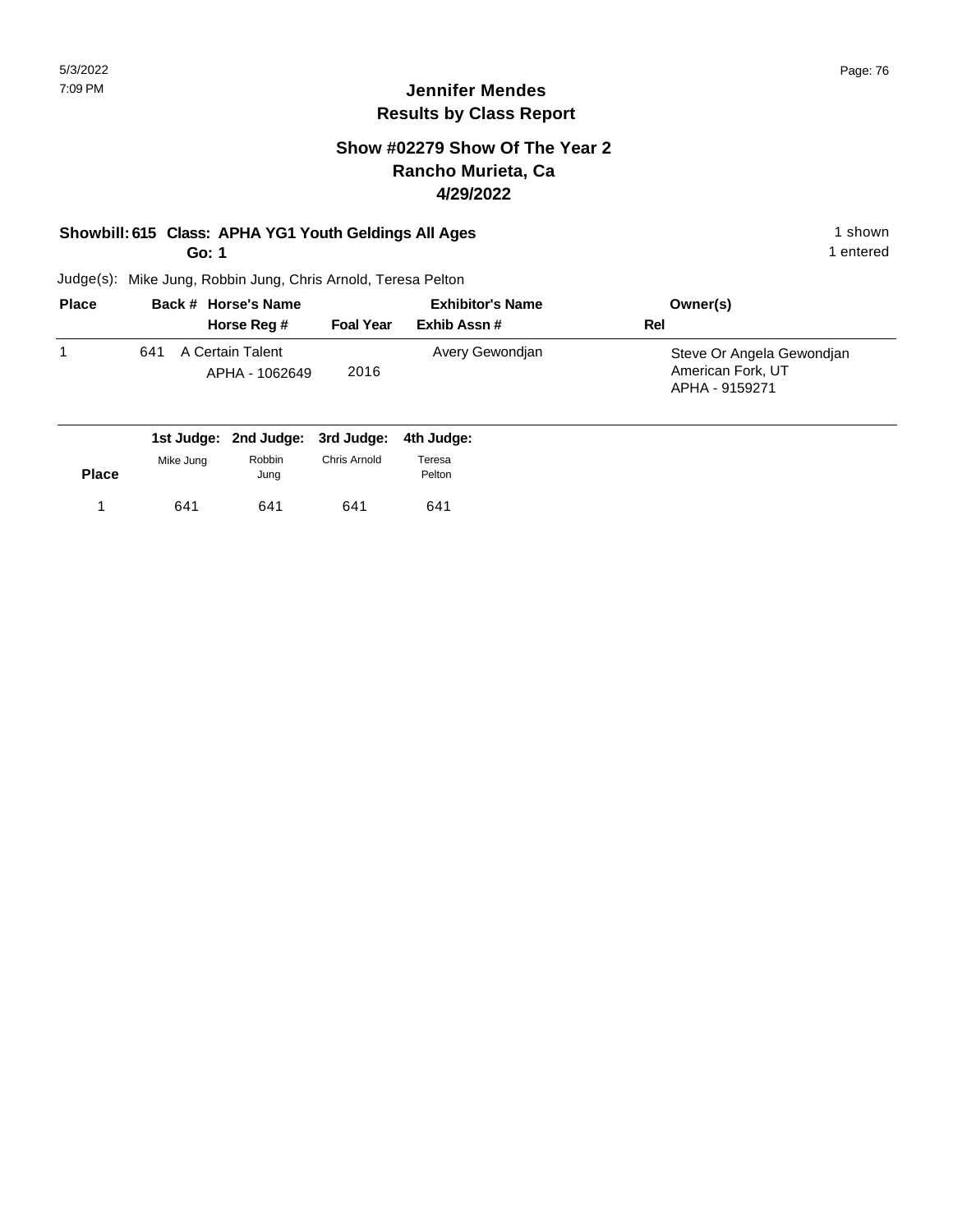# Jennifer Mendes
## Results by Class Report

### Show #02279 Show Of The Year 2
### Rancho Murieta, Ca
### 4/29/2022

**Showbill: 615 Class: APHA YG1 Youth Geldings All Ages** — 1 shown

**Go: 1** — 1 entered

Judge(s): Mike Jung, Robbin Jung, Chris Arnold, Teresa Pelton

| Place | Back # | Horse's Name / Horse Reg # | Foal Year | Exhibitor's Name / Exhib Assn # | Owner(s) / Rel |
|---|---|---|---|---|---|
| 1 | 641 | A Certain Talent<br>APHA - 1062649 | 2016 | Avery Gewondjan | Steve Or Angela Gewondjan<br>American Fork, UT<br>APHA - 9159271 |

| Place | 1st Judge: Mike Jung | 2nd Judge: Robbin Jung | 3rd Judge: Chris Arnold | 4th Judge: Teresa Pelton |
|---|---|---|---|---|
| 1 | 641 | 641 | 641 | 641 |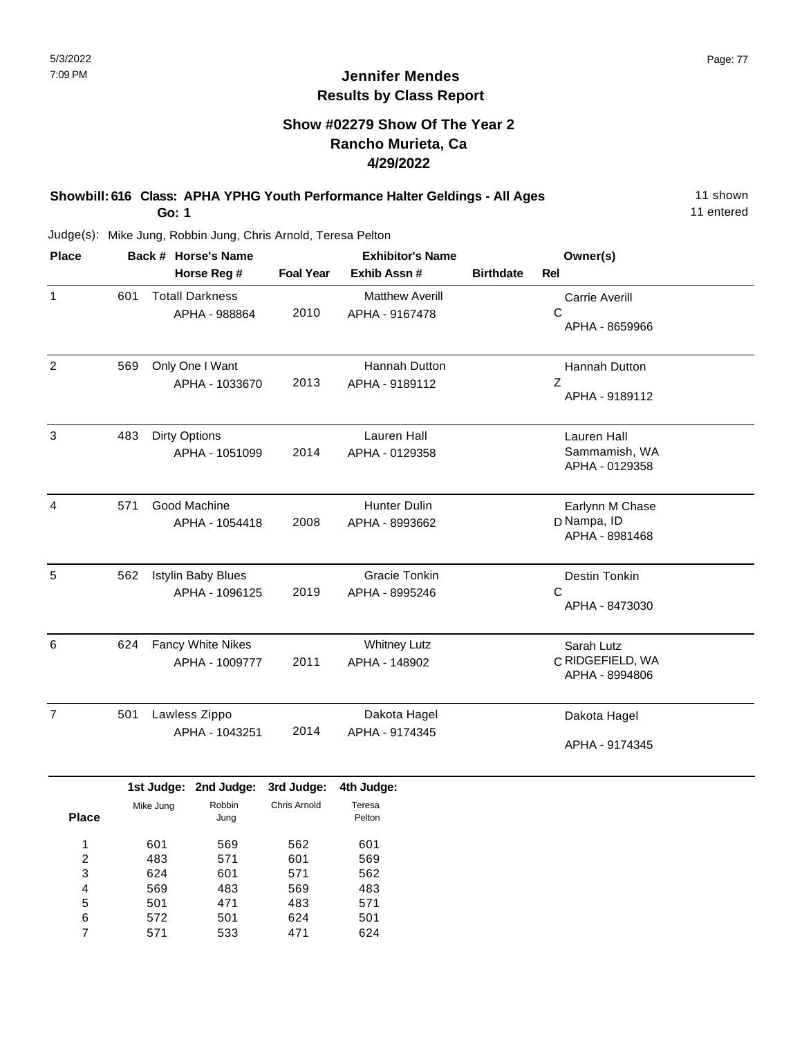# Jennifer Mendes
## Results by Class Report

### Show #02279 Show Of The Year 2
### Rancho Murieta, Ca
### 4/29/2022

**Showbill: 616 Class: APHA YPHG Youth Performance Halter Geldings - All Ages** 11 shown

**Go: 1** 11 entered

Judge(s): Mike Jung, Robbin Jung, Chris Arnold, Teresa Pelton

| Place | Back # | Horse's Name / Horse Reg # | Foal Year | Exhibitor's Name / Exhib Assn # | Birthdate | Rel | Owner(s) |
|---|---|---|---|---|---|---|---|
| 1 | 601 | Totall Darkness<br>APHA - 988864 | 2010 | Matthew Averill<br>APHA - 9167478 | | C | Carrie Averill<br>APHA - 8659966 |
| 2 | 569 | Only One I Want<br>APHA - 1033670 | 2013 | Hannah Dutton<br>APHA - 9189112 | | Z | Hannah Dutton<br>APHA - 9189112 |
| 3 | 483 | Dirty Options<br>APHA - 1051099 | 2014 | Lauren Hall<br>APHA - 0129358 | | | Lauren Hall<br>Sammamish, WA<br>APHA - 0129358 |
| 4 | 571 | Good Machine<br>APHA - 1054418 | 2008 | Hunter Dulin<br>APHA - 8993662 | | D | Earlynn M Chase<br>Nampa, ID<br>APHA - 8981468 |
| 5 | 562 | Istylin Baby Blues<br>APHA - 1096125 | 2019 | Gracie Tonkin<br>APHA - 8995246 | | C | Destin Tonkin<br>APHA - 8473030 |
| 6 | 624 | Fancy White Nikes<br>APHA - 1009777 | 2011 | Whitney Lutz<br>APHA - 148902 | | C | Sarah Lutz<br>RIDGEFIELD, WA<br>APHA - 8994806 |
| 7 | 501 | Lawless Zippo<br>APHA - 1043251 | 2014 | Dakota Hagel<br>APHA - 9174345 | | | Dakota Hagel<br>APHA - 9174345 |

| Place | 1st Judge: Mike Jung | 2nd Judge: Robbin Jung | 3rd Judge: Chris Arnold | 4th Judge: Teresa Pelton |
|---|---|---|---|---|
| 1 | 601 | 569 | 562 | 601 |
| 2 | 483 | 571 | 601 | 569 |
| 3 | 624 | 601 | 571 | 562 |
| 4 | 569 | 483 | 569 | 483 |
| 5 | 501 | 471 | 483 | 571 |
| 6 | 572 | 501 | 624 | 501 |
| 7 | 571 | 533 | 471 | 624 |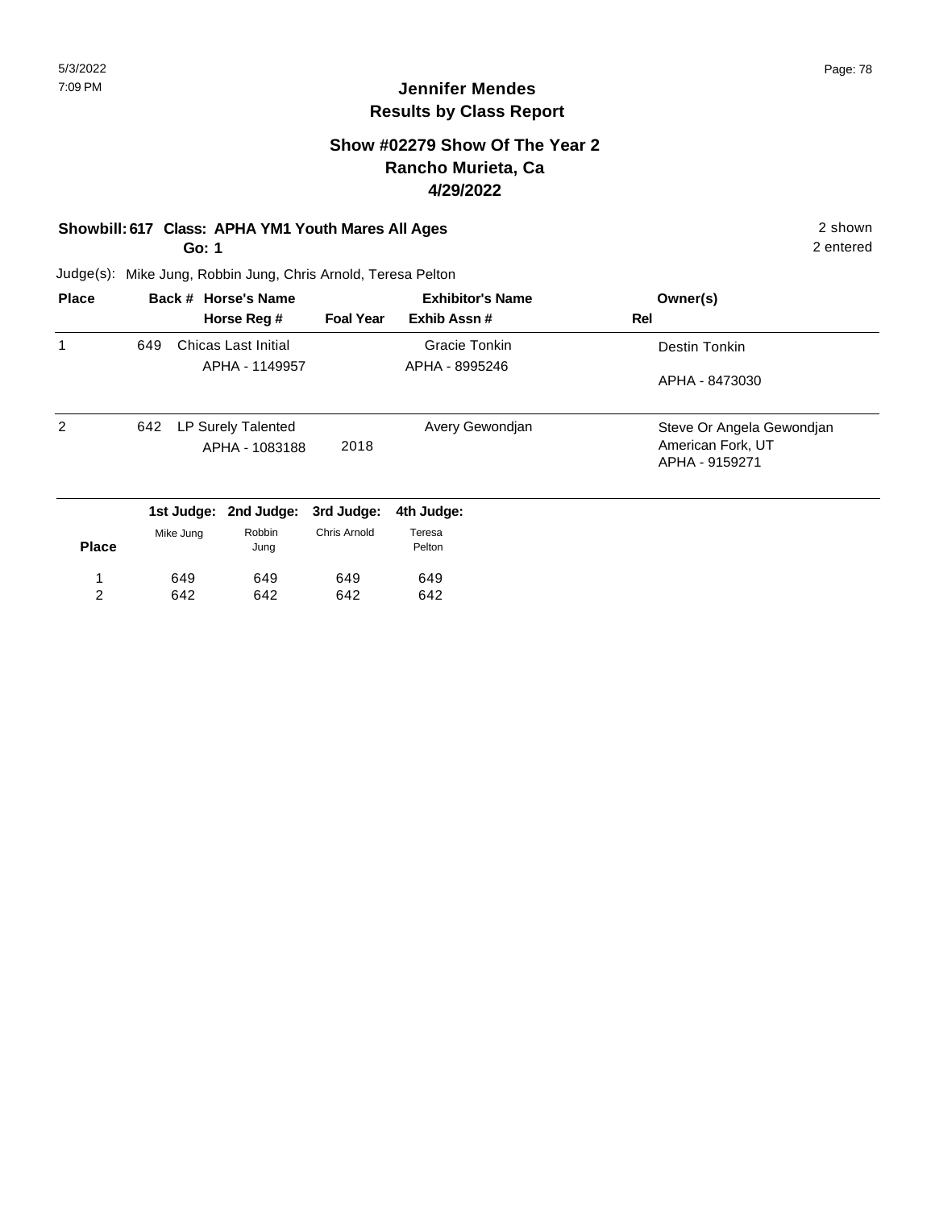# Jennifer Mendes
## Results by Class Report

### Show #02279 Show Of The Year 2
### Rancho Murieta, Ca
### 4/29/2022

**Showbill: 617 Class: APHA YM1 Youth Mares All Ages** — 2 shown

**Go: 1** — 2 entered

Judge(s): Mike Jung, Robbin Jung, Chris Arnold, Teresa Pelton

| Place | Back # | Horse's Name / Horse Reg # | Foal Year | Exhibitor's Name / Exhib Assn # | Rel | Owner(s) |
|---|---|---|---|---|---|---|
| 1 | 649 | Chicas Last Initial<br>APHA - 1149957 | | Gracie Tonkin<br>APHA - 8995246 | | Destin Tonkin<br>APHA - 8473030 |
| 2 | 642 | LP Surely Talented<br>APHA - 1083188 | 2018 | Avery Gewondjan | | Steve Or Angela Gewondjan<br>American Fork, UT<br>APHA - 9159271 |

| Place | 1st Judge: Mike Jung | 2nd Judge: Robbin Jung | 3rd Judge: Chris Arnold | 4th Judge: Teresa Pelton |
|---|---|---|---|---|
| 1 | 649 | 649 | 649 | 649 |
| 2 | 642 | 642 | 642 | 642 |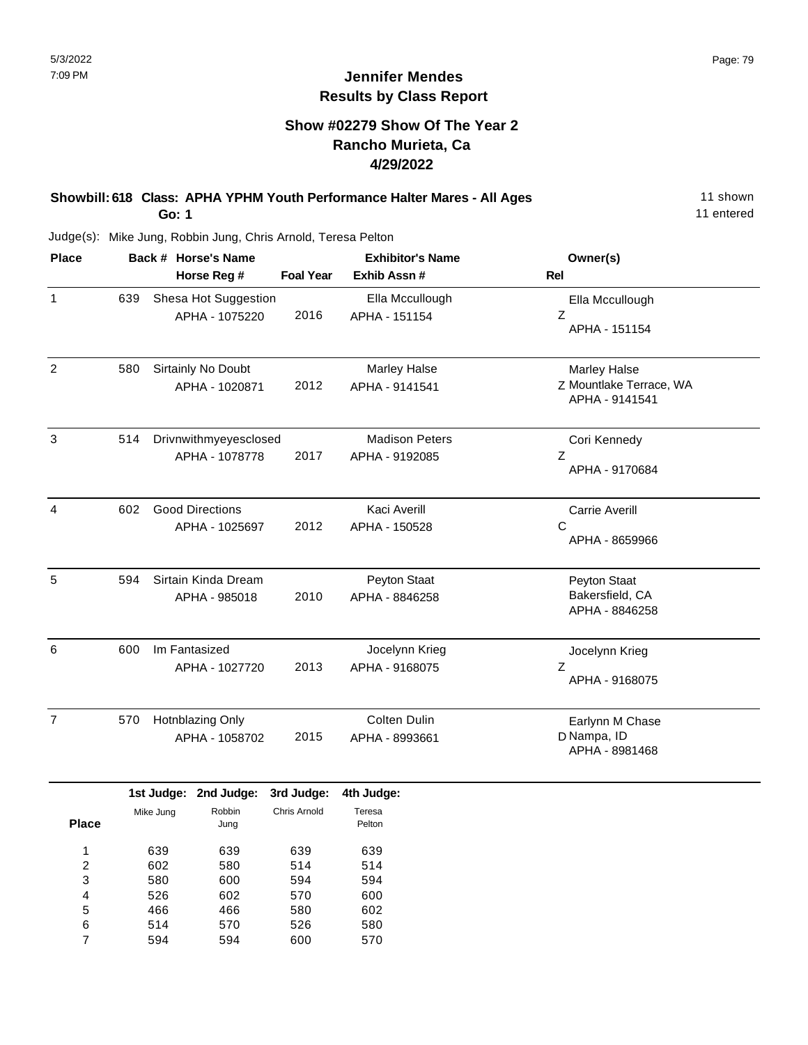# Jennifer Mendes
## Results by Class Report

### Show #02279 Show Of The Year 2
### Rancho Murieta, Ca
### 4/29/2022

**Showbill: 618 Class: APHA YPHM Youth Performance Halter Mares - All Ages** — 11 shown

**Go: 1** — 11 entered

Judge(s): Mike Jung, Robbin Jung, Chris Arnold, Teresa Pelton

| Place | Back # | Horse's Name / Horse Reg # | Foal Year | Exhibitor's Name / Exhib Assn # | Rel | Owner(s) |
|---|---|---|---|---|---|---|
| 1 | 639 | Shesa Hot Suggestion<br>APHA - 1075220 | 2016 | Ella Mccullough<br>APHA - 151154 | Z | Ella Mccullough<br>APHA - 151154 |
| 2 | 580 | Sirtainly No Doubt<br>APHA - 1020871 | 2012 | Marley Halse<br>APHA - 9141541 | Z | Marley Halse<br>Mountlake Terrace, WA<br>APHA - 9141541 |
| 3 | 514 | Drivnwithmyeyesclosed<br>APHA - 1078778 | 2017 | Madison Peters<br>APHA - 9192085 | Z | Cori Kennedy<br>APHA - 9170684 |
| 4 | 602 | Good Directions<br>APHA - 1025697 | 2012 | Kaci Averill<br>APHA - 150528 | C | Carrie Averill<br>APHA - 8659966 |
| 5 | 594 | Sirtain Kinda Dream<br>APHA - 985018 | 2010 | Peyton Staat<br>APHA - 8846258 | | Peyton Staat<br>Bakersfield, CA<br>APHA - 8846258 |
| 6 | 600 | Im Fantasized<br>APHA - 1027720 | 2013 | Jocelynn Krieg<br>APHA - 9168075 | Z | Jocelynn Krieg<br>APHA - 9168075 |
| 7 | 570 | Hotnblazing Only<br>APHA - 1058702 | 2015 | Colten Dulin<br>APHA - 8993661 | D | Earlynn M Chase<br>Nampa, ID<br>APHA - 8981468 |

| Place | 1st Judge: Mike Jung | 2nd Judge: Robbin Jung | 3rd Judge: Chris Arnold | 4th Judge: Teresa Pelton |
|---|---|---|---|---|
| 1 | 639 | 639 | 639 | 639 |
| 2 | 602 | 580 | 514 | 514 |
| 3 | 580 | 600 | 594 | 594 |
| 4 | 526 | 602 | 570 | 600 |
| 5 | 466 | 466 | 580 | 602 |
| 6 | 514 | 570 | 526 | 580 |
| 7 | 594 | 594 | 600 | 570 |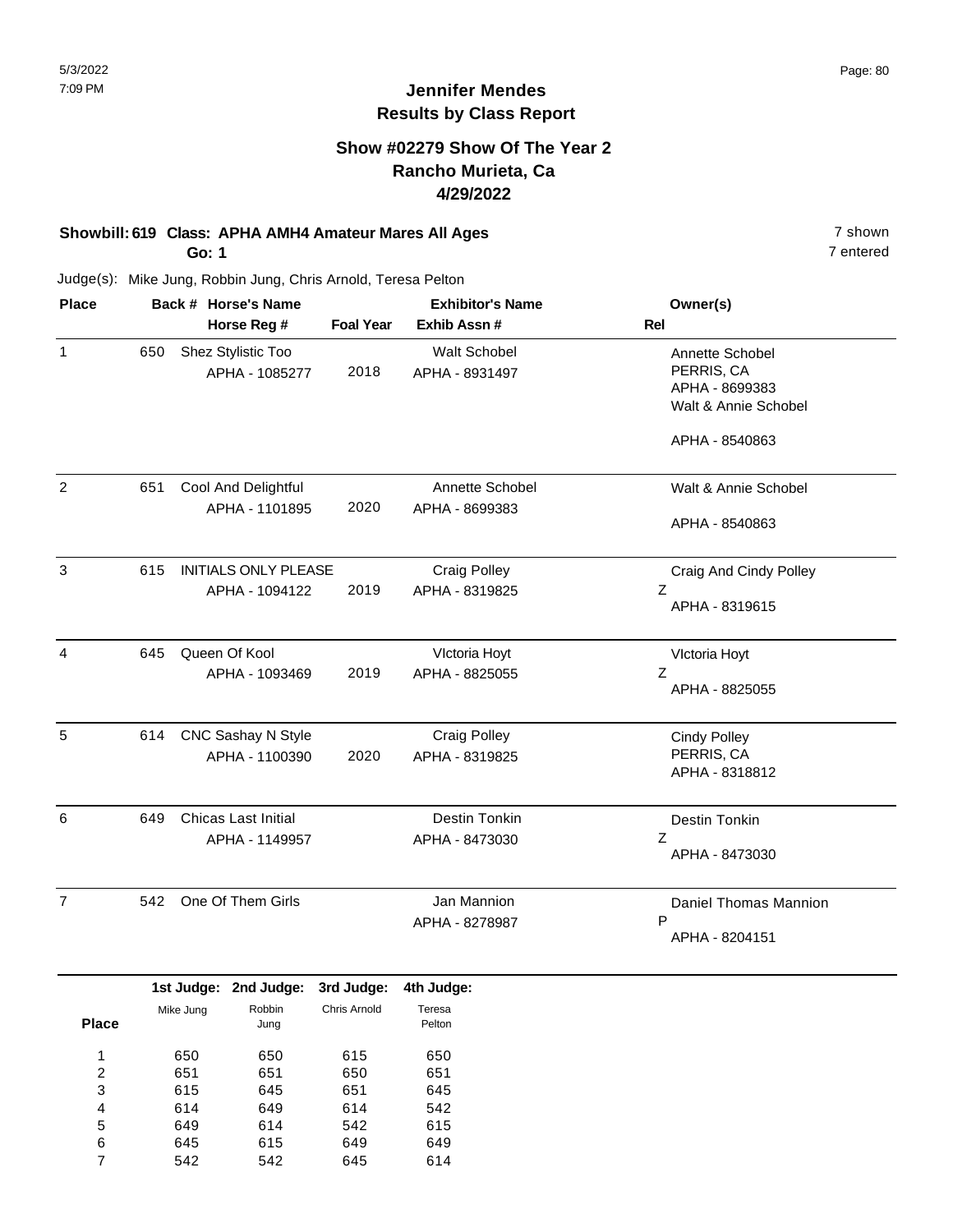# Jennifer Mendes
## Results by Class Report

### Show #02279 Show Of The Year 2
### Rancho Murieta, Ca
### 4/29/2022

**Showbill: 619 Class: APHA AMH4 Amateur Mares All Ages** — 7 shown

**Go: 1** — 7 entered

Judge(s): Mike Jung, Robbin Jung, Chris Arnold, Teresa Pelton

| Place | Back # | Horse's Name / Horse Reg # | Foal Year | Exhibitor's Name / Exhib Assn # | Rel | Owner(s) |
|---|---|---|---|---|---|---|
| 1 | 650 | Shez Stylistic Too<br>APHA - 1085277 | 2018 | Walt Schobel<br>APHA - 8931497 | | Annette Schobel<br>PERRIS, CA<br>APHA - 8699383<br>Walt & Annie Schobel<br>APHA - 8540863 |
| 2 | 651 | Cool And Delightful<br>APHA - 1101895 | 2020 | Annette Schobel<br>APHA - 8699383 | | Walt & Annie Schobel<br>APHA - 8540863 |
| 3 | 615 | INITIALS ONLY PLEASE<br>APHA - 1094122 | 2019 | Craig Polley<br>APHA - 8319825 | Z | Craig And Cindy Polley<br>APHA - 8319615 |
| 4 | 645 | Queen Of Kool<br>APHA - 1093469 | 2019 | VIctoria Hoyt<br>APHA - 8825055 | Z | VIctoria Hoyt<br>APHA - 8825055 |
| 5 | 614 | CNC Sashay N Style<br>APHA - 1100390 | 2020 | Craig Polley<br>APHA - 8319825 | | Cindy Polley<br>PERRIS, CA<br>APHA - 8318812 |
| 6 | 649 | Chicas Last Initial<br>APHA - 1149957 | | Destin Tonkin<br>APHA - 8473030 | Z | Destin Tonkin<br>APHA - 8473030 |
| 7 | 542 | One Of Them Girls | | Jan Mannion<br>APHA - 8278987 | P | Daniel Thomas Mannion<br>APHA - 8204151 |

| Place | 1st Judge: Mike Jung | 2nd Judge: Robbin Jung | 3rd Judge: Chris Arnold | 4th Judge: Teresa Pelton |
|---|---|---|---|---|
| 1 | 650 | 650 | 615 | 650 |
| 2 | 651 | 651 | 650 | 651 |
| 3 | 615 | 645 | 651 | 645 |
| 4 | 614 | 649 | 614 | 542 |
| 5 | 649 | 614 | 542 | 615 |
| 6 | 645 | 615 | 649 | 649 |
| 7 | 542 | 542 | 645 | 614 |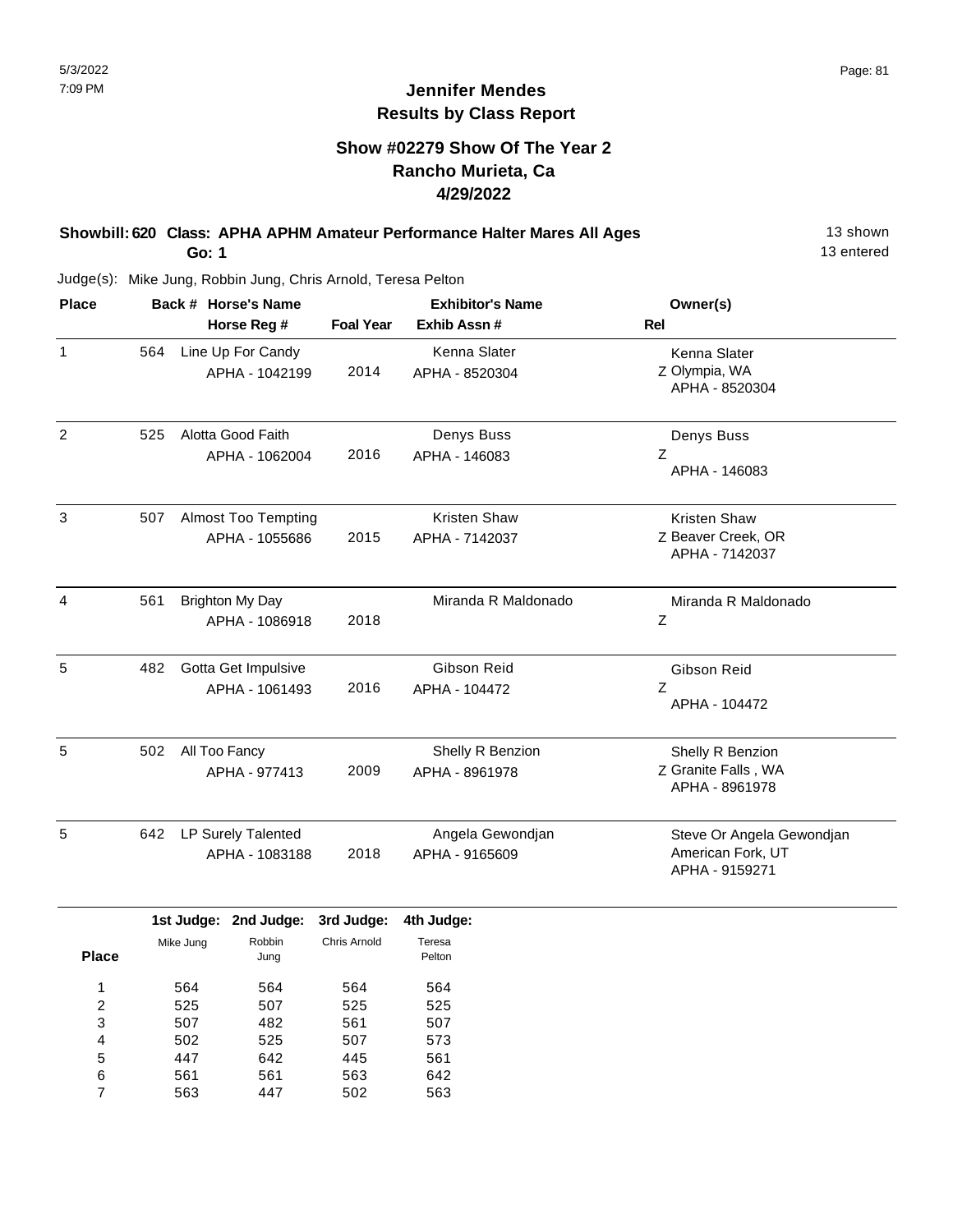# Jennifer Mendes
## Results by Class Report

### Show #02279 Show Of The Year 2
### Rancho Murieta, Ca
### 4/29/2022

**Showbill: 620 Class: APHA APHM Amateur Performance Halter Mares All Ages** 13 shown

**Go: 1** 13 entered

Judge(s): Mike Jung, Robbin Jung, Chris Arnold, Teresa Pelton

| Place | Back # | Horse's Name / Horse Reg # | Foal Year | Exhibitor's Name / Exhib Assn # | Rel | Owner(s) |
|---|---|---|---|---|---|---|
| 1 | 564 | Line Up For Candy<br>APHA - 1042199 | 2014 | Kenna Slater<br>APHA - 8520304 | Z | Kenna Slater<br>Olympia, WA<br>APHA - 8520304 |
| 2 | 525 | Alotta Good Faith<br>APHA - 1062004 | 2016 | Denys Buss<br>APHA - 146083 | Z | Denys Buss<br>APHA - 146083 |
| 3 | 507 | Almost Too Tempting<br>APHA - 1055686 | 2015 | Kristen Shaw<br>APHA - 7142037 | Z | Kristen Shaw<br>Beaver Creek, OR<br>APHA - 7142037 |
| 4 | 561 | Brighton My Day<br>APHA - 1086918 | 2018 | Miranda R Maldonado | Z | Miranda R Maldonado |
| 5 | 482 | Gotta Get Impulsive<br>APHA - 1061493 | 2016 | Gibson Reid<br>APHA - 104472 | Z | Gibson Reid<br>APHA - 104472 |
| 5 | 502 | All Too Fancy<br>APHA - 977413 | 2009 | Shelly R Benzion<br>APHA - 8961978 | Z | Shelly R Benzion<br>Granite Falls , WA<br>APHA - 8961978 |
| 5 | 642 | LP Surely Talented<br>APHA - 1083188 | 2018 | Angela Gewondjan<br>APHA - 9165609 | | Steve Or Angela Gewondjan<br>American Fork, UT<br>APHA - 9159271 |

| Place | 1st Judge: Mike Jung | 2nd Judge: Robbin Jung | 3rd Judge: Chris Arnold | 4th Judge: Teresa Pelton |
|---|---|---|---|---|
| 1 | 564 | 564 | 564 | 564 |
| 2 | 525 | 507 | 525 | 525 |
| 3 | 507 | 482 | 561 | 507 |
| 4 | 502 | 525 | 507 | 573 |
| 5 | 447 | 642 | 445 | 561 |
| 6 | 561 | 561 | 563 | 642 |
| 7 | 563 | 447 | 502 | 563 |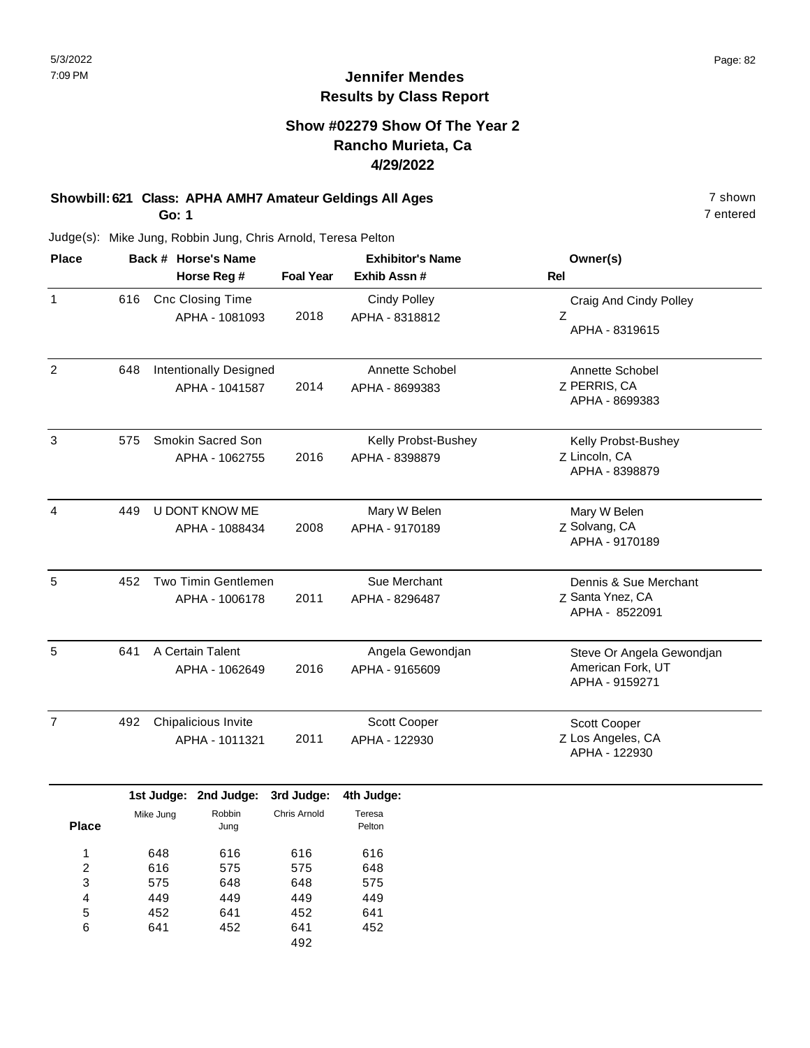# Jennifer Mendes
## Results by Class Report

### Show #02279 Show Of The Year 2
### Rancho Murieta, Ca
### 4/29/2022

**Showbill: 621 Class: APHA AMH7 Amateur Geldings All Ages** — 7 shown

**Go: 1** — 7 entered

Judge(s): Mike Jung, Robbin Jung, Chris Arnold, Teresa Pelton

| Place | Back # | Horse's Name / Horse Reg # | Foal Year | Exhibitor's Name / Exhib Assn # | Rel | Owner(s) |
|---|---|---|---|---|---|---|
| 1 | 616 | Cnc Closing Time<br>APHA - 1081093 | 2018 | Cindy Polley<br>APHA - 8318812 | Z | Craig And Cindy Polley<br>APHA - 8319615 |
| 2 | 648 | Intentionally Designed<br>APHA - 1041587 | 2014 | Annette Schobel<br>APHA - 8699383 | Z | Annette Schobel<br>PERRIS, CA<br>APHA - 8699383 |
| 3 | 575 | Smokin Sacred Son<br>APHA - 1062755 | 2016 | Kelly Probst-Bushey<br>APHA - 8398879 | Z | Kelly Probst-Bushey<br>Lincoln, CA<br>APHA - 8398879 |
| 4 | 449 | U DONT KNOW ME<br>APHA - 1088434 | 2008 | Mary W Belen<br>APHA - 9170189 | Z | Mary W Belen<br>Solvang, CA<br>APHA - 9170189 |
| 5 | 452 | Two Timin Gentlemen<br>APHA - 1006178 | 2011 | Sue Merchant<br>APHA - 8296487 | Z | Dennis & Sue Merchant<br>Santa Ynez, CA<br>APHA - 8522091 |
| 5 | 641 | A Certain Talent<br>APHA - 1062649 | 2016 | Angela Gewondjan<br>APHA - 9165609 | | Steve Or Angela Gewondjan<br>American Fork, UT<br>APHA - 9159271 |
| 7 | 492 | Chipalicious Invite<br>APHA - 1011321 | 2011 | Scott Cooper<br>APHA - 122930 | Z | Scott Cooper<br>Los Angeles, CA<br>APHA - 122930 |

| Place | 1st Judge: Mike Jung | 2nd Judge: Robbin Jung | 3rd Judge: Chris Arnold | 4th Judge: Teresa Pelton |
|---|---|---|---|---|
| 1 | 648 | 616 | 616 | 616 |
| 2 | 616 | 575 | 575 | 648 |
| 3 | 575 | 648 | 648 | 575 |
| 4 | 449 | 449 | 449 | 449 |
| 5 | 452 | 641 | 452 | 641 |
| 6 | 641 | 452 | 641 | 452 |
| | | | 492 | |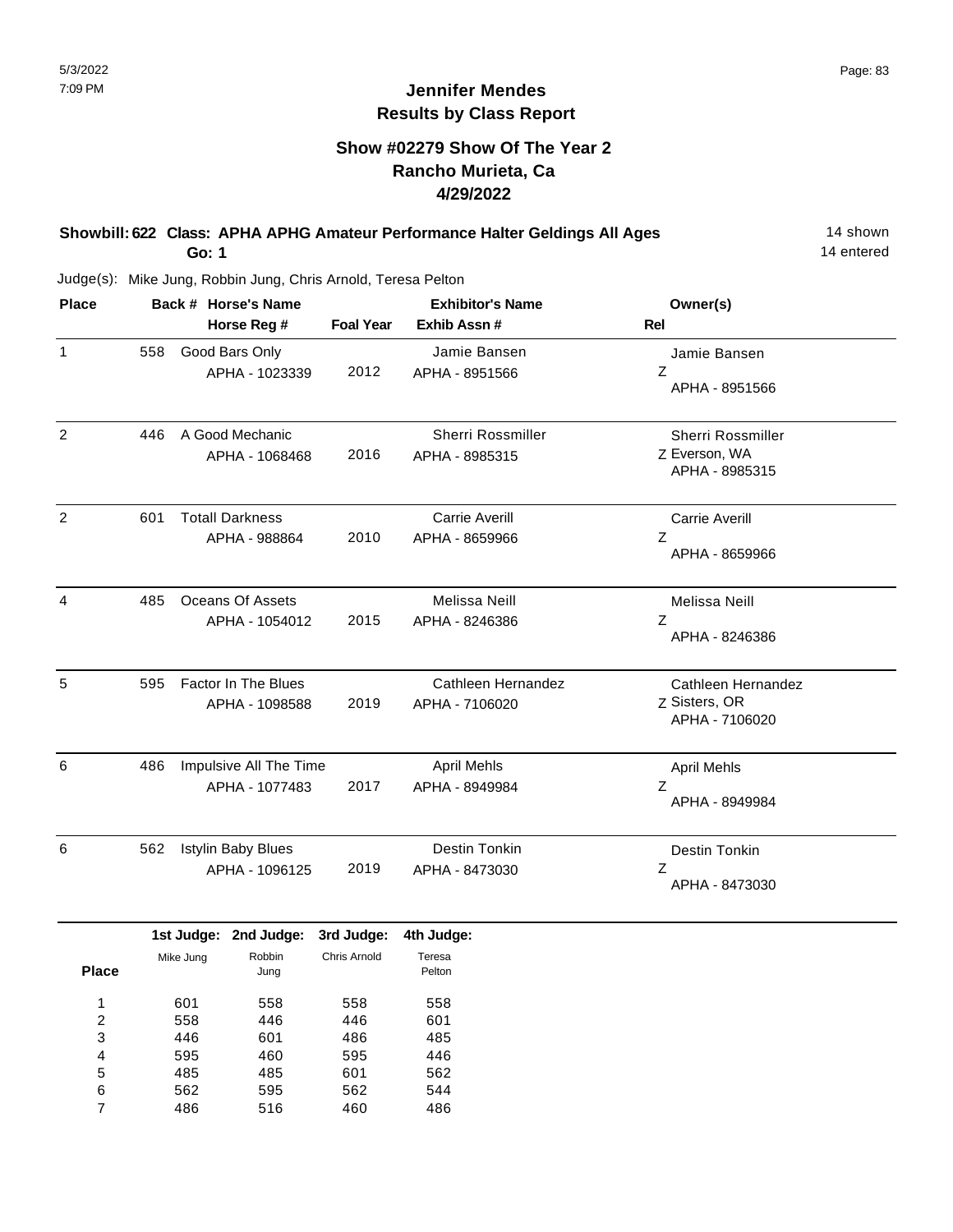# Jennifer Mendes
## Results by Class Report

### Show #02279 Show Of The Year 2
### Rancho Murieta, Ca
### 4/29/2022

**Showbill: 622 Class: APHA APHG Amateur Performance Halter Geldings All Ages** — 14 shown

**Go: 1** — 14 entered

Judge(s): Mike Jung, Robbin Jung, Chris Arnold, Teresa Pelton

| Place | Back # | Horse's Name / Horse Reg # | Foal Year | Exhibitor's Name / Exhib Assn # | Rel | Owner(s) |
|---|---|---|---|---|---|---|
| 1 | 558 | Good Bars Only<br>APHA - 1023339 | 2012 | Jamie Bansen<br>APHA - 8951566 | Z | Jamie Bansen<br>APHA - 8951566 |
| 2 | 446 | A Good Mechanic<br>APHA - 1068468 | 2016 | Sherri Rossmiller<br>APHA - 8985315 | Z | Sherri Rossmiller<br>Everson, WA<br>APHA - 8985315 |
| 2 | 601 | Totall Darkness<br>APHA - 988864 | 2010 | Carrie Averill<br>APHA - 8659966 | Z | Carrie Averill<br>APHA - 8659966 |
| 4 | 485 | Oceans Of Assets<br>APHA - 1054012 | 2015 | Melissa Neill<br>APHA - 8246386 | Z | Melissa Neill<br>APHA - 8246386 |
| 5 | 595 | Factor In The Blues<br>APHA - 1098588 | 2019 | Cathleen Hernandez<br>APHA - 7106020 | Z | Cathleen Hernandez<br>Sisters, OR<br>APHA - 7106020 |
| 6 | 486 | Impulsive All The Time<br>APHA - 1077483 | 2017 | April Mehls<br>APHA - 8949984 | Z | April Mehls<br>APHA - 8949984 |
| 6 | 562 | Istylin Baby Blues<br>APHA - 1096125 | 2019 | Destin Tonkin<br>APHA - 8473030 | Z | Destin Tonkin<br>APHA - 8473030 |

| Place | 1st Judge: Mike Jung | 2nd Judge: Robbin Jung | 3rd Judge: Chris Arnold | 4th Judge: Teresa Pelton |
|---|---|---|---|---|
| 1 | 601 | 558 | 558 | 558 |
| 2 | 558 | 446 | 446 | 601 |
| 3 | 446 | 601 | 486 | 485 |
| 4 | 595 | 460 | 595 | 446 |
| 5 | 485 | 485 | 601 | 562 |
| 6 | 562 | 595 | 562 | 544 |
| 7 | 486 | 516 | 460 | 486 |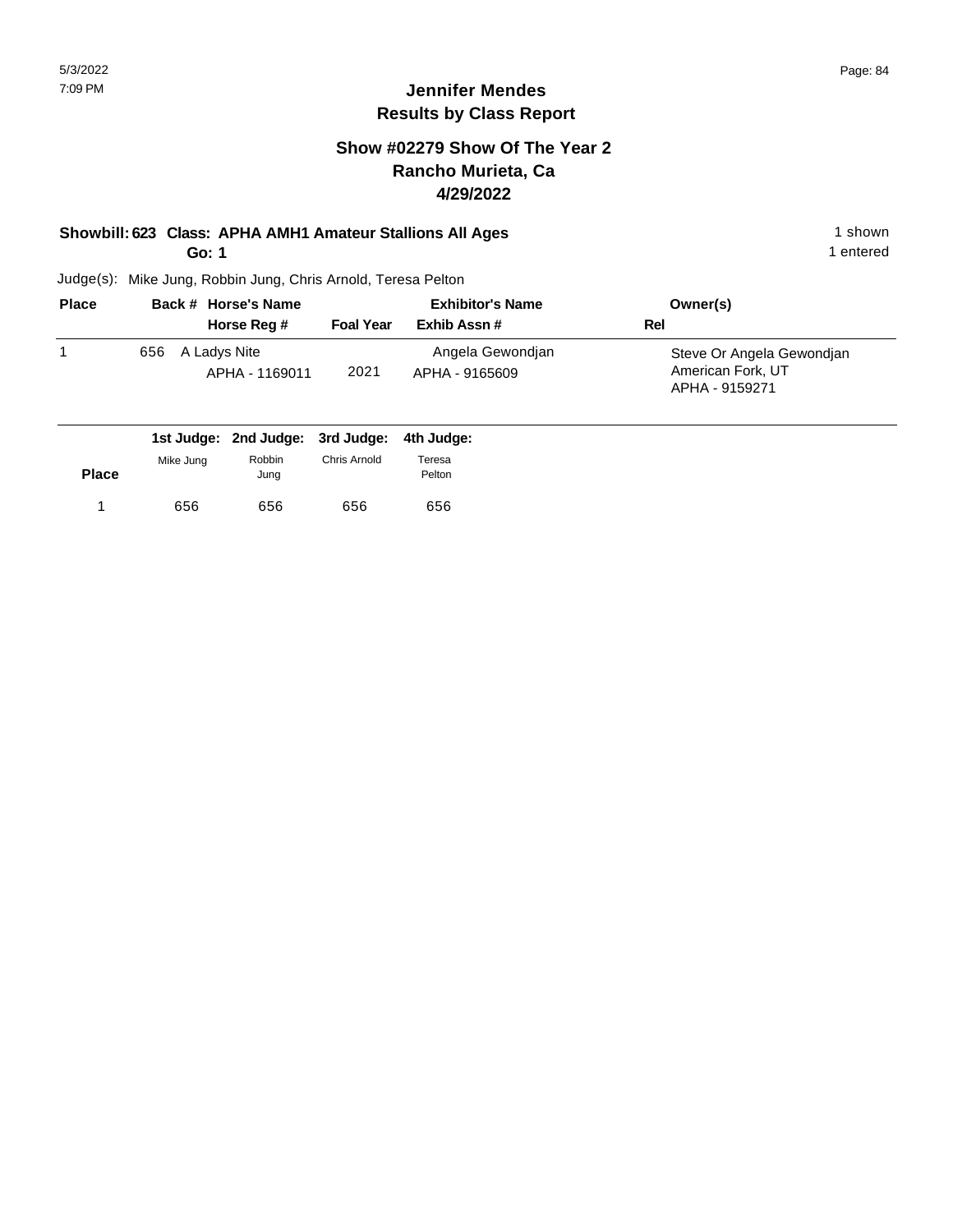# Jennifer Mendes
## Results by Class Report

### Show #02279 Show Of The Year 2
### Rancho Murieta, Ca
### 4/29/2022

**Showbill: 623 Class: APHA AMH1 Amateur Stallions All Ages** — 1 shown

**Go: 1** — 1 entered

Judge(s): Mike Jung, Robbin Jung, Chris Arnold, Teresa Pelton

| Place | Back # | Horse's Name / Horse Reg # | Foal Year | Exhibitor's Name / Exhib Assn # | Owner(s) / Rel |
|---|---|---|---|---|---|
| 1 | 656 | A Ladys Nite<br>APHA - 1169011 | 2021 | Angela Gewondjan<br>APHA - 9165609 | Steve Or Angela Gewondjan<br>American Fork, UT<br>APHA - 9159271 |

| Place | 1st Judge: Mike Jung | 2nd Judge: Robbin Jung | 3rd Judge: Chris Arnold | 4th Judge: Teresa Pelton |
|---|---|---|---|---|
| 1 | 656 | 656 | 656 | 656 |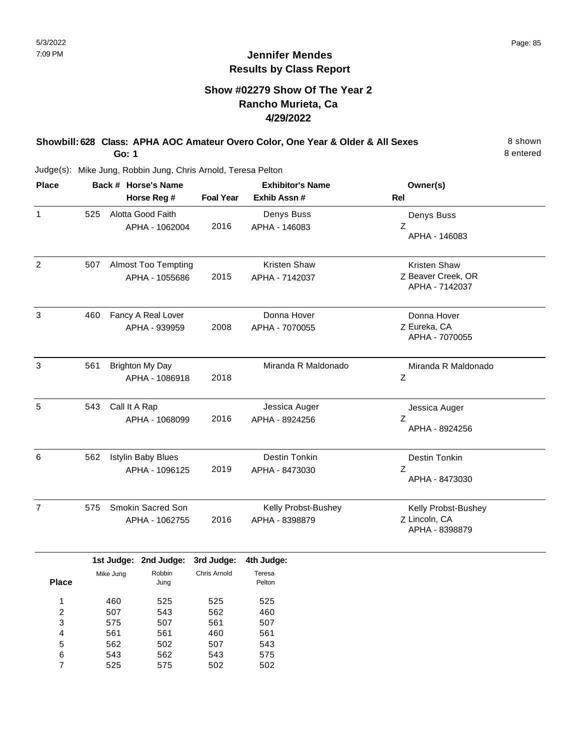# Jennifer Mendes
## Results by Class Report

### Show #02279 Show Of The Year 2
### Rancho Murieta, Ca
### 4/29/2022

**Showbill: 628 Class: APHA AOC Amateur Overo Color, One Year & Older & All Sexes** 8 shown
**Go: 1** 8 entered

Judge(s): Mike Jung, Robbin Jung, Chris Arnold, Teresa Pelton

| Place | Back # | Horse's Name / Horse Reg # | Foal Year | Exhibitor's Name / Exhib Assn # | Owner(s) / Rel |
|---|---|---|---|---|---|
| 1 | 525 | Alotta Good Faith<br>APHA - 1062004 | 2016 | Denys Buss<br>APHA - 146083 | Denys Buss<br>Z<br>APHA - 146083 |
| 2 | 507 | Almost Too Tempting<br>APHA - 1055686 | 2015 | Kristen Shaw<br>APHA - 7142037 | Kristen Shaw<br>Z Beaver Creek, OR<br>APHA - 7142037 |
| 3 | 460 | Fancy A Real Lover<br>APHA - 939959 | 2008 | Donna Hover<br>APHA - 7070055 | Donna Hover<br>Z Eureka, CA<br>APHA - 7070055 |
| 3 | 561 | Brighton My Day<br>APHA - 1086918 | 2018 | Miranda R Maldonado | Miranda R Maldonado<br>Z |
| 5 | 543 | Call It A Rap<br>APHA - 1068099 | 2016 | Jessica Auger<br>APHA - 8924256 | Jessica Auger<br>Z<br>APHA - 8924256 |
| 6 | 562 | Istylin Baby Blues<br>APHA - 1096125 | 2019 | Destin Tonkin<br>APHA - 8473030 | Destin Tonkin<br>Z<br>APHA - 8473030 |
| 7 | 575 | Smokin Sacred Son<br>APHA - 1062755 | 2016 | Kelly Probst-Bushey<br>APHA - 8398879 | Kelly Probst-Bushey<br>Z Lincoln, CA<br>APHA - 8398879 |

| Place | 1st Judge: Mike Jung | 2nd Judge: Robbin Jung | 3rd Judge: Chris Arnold | 4th Judge: Teresa Pelton |
|---|---|---|---|---|
| 1 | 460 | 525 | 525 | 525 |
| 2 | 507 | 543 | 562 | 460 |
| 3 | 575 | 507 | 561 | 507 |
| 4 | 561 | 561 | 460 | 561 |
| 5 | 562 | 502 | 507 | 543 |
| 6 | 543 | 562 | 543 | 575 |
| 7 | 525 | 575 | 502 | 502 |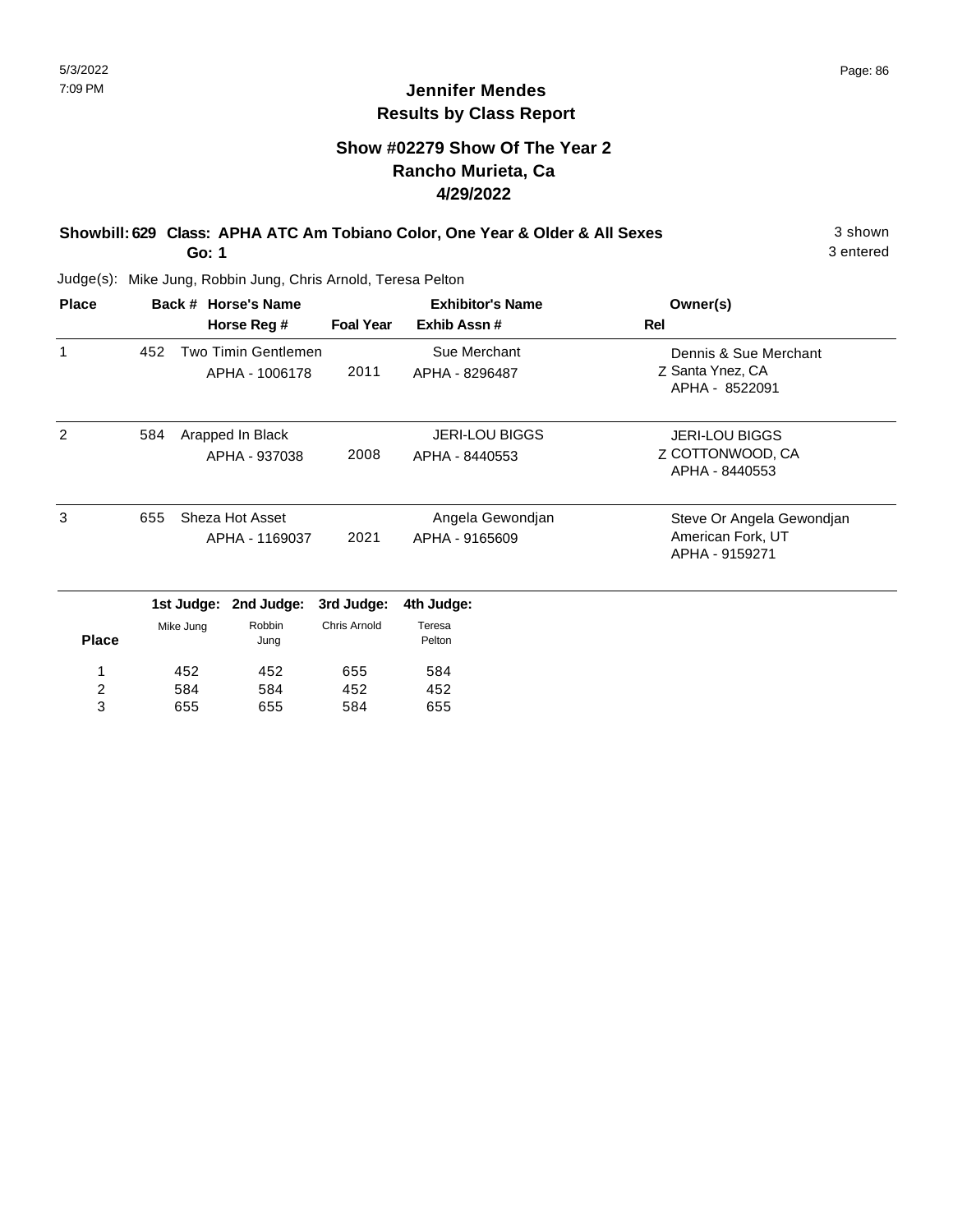# Jennifer Mendes
## Results by Class Report

### Show #02279 Show Of The Year 2
### Rancho Murieta, Ca
### 4/29/2022

**Showbill: 629 Class: APHA ATC Am Tobiano Color, One Year & Older & All Sexes** 3 shown
**Go: 1** 3 entered

Judge(s): Mike Jung, Robbin Jung, Chris Arnold, Teresa Pelton

| Place | Back # | Horse's Name / Horse Reg # | Foal Year | Exhibitor's Name / Exhib Assn # | Rel | Owner(s) |
|---|---|---|---|---|---|---|
| 1 | 452 | Two Timin Gentlemen<br>APHA - 1006178 | 2011 | Sue Merchant<br>APHA - 8296487 | Z | Dennis & Sue Merchant<br>Santa Ynez, CA<br>APHA - 8522091 |
| 2 | 584 | Arapped In Black<br>APHA - 937038 | 2008 | JERI-LOU BIGGS<br>APHA - 8440553 | Z | JERI-LOU BIGGS<br>COTTONWOOD, CA<br>APHA - 8440553 |
| 3 | 655 | Sheza Hot Asset<br>APHA - 1169037 | 2021 | Angela Gewondjan<br>APHA - 9165609 | | Steve Or Angela Gewondjan<br>American Fork, UT<br>APHA - 9159271 |

| Place | 1st Judge: Mike Jung | 2nd Judge: Robbin Jung | 3rd Judge: Chris Arnold | 4th Judge: Teresa Pelton |
|---|---|---|---|---|
| 1 | 452 | 452 | 655 | 584 |
| 2 | 584 | 584 | 452 | 452 |
| 3 | 655 | 655 | 584 | 655 |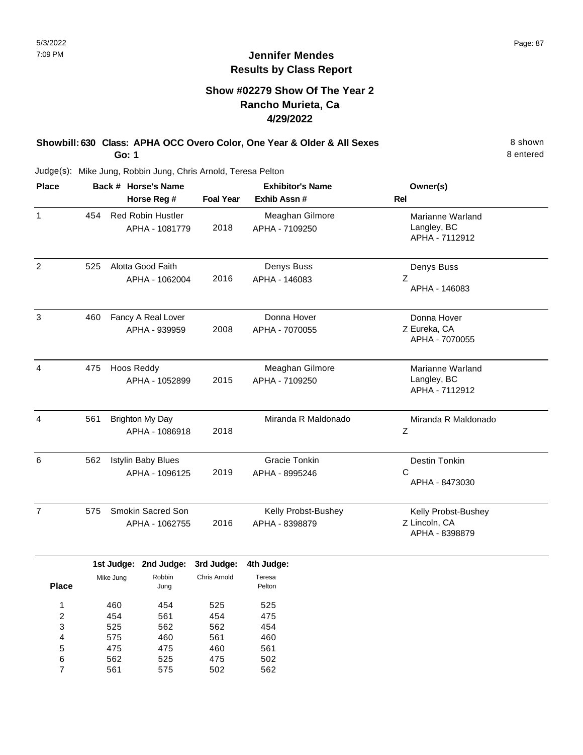# Jennifer Mendes
## Results by Class Report

### Show #02279 Show Of The Year 2
### Rancho Murieta, Ca
### 4/29/2022

**Showbill: 630 Class: APHA OCC Overo Color, One Year & Older & All Sexes** — 8 shown, 8 entered

**Go: 1**

Judge(s): Mike Jung, Robbin Jung, Chris Arnold, Teresa Pelton

| Place | Back # | Horse's Name / Horse Reg # | Foal Year | Exhibitor's Name / Exhib Assn # | Rel | Owner(s) |
|---|---|---|---|---|---|---|
| 1 | 454 | Red Robin Hustler<br>APHA - 1081779 | 2018 | Meaghan Gilmore<br>APHA - 7109250 | | Marianne Warland<br>Langley, BC<br>APHA - 7112912 |
| 2 | 525 | Alotta Good Faith<br>APHA - 1062004 | 2016 | Denys Buss<br>APHA - 146083 | Z | Denys Buss<br>APHA - 146083 |
| 3 | 460 | Fancy A Real Lover<br>APHA - 939959 | 2008 | Donna Hover<br>APHA - 7070055 | Z | Donna Hover<br>Eureka, CA<br>APHA - 7070055 |
| 4 | 475 | Hoos Reddy<br>APHA - 1052899 | 2015 | Meaghan Gilmore<br>APHA - 7109250 | | Marianne Warland<br>Langley, BC<br>APHA - 7112912 |
| 4 | 561 | Brighton My Day<br>APHA - 1086918 | 2018 | Miranda R Maldonado | Z | Miranda R Maldonado |
| 6 | 562 | Istylin Baby Blues<br>APHA - 1096125 | 2019 | Gracie Tonkin<br>APHA - 8995246 | C | Destin Tonkin<br>APHA - 8473030 |
| 7 | 575 | Smokin Sacred Son<br>APHA - 1062755 | 2016 | Kelly Probst-Bushey<br>APHA - 8398879 | Z | Kelly Probst-Bushey<br>Lincoln, CA<br>APHA - 8398879 |

| Place | 1st Judge: Mike Jung | 2nd Judge: Robbin Jung | 3rd Judge: Chris Arnold | 4th Judge: Teresa Pelton |
|---|---|---|---|---|
| 1 | 460 | 454 | 525 | 525 |
| 2 | 454 | 561 | 454 | 475 |
| 3 | 525 | 562 | 562 | 454 |
| 4 | 575 | 460 | 561 | 460 |
| 5 | 475 | 475 | 460 | 561 |
| 6 | 562 | 525 | 475 | 502 |
| 7 | 561 | 575 | 502 | 562 |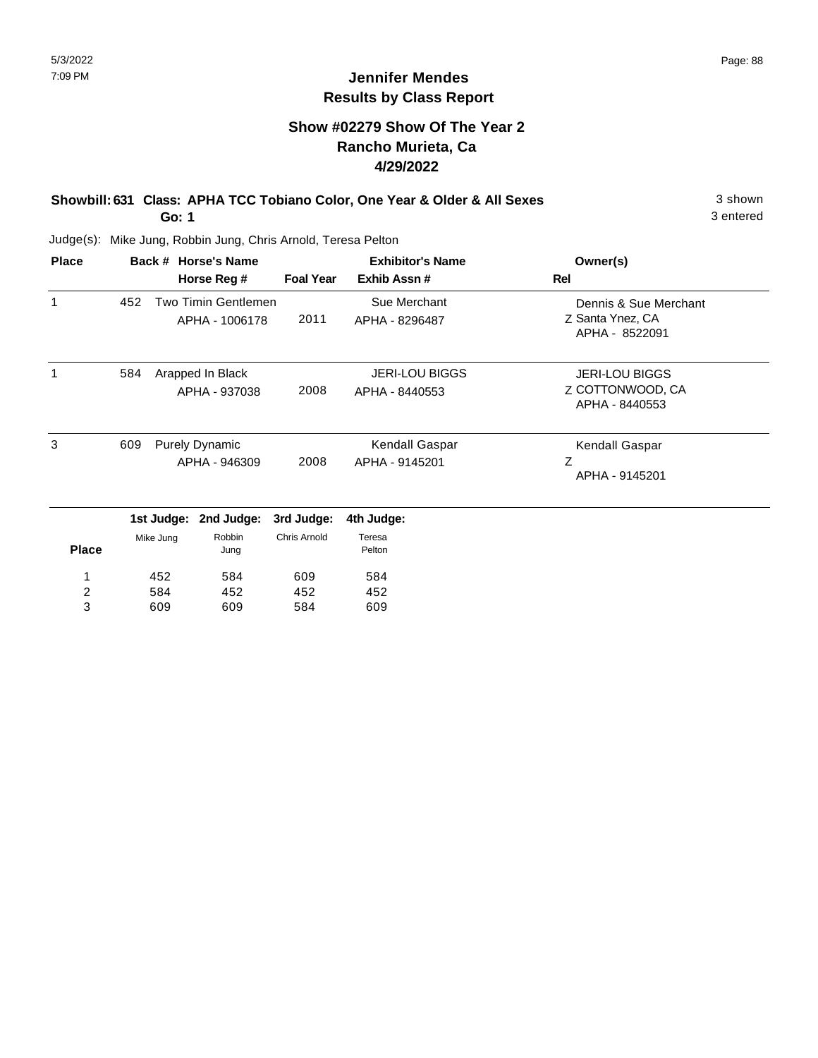# Jennifer Mendes
## Results by Class Report

### Show #02279 Show Of The Year 2
### Rancho Murieta, Ca
### 4/29/2022

**Showbill: 631 Class: APHA TCC Tobiano Color, One Year & Older & All Sexes** — 3 shown
**Go: 1** — 3 entered

Judge(s): Mike Jung, Robbin Jung, Chris Arnold, Teresa Pelton

| Place | Back # | Horse's Name / Horse Reg # | Foal Year | Exhibitor's Name / Exhib Assn # | Rel | Owner(s) |
|---|---|---|---|---|---|---|
| 1 | 452 | Two Timin Gentlemen<br>APHA - 1006178 | 2011 | Sue Merchant<br>APHA - 8296487 | Z | Dennis & Sue Merchant<br>Santa Ynez, CA<br>APHA - 8522091 |
| 1 | 584 | Arapped In Black<br>APHA - 937038 | 2008 | JERI-LOU BIGGS<br>APHA - 8440553 | Z | JERI-LOU BIGGS<br>COTTONWOOD, CA<br>APHA - 8440553 |
| 3 | 609 | Purely Dynamic<br>APHA - 946309 | 2008 | Kendall Gaspar<br>APHA - 9145201 | Z | Kendall Gaspar<br>APHA - 9145201 |

| Place | 1st Judge: Mike Jung | 2nd Judge: Robbin Jung | 3rd Judge: Chris Arnold | 4th Judge: Teresa Pelton |
|---|---|---|---|---|
| 1 | 452 | 584 | 609 | 584 |
| 2 | 584 | 452 | 452 | 452 |
| 3 | 609 | 609 | 584 | 609 |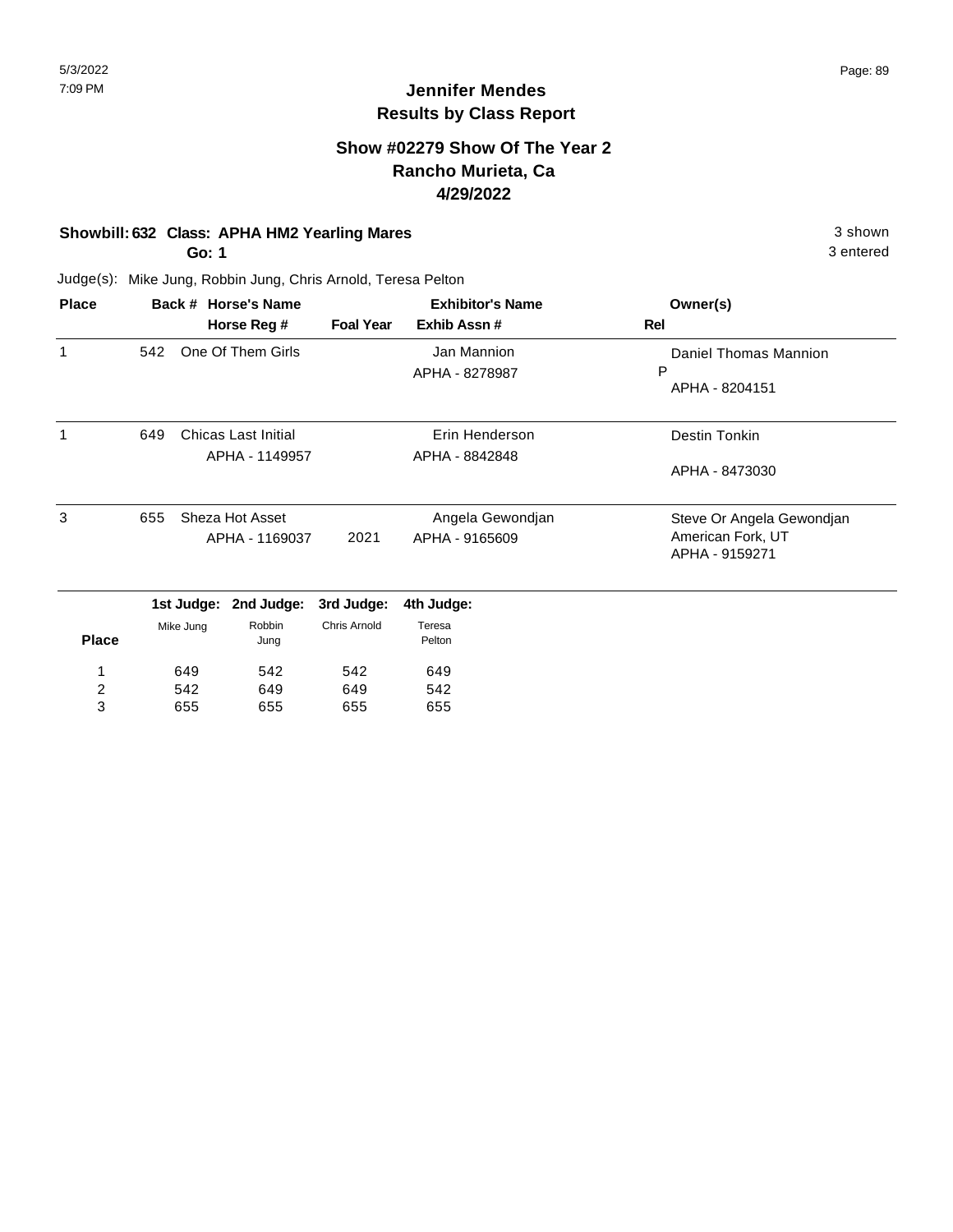5/3/2022
7:09 PM

**Jennifer Mendes**
**Results by Class Report**

**Show #02279 Show Of The Year 2**
**Rancho Murieta, Ca**
**4/29/2022**

**Showbill: 632 Class: APHA HM2 Yearling Mares** — 3 shown

**Go: 1** — 3 entered

Judge(s): Mike Jung, Robbin Jung, Chris Arnold, Teresa Pelton

| Place | Back # | Horse's Name / Horse Reg # | Foal Year | Exhibitor's Name / Exhib Assn # | Rel | Owner(s) |
|---|---|---|---|---|---|---|
| 1 | 542 | One Of Them Girls | | Jan Mannion<br>APHA - 8278987 | P | Daniel Thomas Mannion<br>APHA - 8204151 |
| 1 | 649 | Chicas Last Initial<br>APHA - 1149957 | | Erin Henderson<br>APHA - 8842848 | | Destin Tonkin<br>APHA - 8473030 |
| 3 | 655 | Sheza Hot Asset<br>APHA - 1169037 | 2021 | Angela Gewondjan<br>APHA - 9165609 | | Steve Or Angela Gewondjan<br>American Fork, UT<br>APHA - 9159271 |

| Place | 1st Judge: Mike Jung | 2nd Judge: Robbin Jung | 3rd Judge: Chris Arnold | 4th Judge: Teresa Pelton |
|---|---|---|---|---|
| 1 | 649 | 542 | 542 | 649 |
| 2 | 542 | 649 | 649 | 542 |
| 3 | 655 | 655 | 655 | 655 |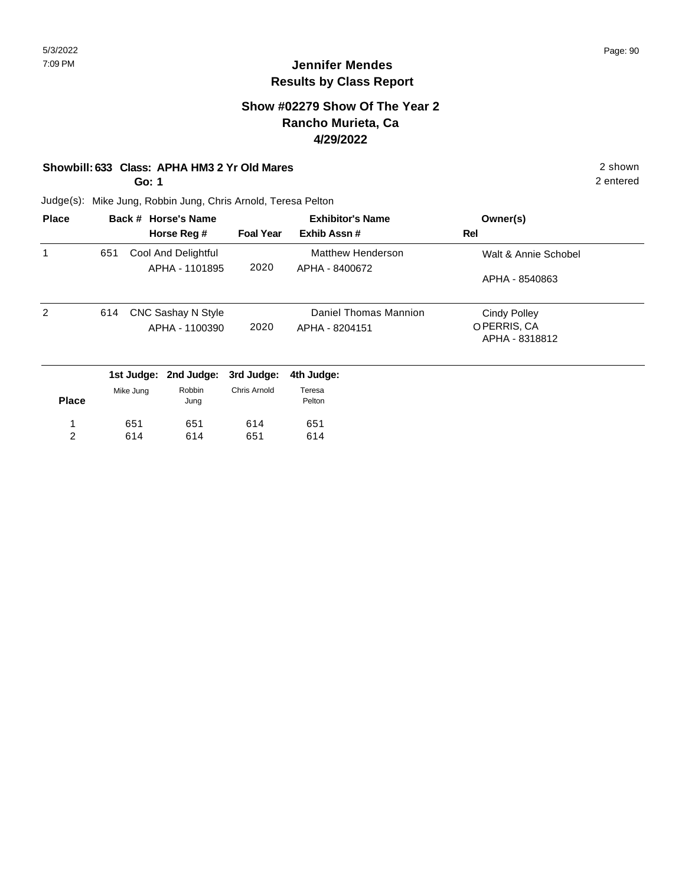# Jennifer Mendes
## Results by Class Report

### Show #02279 Show Of The Year 2
### Rancho Murieta, Ca
### 4/29/2022

**Showbill: 633 Class: APHA HM3 2 Yr Old Mares** — 2 shown

**Go: 1** — 2 entered

Judge(s): Mike Jung, Robbin Jung, Chris Arnold, Teresa Pelton

| Place | Back # | Horse's Name / Horse Reg # | Foal Year | Exhibitor's Name / Exhib Assn # | Rel | Owner(s) |
|---|---|---|---|---|---|---|
| 1 | 651 | Cool And Delightful<br>APHA - 1101895 | 2020 | Matthew Henderson<br>APHA - 8400672 | | Walt & Annie Schobel<br>APHA - 8540863 |
| 2 | 614 | CNC Sashay N Style<br>APHA - 1100390 | 2020 | Daniel Thomas Mannion<br>APHA - 8204151 | O | Cindy Polley<br>PERRIS, CA<br>APHA - 8318812 |

| Place | 1st Judge: Mike Jung | 2nd Judge: Robbin Jung | 3rd Judge: Chris Arnold | 4th Judge: Teresa Pelton |
|---|---|---|---|---|
| 1 | 651 | 651 | 614 | 651 |
| 2 | 614 | 614 | 651 | 614 |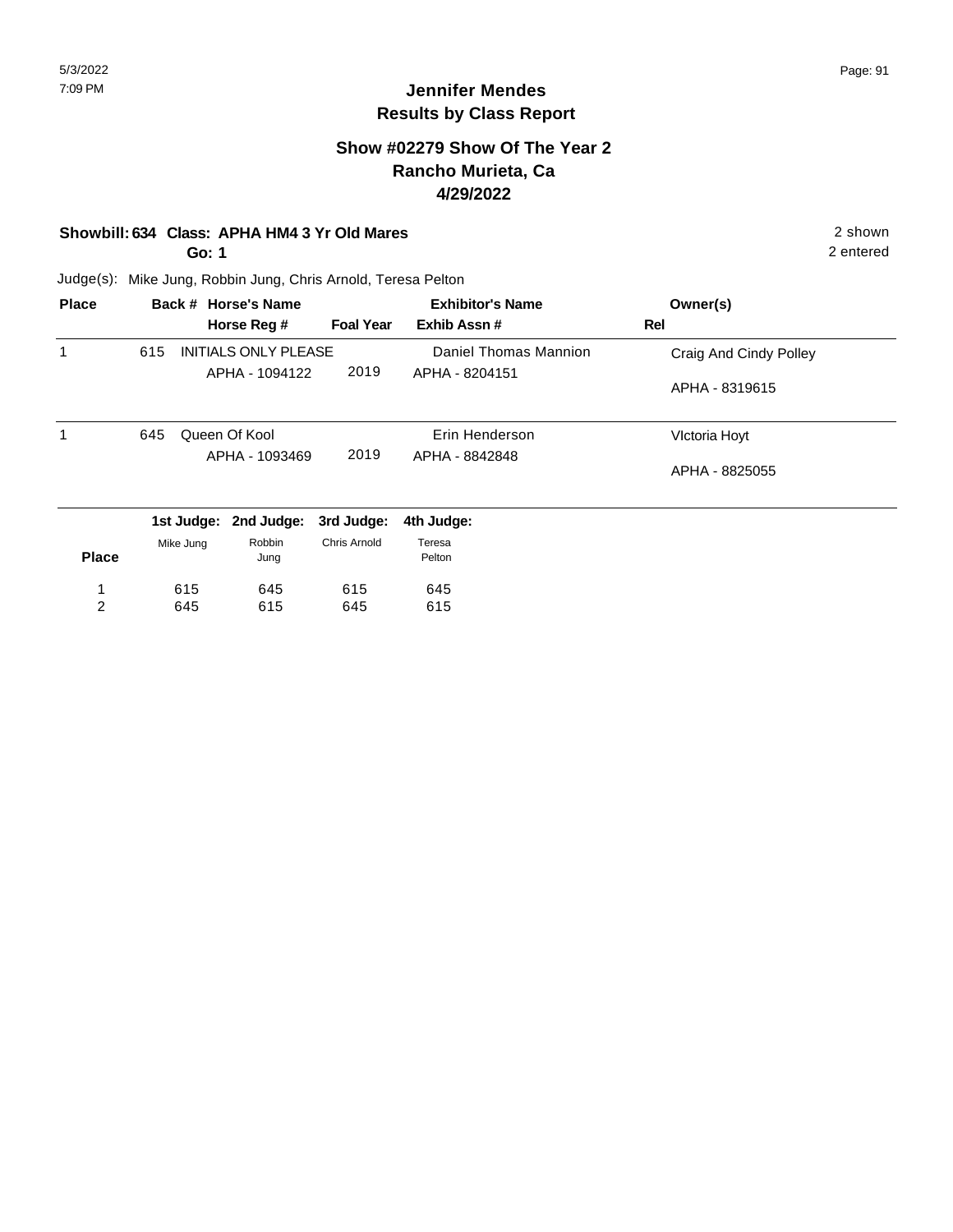## Jennifer Mendes
## Results by Class Report

### Show #02279 Show Of The Year 2
### Rancho Murieta, Ca
### 4/29/2022

**Showbill: 634 Class: APHA HM4 3 Yr Old Mares** — 2 shown

**Go: 1** — 2 entered

Judge(s): Mike Jung, Robbin Jung, Chris Arnold, Teresa Pelton

| Place | Back # | Horse's Name / Horse Reg # | Foal Year | Exhibitor's Name / Exhib Assn # | Owner(s) / Rel |
|---|---|---|---|---|---|
| 1 | 615 | INITIALS ONLY PLEASE<br>APHA - 1094122 | 2019 | Daniel Thomas Mannion<br>APHA - 8204151 | Craig And Cindy Polley<br>APHA - 8319615 |
| 1 | 645 | Queen Of Kool<br>APHA - 1093469 | 2019 | Erin Henderson<br>APHA - 8842848 | VIctoria Hoyt<br>APHA - 8825055 |

| Place | 1st Judge: Mike Jung | 2nd Judge: Robbin Jung | 3rd Judge: Chris Arnold | 4th Judge: Teresa Pelton |
|---|---|---|---|---|
| 1 | 615 | 645 | 615 | 645 |
| 2 | 645 | 615 | 645 | 615 |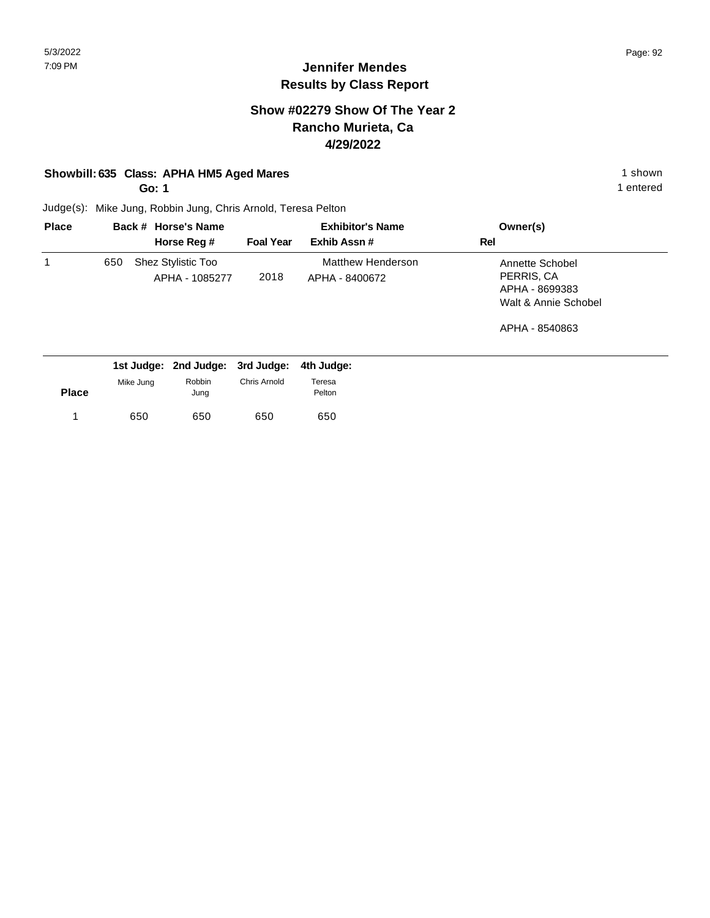# Jennifer Mendes
## Results by Class Report

### Show #02279 Show Of The Year 2
### Rancho Murieta, Ca
### 4/29/2022

**Showbill: 635 Class: APHA HM5 Aged Mares** — 1 shown

**Go: 1** — 1 entered

Judge(s): Mike Jung, Robbin Jung, Chris Arnold, Teresa Pelton

| Place | Back # | Horse's Name / Horse Reg # | Foal Year | Exhibitor's Name / Exhib Assn # | Rel | Owner(s) |
|---|---|---|---|---|---|---|
| 1 | 650 | Shez Stylistic Too<br>APHA - 1085277 | 2018 | Matthew Henderson<br>APHA - 8400672 | | Annette Schobel<br>PERRIS, CA<br>APHA - 8699383<br>Walt & Annie Schobel<br><br>APHA - 8540863 |

| Place | 1st Judge: Mike Jung | 2nd Judge: Robbin Jung | 3rd Judge: Chris Arnold | 4th Judge: Teresa Pelton |
|---|---|---|---|---|
| 1 | 650 | 650 | 650 | 650 |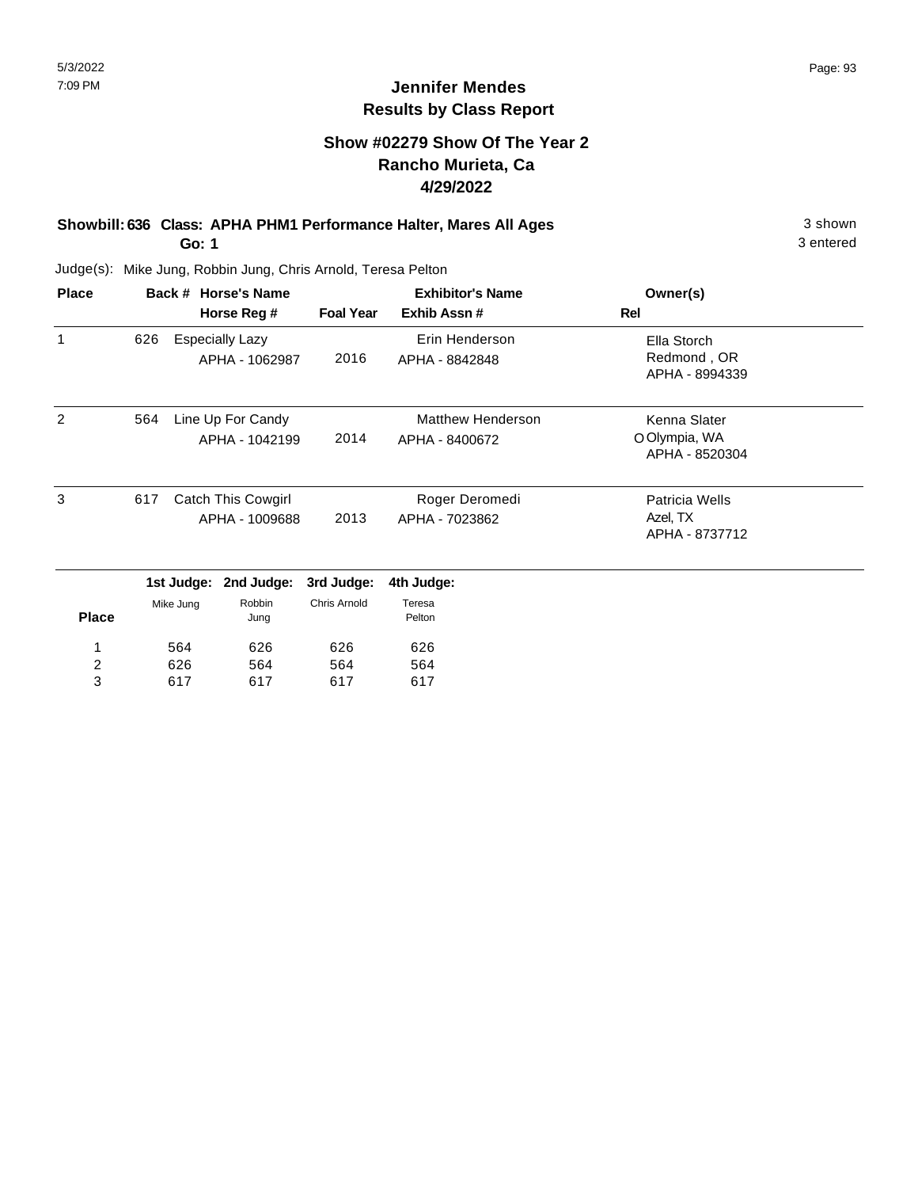# Jennifer Mendes
## Results by Class Report

### Show #02279 Show Of The Year 2
### Rancho Murieta, Ca
### 4/29/2022

**Showbill: 636 Class: APHA PHM1 Performance Halter, Mares All Ages** — 3 shown

**Go: 1** — 3 entered

Judge(s): Mike Jung, Robbin Jung, Chris Arnold, Teresa Pelton

| Place | Back # | Horse's Name / Horse Reg # | Foal Year | Exhibitor's Name / Exhib Assn # | Rel | Owner(s) |
|---|---|---|---|---|---|---|
| 1 | 626 | Especially Lazy<br>APHA - 1062987 | 2016 | Erin Henderson<br>APHA - 8842848 | | Ella Storch<br>Redmond , OR<br>APHA - 8994339 |
| 2 | 564 | Line Up For Candy<br>APHA - 1042199 | 2014 | Matthew Henderson<br>APHA - 8400672 | O | Kenna Slater<br>Olympia, WA<br>APHA - 8520304 |
| 3 | 617 | Catch This Cowgirl<br>APHA - 1009688 | 2013 | Roger Deromedi<br>APHA - 7023862 | | Patricia Wells<br>Azel, TX<br>APHA - 8737712 |

| Place | 1st Judge: Mike Jung | 2nd Judge: Robbin Jung | 3rd Judge: Chris Arnold | 4th Judge: Teresa Pelton |
|---|---|---|---|---|
| 1 | 564 | 626 | 626 | 626 |
| 2 | 626 | 564 | 564 | 564 |
| 3 | 617 | 617 | 617 | 617 |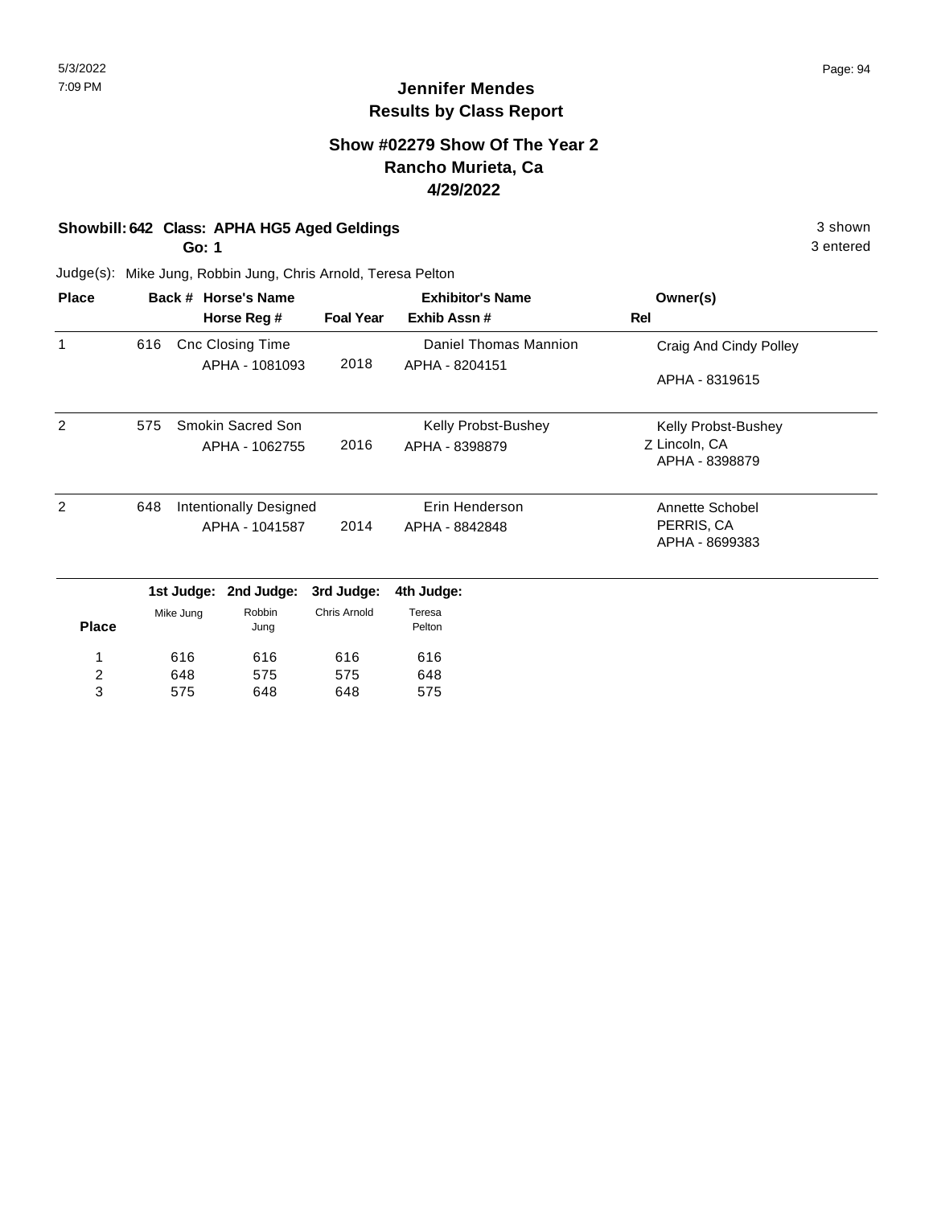# Jennifer Mendes
## Results by Class Report

### Show #02279 Show Of The Year 2
### Rancho Murieta, Ca
### 4/29/2022

**Showbill: 642 Class: APHA HG5 Aged Geldings** — 3 shown

**Go: 1** — 3 entered

Judge(s): Mike Jung, Robbin Jung, Chris Arnold, Teresa Pelton

| Place | Back # | Horse's Name / Horse Reg # | Foal Year | Exhibitor's Name / Exhib Assn # | Rel | Owner(s) |
|---|---|---|---|---|---|---|
| 1 | 616 | Cnc Closing Time<br>APHA - 1081093 | 2018 | Daniel Thomas Mannion<br>APHA - 8204151 | | Craig And Cindy Polley<br>APHA - 8319615 |
| 2 | 575 | Smokin Sacred Son<br>APHA - 1062755 | 2016 | Kelly Probst-Bushey<br>APHA - 8398879 | Z | Kelly Probst-Bushey<br>Lincoln, CA<br>APHA - 8398879 |
| 2 | 648 | Intentionally Designed<br>APHA - 1041587 | 2014 | Erin Henderson<br>APHA - 8842848 | | Annette Schobel<br>PERRIS, CA<br>APHA - 8699383 |

| Place | 1st Judge: Mike Jung | 2nd Judge: Robbin Jung | 3rd Judge: Chris Arnold | 4th Judge: Teresa Pelton |
|---|---|---|---|---|
| 1 | 616 | 616 | 616 | 616 |
| 2 | 648 | 575 | 575 | 648 |
| 3 | 575 | 648 | 648 | 575 |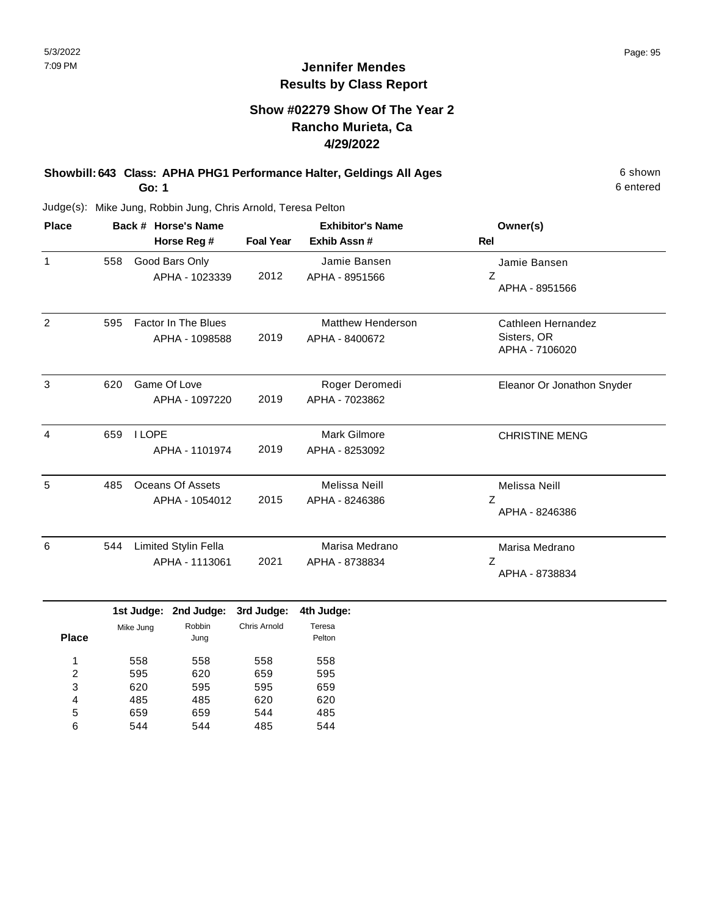# Jennifer Mendes
## Results by Class Report

### Show #02279 Show Of The Year 2
### Rancho Murieta, Ca
### 4/29/2022

**Showbill: 643 Class: APHA PHG1 Performance Halter, Geldings All Ages** — 6 shown, 6 entered

**Go: 1**

Judge(s): Mike Jung, Robbin Jung, Chris Arnold, Teresa Pelton

| Place | Back # | Horse's Name / Horse Reg # | Foal Year | Exhibitor's Name / Exhib Assn # | Rel | Owner(s) |
|---|---|---|---|---|---|---|
| 1 | 558 | Good Bars Only<br>APHA - 1023339 | 2012 | Jamie Bansen<br>APHA - 8951566 | Z | Jamie Bansen<br>APHA - 8951566 |
| 2 | 595 | Factor In The Blues<br>APHA - 1098588 | 2019 | Matthew Henderson<br>APHA - 8400672 | | Cathleen Hernandez<br>Sisters, OR<br>APHA - 7106020 |
| 3 | 620 | Game Of Love<br>APHA - 1097220 | 2019 | Roger Deromedi<br>APHA - 7023862 | | Eleanor Or Jonathon Snyder |
| 4 | 659 | I LOPE<br>APHA - 1101974 | 2019 | Mark Gilmore<br>APHA - 8253092 | | CHRISTINE MENG |
| 5 | 485 | Oceans Of Assets<br>APHA - 1054012 | 2015 | Melissa Neill<br>APHA - 8246386 | Z | Melissa Neill<br>APHA - 8246386 |
| 6 | 544 | Limited Stylin Fella<br>APHA - 1113061 | 2021 | Marisa Medrano<br>APHA - 8738834 | Z | Marisa Medrano<br>APHA - 8738834 |

| Place | 1st Judge: Mike Jung | 2nd Judge: Robbin Jung | 3rd Judge: Chris Arnold | 4th Judge: Teresa Pelton |
|---|---|---|---|---|
| 1 | 558 | 558 | 558 | 558 |
| 2 | 595 | 620 | 659 | 595 |
| 3 | 620 | 595 | 595 | 659 |
| 4 | 485 | 485 | 620 | 620 |
| 5 | 659 | 659 | 544 | 485 |
| 6 | 544 | 544 | 485 | 544 |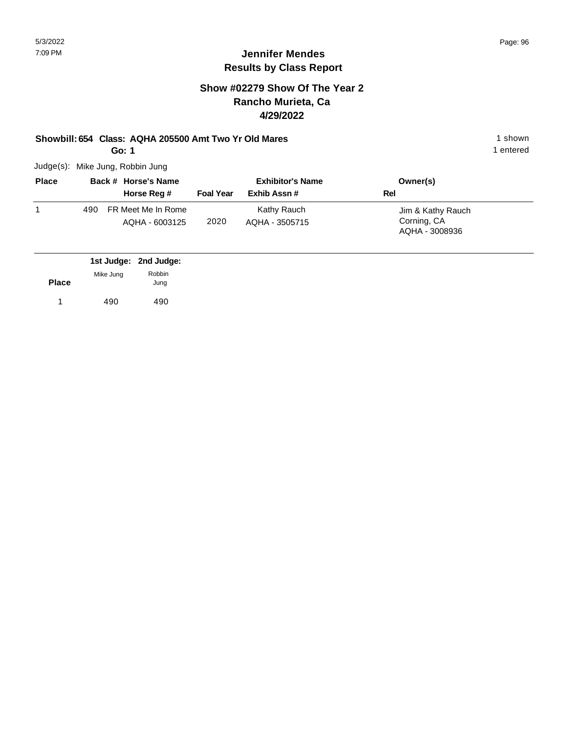# Jennifer Mendes
## Results by Class Report

### Show #02279 Show Of The Year 2
### Rancho Murieta, Ca
### 4/29/2022

**Showbill: 654 Class: AQHA 205500 Amt Two Yr Old Mares** — 1 shown, 1 entered

**Go: 1**

Judge(s): Mike Jung, Robbin Jung

| Place | Back # | Horse's Name / Horse Reg # | Foal Year | Exhibitor's Name / Exhib Assn # | Owner(s) / Rel |
|---|---|---|---|---|---|
| 1 | 490 | FR Meet Me In Rome<br>AQHA - 6003125 | 2020 | Kathy Rauch<br>AQHA - 3505715 | Jim & Kathy Rauch<br>Corning, CA<br>AQHA - 3008936 |

| Place | 1st Judge: Mike Jung | 2nd Judge: Robbin Jung |
|---|---|---|
| 1 | 490 | 490 |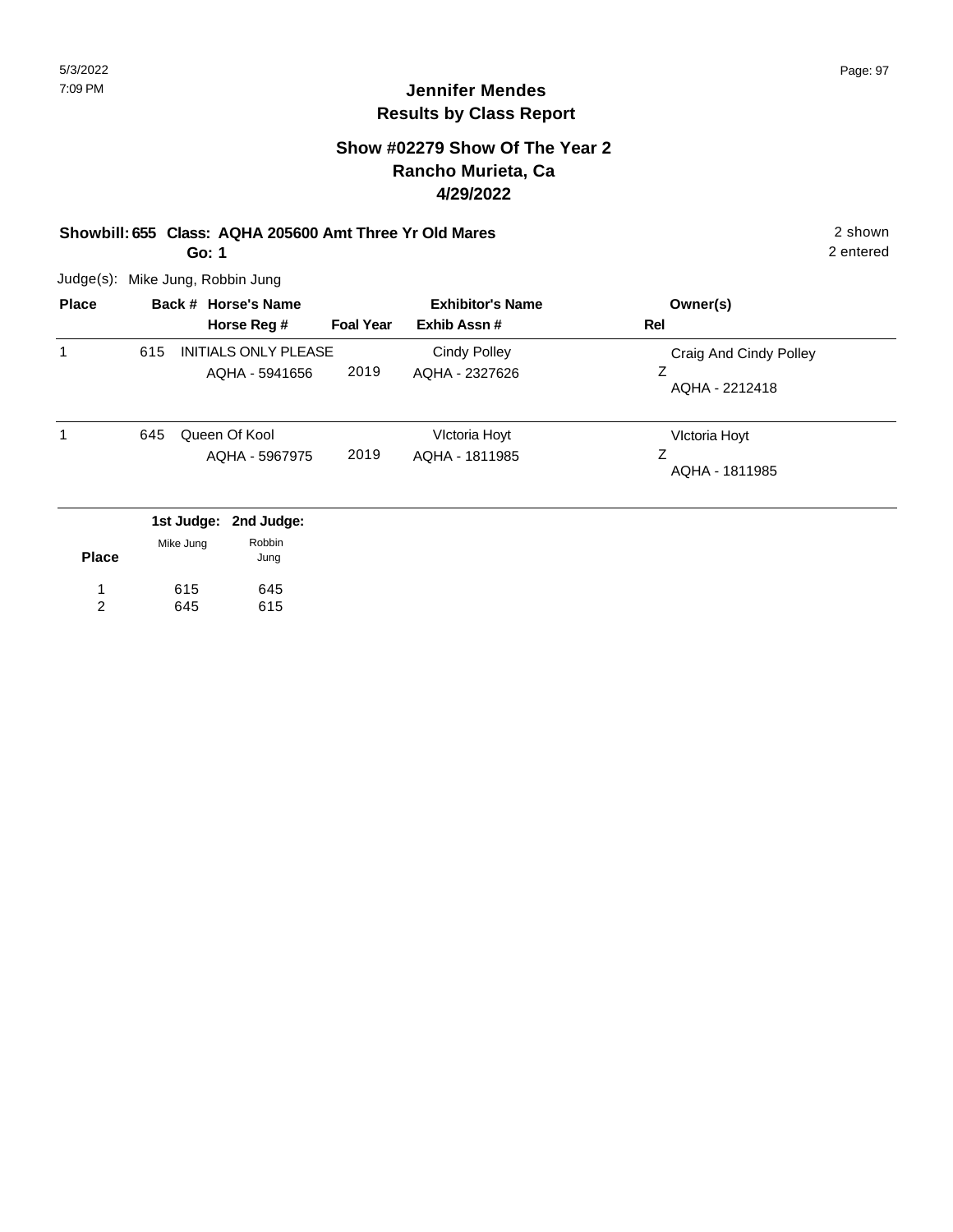# Jennifer Mendes
## Results by Class Report

### Show #02279 Show Of The Year 2
### Rancho Murieta, Ca
### 4/29/2022

**Showbill: 655 Class: AQHA 205600 Amt Three Yr Old Mares** — 2 shown

**Go: 1** — 2 entered

Judge(s): Mike Jung, Robbin Jung

| Place | Back # | Horse's Name / Horse Reg # | Foal Year | Exhibitor's Name / Exhib Assn # | Owner(s) / Rel |
|---|---|---|---|---|---|
| 1 | 615 | INITIALS ONLY PLEASE<br>AQHA - 5941656 | 2019 | Cindy Polley<br>AQHA - 2327626 | Craig And Cindy Polley<br>Z<br>AQHA - 2212418 |
| 1 | 645 | Queen Of Kool<br>AQHA - 5967975 | 2019 | VIctoria Hoyt<br>AQHA - 1811985 | VIctoria Hoyt<br>Z<br>AQHA - 1811985 |

| Place | 1st Judge: Mike Jung | 2nd Judge: Robbin Jung |
|---|---|---|
| 1 | 615 | 645 |
| 2 | 645 | 615 |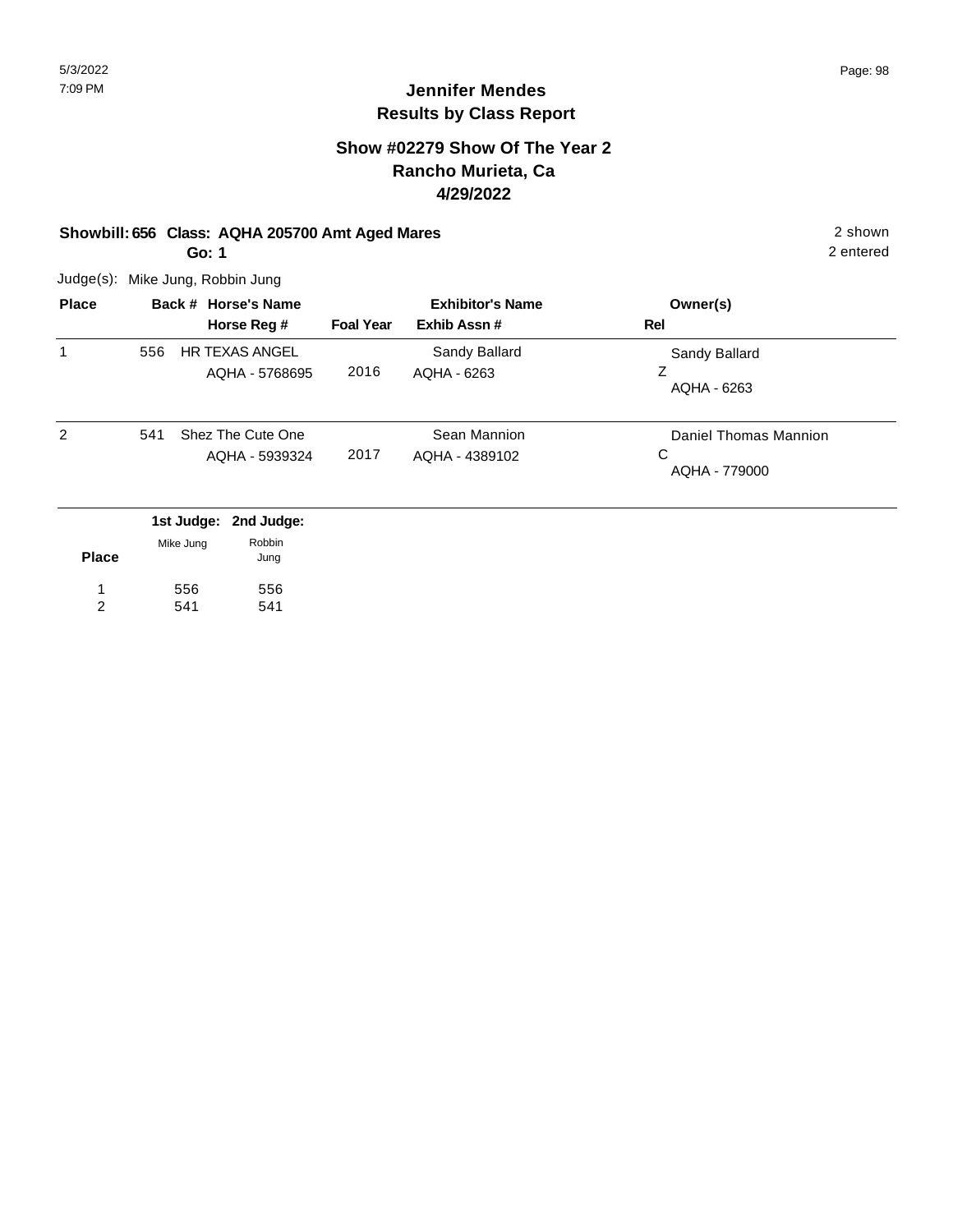# Jennifer Mendes
## Results by Class Report

### Show #02279 Show Of The Year 2
### Rancho Murieta, Ca
### 4/29/2022

**Showbill: 656 Class: AQHA 205700 Amt Aged Mares** — 2 shown

**Go: 1** — 2 entered

Judge(s): Mike Jung, Robbin Jung

| Place | Back # | Horse's Name / Horse Reg # | Foal Year | Exhibitor's Name / Exhib Assn # | Owner(s) / Rel |
|---|---|---|---|---|---|
| 1 | 556 | HR TEXAS ANGEL<br>AQHA - 5768695 | 2016 | Sandy Ballard<br>AQHA - 6263 | Sandy Ballard<br>Z<br>AQHA - 6263 |
| 2 | 541 | Shez The Cute One<br>AQHA - 5939324 | 2017 | Sean Mannion<br>AQHA - 4389102 | Daniel Thomas Mannion<br>C<br>AQHA - 779000 |

| Place | 1st Judge: Mike Jung | 2nd Judge: Robbin Jung |
|---|---|---|
| 1 | 556 | 556 |
| 2 | 541 | 541 |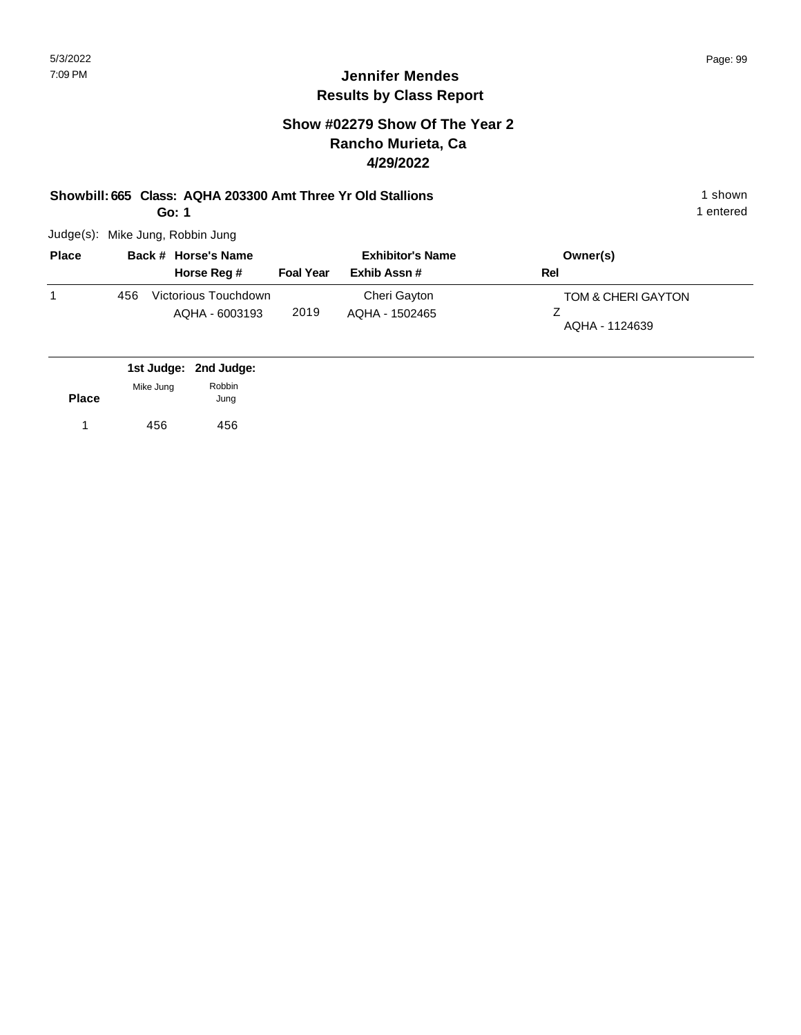## Jennifer Mendes
## Results by Class Report

### Show #02279 Show Of The Year 2
### Rancho Murieta, Ca
### 4/29/2022

**Showbill: 665 Class: AQHA 203300 Amt Three Yr Old Stallions** — 1 shown, 1 entered

**Go: 1**

Judge(s): Mike Jung, Robbin Jung

| Place | Back # | Horse's Name / Horse Reg # | Foal Year | Exhibitor's Name / Exhib Assn # | Owner(s) / Rel |
|---|---|---|---|---|---|
| 1 | 456 | Victorious Touchdown<br>AQHA - 6003193 | 2019 | Cheri Gayton<br>AQHA - 1502465 | TOM & CHERI GAYTON<br>Z<br>AQHA - 1124639 |

| Place | 1st Judge: Mike Jung | 2nd Judge: Robbin Jung |
|---|---|---|
| 1 | 456 | 456 |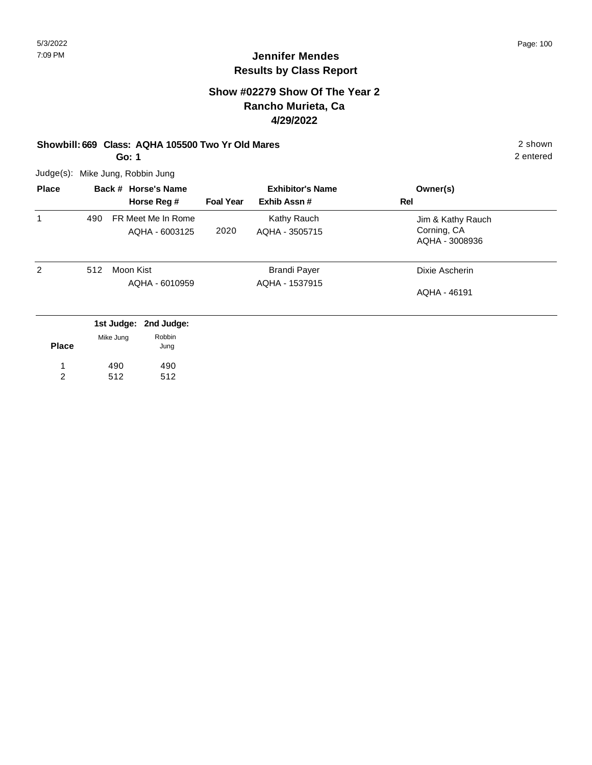# Jennifer Mendes
## Results by Class Report

### Show #02279 Show Of The Year 2
### Rancho Murieta, Ca
### 4/29/2022

**Showbill: 669 Class: AQHA 105500 Two Yr Old Mares** — 2 shown, 2 entered

**Go: 1**

Judge(s): Mike Jung, Robbin Jung

| Place | Back # | Horse's Name / Horse Reg # | Foal Year | Exhibitor's Name / Exhib Assn # | Rel | Owner(s) |
|---|---|---|---|---|---|---|
| 1 | 490 | FR Meet Me In Rome<br>AQHA - 6003125 | 2020 | Kathy Rauch<br>AQHA - 3505715 | | Jim & Kathy Rauch<br>Corning, CA<br>AQHA - 3008936 |
| 2 | 512 | Moon Kist<br>AQHA - 6010959 | | Brandi Payer<br>AQHA - 1537915 | | Dixie Ascherin<br>AQHA - 46191 |

| Place | 1st Judge: Mike Jung | 2nd Judge: Robbin Jung |
|---|---|---|
| 1 | 490 | 490 |
| 2 | 512 | 512 |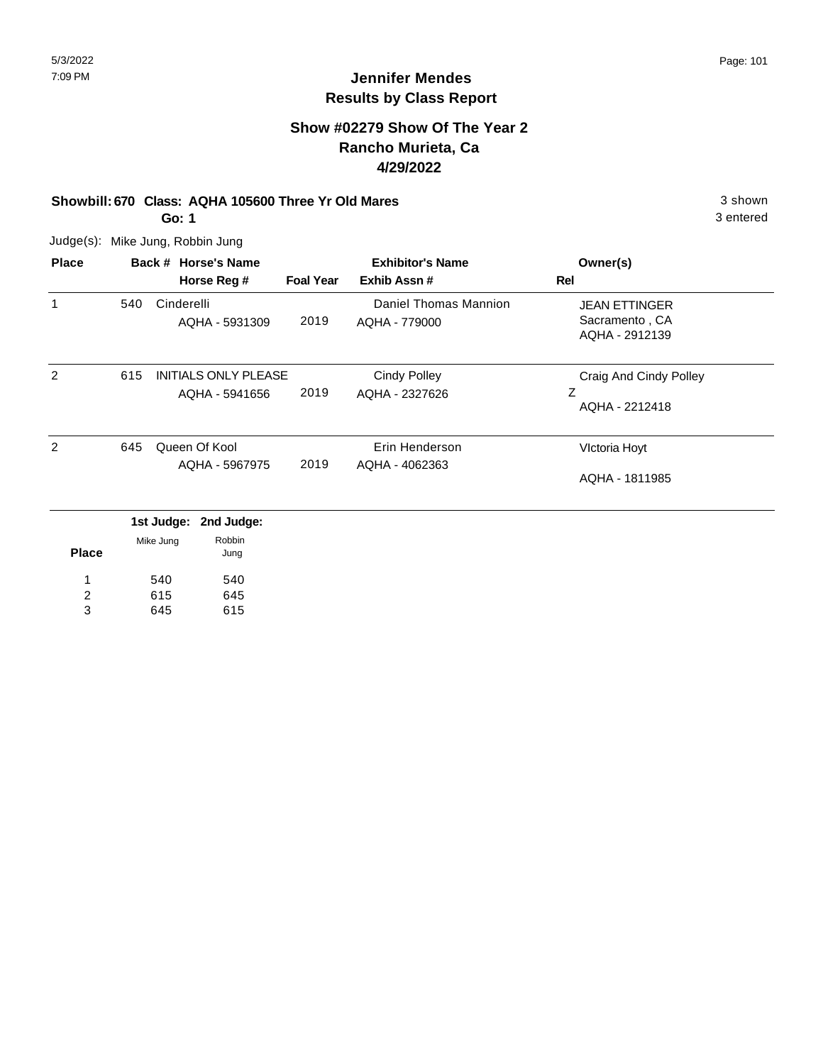# Jennifer Mendes
## Results by Class Report

### Show #02279 Show Of The Year 2
### Rancho Murieta, Ca
### 4/29/2022

**Showbill: 670 Class: AQHA 105600 Three Yr Old Mares** — 3 shown

**Go: 1** — 3 entered

Judge(s): Mike Jung, Robbin Jung

| Place | Back # | Horse's Name / Horse Reg # | Foal Year | Exhibitor's Name / Exhib Assn # | Rel | Owner(s) |
|---|---|---|---|---|---|---|
| 1 | 540 | Cinderelli<br>AQHA - 5931309 | 2019 | Daniel Thomas Mannion<br>AQHA - 779000 | | JEAN ETTINGER<br>Sacramento , CA<br>AQHA - 2912139 |
| 2 | 615 | INITIALS ONLY PLEASE<br>AQHA - 5941656 | 2019 | Cindy Polley<br>AQHA - 2327626 | Z | Craig And Cindy Polley<br>AQHA - 2212418 |
| 2 | 645 | Queen Of Kool<br>AQHA - 5967975 | 2019 | Erin Henderson<br>AQHA - 4062363 | | VIctoria Hoyt<br>AQHA - 1811985 |

| Place | 1st Judge: Mike Jung | 2nd Judge: Robbin Jung |
|---|---|---|
| 1 | 540 | 540 |
| 2 | 615 | 645 |
| 3 | 645 | 615 |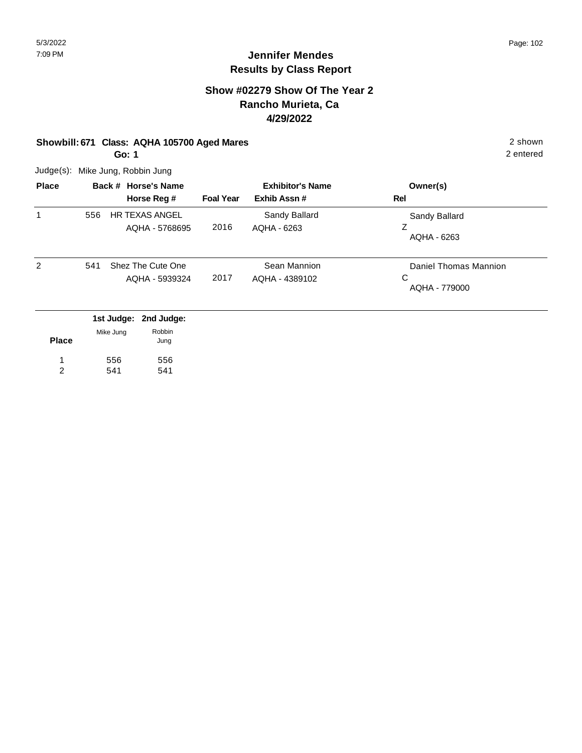# Jennifer Mendes
## Results by Class Report

### Show #02279 Show Of The Year 2
### Rancho Murieta, Ca
### 4/29/2022

**Showbill: 671 Class: AQHA 105700 Aged Mares** — 2 shown

**Go: 1** — 2 entered

Judge(s): Mike Jung, Robbin Jung

| Place | Back # | Horse's Name / Horse Reg # | Foal Year | Exhibitor's Name / Exhib Assn # | Owner(s) / Rel |
|---|---|---|---|---|---|
| 1 | 556 | HR TEXAS ANGEL<br>AQHA - 5768695 | 2016 | Sandy Ballard<br>AQHA - 6263 | Sandy Ballard<br>Z<br>AQHA - 6263 |
| 2 | 541 | Shez The Cute One<br>AQHA - 5939324 | 2017 | Sean Mannion<br>AQHA - 4389102 | Daniel Thomas Mannion<br>C<br>AQHA - 779000 |

| Place | 1st Judge: Mike Jung | 2nd Judge: Robbin Jung |
|---|---|---|
| 1 | 556 | 556 |
| 2 | 541 | 541 |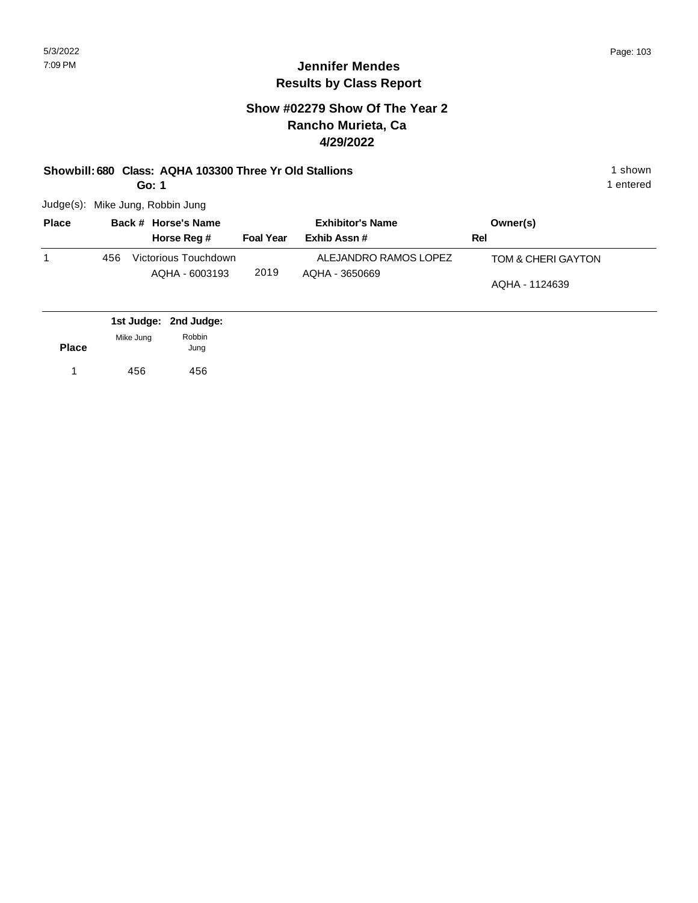# Jennifer Mendes
## Results by Class Report

### Show #02279 Show Of The Year 2
### Rancho Murieta, Ca
### 4/29/2022

**Showbill: 680 Class: AQHA 103300 Three Yr Old Stallions** — 1 shown

**Go: 1** — 1 entered

Judge(s): Mike Jung, Robbin Jung

| Place | Back # | Horse's Name / Horse Reg # | Foal Year | Exhibitor's Name / Exhib Assn # | Owner(s) / Rel |
|---|---|---|---|---|---|
| 1 | 456 | Victorious Touchdown<br>AQHA - 6003193 | 2019 | ALEJANDRO RAMOS LOPEZ<br>AQHA - 3650669 | TOM & CHERI GAYTON<br>AQHA - 1124639 |

| Place | 1st Judge: Mike Jung | 2nd Judge: Robbin Jung |
|---|---|---|
| 1 | 456 | 456 |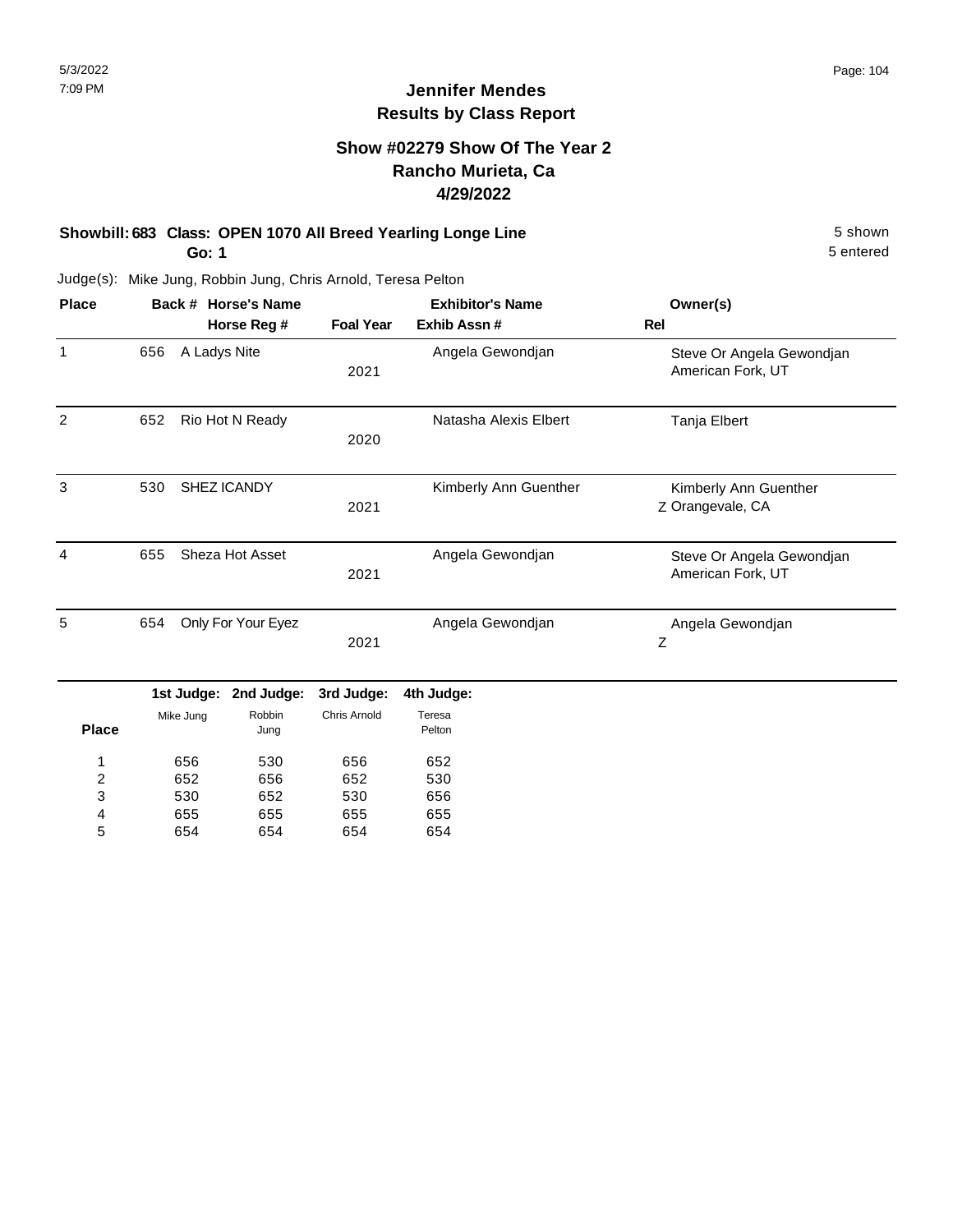# Jennifer Mendes
## Results by Class Report

### Show #02279 Show Of The Year 2
### Rancho Murieta, Ca
### 4/29/2022

**Showbill: 683 Class: OPEN 1070 All Breed Yearling Longe Line** — 5 shown

**Go: 1** — 5 entered

Judge(s): Mike Jung, Robbin Jung, Chris Arnold, Teresa Pelton

| Place | Back # | Horse's Name / Horse Reg # | Foal Year | Exhibitor's Name / Exhib Assn # | Rel | Owner(s) |
|---|---|---|---|---|---|---|
| 1 | 656 | A Ladys Nite | 2021 | Angela Gewondjan | | Steve Or Angela Gewondjan, American Fork, UT |
| 2 | 652 | Rio Hot N Ready | 2020 | Natasha Alexis Elbert | | Tanja Elbert |
| 3 | 530 | SHEZ ICANDY | 2021 | Kimberly Ann Guenther | Z | Kimberly Ann Guenther, Orangevale, CA |
| 4 | 655 | Sheza Hot Asset | 2021 | Angela Gewondjan | | Steve Or Angela Gewondjan, American Fork, UT |
| 5 | 654 | Only For Your Eyez | 2021 | Angela Gewondjan | Z | Angela Gewondjan |

| Place | 1st Judge: Mike Jung | 2nd Judge: Robbin Jung | 3rd Judge: Chris Arnold | 4th Judge: Teresa Pelton |
|---|---|---|---|---|
| 1 | 656 | 530 | 656 | 652 |
| 2 | 652 | 656 | 652 | 530 |
| 3 | 530 | 652 | 530 | 656 |
| 4 | 655 | 655 | 655 | 655 |
| 5 | 654 | 654 | 654 | 654 |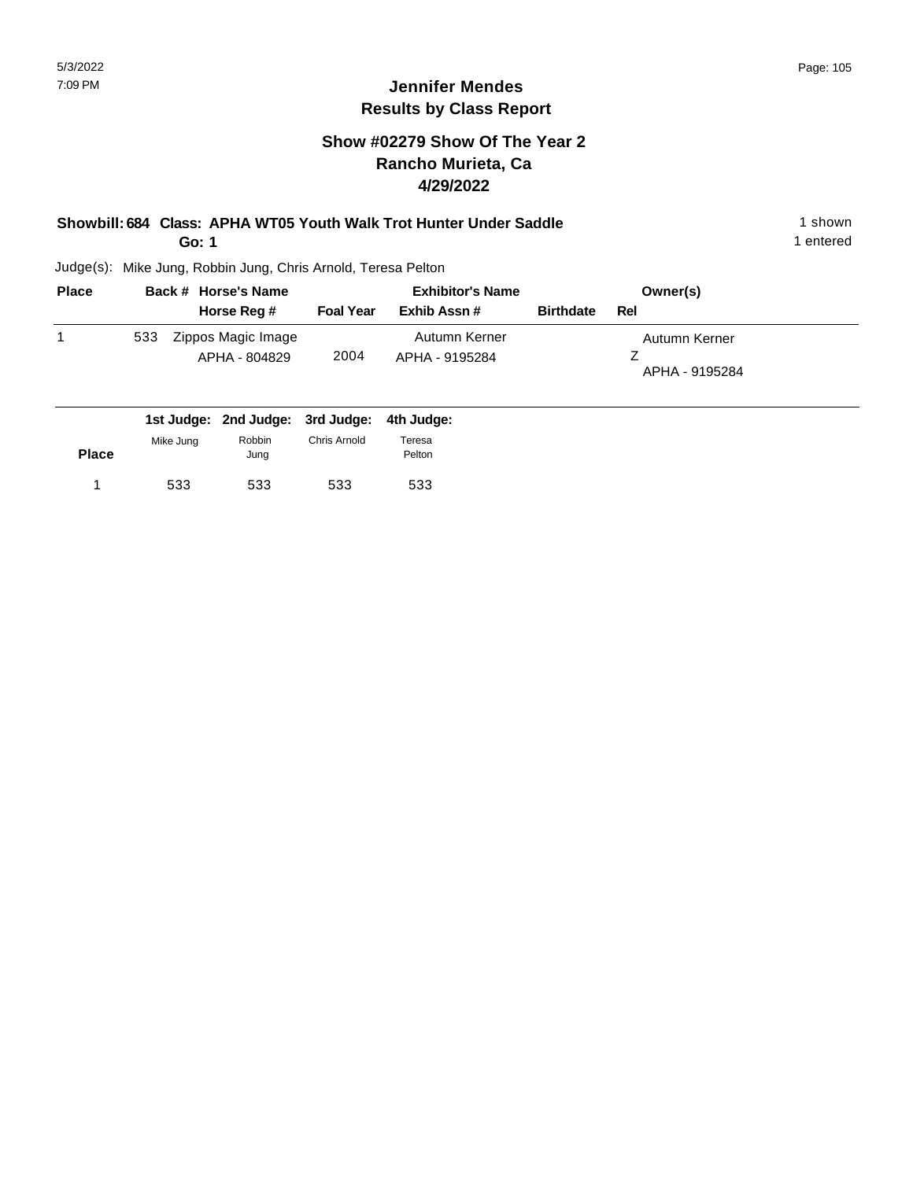# Jennifer Mendes
## Results by Class Report

### Show #02279 Show Of The Year 2
### Rancho Murieta, Ca
### 4/29/2022

**Showbill: 684 Class: APHA WT05 Youth Walk Trot Hunter Under Saddle** 1 shown
**Go: 1** 1 entered

Judge(s): Mike Jung, Robbin Jung, Chris Arnold, Teresa Pelton

| Place | Back # | Horse's Name / Horse Reg # | Foal Year | Exhibitor's Name / Exhib Assn # | Birthdate | Owner(s) / Rel |
|---|---|---|---|---|---|---|
| 1 | 533 | Zippos Magic Image<br>APHA - 804829 | 2004 | Autumn Kerner<br>APHA - 9195284 | | Autumn Kerner<br>Z<br>APHA - 9195284 |

| Place | 1st Judge: Mike Jung | 2nd Judge: Robbin Jung | 3rd Judge: Chris Arnold | 4th Judge: Teresa Pelton |
|---|---|---|---|---|
| 1 | 533 | 533 | 533 | 533 |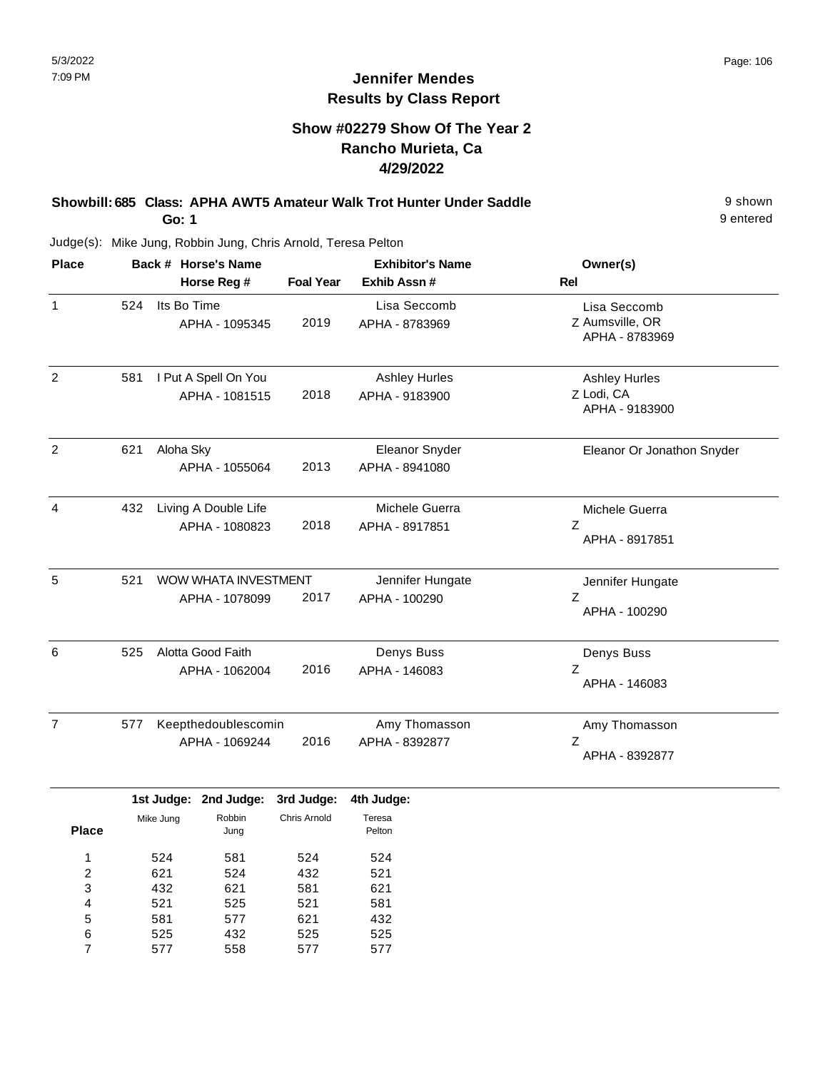5/3/2022
7:09 PM

# Jennifer Mendes
## Results by Class Report

### Show #02279 Show Of The Year 2
### Rancho Murieta, Ca
### 4/29/2022

**Showbill: 685 Class: APHA AWT5 Amateur Walk Trot Hunter Under Saddle** — 9 shown
**Go: 1** — 9 entered

Judge(s): Mike Jung, Robbin Jung, Chris Arnold, Teresa Pelton

| Place | Back # | Horse's Name / Horse Reg # | Foal Year | Exhibitor's Name / Exhib Assn # | Rel | Owner(s) |
|---|---|---|---|---|---|---|
| 1 | 524 | Its Bo Time<br>APHA - 1095345 | 2019 | Lisa Seccomb<br>APHA - 8783969 | Z | Lisa Seccomb<br>Aumsville, OR<br>APHA - 8783969 |
| 2 | 581 | I Put A Spell On You<br>APHA - 1081515 | 2018 | Ashley Hurles<br>APHA - 9183900 | Z | Ashley Hurles<br>Lodi, CA<br>APHA - 9183900 |
| 2 | 621 | Aloha Sky<br>APHA - 1055064 | 2013 | Eleanor Snyder<br>APHA - 8941080 | | Eleanor Or Jonathon Snyder |
| 4 | 432 | Living A Double Life<br>APHA - 1080823 | 2018 | Michele Guerra<br>APHA - 8917851 | Z | Michele Guerra<br>APHA - 8917851 |
| 5 | 521 | WOW WHATA INVESTMENT<br>APHA - 1078099 | 2017 | Jennifer Hungate<br>APHA - 100290 | Z | Jennifer Hungate<br>APHA - 100290 |
| 6 | 525 | Alotta Good Faith<br>APHA - 1062004 | 2016 | Denys Buss<br>APHA - 146083 | Z | Denys Buss<br>APHA - 146083 |
| 7 | 577 | Keepthedoublescomin<br>APHA - 1069244 | 2016 | Amy Thomasson<br>APHA - 8392877 | Z | Amy Thomasson<br>APHA - 8392877 |

| Place | 1st Judge: Mike Jung | 2nd Judge: Robbin Jung | 3rd Judge: Chris Arnold | 4th Judge: Teresa Pelton |
|---|---|---|---|---|
| 1 | 524 | 581 | 524 | 524 |
| 2 | 621 | 524 | 432 | 521 |
| 3 | 432 | 621 | 581 | 621 |
| 4 | 521 | 525 | 521 | 581 |
| 5 | 581 | 577 | 621 | 432 |
| 6 | 525 | 432 | 525 | 525 |
| 7 | 577 | 558 | 577 | 577 |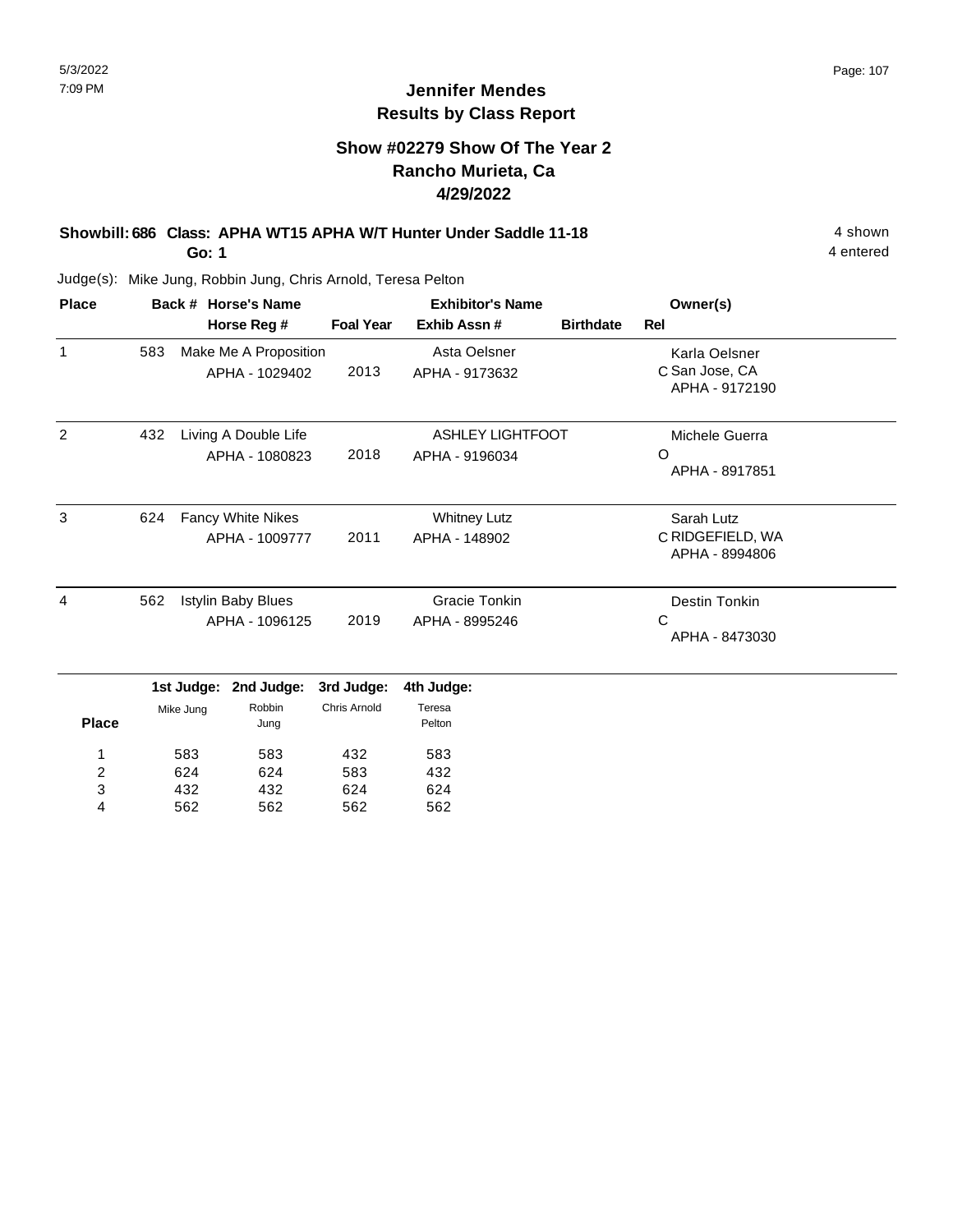# Jennifer Mendes
## Results by Class Report

### Show #02279 Show Of The Year 2
### Rancho Murieta, Ca
### 4/29/2022

**Showbill: 686 Class: APHA WT15 APHA W/T Hunter Under Saddle 11-18** — 4 shown, 4 entered

**Go: 1**

Judge(s): Mike Jung, Robbin Jung, Chris Arnold, Teresa Pelton

| Place | Back # | Horse's Name / Horse Reg # | Foal Year | Exhibitor's Name / Exhib Assn # | Birthdate | Rel | Owner(s) |
|---|---|---|---|---|---|---|---|
| 1 | 583 | Make Me A Proposition<br>APHA - 1029402 | 2013 | Asta Oelsner<br>APHA - 9173632 | | C | Karla Oelsner<br>San Jose, CA<br>APHA - 9172190 |
| 2 | 432 | Living A Double Life<br>APHA - 1080823 | 2018 | ASHLEY LIGHTFOOT<br>APHA - 9196034 | | O | Michele Guerra<br>APHA - 8917851 |
| 3 | 624 | Fancy White Nikes<br>APHA - 1009777 | 2011 | Whitney Lutz<br>APHA - 148902 | | C | Sarah Lutz<br>RIDGEFIELD, WA<br>APHA - 8994806 |
| 4 | 562 | Istylin Baby Blues<br>APHA - 1096125 | 2019 | Gracie Tonkin<br>APHA - 8995246 | | C | Destin Tonkin<br>APHA - 8473030 |

| Place | 1st Judge: Mike Jung | 2nd Judge: Robbin Jung | 3rd Judge: Chris Arnold | 4th Judge: Teresa Pelton |
|---|---|---|---|---|
| 1 | 583 | 583 | 432 | 583 |
| 2 | 624 | 624 | 583 | 432 |
| 3 | 432 | 432 | 624 | 624 |
| 4 | 562 | 562 | 562 | 562 |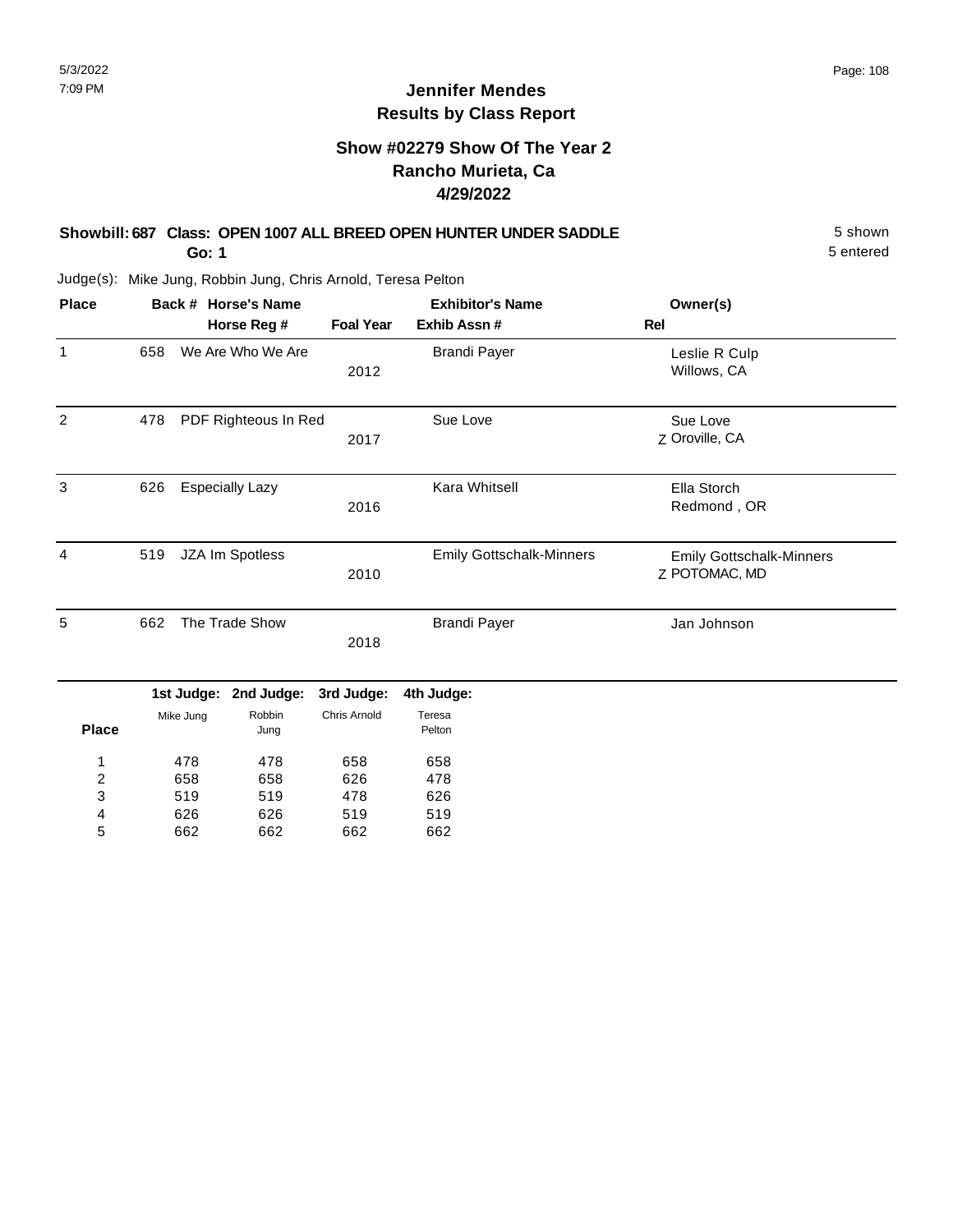# Jennifer Mendes
## Results by Class Report

### Show #02279 Show Of The Year 2
### Rancho Murieta, Ca
### 4/29/2022

**Showbill: 687 Class: OPEN 1007 ALL BREED OPEN HUNTER UNDER SADDLE** — 5 shown

**Go: 1** — 5 entered

Judge(s): Mike Jung, Robbin Jung, Chris Arnold, Teresa Pelton

| Place | Back # | Horse's Name / Horse Reg # | Foal Year | Exhibitor's Name / Exhib Assn # | Rel | Owner(s) |
|---|---|---|---|---|---|---|
| 1 | 658 | We Are Who We Are | 2012 | Brandi Payer | | Leslie R Culp, Willows, CA |
| 2 | 478 | PDF Righteous In Red | 2017 | Sue Love | Z | Sue Love, Oroville, CA |
| 3 | 626 | Especially Lazy | 2016 | Kara Whitsell | | Ella Storch, Redmond , OR |
| 4 | 519 | JZA Im Spotless | 2010 | Emily Gottschalk-Minners | Z | Emily Gottschalk-Minners, POTOMAC, MD |
| 5 | 662 | The Trade Show | 2018 | Brandi Payer | | Jan Johnson |

| Place | 1st Judge: Mike Jung | 2nd Judge: Robbin Jung | 3rd Judge: Chris Arnold | 4th Judge: Teresa Pelton |
|---|---|---|---|---|
| 1 | 478 | 478 | 658 | 658 |
| 2 | 658 | 658 | 626 | 478 |
| 3 | 519 | 519 | 478 | 626 |
| 4 | 626 | 626 | 519 | 519 |
| 5 | 662 | 662 | 662 | 662 |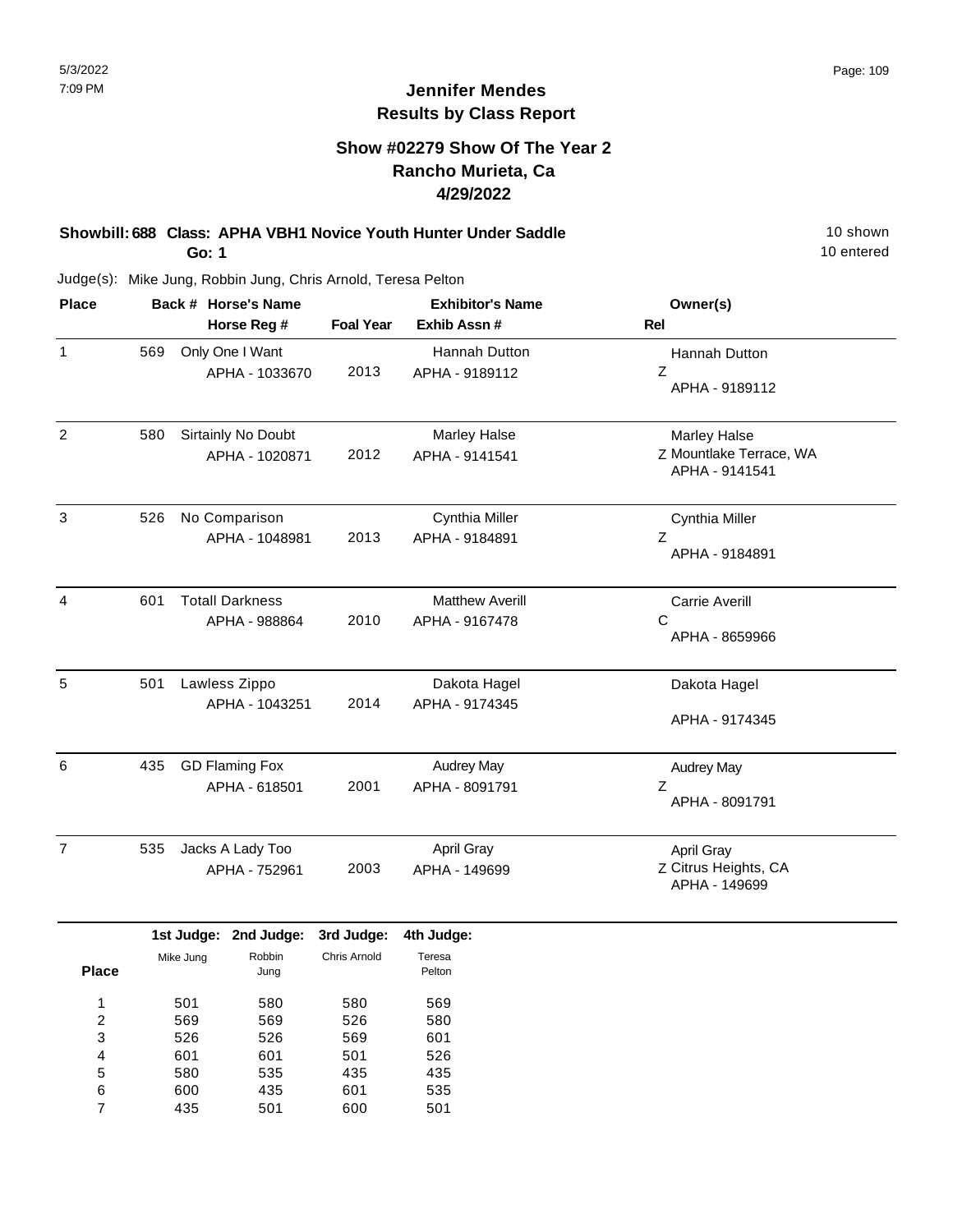# Jennifer Mendes
## Results by Class Report

### Show #02279 Show Of The Year 2
### Rancho Murieta, Ca
### 4/29/2022

**Showbill: 688 Class: APHA VBH1 Novice Youth Hunter Under Saddle** — 10 shown

**Go: 1** — 10 entered

Judge(s): Mike Jung, Robbin Jung, Chris Arnold, Teresa Pelton

| Place | Back # | Horse's Name / Horse Reg # | Foal Year | Exhibitor's Name / Exhib Assn # | Rel | Owner(s) |
|---|---|---|---|---|---|---|
| 1 | 569 | Only One I Want<br>APHA - 1033670 | 2013 | Hannah Dutton<br>APHA - 9189112 | Z | Hannah Dutton<br>APHA - 9189112 |
| 2 | 580 | Sirtainly No Doubt<br>APHA - 1020871 | 2012 | Marley Halse<br>APHA - 9141541 | Z | Marley Halse<br>Mountlake Terrace, WA<br>APHA - 9141541 |
| 3 | 526 | No Comparison<br>APHA - 1048981 | 2013 | Cynthia Miller<br>APHA - 9184891 | Z | Cynthia Miller<br>APHA - 9184891 |
| 4 | 601 | Totall Darkness<br>APHA - 988864 | 2010 | Matthew Averill<br>APHA - 9167478 | C | Carrie Averill<br>APHA - 8659966 |
| 5 | 501 | Lawless Zippo<br>APHA - 1043251 | 2014 | Dakota Hagel<br>APHA - 9174345 | | Dakota Hagel<br>APHA - 9174345 |
| 6 | 435 | GD Flaming Fox<br>APHA - 618501 | 2001 | Audrey May<br>APHA - 8091791 | Z | Audrey May<br>APHA - 8091791 |
| 7 | 535 | Jacks A Lady Too<br>APHA - 752961 | 2003 | April Gray<br>APHA - 149699 | Z | April Gray<br>Citrus Heights, CA<br>APHA - 149699 |

| Place | 1st Judge: Mike Jung | 2nd Judge: Robbin Jung | 3rd Judge: Chris Arnold | 4th Judge: Teresa Pelton |
|---|---|---|---|---|
| 1 | 501 | 580 | 580 | 569 |
| 2 | 569 | 569 | 526 | 580 |
| 3 | 526 | 526 | 569 | 601 |
| 4 | 601 | 601 | 501 | 526 |
| 5 | 580 | 535 | 435 | 435 |
| 6 | 600 | 435 | 601 | 535 |
| 7 | 435 | 501 | 600 | 501 |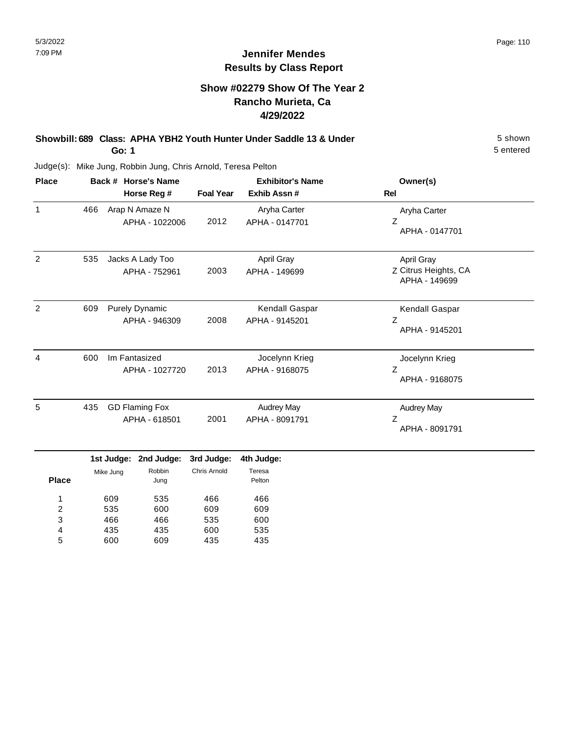# Jennifer Mendes
## Results by Class Report

### Show #02279 Show Of The Year 2
### Rancho Murieta, Ca
### 4/29/2022

**Showbill: 689 Class: APHA YBH2 Youth Hunter Under Saddle 13 & Under** — 5 shown
**Go: 1** — 5 entered

Judge(s): Mike Jung, Robbin Jung, Chris Arnold, Teresa Pelton

| Place | Back # | Horse's Name / Horse Reg # | Foal Year | Exhibitor's Name / Exhib Assn # | Owner(s) / Rel |
|---|---|---|---|---|---|
| 1 | 466 | Arap N Amaze N<br>APHA - 1022006 | 2012 | Aryha Carter<br>APHA - 0147701 | Aryha Carter<br>Z<br>APHA - 0147701 |
| 2 | 535 | Jacks A Lady Too<br>APHA - 752961 | 2003 | April Gray<br>APHA - 149699 | April Gray<br>Z Citrus Heights, CA<br>APHA - 149699 |
| 2 | 609 | Purely Dynamic<br>APHA - 946309 | 2008 | Kendall Gaspar<br>APHA - 9145201 | Kendall Gaspar<br>Z<br>APHA - 9145201 |
| 4 | 600 | Im Fantasized<br>APHA - 1027720 | 2013 | Jocelynn Krieg<br>APHA - 9168075 | Jocelynn Krieg<br>Z<br>APHA - 9168075 |
| 5 | 435 | GD Flaming Fox<br>APHA - 618501 | 2001 | Audrey May<br>APHA - 8091791 | Audrey May<br>Z<br>APHA - 8091791 |

| Place | 1st Judge: Mike Jung | 2nd Judge: Robbin Jung | 3rd Judge: Chris Arnold | 4th Judge: Teresa Pelton |
|---|---|---|---|---|
| 1 | 609 | 535 | 466 | 466 |
| 2 | 535 | 600 | 609 | 609 |
| 3 | 466 | 466 | 535 | 600 |
| 4 | 435 | 435 | 600 | 535 |
| 5 | 600 | 609 | 435 | 435 |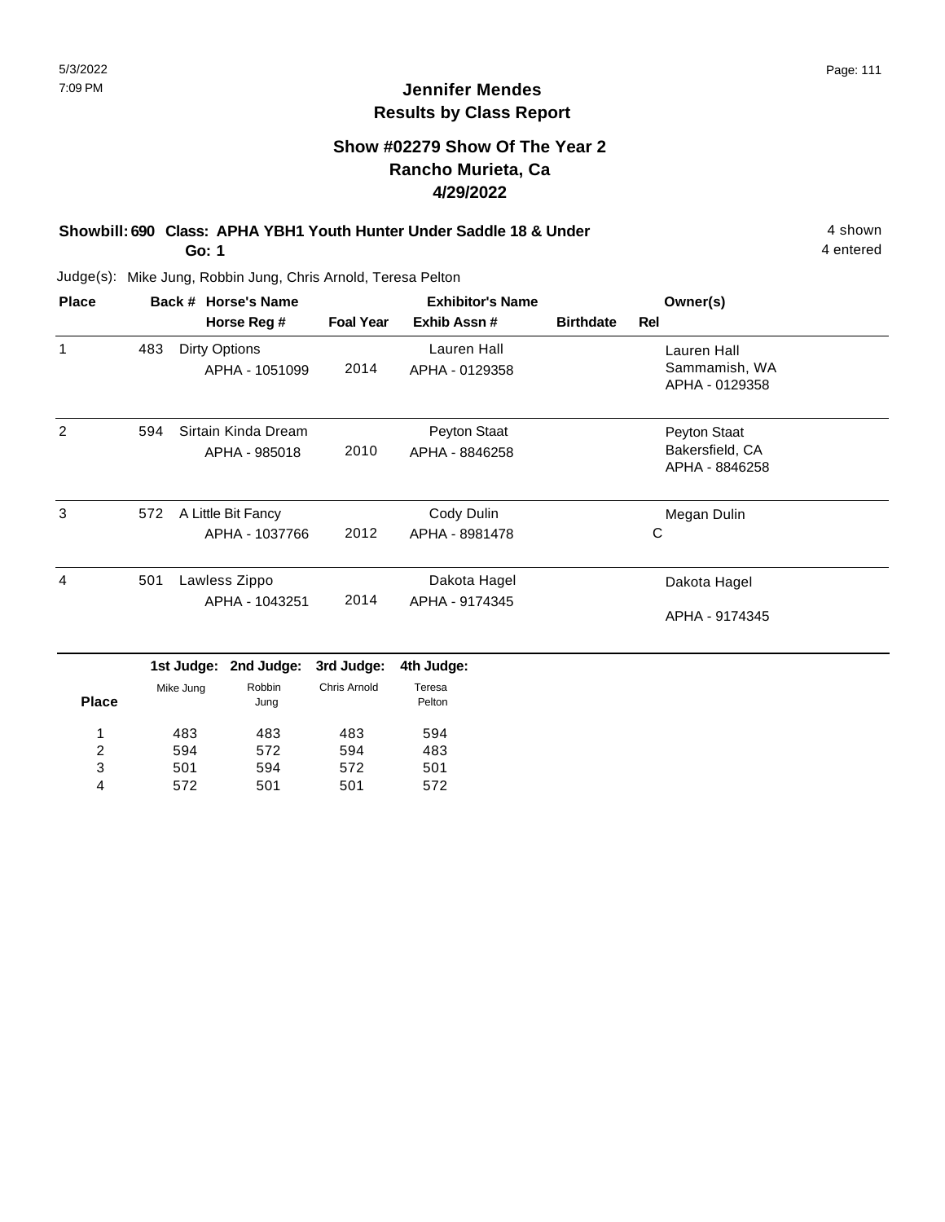# Jennifer Mendes
## Results by Class Report

### Show #02279 Show Of The Year 2
### Rancho Murieta, Ca
### 4/29/2022

**Showbill: 690 Class: APHA YBH1 Youth Hunter Under Saddle 18 & Under** — 4 shown

**Go: 1** — 4 entered

Judge(s): Mike Jung, Robbin Jung, Chris Arnold, Teresa Pelton

| Place | Back # | Horse's Name / Horse Reg # | Foal Year | Exhibitor's Name / Exhib Assn # | Birthdate | Rel | Owner(s) |
|---|---|---|---|---|---|---|---|
| 1 | 483 | Dirty Options<br>APHA - 1051099 | 2014 | Lauren Hall<br>APHA - 0129358 | | | Lauren Hall<br>Sammamish, WA<br>APHA - 0129358 |
| 2 | 594 | Sirtain Kinda Dream<br>APHA - 985018 | 2010 | Peyton Staat<br>APHA - 8846258 | | | Peyton Staat<br>Bakersfield, CA<br>APHA - 8846258 |
| 3 | 572 | A Little Bit Fancy<br>APHA - 1037766 | 2012 | Cody Dulin<br>APHA - 8981478 | | C | Megan Dulin |
| 4 | 501 | Lawless Zippo<br>APHA - 1043251 | 2014 | Dakota Hagel<br>APHA - 9174345 | | | Dakota Hagel<br>APHA - 9174345 |

| Place | 1st Judge: Mike Jung | 2nd Judge: Robbin Jung | 3rd Judge: Chris Arnold | 4th Judge: Teresa Pelton |
|---|---|---|---|---|
| 1 | 483 | 483 | 483 | 594 |
| 2 | 594 | 572 | 594 | 483 |
| 3 | 501 | 594 | 572 | 501 |
| 4 | 572 | 501 | 501 | 572 |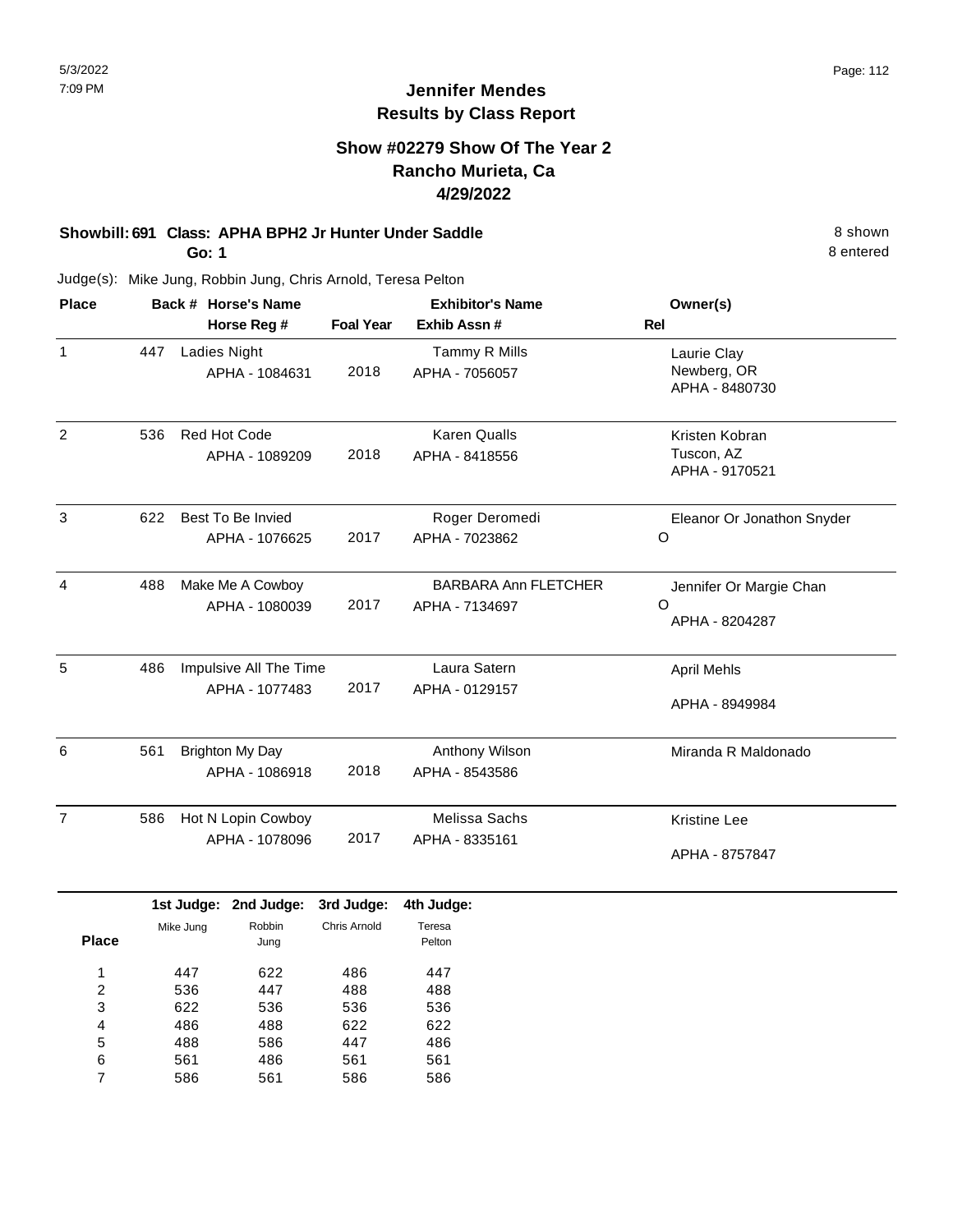# Jennifer Mendes
## Results by Class Report

### Show #02279 Show Of The Year 2
### Rancho Murieta, Ca
### 4/29/2022

**Showbill: 691 Class: APHA BPH2 Jr Hunter Under Saddle** — 8 shown, 8 entered

**Go: 1**

Judge(s): Mike Jung, Robbin Jung, Chris Arnold, Teresa Pelton

| Place | Back # | Horse's Name / Horse Reg # | Foal Year | Exhibitor's Name / Exhib Assn # | Owner(s) / Rel |
|---|---|---|---|---|---|
| 1 | 447 | Ladies Night<br>APHA - 1084631 | 2018 | Tammy R Mills<br>APHA - 7056057 | Laurie Clay<br>Newberg, OR<br>APHA - 8480730 |
| 2 | 536 | Red Hot Code<br>APHA - 1089209 | 2018 | Karen Qualls<br>APHA - 8418556 | Kristen Kobran<br>Tuscon, AZ<br>APHA - 9170521 |
| 3 | 622 | Best To Be Invied<br>APHA - 1076625 | 2017 | Roger Deromedi<br>APHA - 7023862 | Eleanor Or Jonathon Snyder<br>O |
| 4 | 488 | Make Me A Cowboy<br>APHA - 1080039 | 2017 | BARBARA Ann FLETCHER<br>APHA - 7134697 | Jennifer Or Margie Chan<br>O<br>APHA - 8204287 |
| 5 | 486 | Impulsive All The Time<br>APHA - 1077483 | 2017 | Laura Satern<br>APHA - 0129157 | April Mehls<br>APHA - 8949984 |
| 6 | 561 | Brighton My Day<br>APHA - 1086918 | 2018 | Anthony Wilson<br>APHA - 8543586 | Miranda R Maldonado |
| 7 | 586 | Hot N Lopin Cowboy<br>APHA - 1078096 | 2017 | Melissa Sachs<br>APHA - 8335161 | Kristine Lee<br>APHA - 8757847 |

| Place | 1st Judge: Mike Jung | 2nd Judge: Robbin Jung | 3rd Judge: Chris Arnold | 4th Judge: Teresa Pelton |
|---|---|---|---|---|
| 1 | 447 | 622 | 486 | 447 |
| 2 | 536 | 447 | 488 | 488 |
| 3 | 622 | 536 | 536 | 536 |
| 4 | 486 | 488 | 622 | 622 |
| 5 | 488 | 586 | 447 | 486 |
| 6 | 561 | 486 | 561 | 561 |
| 7 | 586 | 561 | 586 | 586 |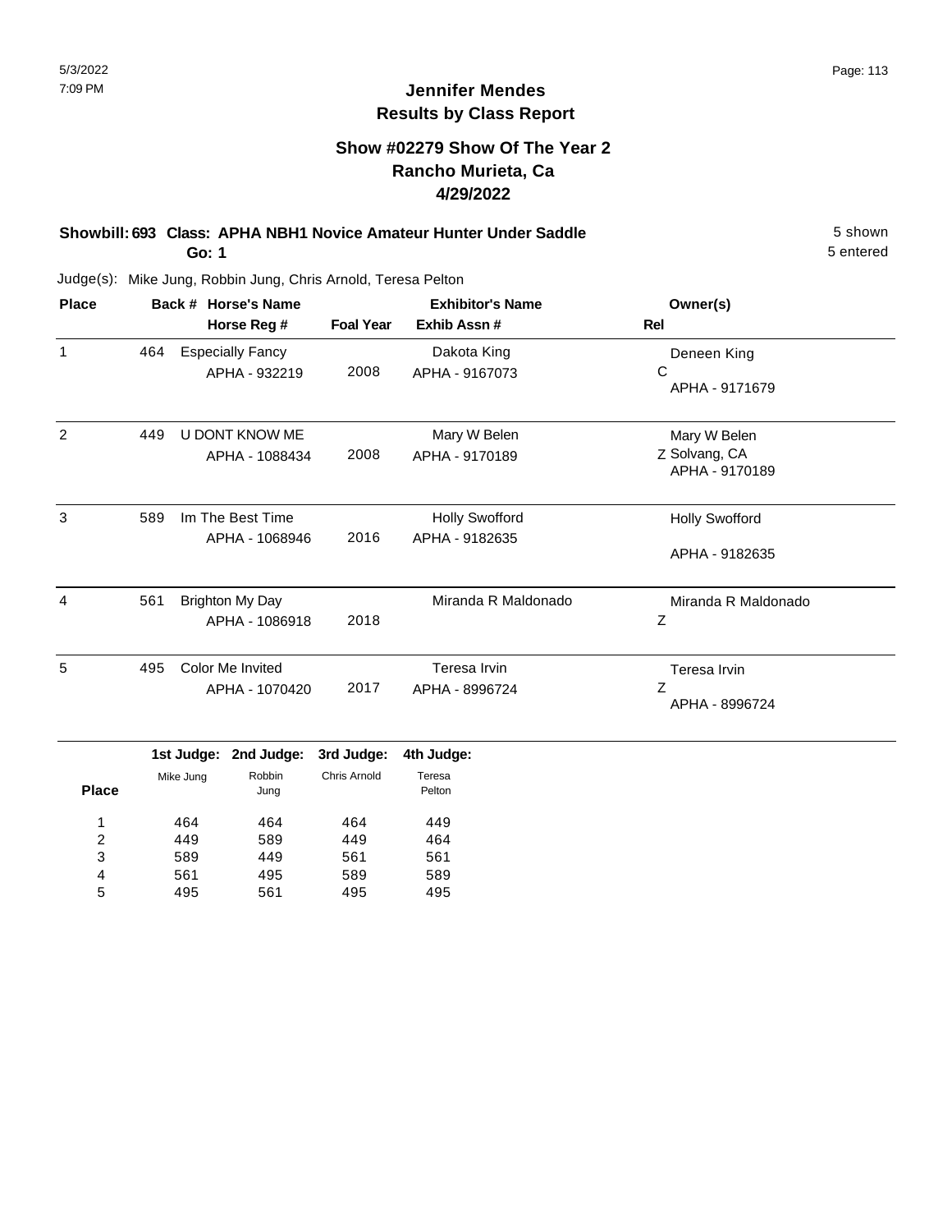# Jennifer Mendes
## Results by Class Report

### Show #02279 Show Of The Year 2
### Rancho Murieta, Ca
### 4/29/2022

**Showbill: 693 Class: APHA NBH1 Novice Amateur Hunter Under Saddle** 5 shown

**Go: 1** 5 entered

Judge(s): Mike Jung, Robbin Jung, Chris Arnold, Teresa Pelton

| Place | Back # | Horse's Name / Horse Reg # | Foal Year | Exhibitor's Name / Exhib Assn # | Owner(s) / Rel |
|---|---|---|---|---|---|
| 1 | 464 | Especially Fancy<br>APHA - 932219 | 2008 | Dakota King<br>APHA - 9167073 | Deneen King<br>C<br>APHA - 9171679 |
| 2 | 449 | U DONT KNOW ME<br>APHA - 1088434 | 2008 | Mary W Belen<br>APHA - 9170189 | Mary W Belen<br>Z Solvang, CA<br>APHA - 9170189 |
| 3 | 589 | Im The Best Time<br>APHA - 1068946 | 2016 | Holly Swofford<br>APHA - 9182635 | Holly Swofford<br>APHA - 9182635 |
| 4 | 561 | Brighton My Day<br>APHA - 1086918 | 2018 | Miranda R Maldonado | Miranda R Maldonado<br>Z |
| 5 | 495 | Color Me Invited<br>APHA - 1070420 | 2017 | Teresa Irvin<br>APHA - 8996724 | Teresa Irvin<br>Z<br>APHA - 8996724 |

| Place | 1st Judge: Mike Jung | 2nd Judge: Robbin Jung | 3rd Judge: Chris Arnold | 4th Judge: Teresa Pelton |
|---|---|---|---|---|
| 1 | 464 | 464 | 464 | 449 |
| 2 | 449 | 589 | 449 | 464 |
| 3 | 589 | 449 | 561 | 561 |
| 4 | 561 | 495 | 589 | 589 |
| 5 | 495 | 561 | 495 | 495 |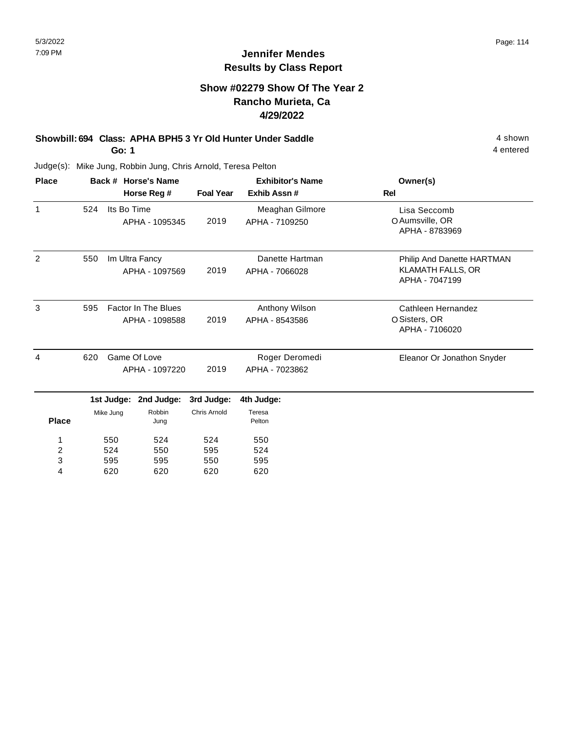# Jennifer Mendes
## Results by Class Report

### Show #02279 Show Of The Year 2
### Rancho Murieta, Ca
### 4/29/2022

**Showbill: 694 Class: APHA BPH5 3 Yr Old Hunter Under Saddle** — 4 shown

**Go: 1** — 4 entered

Judge(s): Mike Jung, Robbin Jung, Chris Arnold, Teresa Pelton

| Place | Back # | Horse's Name / Horse Reg # | Foal Year | Exhibitor's Name / Exhib Assn # | Rel | Owner(s) |
|---|---|---|---|---|---|---|
| 1 | 524 | Its Bo Time<br>APHA - 1095345 | 2019 | Meaghan Gilmore<br>APHA - 7109250 | O | Lisa Seccomb<br>Aumsville, OR<br>APHA - 8783969 |
| 2 | 550 | Im Ultra Fancy<br>APHA - 1097569 | 2019 | Danette Hartman<br>APHA - 7066028 | | Philip And Danette HARTMAN<br>KLAMATH FALLS, OR<br>APHA - 7047199 |
| 3 | 595 | Factor In The Blues<br>APHA - 1098588 | 2019 | Anthony Wilson<br>APHA - 8543586 | O | Cathleen Hernandez<br>Sisters, OR<br>APHA - 7106020 |
| 4 | 620 | Game Of Love<br>APHA - 1097220 | 2019 | Roger Deromedi<br>APHA - 7023862 | | Eleanor Or Jonathon Snyder |

| Place | 1st Judge: Mike Jung | 2nd Judge: Robbin Jung | 3rd Judge: Chris Arnold | 4th Judge: Teresa Pelton |
|---|---|---|---|---|
| 1 | 550 | 524 | 524 | 550 |
| 2 | 524 | 550 | 595 | 524 |
| 3 | 595 | 595 | 550 | 595 |
| 4 | 620 | 620 | 620 | 620 |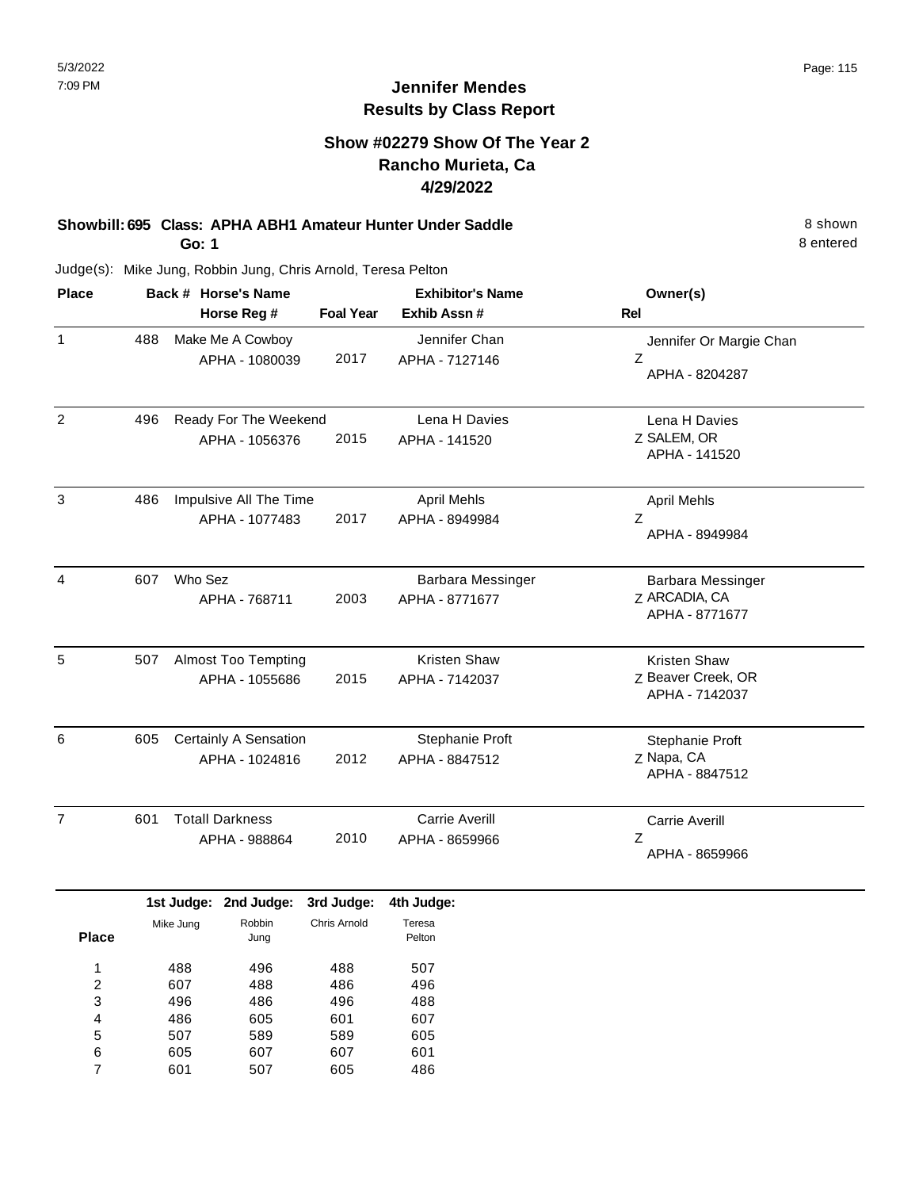# Jennifer Mendes
## Results by Class Report

### Show #02279 Show Of The Year 2
### Rancho Murieta, Ca
### 4/29/2022

**Showbill: 695 Class: APHA ABH1 Amateur Hunter Under Saddle** 8 shown

**Go: 1** 8 entered

Judge(s): Mike Jung, Robbin Jung, Chris Arnold, Teresa Pelton

| Place | Back # | Horse's Name / Horse Reg # | Foal Year | Exhibitor's Name / Exhib Assn # | Rel | Owner(s) |
|---|---|---|---|---|---|---|
| 1 | 488 | Make Me A Cowboy<br>APHA - 1080039 | 2017 | Jennifer Chan<br>APHA - 7127146 | Z | Jennifer Or Margie Chan<br>APHA - 8204287 |
| 2 | 496 | Ready For The Weekend<br>APHA - 1056376 | 2015 | Lena H Davies<br>APHA - 141520 | Z | Lena H Davies<br>SALEM, OR<br>APHA - 141520 |
| 3 | 486 | Impulsive All The Time<br>APHA - 1077483 | 2017 | April Mehls<br>APHA - 8949984 | Z | April Mehls<br>APHA - 8949984 |
| 4 | 607 | Who Sez<br>APHA - 768711 | 2003 | Barbara Messinger<br>APHA - 8771677 | Z | Barbara Messinger<br>ARCADIA, CA<br>APHA - 8771677 |
| 5 | 507 | Almost Too Tempting<br>APHA - 1055686 | 2015 | Kristen Shaw<br>APHA - 7142037 | Z | Kristen Shaw<br>Beaver Creek, OR<br>APHA - 7142037 |
| 6 | 605 | Certainly A Sensation<br>APHA - 1024816 | 2012 | Stephanie Proft<br>APHA - 8847512 | Z | Stephanie Proft<br>Napa, CA<br>APHA - 8847512 |
| 7 | 601 | Totall Darkness<br>APHA - 988864 | 2010 | Carrie Averill<br>APHA - 8659966 | Z | Carrie Averill<br>APHA - 8659966 |

| Place | 1st Judge: Mike Jung | 2nd Judge: Robbin Jung | 3rd Judge: Chris Arnold | 4th Judge: Teresa Pelton |
|---|---|---|---|---|
| 1 | 488 | 496 | 488 | 507 |
| 2 | 607 | 488 | 486 | 496 |
| 3 | 496 | 486 | 496 | 488 |
| 4 | 486 | 605 | 601 | 607 |
| 5 | 507 | 589 | 589 | 605 |
| 6 | 605 | 607 | 607 | 601 |
| 7 | 601 | 507 | 605 | 486 |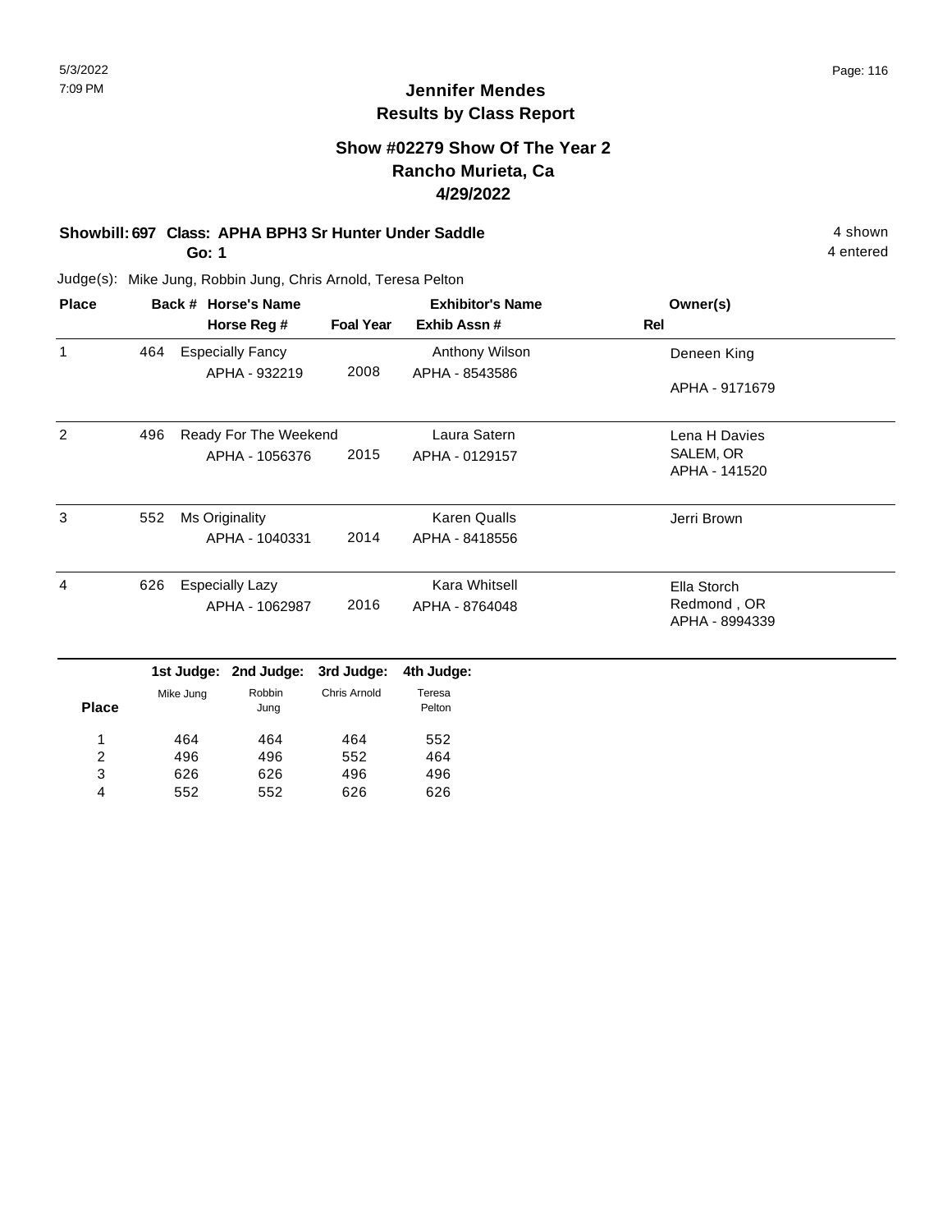# Jennifer Mendes
## Results by Class Report

### Show #02279 Show Of The Year 2
### Rancho Murieta, Ca
### 4/29/2022

**Showbill: 697 Class: APHA BPH3 Sr Hunter Under Saddle** — 4 shown
**Go: 1** — 4 entered

Judge(s): Mike Jung, Robbin Jung, Chris Arnold, Teresa Pelton

| Place | Back # | Horse's Name / Horse Reg # | Foal Year | Exhibitor's Name / Exhib Assn # | Owner(s) / Rel |
|---|---|---|---|---|---|
| 1 | 464 | Especially Fancy<br>APHA - 932219 | 2008 | Anthony Wilson<br>APHA - 8543586 | Deneen King<br>APHA - 9171679 |
| 2 | 496 | Ready For The Weekend<br>APHA - 1056376 | 2015 | Laura Satern<br>APHA - 0129157 | Lena H Davies<br>SALEM, OR<br>APHA - 141520 |
| 3 | 552 | Ms Originality<br>APHA - 1040331 | 2014 | Karen Qualls<br>APHA - 8418556 | Jerri Brown |
| 4 | 626 | Especially Lazy<br>APHA - 1062987 | 2016 | Kara Whitsell<br>APHA - 8764048 | Ella Storch<br>Redmond , OR<br>APHA - 8994339 |

| Place | 1st Judge: Mike Jung | 2nd Judge: Robbin Jung | 3rd Judge: Chris Arnold | 4th Judge: Teresa Pelton |
|---|---|---|---|---|
| 1 | 464 | 464 | 464 | 552 |
| 2 | 496 | 496 | 552 | 464 |
| 3 | 626 | 626 | 496 | 496 |
| 4 | 552 | 552 | 626 | 626 |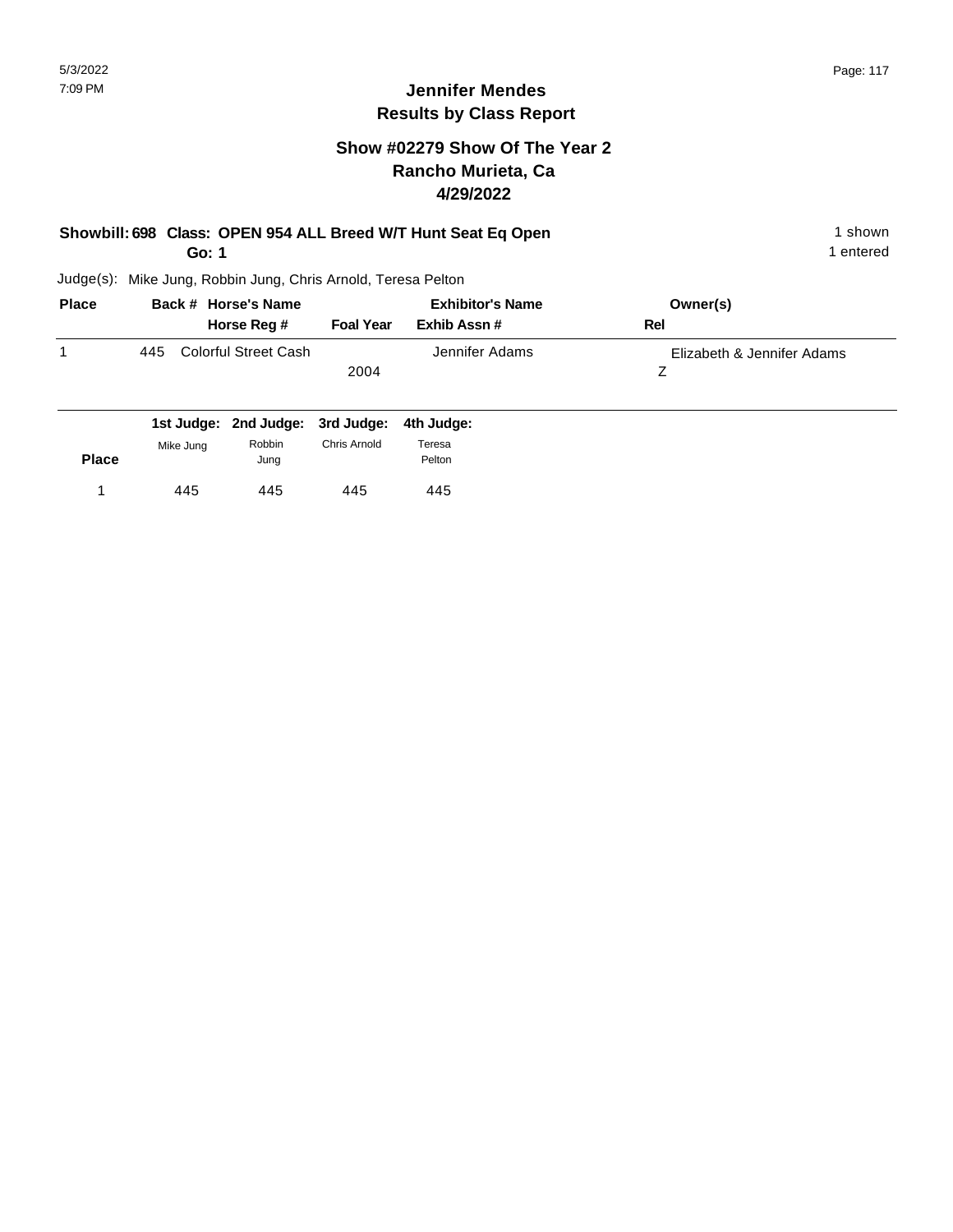## Jennifer Mendes
## Results by Class Report

### Show #02279 Show Of The Year 2
### Rancho Murieta, Ca
### 4/29/2022

**Showbill: 698 Class: OPEN 954 ALL Breed W/T Hunt Seat Eq Open** — 1 shown

**Go: 1** — 1 entered

Judge(s): Mike Jung, Robbin Jung, Chris Arnold, Teresa Pelton

| Place | Back # | Horse's Name / Horse Reg # | Foal Year | Exhibitor's Name / Exhib Assn # | Owner(s) / Rel |
|---|---|---|---|---|---|
| 1 | 445 | Colorful Street Cash | 2004 | Jennifer Adams | Elizabeth & Jennifer Adams<br>Z |

| Place | 1st Judge: Mike Jung | 2nd Judge: Robbin Jung | 3rd Judge: Chris Arnold | 4th Judge: Teresa Pelton |
|---|---|---|---|---|
| 1 | 445 | 445 | 445 | 445 |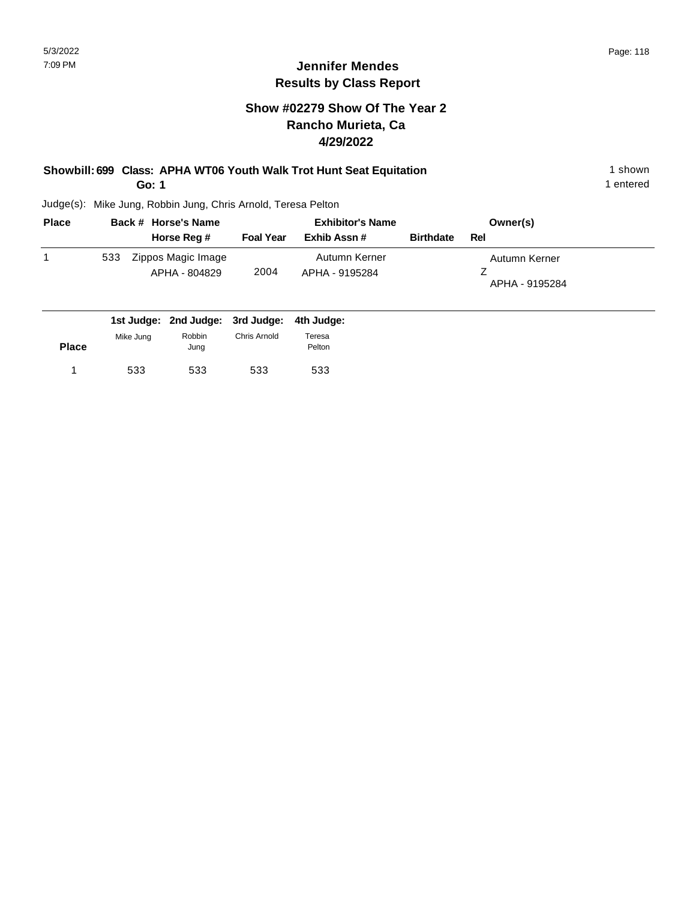# Jennifer Mendes
## Results by Class Report

### Show #02279 Show Of The Year 2
### Rancho Murieta, Ca
### 4/29/2022

**Showbill: 699 Class: APHA WT06 Youth Walk Trot Hunt Seat Equitation** 1 shown

**Go: 1** 1 entered

Judge(s): Mike Jung, Robbin Jung, Chris Arnold, Teresa Pelton

| Place | Back # | Horse's Name / Horse Reg # | Foal Year | Exhibitor's Name / Exhib Assn # | Birthdate | Owner(s) / Rel |
|---|---|---|---|---|---|---|
| 1 | 533 | Zippos Magic Image<br>APHA - 804829 | 2004 | Autumn Kerner<br>APHA - 9195284 | | Autumn Kerner<br>Z<br>APHA - 9195284 |

| Place | 1st Judge: Mike Jung | 2nd Judge: Robbin Jung | 3rd Judge: Chris Arnold | 4th Judge: Teresa Pelton |
|---|---|---|---|---|
| 1 | 533 | 533 | 533 | 533 |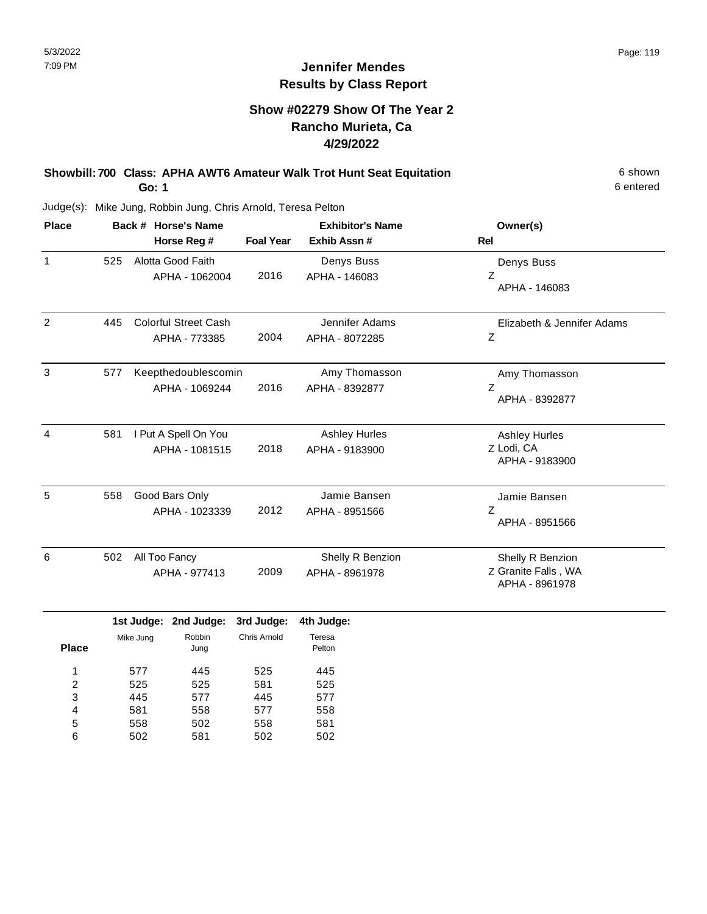# Jennifer Mendes
## Results by Class Report

### Show #02279 Show Of The Year 2
### Rancho Murieta, Ca
### 4/29/2022

**Showbill: 700 Class: APHA AWT6 Amateur Walk Trot Hunt Seat Equitation** 6 shown
**Go: 1** 6 entered

Judge(s): Mike Jung, Robbin Jung, Chris Arnold, Teresa Pelton

| Place | Back # | Horse's Name / Horse Reg # | Foal Year | Exhibitor's Name / Exhib Assn # | Owner(s) / Rel |
|---|---|---|---|---|---|
| 1 | 525 | Alotta Good Faith<br>APHA - 1062004 | 2016 | Denys Buss<br>APHA - 146083 | Denys Buss<br>Z<br>APHA - 146083 |
| 2 | 445 | Colorful Street Cash<br>APHA - 773385 | 2004 | Jennifer Adams<br>APHA - 8072285 | Elizabeth & Jennifer Adams<br>Z |
| 3 | 577 | Keepthedoublescomin<br>APHA - 1069244 | 2016 | Amy Thomasson<br>APHA - 8392877 | Amy Thomasson<br>Z<br>APHA - 8392877 |
| 4 | 581 | I Put A Spell On You<br>APHA - 1081515 | 2018 | Ashley Hurles<br>APHA - 9183900 | Ashley Hurles<br>Z Lodi, CA<br>APHA - 9183900 |
| 5 | 558 | Good Bars Only<br>APHA - 1023339 | 2012 | Jamie Bansen<br>APHA - 8951566 | Jamie Bansen<br>Z<br>APHA - 8951566 |
| 6 | 502 | All Too Fancy<br>APHA - 977413 | 2009 | Shelly R Benzion<br>APHA - 8961978 | Shelly R Benzion<br>Z Granite Falls , WA<br>APHA - 8961978 |

| Place | 1st Judge: Mike Jung | 2nd Judge: Robbin Jung | 3rd Judge: Chris Arnold | 4th Judge: Teresa Pelton |
|---|---|---|---|---|
| 1 | 577 | 445 | 525 | 445 |
| 2 | 525 | 525 | 581 | 525 |
| 3 | 445 | 577 | 445 | 577 |
| 4 | 581 | 558 | 577 | 558 |
| 5 | 558 | 502 | 558 | 581 |
| 6 | 502 | 581 | 502 | 502 |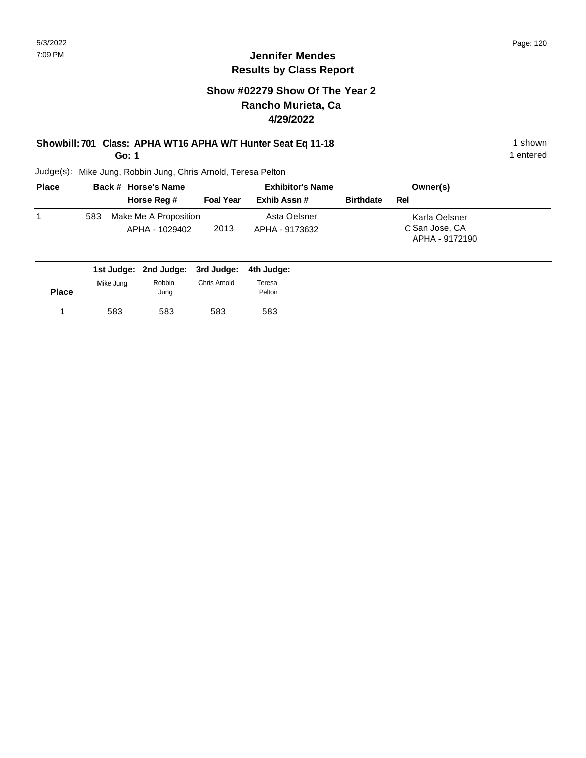# Jennifer Mendes
## Results by Class Report

### Show #02279 Show Of The Year 2
### Rancho Murieta, Ca
### 4/29/2022

**Showbill: 701 Class: APHA WT16 APHA W/T Hunter Seat Eq 11-18** — 1 shown

**Go: 1** — 1 entered

Judge(s): Mike Jung, Robbin Jung, Chris Arnold, Teresa Pelton

| Place | Back # | Horse's Name / Horse Reg # | Foal Year | Exhibitor's Name / Exhib Assn # | Birthdate | Rel | Owner(s) |
|---|---|---|---|---|---|---|---|
| 1 | 583 | Make Me A Proposition<br>APHA - 1029402 | 2013 | Asta Oelsner<br>APHA - 9173632 | | C | Karla Oelsner<br>San Jose, CA<br>APHA - 9172190 |

| Place | 1st Judge: Mike Jung | 2nd Judge: Robbin Jung | 3rd Judge: Chris Arnold | 4th Judge: Teresa Pelton |
|---|---|---|---|---|
| 1 | 583 | 583 | 583 | 583 |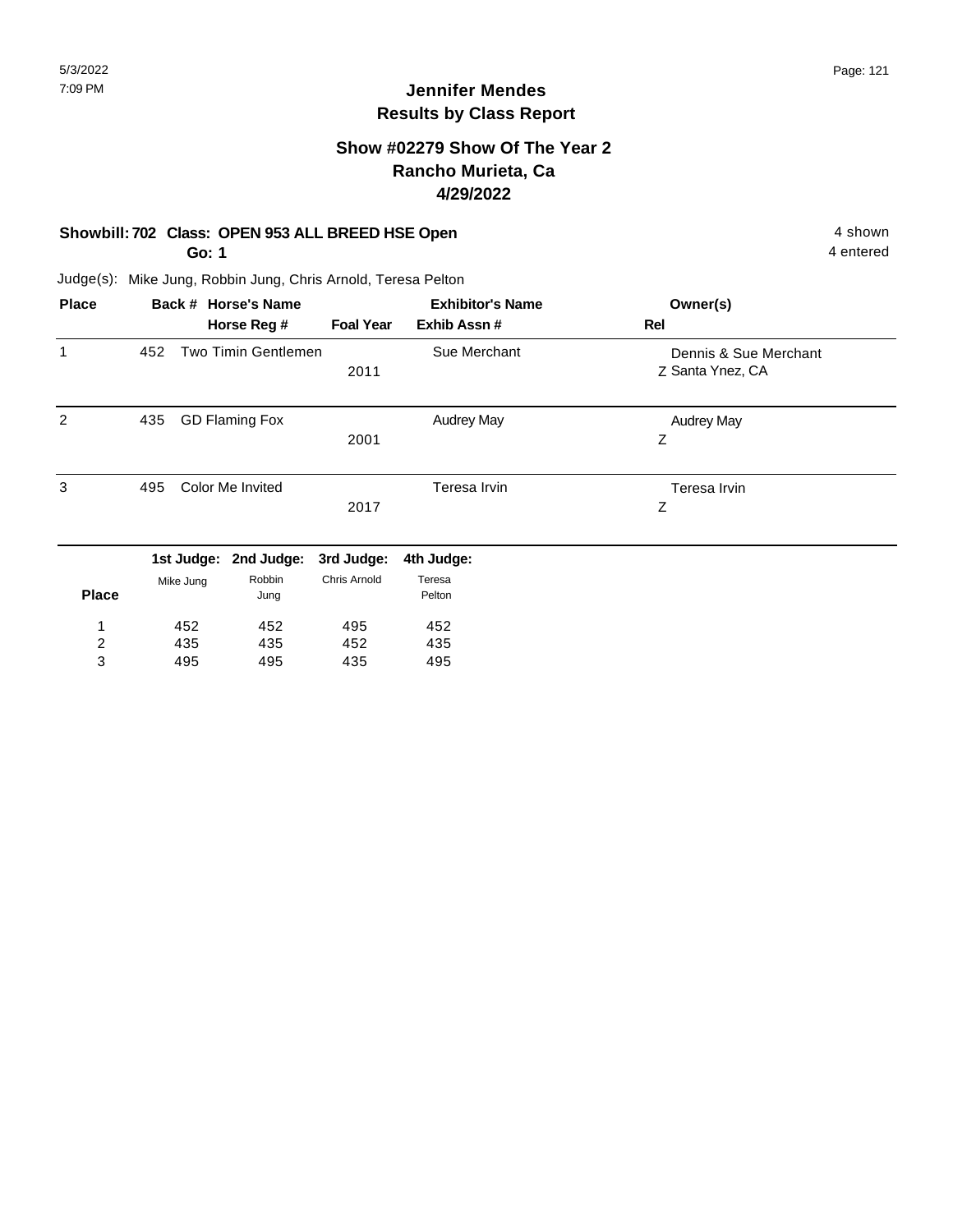# Jennifer Mendes
## Results by Class Report

### Show #02279 Show Of The Year 2
### Rancho Murieta, Ca
### 4/29/2022

**Showbill: 702 Class: OPEN 953 ALL BREED HSE Open** — 4 shown

**Go: 1** — 4 entered

Judge(s): Mike Jung, Robbin Jung, Chris Arnold, Teresa Pelton

| Place | Back # | Horse's Name / Horse Reg # | Foal Year | Exhibitor's Name / Exhib Assn # | Owner(s) / Rel |
|---|---|---|---|---|---|
| 1 | 452 | Two Timin Gentlemen | 2011 | Sue Merchant | Dennis & Sue Merchant<br>Z Santa Ynez, CA |
| 2 | 435 | GD Flaming Fox | 2001 | Audrey May | Audrey May<br>Z |
| 3 | 495 | Color Me Invited | 2017 | Teresa Irvin | Teresa Irvin<br>Z |

| Place | 1st Judge: Mike Jung | 2nd Judge: Robbin Jung | 3rd Judge: Chris Arnold | 4th Judge: Teresa Pelton |
|---|---|---|---|---|
| 1 | 452 | 452 | 495 | 452 |
| 2 | 435 | 435 | 452 | 435 |
| 3 | 495 | 495 | 435 | 495 |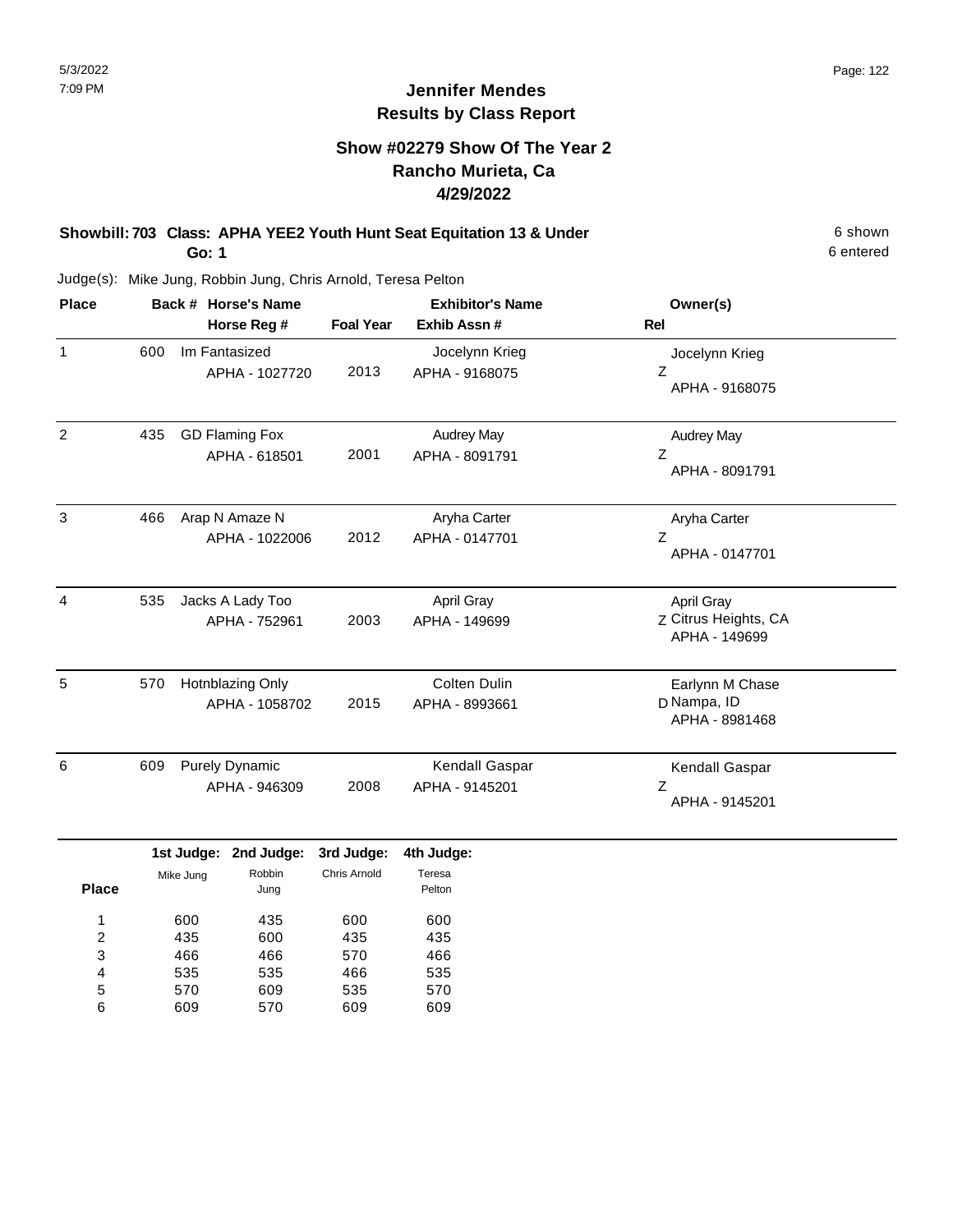# Jennifer Mendes
## Results by Class Report

### Show #02279 Show Of The Year 2
### Rancho Murieta, Ca
### 4/29/2022

**Showbill: 703 Class: APHA YEE2 Youth Hunt Seat Equitation 13 & Under** — 6 shown

**Go: 1** — 6 entered

Judge(s): Mike Jung, Robbin Jung, Chris Arnold, Teresa Pelton

| Place | Back # | Horse's Name / Horse Reg # | Foal Year | Exhibitor's Name / Exhib Assn # | Rel | Owner(s) |
|---|---|---|---|---|---|---|
| 1 | 600 | Im Fantasized<br>APHA - 1027720 | 2013 | Jocelynn Krieg<br>APHA - 9168075 | Z | Jocelynn Krieg<br>APHA - 9168075 |
| 2 | 435 | GD Flaming Fox<br>APHA - 618501 | 2001 | Audrey May<br>APHA - 8091791 | Z | Audrey May<br>APHA - 8091791 |
| 3 | 466 | Arap N Amaze N<br>APHA - 1022006 | 2012 | Aryha Carter<br>APHA - 0147701 | Z | Aryha Carter<br>APHA - 0147701 |
| 4 | 535 | Jacks A Lady Too<br>APHA - 752961 | 2003 | April Gray<br>APHA - 149699 | Z | April Gray<br>Citrus Heights, CA<br>APHA - 149699 |
| 5 | 570 | Hotnblazing Only<br>APHA - 1058702 | 2015 | Colten Dulin<br>APHA - 8993661 | D | Earlynn M Chase<br>Nampa, ID<br>APHA - 8981468 |
| 6 | 609 | Purely Dynamic<br>APHA - 946309 | 2008 | Kendall Gaspar<br>APHA - 9145201 | Z | Kendall Gaspar<br>APHA - 9145201 |

| Place | 1st Judge: Mike Jung | 2nd Judge: Robbin Jung | 3rd Judge: Chris Arnold | 4th Judge: Teresa Pelton |
|---|---|---|---|---|
| 1 | 600 | 435 | 600 | 600 |
| 2 | 435 | 600 | 435 | 435 |
| 3 | 466 | 466 | 570 | 466 |
| 4 | 535 | 535 | 466 | 535 |
| 5 | 570 | 609 | 535 | 570 |
| 6 | 609 | 570 | 609 | 609 |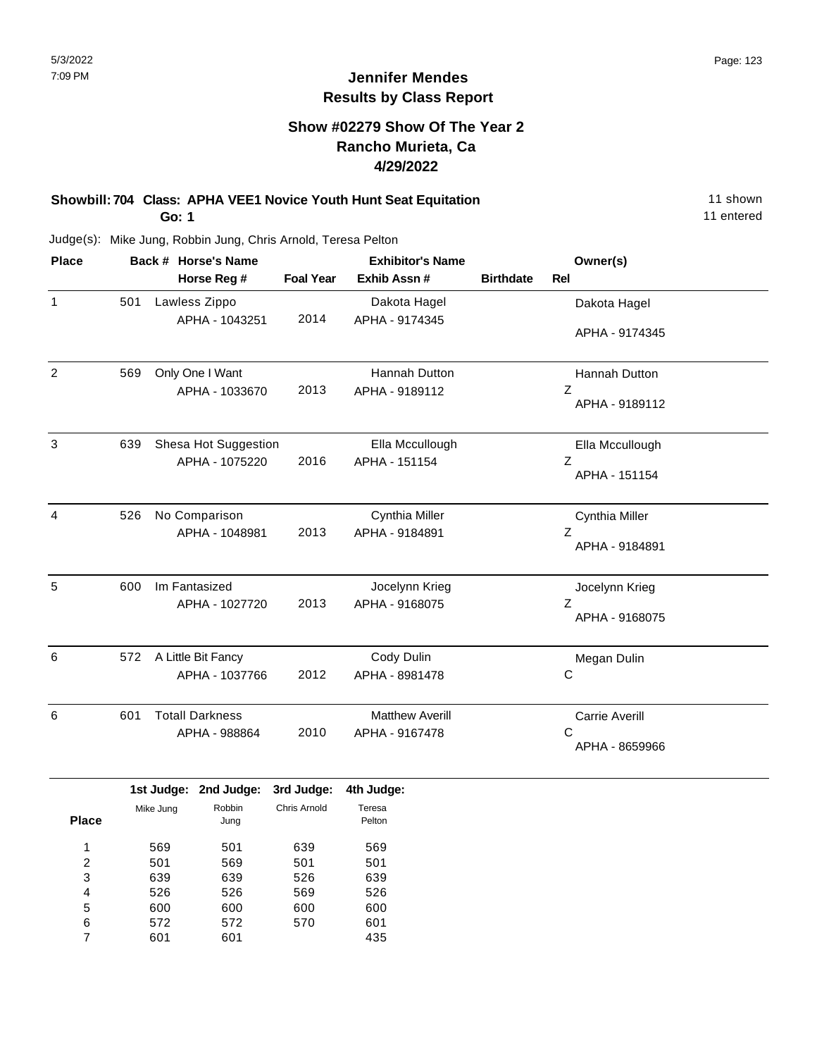# Jennifer Mendes
## Results by Class Report

### Show #02279 Show Of The Year 2
### Rancho Murieta, Ca
### 4/29/2022

**Showbill: 704 Class: APHA VEE1 Novice Youth Hunt Seat Equitation** — 11 shown

**Go: 1** — 11 entered

Judge(s): Mike Jung, Robbin Jung, Chris Arnold, Teresa Pelton

| Place | Back # | Horse's Name / Horse Reg # | Foal Year | Exhibitor's Name / Exhib Assn # | Birthdate | Rel | Owner(s) |
|---|---|---|---|---|---|---|---|
| 1 | 501 | Lawless Zippo<br>APHA - 1043251 | 2014 | Dakota Hagel<br>APHA - 9174345 | | | Dakota Hagel<br>APHA - 9174345 |
| 2 | 569 | Only One I Want<br>APHA - 1033670 | 2013 | Hannah Dutton<br>APHA - 9189112 | | Z | Hannah Dutton<br>APHA - 9189112 |
| 3 | 639 | Shesa Hot Suggestion<br>APHA - 1075220 | 2016 | Ella Mccullough<br>APHA - 151154 | | Z | Ella Mccullough<br>APHA - 151154 |
| 4 | 526 | No Comparison<br>APHA - 1048981 | 2013 | Cynthia Miller<br>APHA - 9184891 | | Z | Cynthia Miller<br>APHA - 9184891 |
| 5 | 600 | Im Fantasized<br>APHA - 1027720 | 2013 | Jocelynn Krieg<br>APHA - 9168075 | | Z | Jocelynn Krieg<br>APHA - 9168075 |
| 6 | 572 | A Little Bit Fancy<br>APHA - 1037766 | 2012 | Cody Dulin<br>APHA - 8981478 | | C | Megan Dulin |
| 6 | 601 | Totall Darkness<br>APHA - 988864 | 2010 | Matthew Averill<br>APHA - 9167478 | | C | Carrie Averill<br>APHA - 8659966 |

| Place | 1st Judge: Mike Jung | 2nd Judge: Robbin Jung | 3rd Judge: Chris Arnold | 4th Judge: Teresa Pelton |
|---|---|---|---|---|
| 1 | 569 | 501 | 639 | 569 |
| 2 | 501 | 569 | 501 | 501 |
| 3 | 639 | 639 | 526 | 639 |
| 4 | 526 | 526 | 569 | 526 |
| 5 | 600 | 600 | 600 | 600 |
| 6 | 572 | 572 | 570 | 601 |
| 7 | 601 | 601 | | 435 |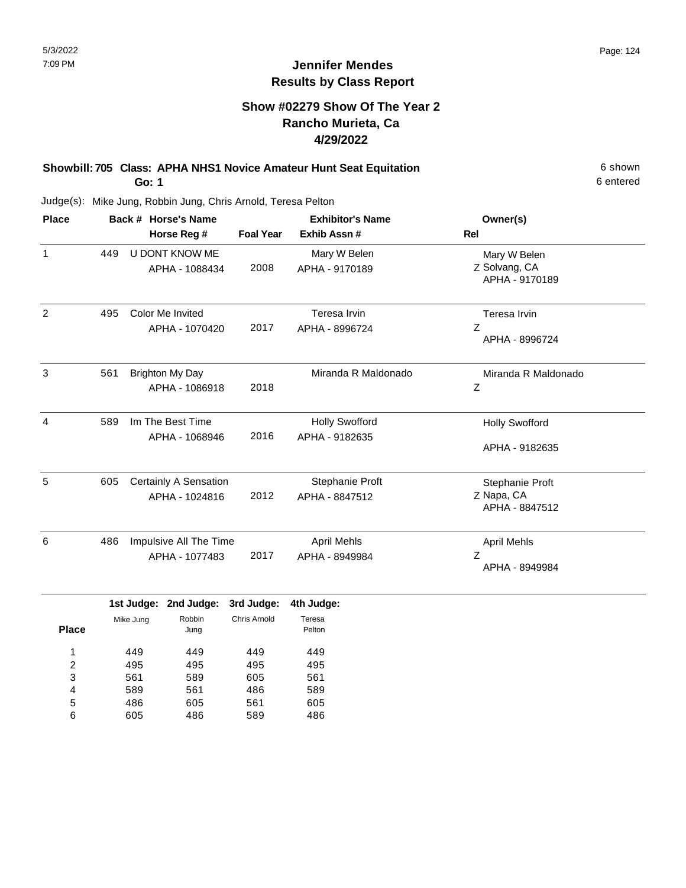# Jennifer Mendes
## Results by Class Report

### Show #02279 Show Of The Year 2
### Rancho Murieta, Ca
### 4/29/2022

**Showbill: 705 Class: APHA NHS1 Novice Amateur Hunt Seat Equitation** — 6 shown

**Go: 1** — 6 entered

Judge(s): Mike Jung, Robbin Jung, Chris Arnold, Teresa Pelton

| Place | Back # | Horse's Name / Horse Reg # | Foal Year | Exhibitor's Name / Exhib Assn # | Rel | Owner(s) |
|---|---|---|---|---|---|---|
| 1 | 449 | U DONT KNOW ME<br>APHA - 1088434 | 2008 | Mary W Belen<br>APHA - 9170189 | Z | Mary W Belen<br>Solvang, CA<br>APHA - 9170189 |
| 2 | 495 | Color Me Invited<br>APHA - 1070420 | 2017 | Teresa Irvin<br>APHA - 8996724 | Z | Teresa Irvin<br>APHA - 8996724 |
| 3 | 561 | Brighton My Day<br>APHA - 1086918 | 2018 | Miranda R Maldonado | Z | Miranda R Maldonado |
| 4 | 589 | Im The Best Time<br>APHA - 1068946 | 2016 | Holly Swofford<br>APHA - 9182635 | | Holly Swofford<br>APHA - 9182635 |
| 5 | 605 | Certainly A Sensation<br>APHA - 1024816 | 2012 | Stephanie Proft<br>APHA - 8847512 | Z | Stephanie Proft<br>Napa, CA<br>APHA - 8847512 |
| 6 | 486 | Impulsive All The Time<br>APHA - 1077483 | 2017 | April Mehls<br>APHA - 8949984 | Z | April Mehls<br>APHA - 8949984 |

| Place | 1st Judge: Mike Jung | 2nd Judge: Robbin Jung | 3rd Judge: Chris Arnold | 4th Judge: Teresa Pelton |
|---|---|---|---|---|
| 1 | 449 | 449 | 449 | 449 |
| 2 | 495 | 495 | 495 | 495 |
| 3 | 561 | 589 | 605 | 561 |
| 4 | 589 | 561 | 486 | 589 |
| 5 | 486 | 605 | 561 | 605 |
| 6 | 605 | 486 | 589 | 486 |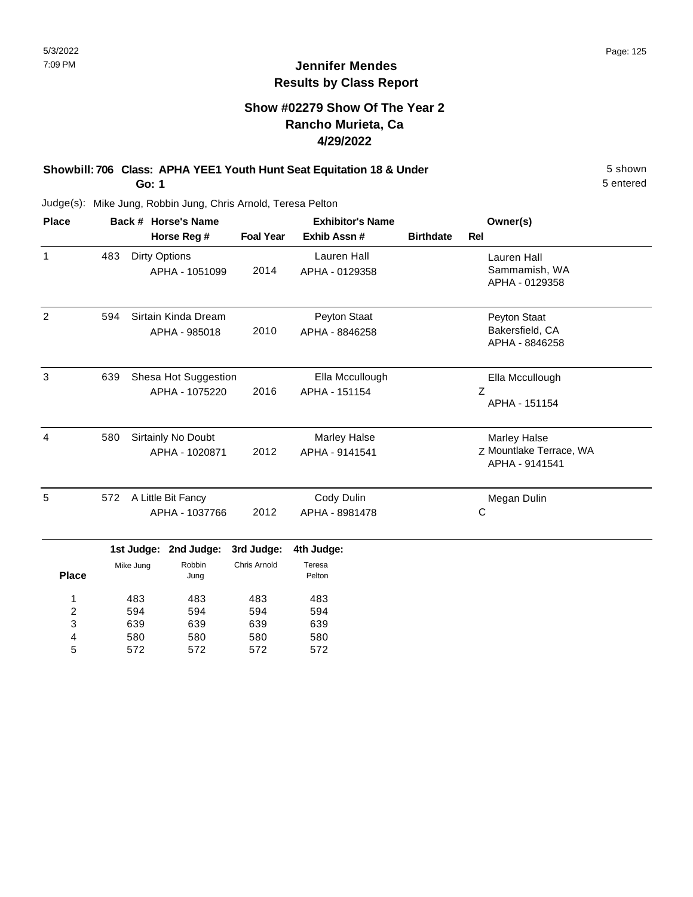# Jennifer Mendes
## Results by Class Report

### Show #02279 Show Of The Year 2
### Rancho Murieta, Ca
### 4/29/2022

**Showbill: 706 Class: APHA YEE1 Youth Hunt Seat Equitation 18 & Under** — 5 shown

**Go: 1** — 5 entered

Judge(s): Mike Jung, Robbin Jung, Chris Arnold, Teresa Pelton

| Place | Back # | Horse's Name / Horse Reg # | Foal Year | Exhibitor's Name / Exhib Assn # | Birthdate | Rel | Owner(s) |
|---|---|---|---|---|---|---|---|
| 1 | 483 | Dirty Options<br>APHA - 1051099 | 2014 | Lauren Hall<br>APHA - 0129358 | | | Lauren Hall<br>Sammamish, WA<br>APHA - 0129358 |
| 2 | 594 | Sirtain Kinda Dream<br>APHA - 985018 | 2010 | Peyton Staat<br>APHA - 8846258 | | | Peyton Staat<br>Bakersfield, CA<br>APHA - 8846258 |
| 3 | 639 | Shesa Hot Suggestion<br>APHA - 1075220 | 2016 | Ella Mccullough<br>APHA - 151154 | | Z | Ella Mccullough<br>APHA - 151154 |
| 4 | 580 | Sirtainly No Doubt<br>APHA - 1020871 | 2012 | Marley Halse<br>APHA - 9141541 | | Z | Marley Halse<br>Mountlake Terrace, WA<br>APHA - 9141541 |
| 5 | 572 | A Little Bit Fancy<br>APHA - 1037766 | 2012 | Cody Dulin<br>APHA - 8981478 | | C | Megan Dulin |

| Place | 1st Judge: Mike Jung | 2nd Judge: Robbin Jung | 3rd Judge: Chris Arnold | 4th Judge: Teresa Pelton |
|---|---|---|---|---|
| 1 | 483 | 483 | 483 | 483 |
| 2 | 594 | 594 | 594 | 594 |
| 3 | 639 | 639 | 639 | 639 |
| 4 | 580 | 580 | 580 | 580 |
| 5 | 572 | 572 | 572 | 572 |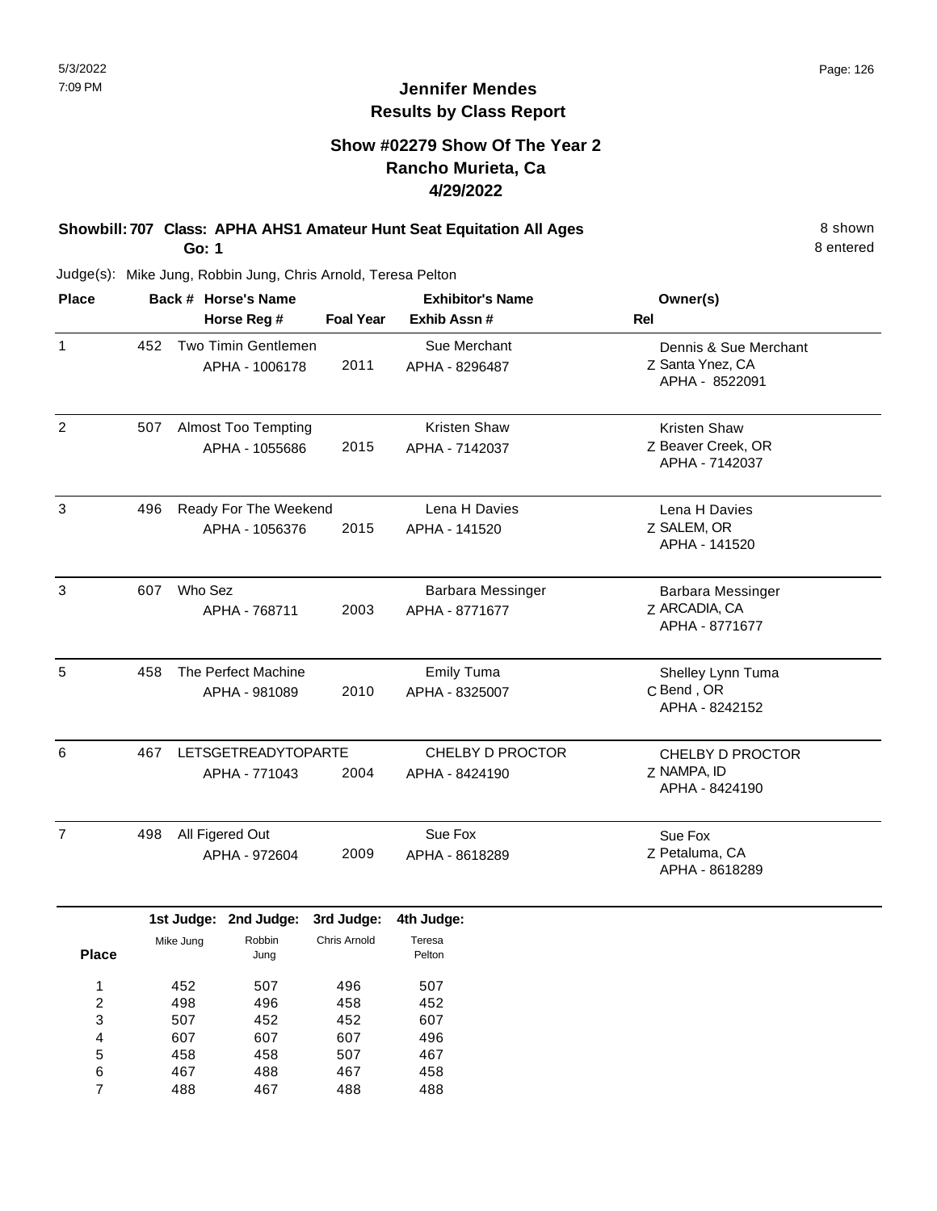# Jennifer Mendes
## Results by Class Report

### Show #02279 Show Of The Year 2
### Rancho Murieta, Ca
### 4/29/2022

**Showbill: 707 Class: APHA AHS1 Amateur Hunt Seat Equitation All Ages** 8 shown

**Go: 1** 8 entered

Judge(s): Mike Jung, Robbin Jung, Chris Arnold, Teresa Pelton

| Place | Back # | Horse's Name / Horse Reg # | Foal Year | Exhibitor's Name / Exhib Assn # | Rel | Owner(s) |
|---|---|---|---|---|---|---|
| 1 | 452 | Two Timin Gentlemen<br>APHA - 1006178 | 2011 | Sue Merchant<br>APHA - 8296487 | Z | Dennis & Sue Merchant<br>Santa Ynez, CA<br>APHA - 8522091 |
| 2 | 507 | Almost Too Tempting<br>APHA - 1055686 | 2015 | Kristen Shaw<br>APHA - 7142037 | Z | Kristen Shaw<br>Beaver Creek, OR<br>APHA - 7142037 |
| 3 | 496 | Ready For The Weekend<br>APHA - 1056376 | 2015 | Lena H Davies<br>APHA - 141520 | Z | Lena H Davies<br>SALEM, OR<br>APHA - 141520 |
| 3 | 607 | Who Sez<br>APHA - 768711 | 2003 | Barbara Messinger<br>APHA - 8771677 | Z | Barbara Messinger<br>ARCADIA, CA<br>APHA - 8771677 |
| 5 | 458 | The Perfect Machine<br>APHA - 981089 | 2010 | Emily Tuma<br>APHA - 8325007 | C | Shelley Lynn Tuma<br>Bend , OR<br>APHA - 8242152 |
| 6 | 467 | LETSGETREADYTOPARTE<br>APHA - 771043 | 2004 | CHELBY D PROCTOR<br>APHA - 8424190 | Z | CHELBY D PROCTOR<br>NAMPA, ID<br>APHA - 8424190 |
| 7 | 498 | All Figered Out<br>APHA - 972604 | 2009 | Sue Fox<br>APHA - 8618289 | Z | Sue Fox<br>Petaluma, CA<br>APHA - 8618289 |

| Place | 1st Judge: Mike Jung | 2nd Judge: Robbin Jung | 3rd Judge: Chris Arnold | 4th Judge: Teresa Pelton |
|---|---|---|---|---|
| 1 | 452 | 507 | 496 | 507 |
| 2 | 498 | 496 | 458 | 452 |
| 3 | 507 | 452 | 452 | 607 |
| 4 | 607 | 607 | 607 | 496 |
| 5 | 458 | 458 | 507 | 467 |
| 6 | 467 | 488 | 467 | 458 |
| 7 | 488 | 467 | 488 | 488 |